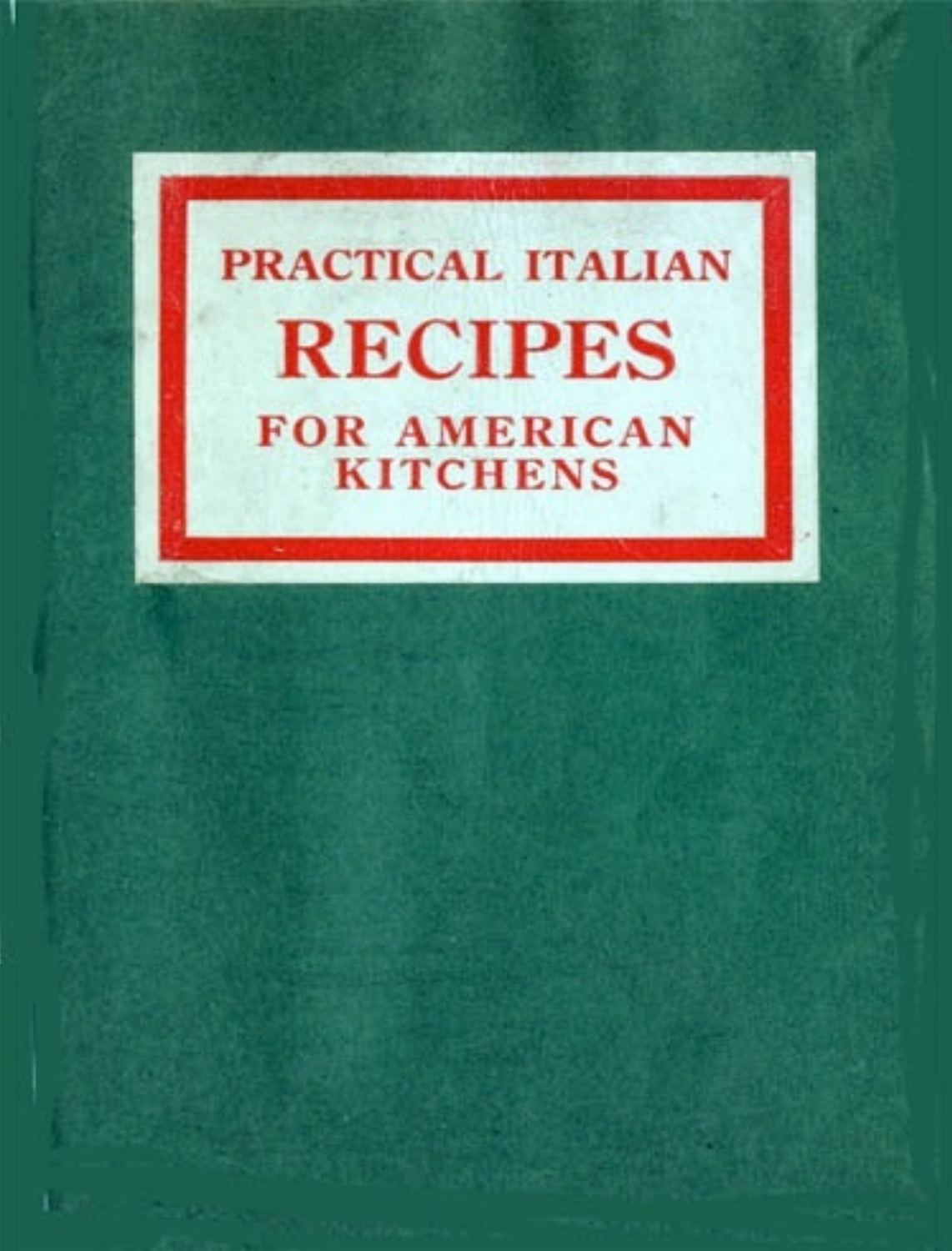# PRACTICAL ITALIAN RECIPES FOR AMERICAN KITCHENS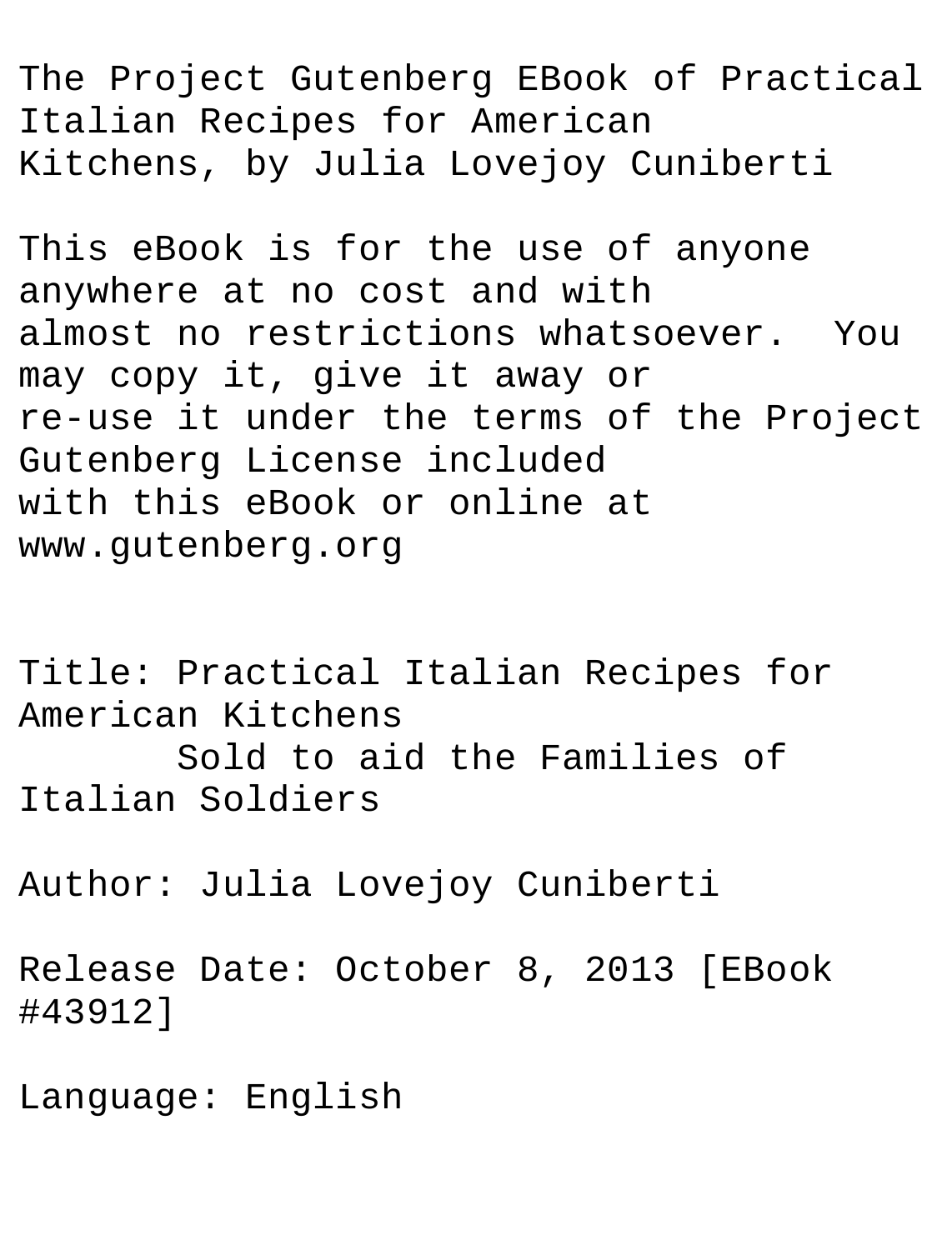The Project Gutenberg EBook of Practical Italian Recipes for American Kitchens, by Julia Lovejoy Cuniberti

This eBook is for the use of anyone anywhere at no cost and with almost no restrictions whatsoever. You may copy it, give it away or re-use it under the terms of the Project Gutenberg License included with this eBook or online at www.gutenberg.org

Title: Practical Italian Recipes for American Kitchens
       Sold to aid the Families of Italian Soldiers

Author: Julia Lovejoy Cuniberti

Release Date: October 8, 2013 [EBook #43912]

Language: English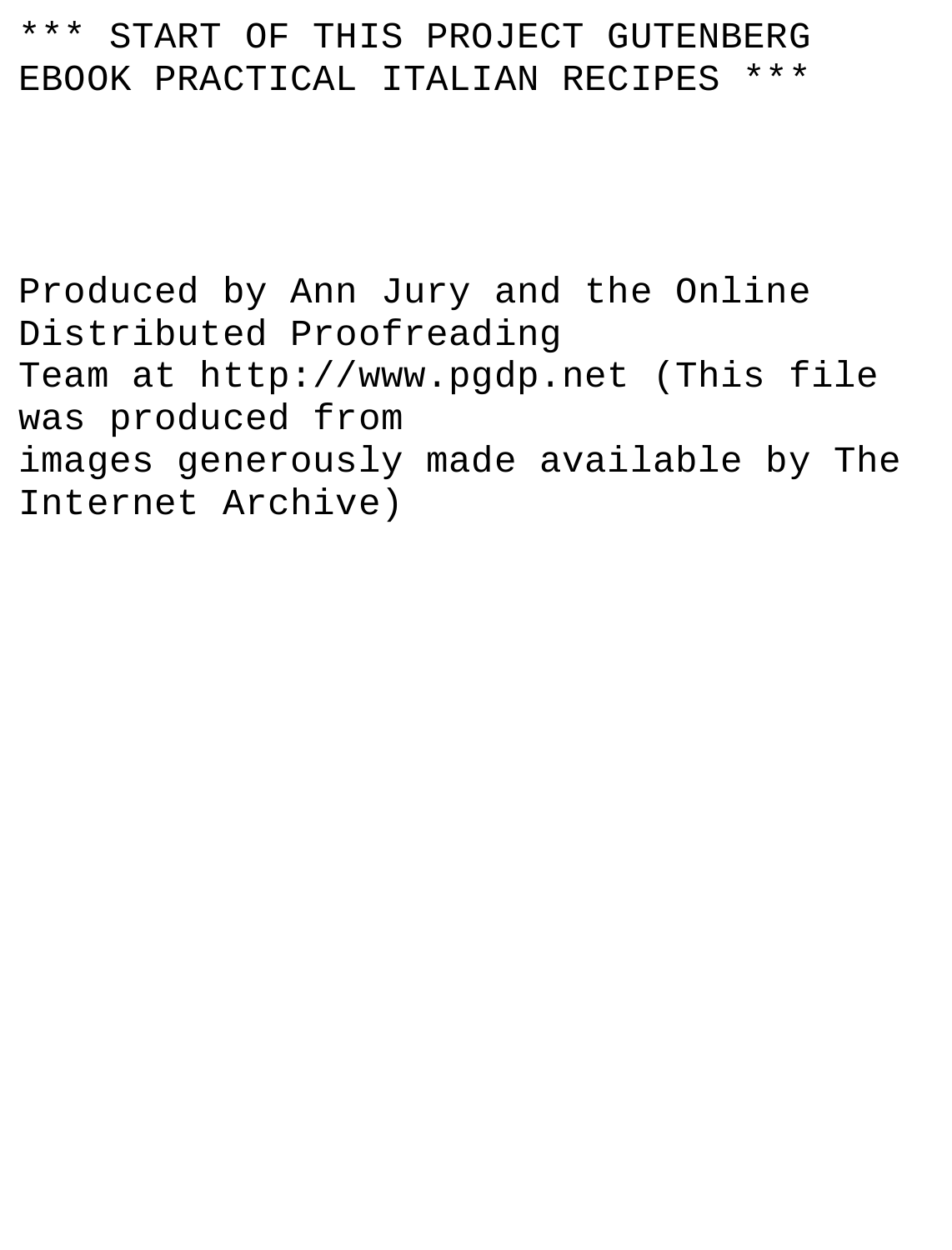*** START OF THIS PROJECT GUTENBERG EBOOK PRACTICAL ITALIAN RECIPES ***

Produced by Ann Jury and the Online Distributed Proofreading
Team at http://www.pgdp.net (This file was produced from
images generously made available by The Internet Archive)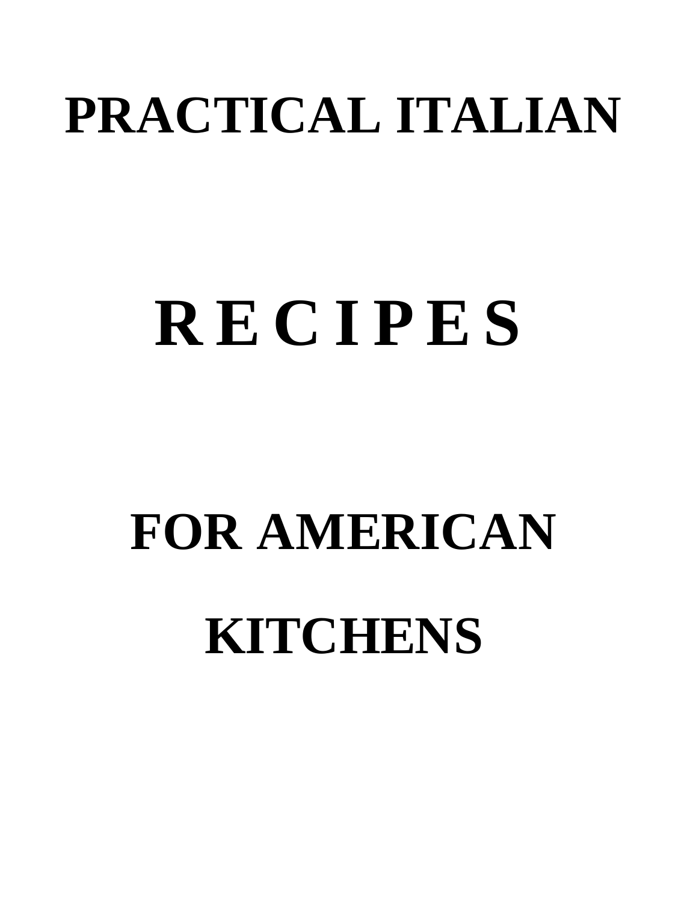# PRACTICAL ITALIAN

# R E C I P E S

# FOR AMERICAN

# KITCHENS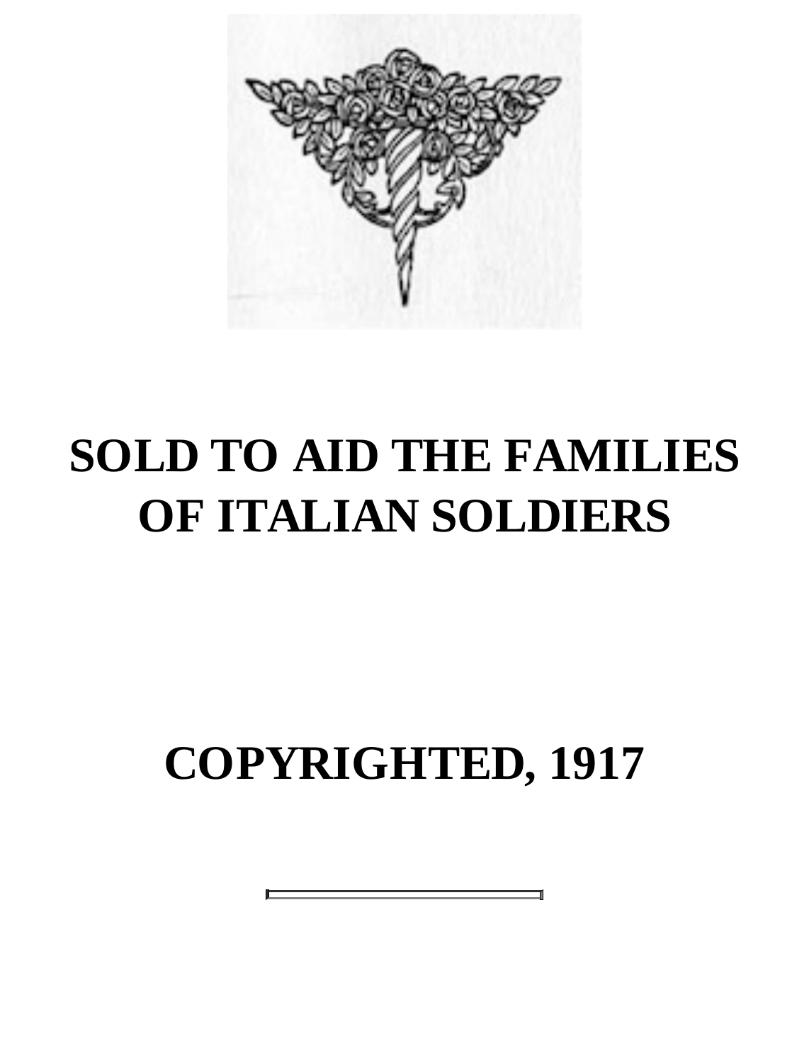**SOLD TO AID THE FAMILIES OF ITALIAN SOLDIERS**

**COPYRIGHTED, 1917**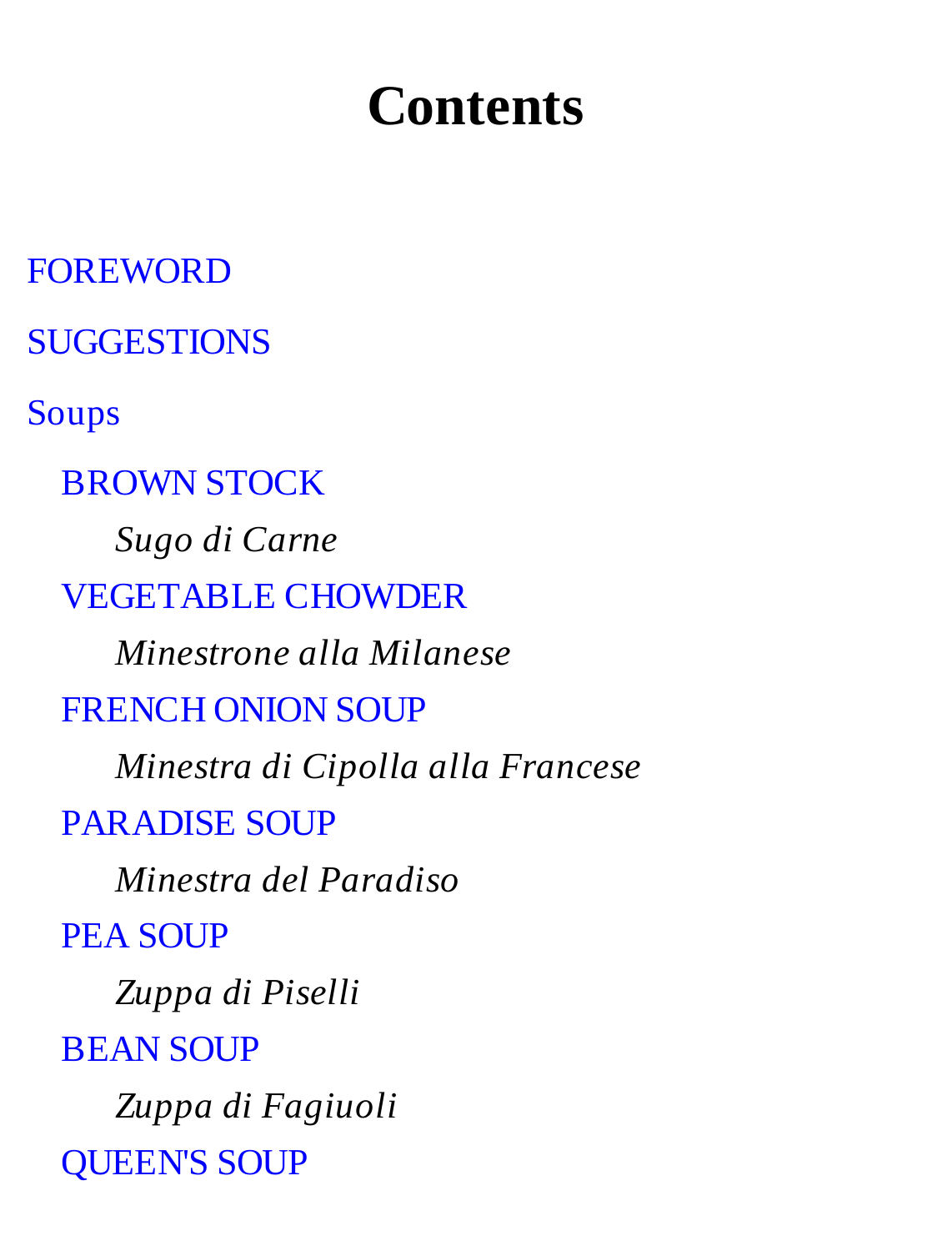# Contents

- FOREWORD
- SUGGESTIONS
- Soups
  - BROWN STOCK
    - *Sugo di Carne*
  - VEGETABLE CHOWDER
    - *Minestrone alla Milanese*
  - FRENCH ONION SOUP
    - *Minestra di Cipolla alla Francese*
  - PARADISE SOUP
    - *Minestra del Paradiso*
  - PEA SOUP
    - *Zuppa di Piselli*
  - BEAN SOUP
    - *Zuppa di Fagiuoli*
  - QUEEN'S SOUP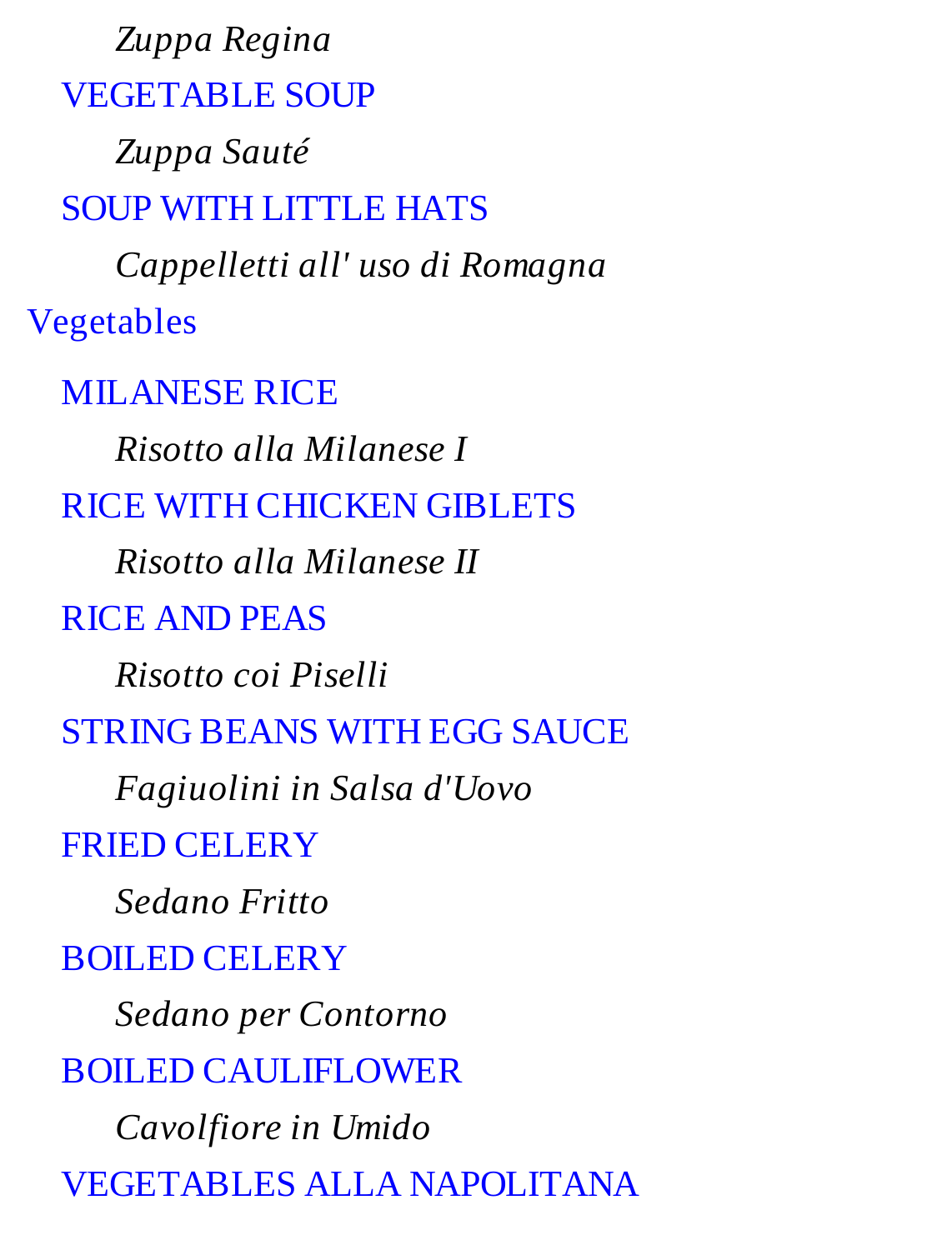*Zuppa Regina*

VEGETABLE SOUP

*Zuppa Sauté*

SOUP WITH LITTLE HATS

*Cappelletti all' uso di Romagna*

Vegetables

MILANESE RICE

*Risotto alla Milanese I*

RICE WITH CHICKEN GIBLETS

*Risotto alla Milanese II*

RICE AND PEAS

*Risotto coi Piselli*

STRING BEANS WITH EGG SAUCE

*Fagiuolini in Salsa d'Uovo*

FRIED CELERY

*Sedano Fritto*

BOILED CELERY

*Sedano per Contorno*

BOILED CAULIFLOWER

*Cavolfiore in Umido*

VEGETABLES ALLA NAPOLITANA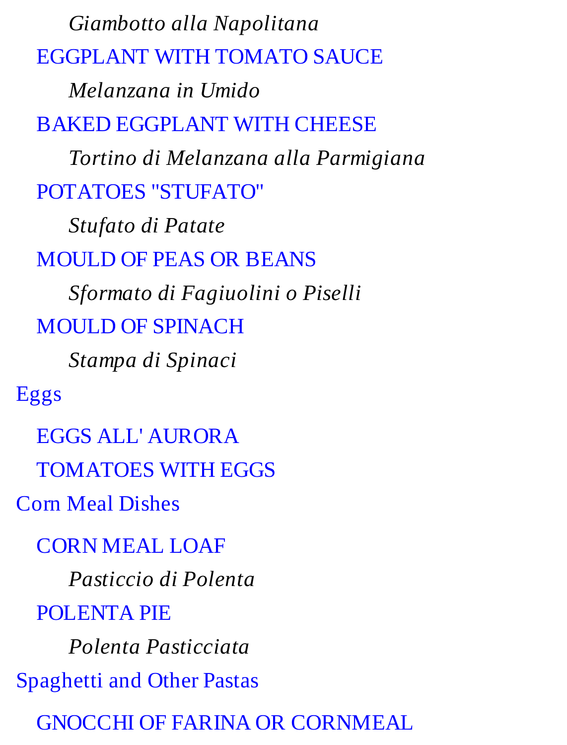*Giambotto alla Napolitana*

- EGGPLANT WITH TOMATO SAUCE
  - *Melanzana in Umido*
- BAKED EGGPLANT WITH CHEESE
  - *Tortino di Melanzana alla Parmigiana*
- POTATOES "STUFATO"
  - *Stufato di Patate*
- MOULD OF PEAS OR BEANS
  - *Sformato di Fagiuolini o Piselli*
- MOULD OF SPINACH
  - *Stampa di Spinaci*

Eggs

- EGGS ALL' AURORA
- TOMATOES WITH EGGS

Corn Meal Dishes

- CORN MEAL LOAF
  - *Pasticcio di Polenta*
- POLENTA PIE
  - *Polenta Pasticciata*

Spaghetti and Other Pastas

- GNOCCHI OF FARINA OR CORNMEAL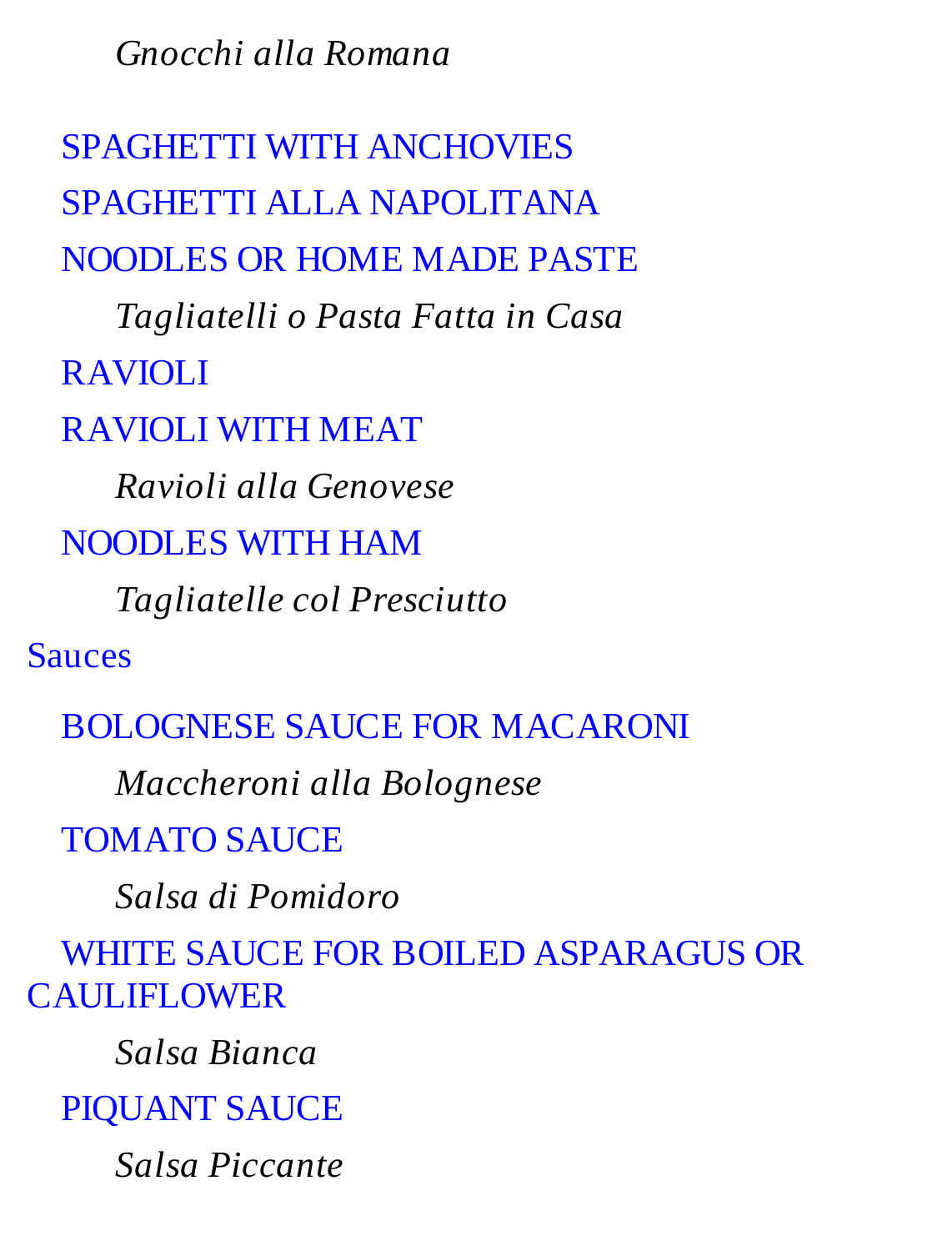*Gnocchi alla Romana*

SPAGHETTI WITH ANCHOVIES

SPAGHETTI ALLA NAPOLITANA

NOODLES OR HOME MADE PASTE

*Tagliatelli o Pasta Fatta in Casa*

RAVIOLI

RAVIOLI WITH MEAT

*Ravioli alla Genovese*

NOODLES WITH HAM

*Tagliatelle col Presciutto*

Sauces

BOLOGNESE SAUCE FOR MACARONI

*Maccheroni alla Bolognese*

TOMATO SAUCE

*Salsa di Pomidoro*

WHITE SAUCE FOR BOILED ASPARAGUS OR CAULIFLOWER

*Salsa Bianca*

PIQUANT SAUCE

*Salsa Piccante*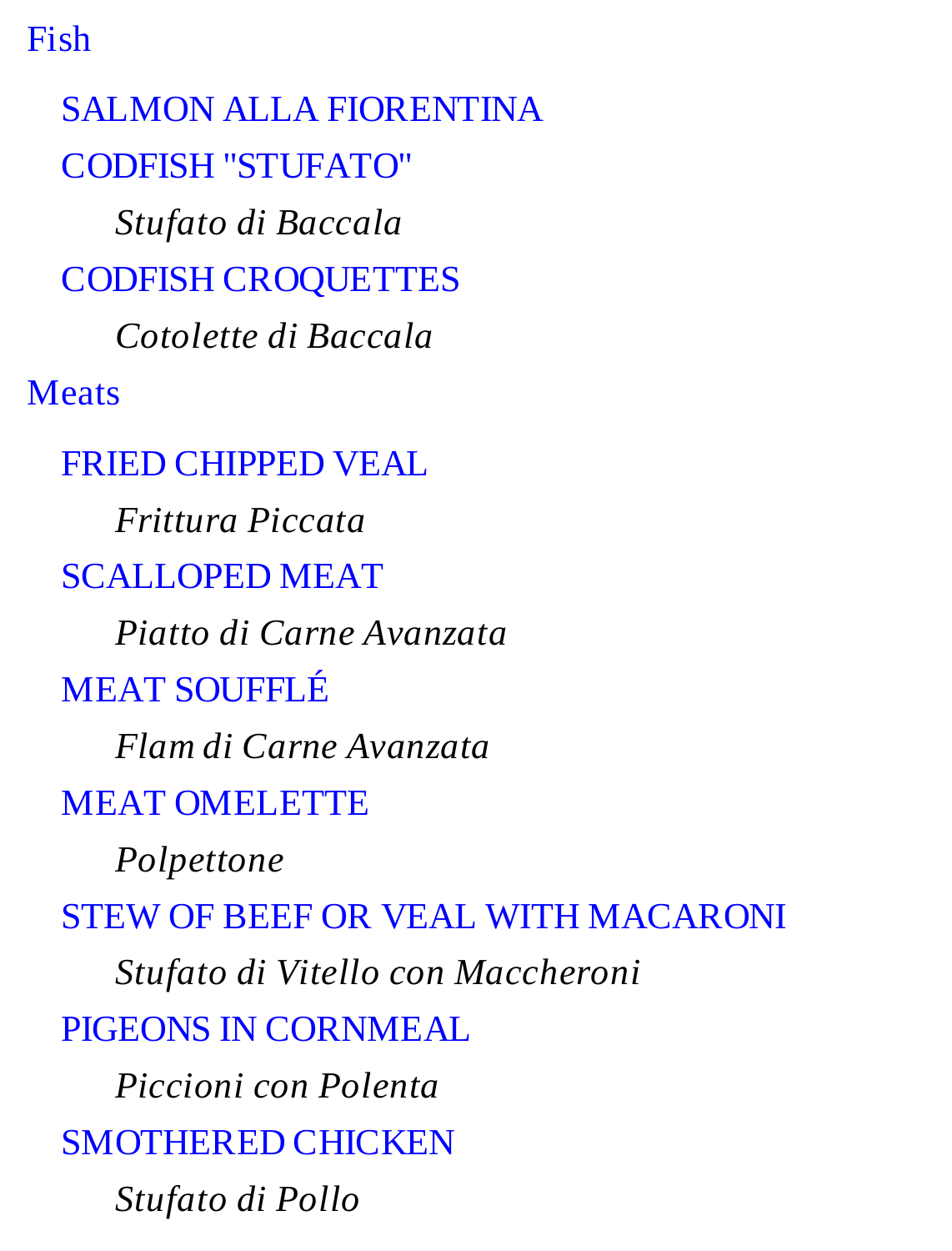- Fish
    - SALMON ALLA FIORENTINA
    - CODFISH "STUFATO"
        - *Stufato di Baccala*
    - CODFISH CROQUETTES
        - *Cotolette di Baccala*
- Meats
    - FRIED CHIPPED VEAL
        - *Frittura Piccata*
    - SCALLOPED MEAT
        - *Piatto di Carne Avanzata*
    - MEAT SOUFFLÉ
        - *Flam di Carne Avanzata*
    - MEAT OMELETTE
        - *Polpettone*
    - STEW OF BEEF OR VEAL WITH MACARONI
        - *Stufato di Vitello con Maccheroni*
    - PIGEONS IN CORNMEAL
        - *Piccioni con Polenta*
    - SMOTHERED CHICKEN
        - *Stufato di Pollo*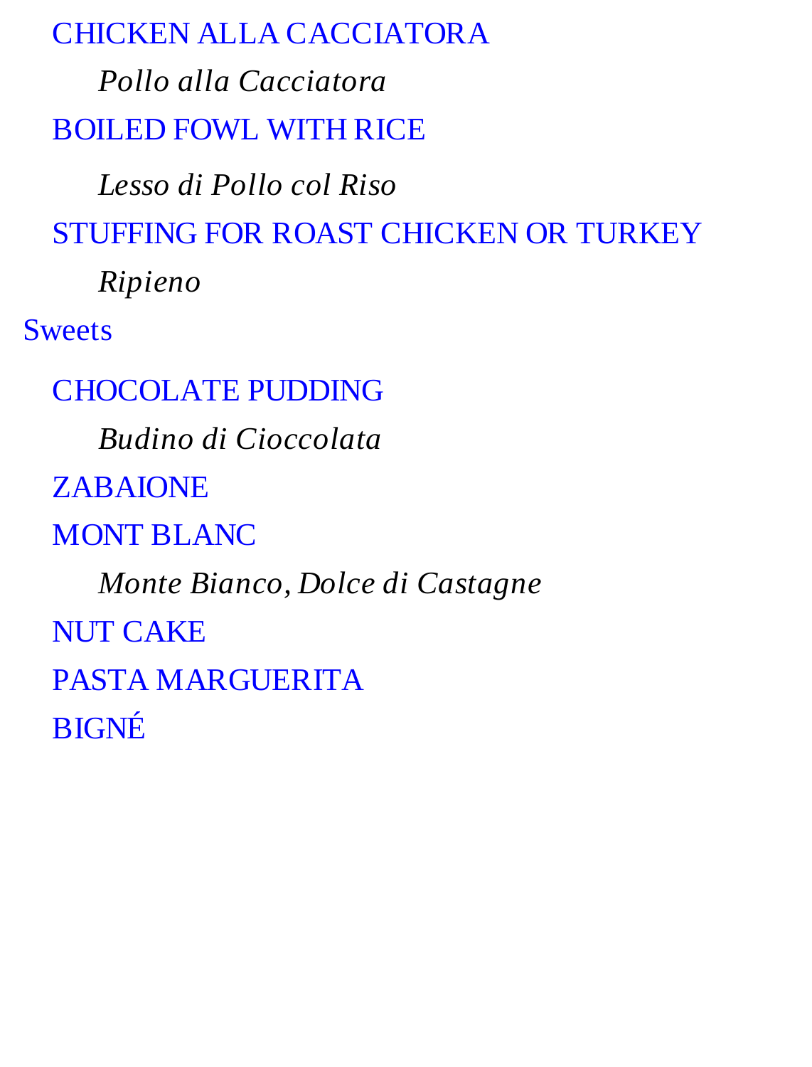- CHICKEN ALLA CACCIATORA
  - *Pollo alla Cacciatora*
- BOILED FOWL WITH RICE
  - *Lesso di Pollo col Riso*
- STUFFING FOR ROAST CHICKEN OR TURKEY
  - *Ripieno*

Sweets

- CHOCOLATE PUDDING
  - *Budino di Cioccolata*
- ZABAIONE
- MONT BLANC
  - *Monte Bianco, Dolce di Castagne*
- NUT CAKE
- PASTA MARGUERITA
- BIGNÉ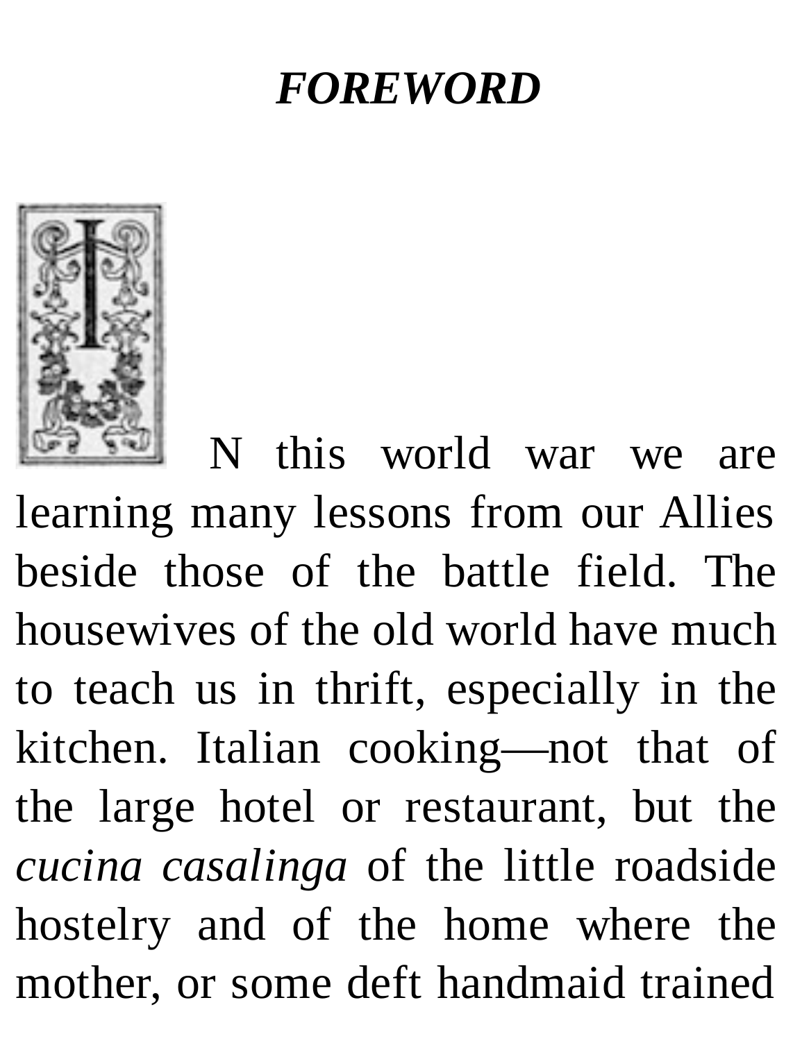# *FOREWORD*

IN this world war we are learning many lessons from our Allies beside those of the battle field. The housewives of the old world have much to teach us in thrift, especially in the kitchen. Italian cooking—not that of the large hotel or restaurant, but the *cucina casalinga* of the little roadside hostelry and of the home where the mother, or some deft handmaid trained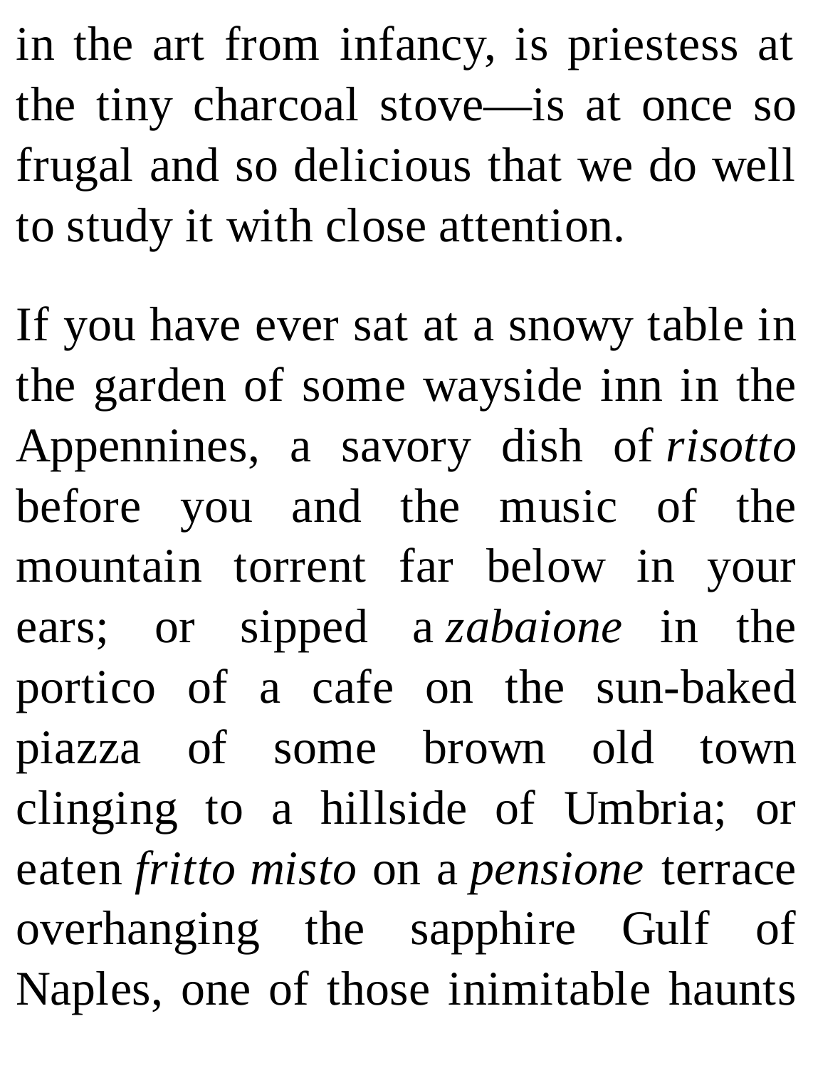in the art from infancy, is priestess at the tiny charcoal stove—is at once so frugal and so delicious that we do well to study it with close attention.

If you have ever sat at a snowy table in the garden of some wayside inn in the Appennines, a savory dish of *risotto* before you and the music of the mountain torrent far below in your ears; or sipped a *zabaione* in the portico of a cafe on the sun-baked piazza of some brown old town clinging to a hillside of Umbria; or eaten *fritto misto* on a *pensione* terrace overhanging the sapphire Gulf of Naples, one of those inimitable haunts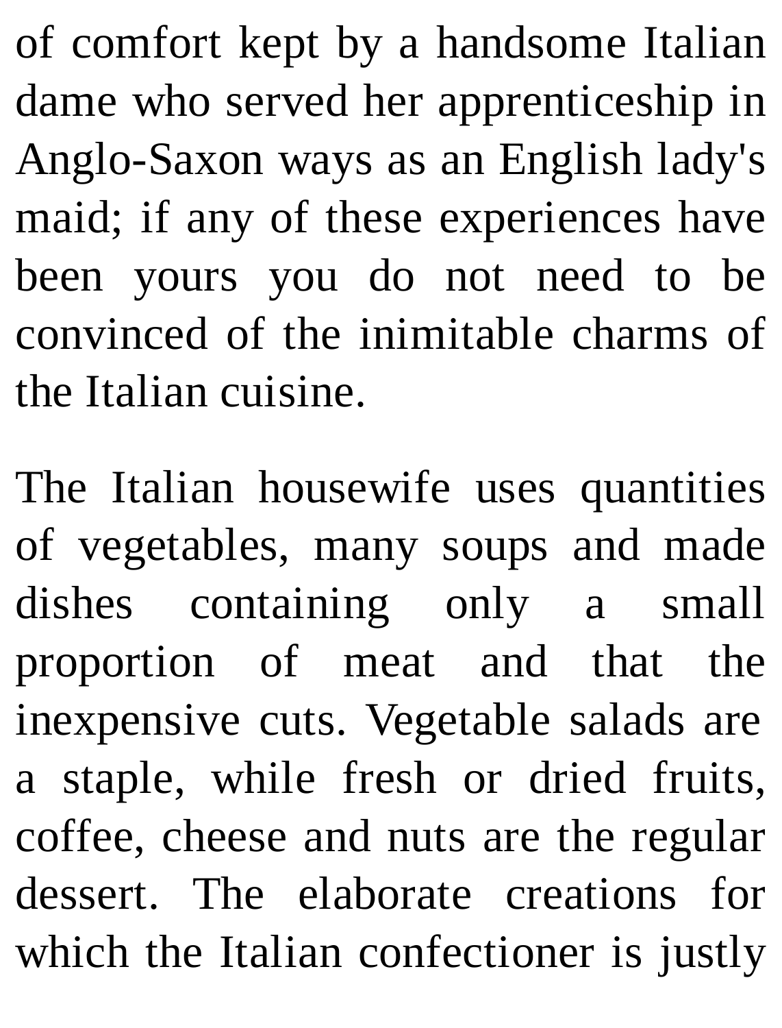of comfort kept by a handsome Italian dame who served her apprenticeship in Anglo-Saxon ways as an English lady's maid; if any of these experiences have been yours you do not need to be convinced of the inimitable charms of the Italian cuisine.

The Italian housewife uses quantities of vegetables, many soups and made dishes containing only a small proportion of meat and that the inexpensive cuts. Vegetable salads are a staple, while fresh or dried fruits, coffee, cheese and nuts are the regular dessert. The elaborate creations for which the Italian confectioner is justly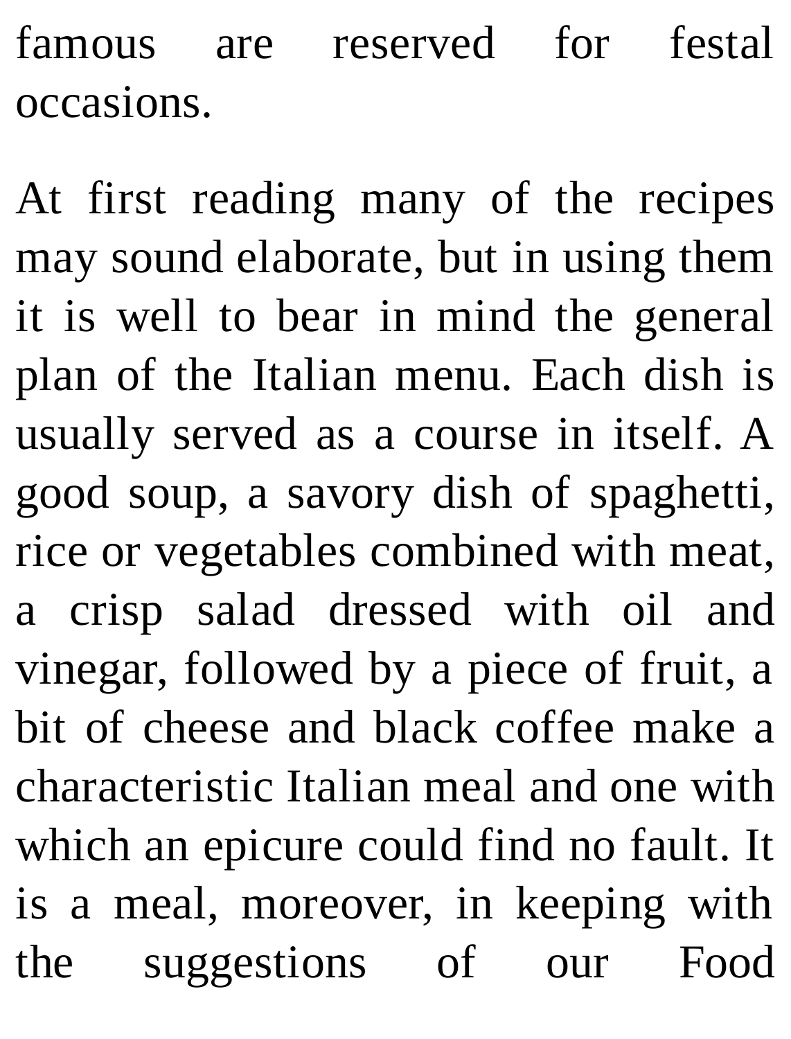famous are reserved for festal occasions.

At first reading many of the recipes may sound elaborate, but in using them it is well to bear in mind the general plan of the Italian menu. Each dish is usually served as a course in itself. A good soup, a savory dish of spaghetti, rice or vegetables combined with meat, a crisp salad dressed with oil and vinegar, followed by a piece of fruit, a bit of cheese and black coffee make a characteristic Italian meal and one with which an epicure could find no fault. It is a meal, moreover, in keeping with the suggestions of our Food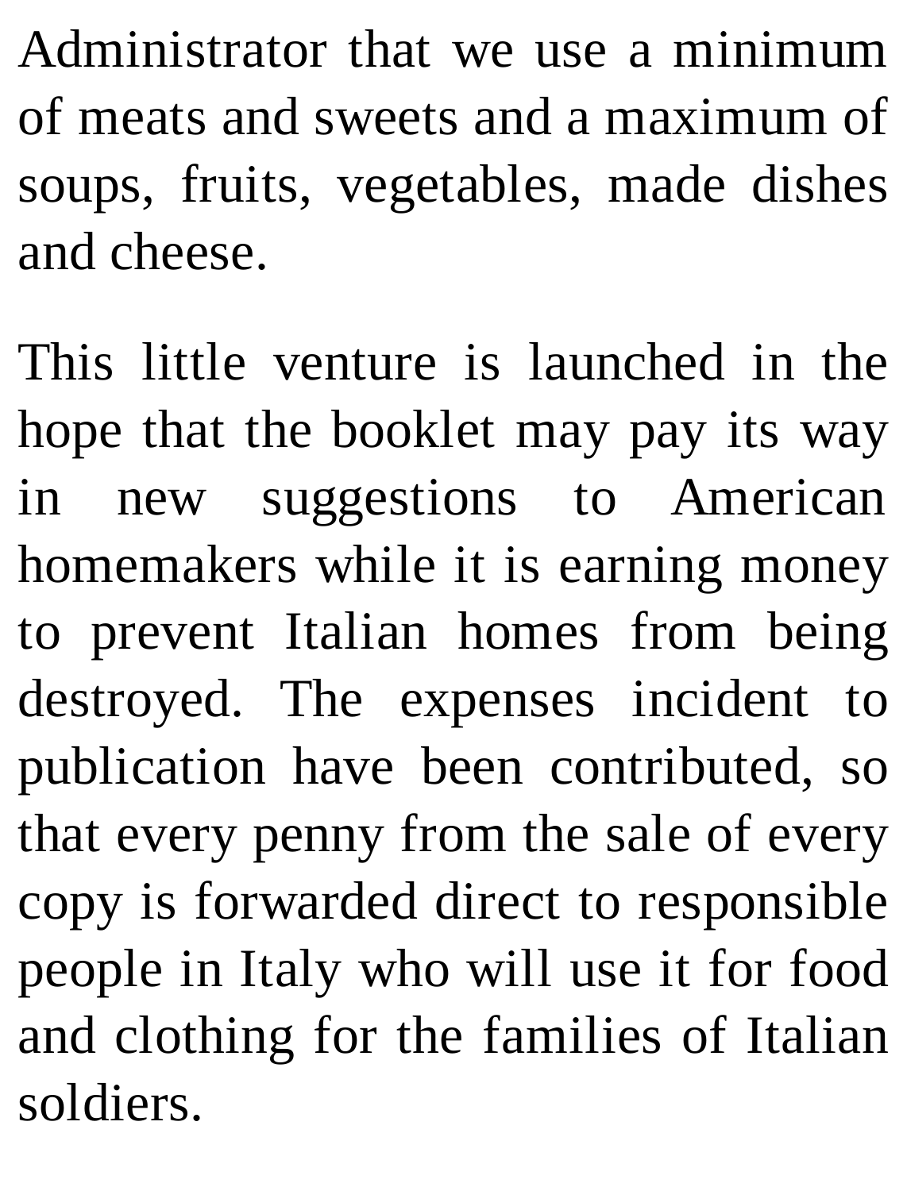Administrator that we use a minimum of meats and sweets and a maximum of soups, fruits, vegetables, made dishes and cheese.

This little venture is launched in the hope that the booklet may pay its way in new suggestions to American homemakers while it is earning money to prevent Italian homes from being destroyed. The expenses incident to publication have been contributed, so that every penny from the sale of every copy is forwarded direct to responsible people in Italy who will use it for food and clothing for the families of Italian soldiers.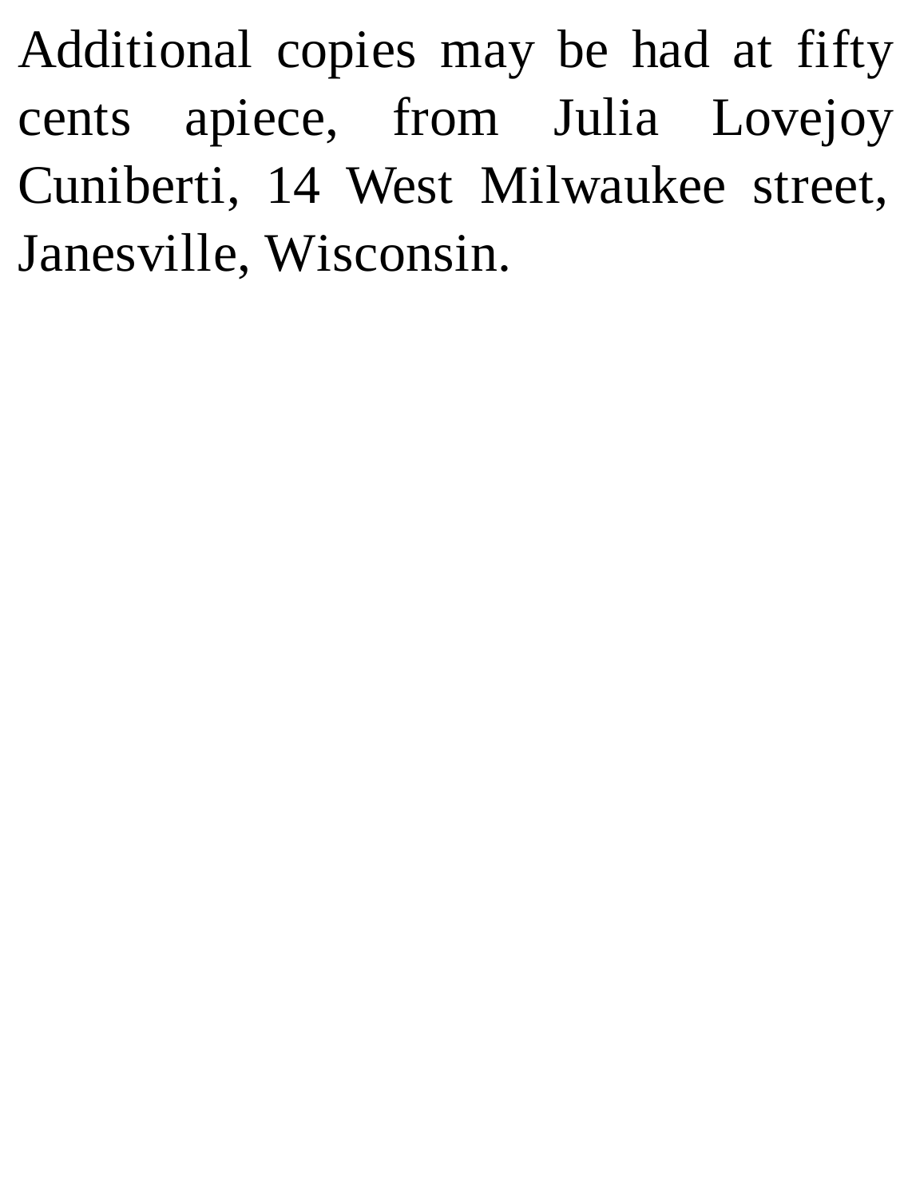Additional copies may be had at fifty cents apiece, from Julia Lovejoy Cuniberti, 14 West Milwaukee street, Janesville, Wisconsin.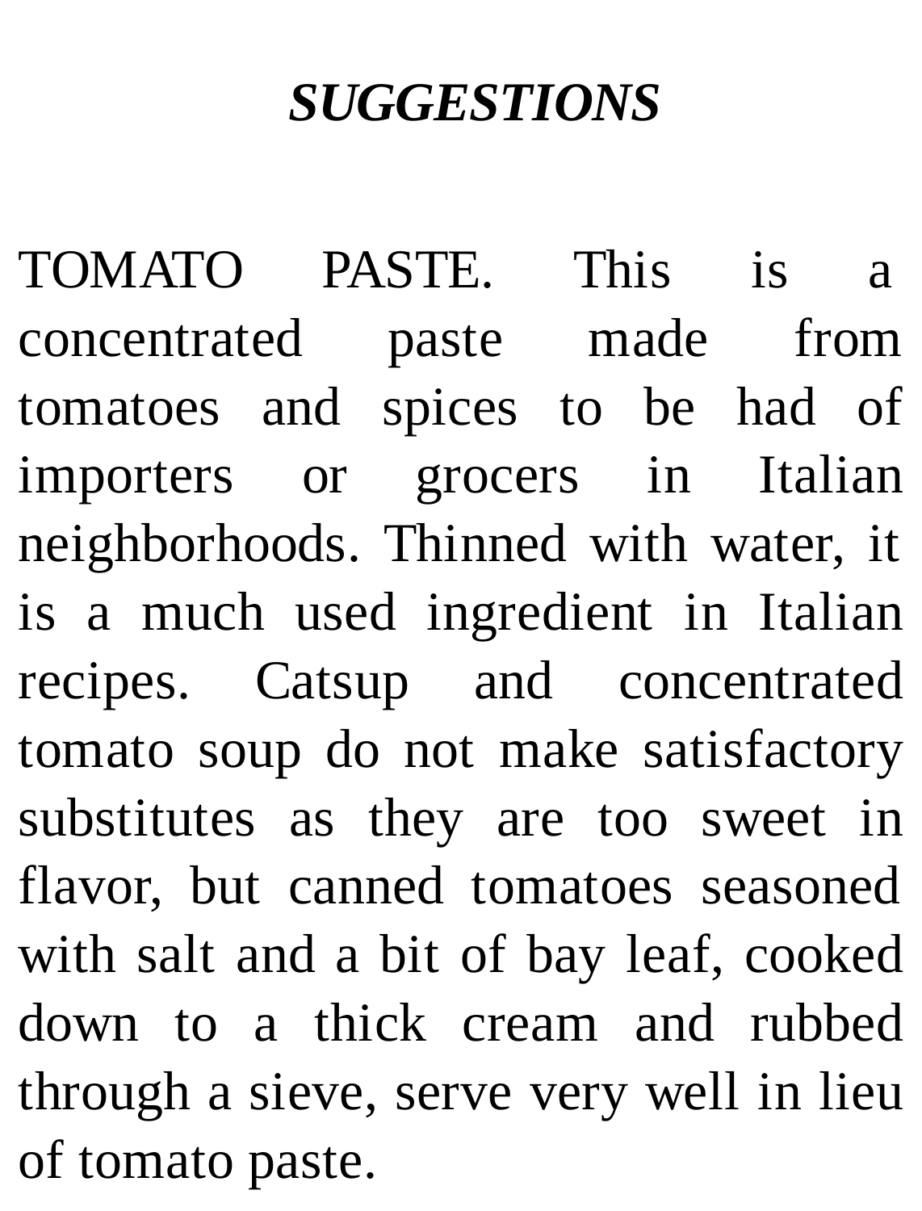## *SUGGESTIONS*

TOMATO PASTE. This is a concentrated paste made from tomatoes and spices to be had of importers or grocers in Italian neighborhoods. Thinned with water, it is a much used ingredient in Italian recipes. Catsup and concentrated tomato soup do not make satisfactory substitutes as they are too sweet in flavor, but canned tomatoes seasoned with salt and a bit of bay leaf, cooked down to a thick cream and rubbed through a sieve, serve very well in lieu of tomato paste.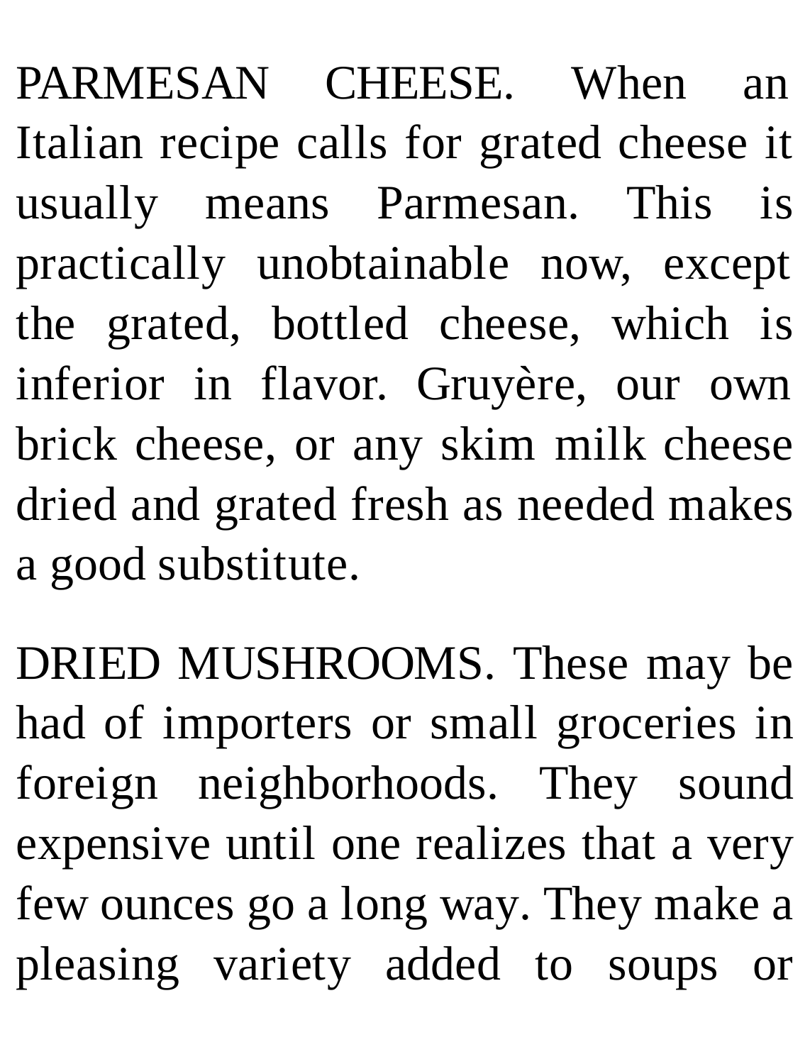PARMESAN CHEESE. When an Italian recipe calls for grated cheese it usually means Parmesan. This is practically unobtainable now, except the grated, bottled cheese, which is inferior in flavor. Gruyère, our own brick cheese, or any skim milk cheese dried and grated fresh as needed makes a good substitute.

DRIED MUSHROOMS. These may be had of importers or small groceries in foreign neighborhoods. They sound expensive until one realizes that a very few ounces go a long way. They make a pleasing variety added to soups or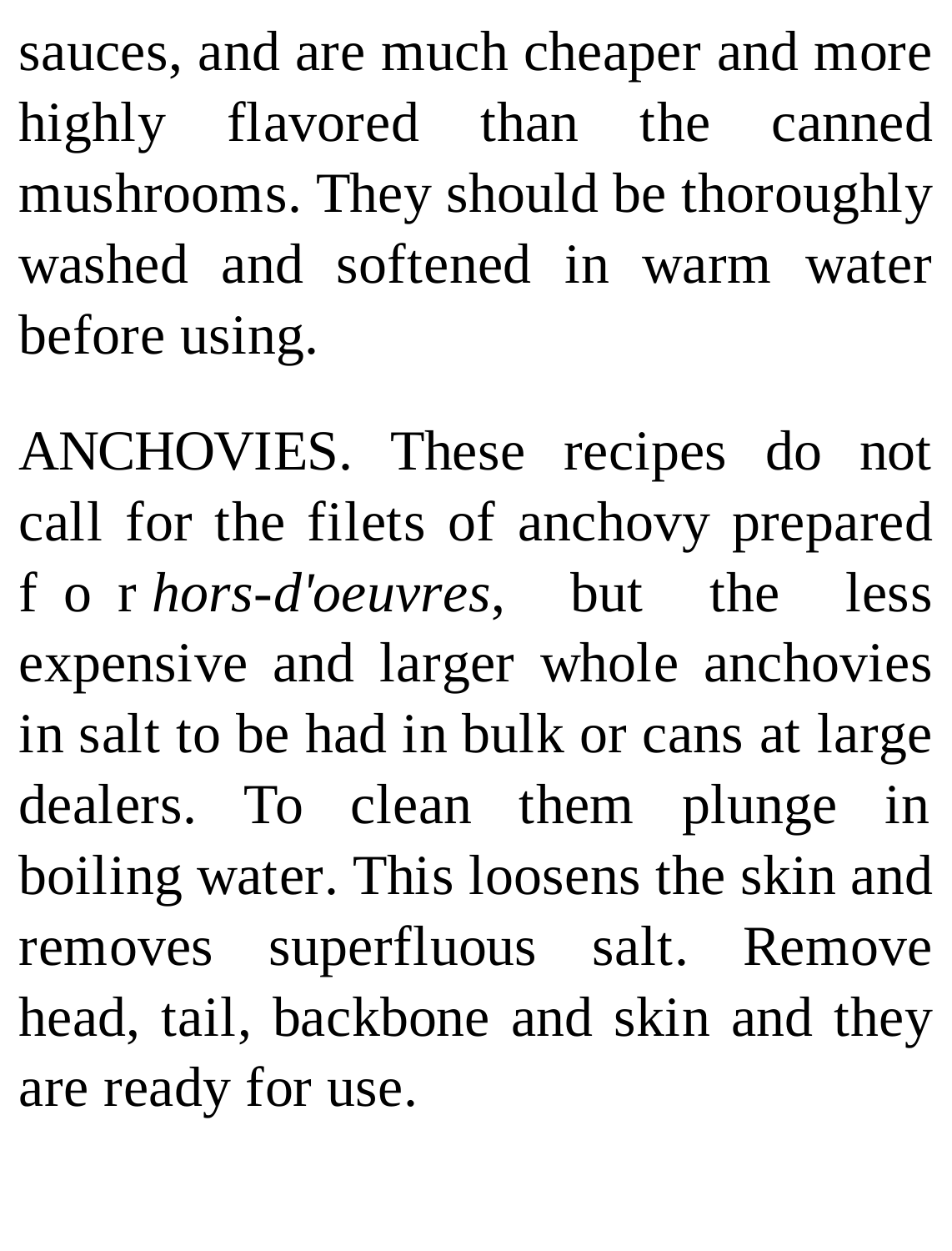sauces, and are much cheaper and more highly flavored than the canned mushrooms. They should be thoroughly washed and softened in warm water before using.

ANCHOVIES. These recipes do not call for the filets of anchovy prepared for *hors-d'oeuvres*, but the less expensive and larger whole anchovies in salt to be had in bulk or cans at large dealers. To clean them plunge in boiling water. This loosens the skin and removes superfluous salt. Remove head, tail, backbone and skin and they are ready for use.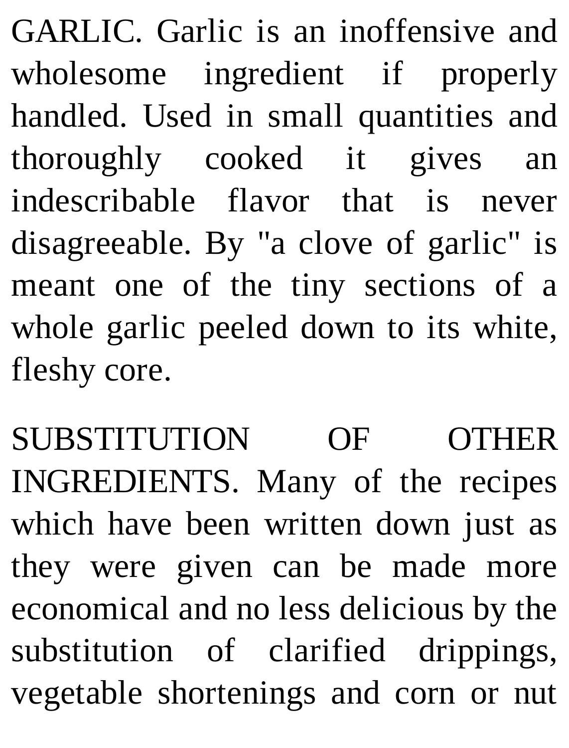GARLIC. Garlic is an inoffensive and wholesome ingredient if properly handled. Used in small quantities and thoroughly cooked it gives an indescribable flavor that is never disagreeable. By "a clove of garlic" is meant one of the tiny sections of a whole garlic peeled down to its white, fleshy core.

SUBSTITUTION OF OTHER INGREDIENTS. Many of the recipes which have been written down just as they were given can be made more economical and no less delicious by the substitution of clarified drippings, vegetable shortenings and corn or nut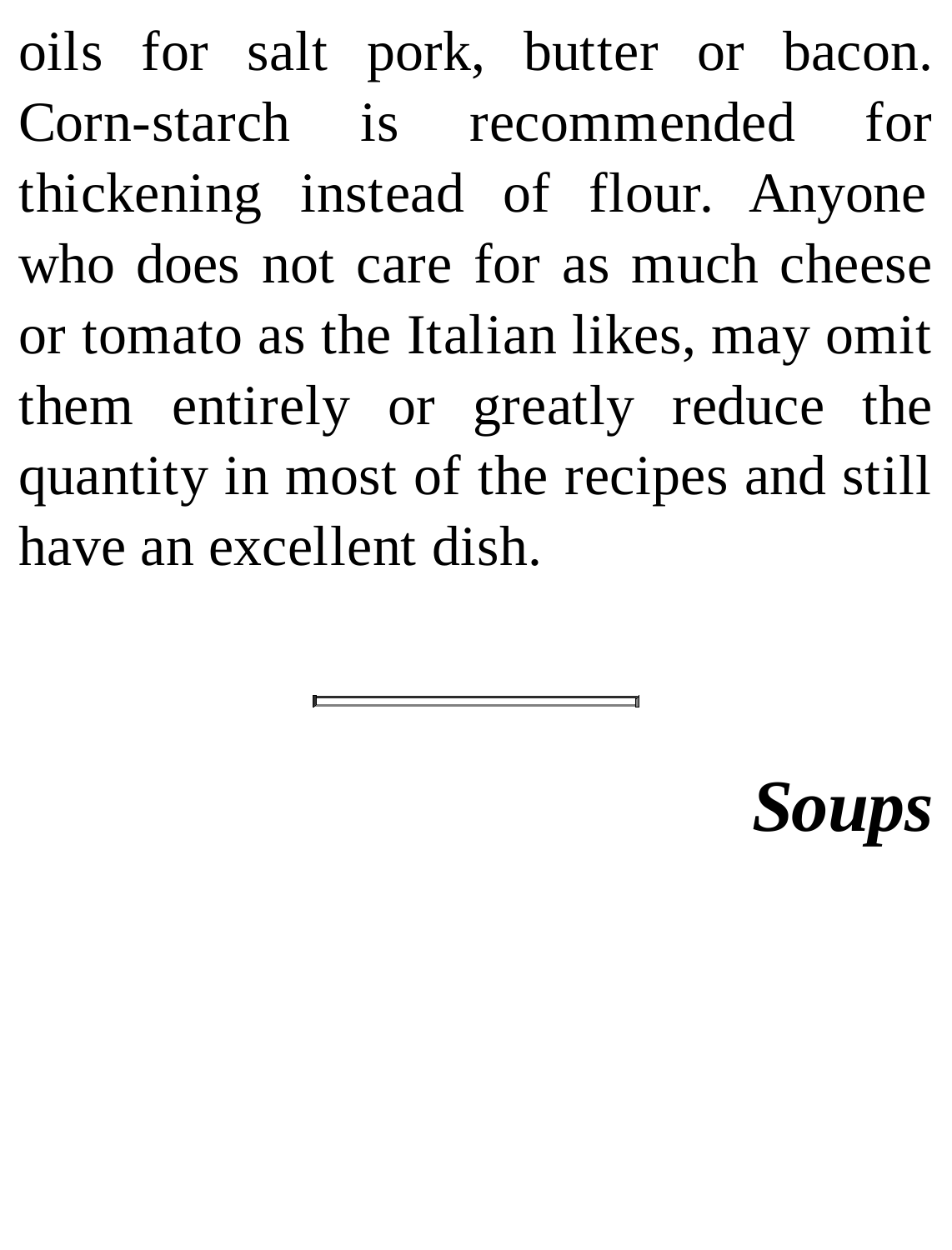oils for salt pork, butter or bacon. Corn-starch is recommended for thickening instead of flour. Anyone who does not care for as much cheese or tomato as the Italian likes, may omit them entirely or greatly reduce the quantity in most of the recipes and still have an excellent dish.

---

## *Soups*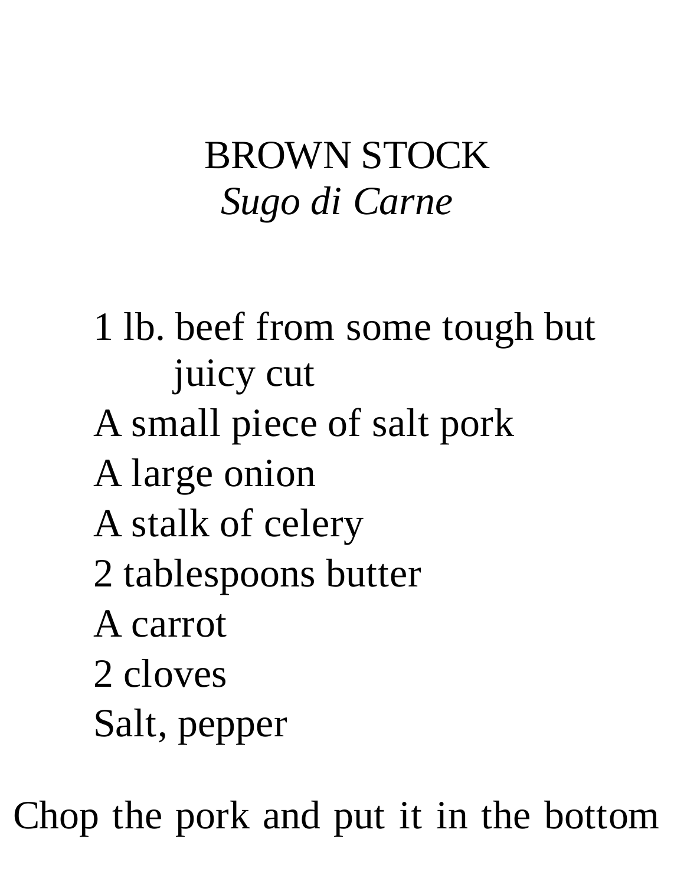# BROWN STOCK

*Sugo di Carne*

1 lb. beef from some tough but juicy cut
A small piece of salt pork
A large onion
A stalk of celery
2 tablespoons butter
A carrot
2 cloves
Salt, pepper

Chop the pork and put it in the bottom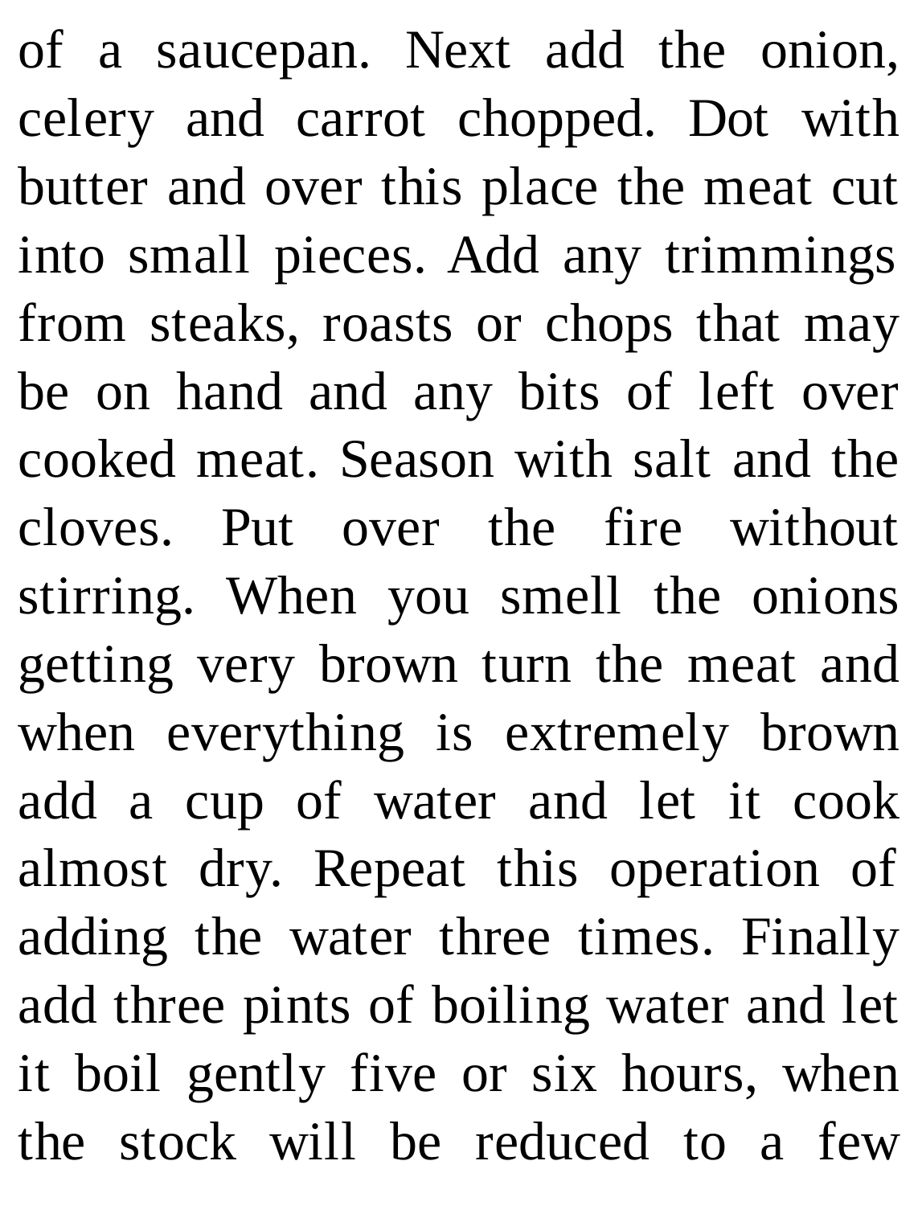of a saucepan. Next add the onion, celery and carrot chopped. Dot with butter and over this place the meat cut into small pieces. Add any trimmings from steaks, roasts or chops that may be on hand and any bits of left over cooked meat. Season with salt and the cloves. Put over the fire without stirring. When you smell the onions getting very brown turn the meat and when everything is extremely brown add a cup of water and let it cook almost dry. Repeat this operation of adding the water three times. Finally add three pints of boiling water and let it boil gently five or six hours, when the stock will be reduced to a few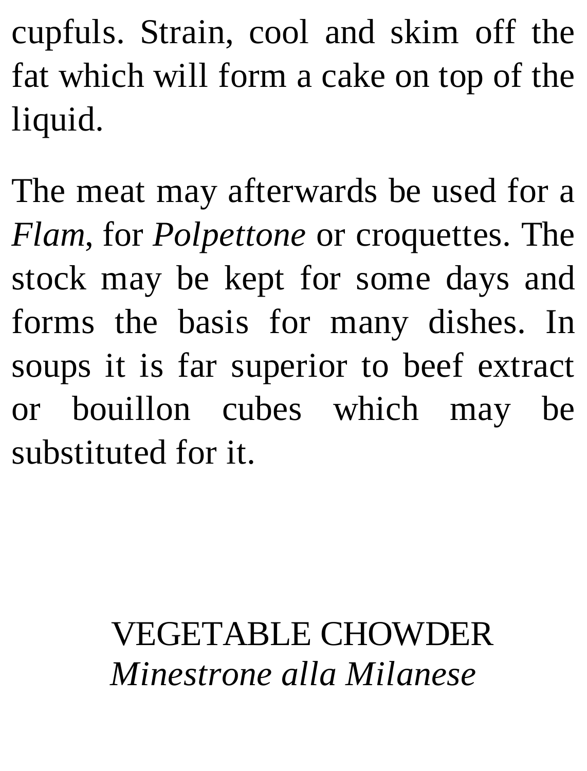cupfuls. Strain, cool and skim off the fat which will form a cake on top of the liquid.

The meat may afterwards be used for a *Flam*, for *Polpettone* or croquettes. The stock may be kept for some days and forms the basis for many dishes. In soups it is far superior to beef extract or bouillon cubes which may be substituted for it.

## VEGETABLE CHOWDER
### *Minestrone alla Milanese*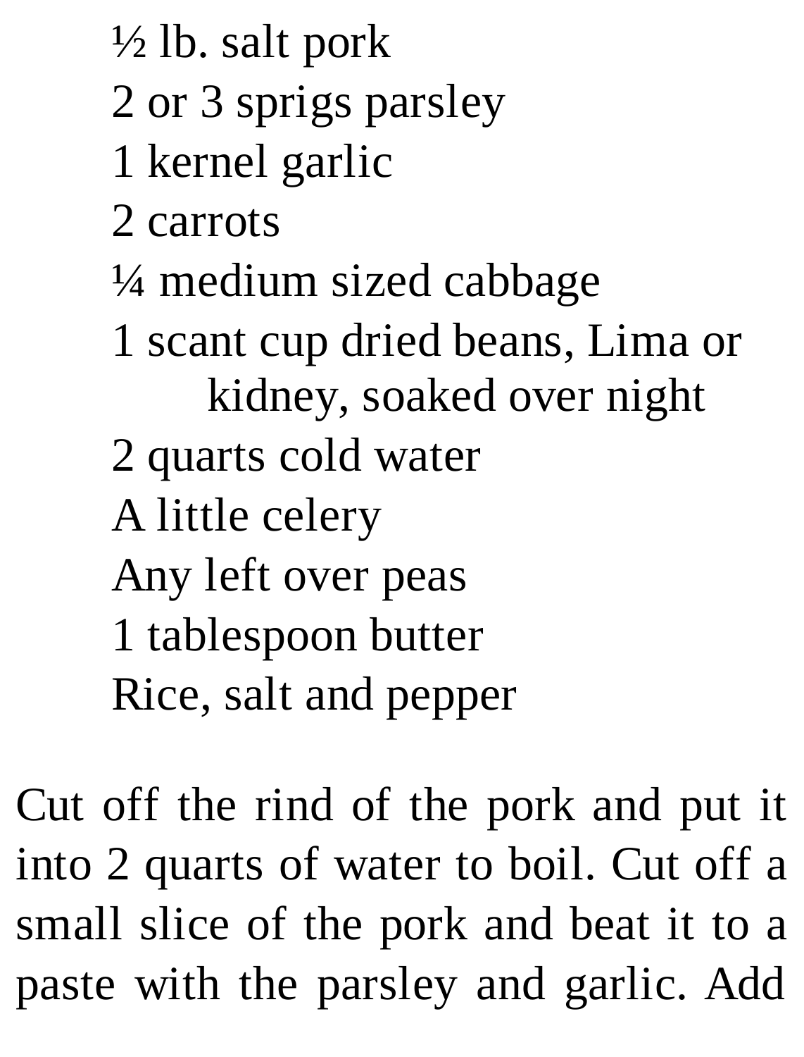½ lb. salt pork
2 or 3 sprigs parsley
1 kernel garlic
2 carrots
¼ medium sized cabbage
1 scant cup dried beans, Lima or kidney, soaked over night
2 quarts cold water
A little celery
Any left over peas
1 tablespoon butter
Rice, salt and pepper

Cut off the rind of the pork and put it into 2 quarts of water to boil. Cut off a small slice of the pork and beat it to a paste with the parsley and garlic. Add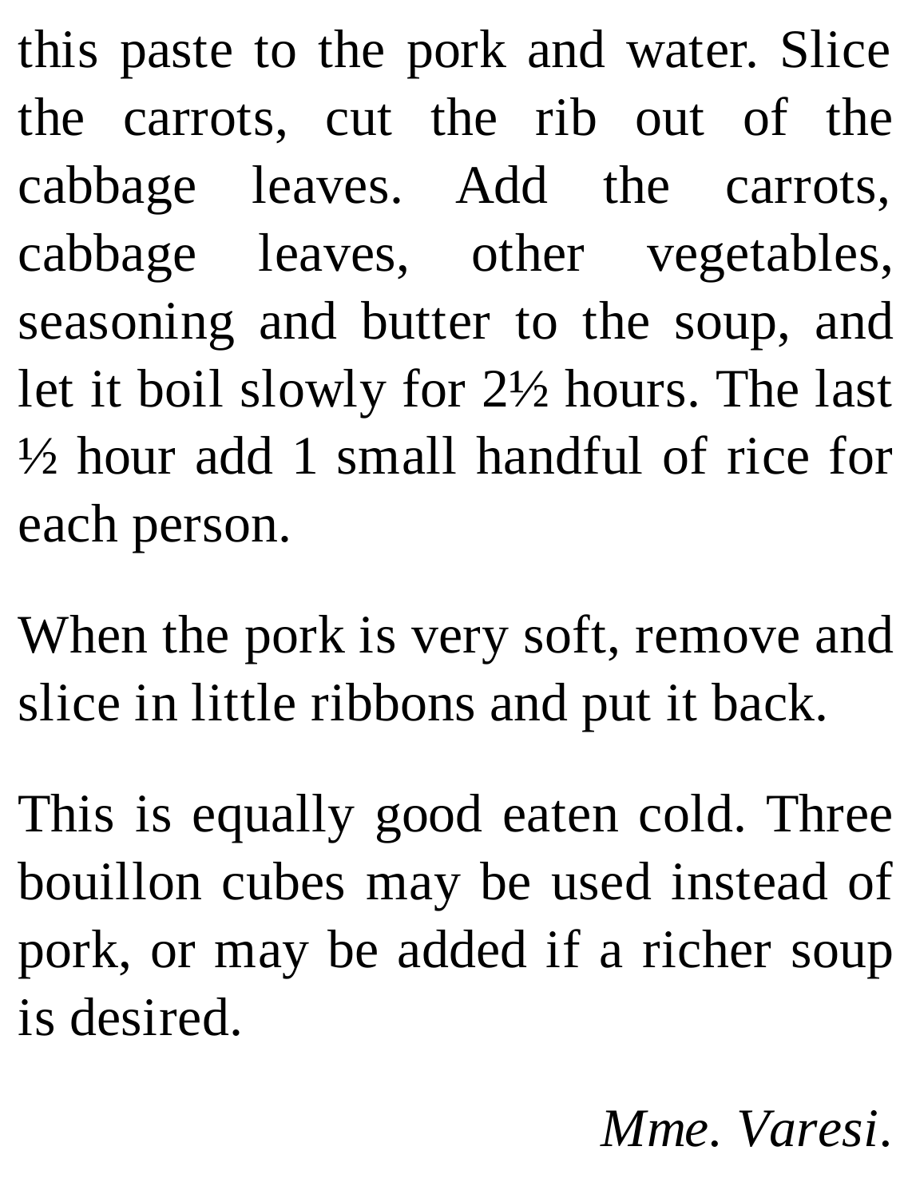this paste to the pork and water. Slice the carrots, cut the rib out of the cabbage leaves. Add the carrots, cabbage leaves, other vegetables, seasoning and butter to the soup, and let it boil slowly for 2½ hours. The last ½ hour add 1 small handful of rice for each person.

When the pork is very soft, remove and slice in little ribbons and put it back.

This is equally good eaten cold. Three bouillon cubes may be used instead of pork, or may be added if a richer soup is desired.

*Mme. Varesi.*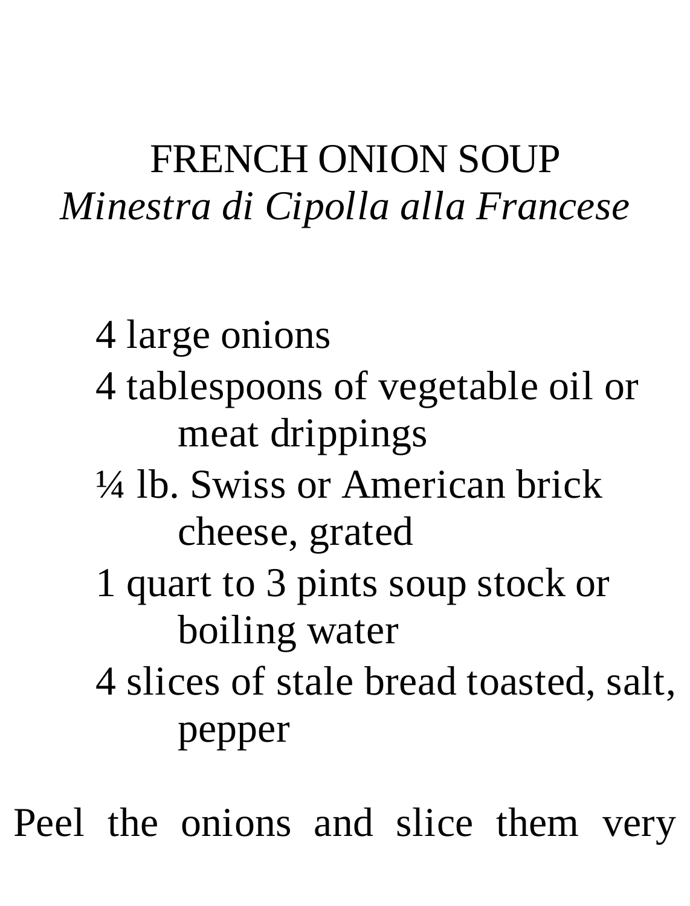## FRENCH ONION SOUP

*Minestra di Cipolla alla Francese*

- 4 large onions
- 4 tablespoons of vegetable oil or meat drippings
- ¼ lb. Swiss or American brick cheese, grated
- 1 quart to 3 pints soup stock or boiling water
- 4 slices of stale bread toasted, salt, pepper

Peel the onions and slice them very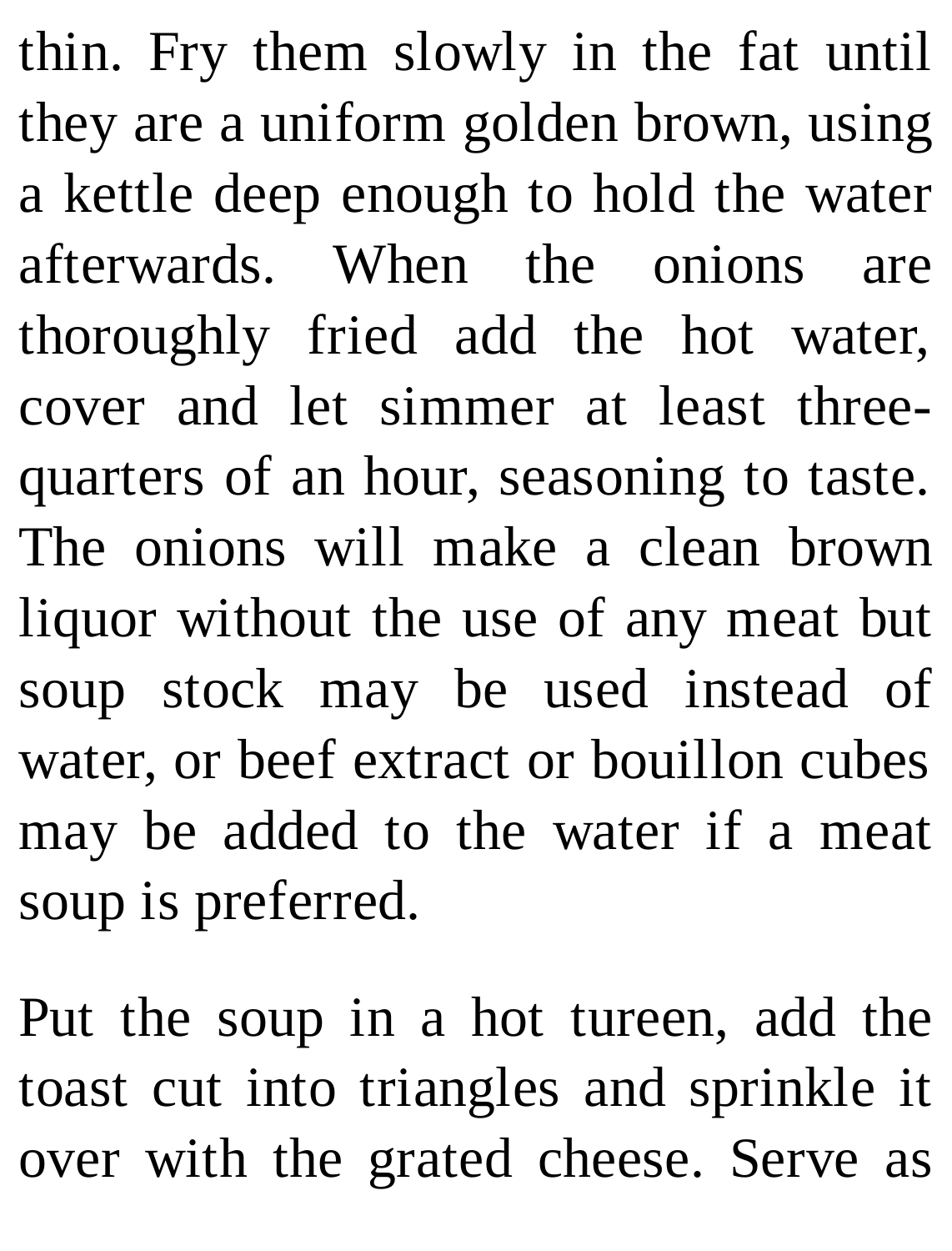thin. Fry them slowly in the fat until they are a uniform golden brown, using a kettle deep enough to hold the water afterwards. When the onions are thoroughly fried add the hot water, cover and let simmer at least three-quarters of an hour, seasoning to taste. The onions will make a clean brown liquor without the use of any meat but soup stock may be used instead of water, or beef extract or bouillon cubes may be added to the water if a meat soup is preferred.

Put the soup in a hot tureen, add the toast cut into triangles and sprinkle it over with the grated cheese. Serve as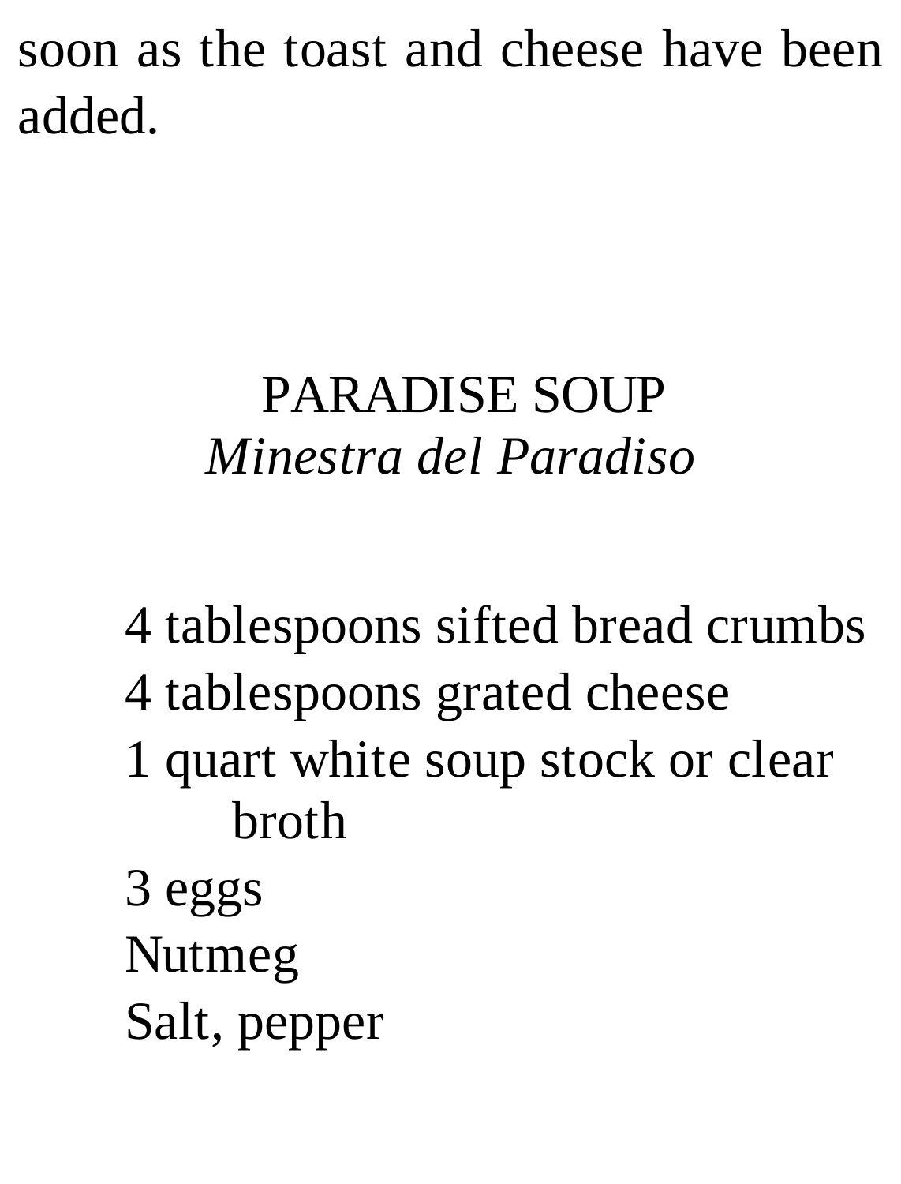soon as the toast and cheese have been added.

## PARADISE SOUP

*Minestra del Paradiso*

- 4 tablespoons sifted bread crumbs
- 4 tablespoons grated cheese
- 1 quart white soup stock or clear broth
- 3 eggs
- Nutmeg
- Salt, pepper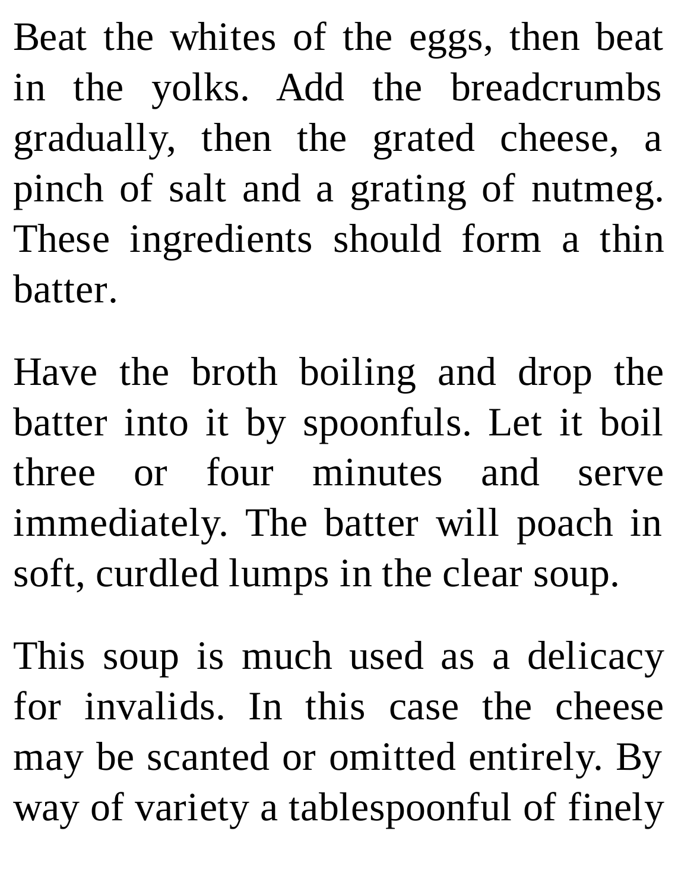Beat the whites of the eggs, then beat in the yolks. Add the breadcrumbs gradually, then the grated cheese, a pinch of salt and a grating of nutmeg. These ingredients should form a thin batter.

Have the broth boiling and drop the batter into it by spoonfuls. Let it boil three or four minutes and serve immediately. The batter will poach in soft, curdled lumps in the clear soup.

This soup is much used as a delicacy for invalids. In this case the cheese may be scanted or omitted entirely. By way of variety a tablespoonful of finely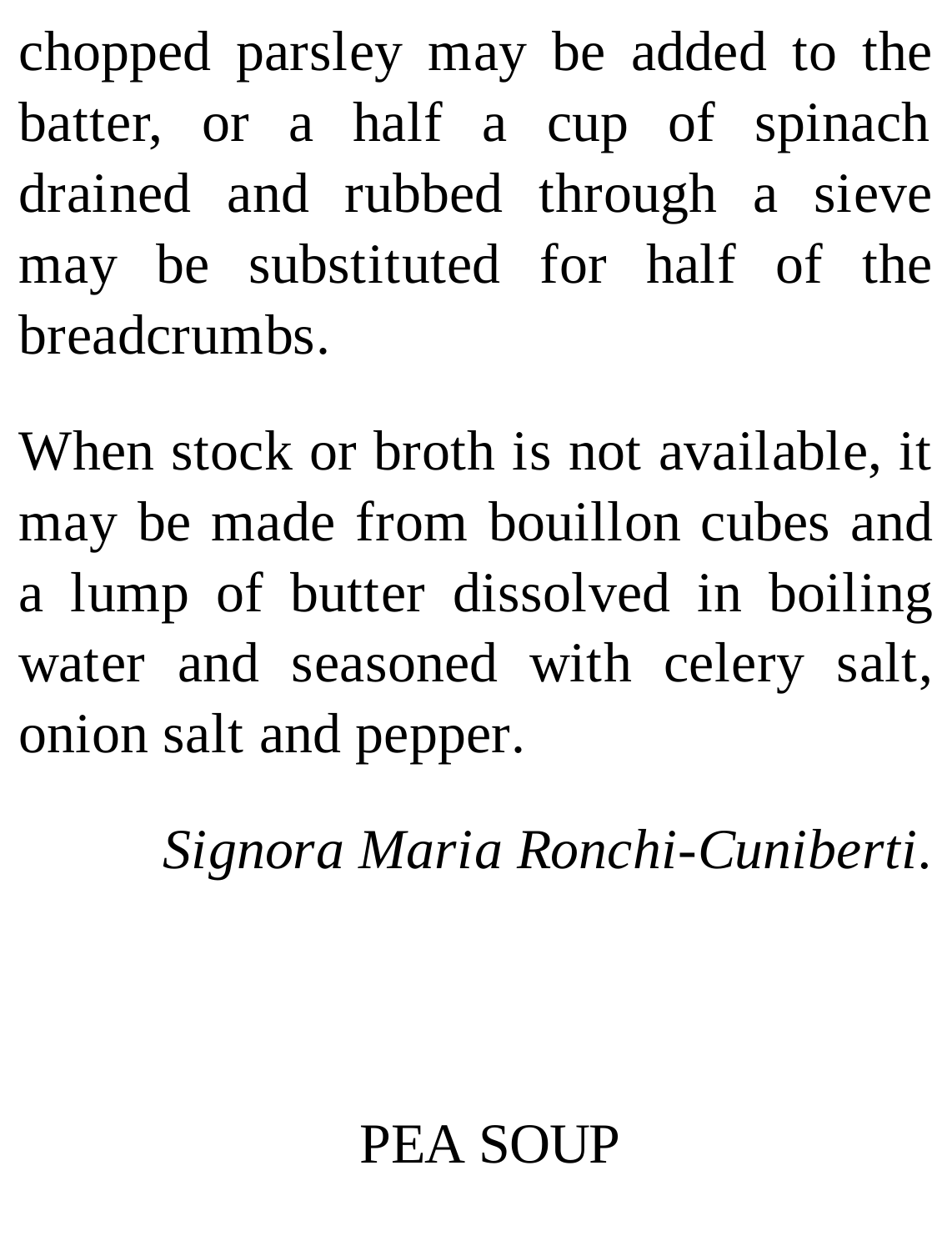chopped parsley may be added to the batter, or a half a cup of spinach drained and rubbed through a sieve may be substituted for half of the breadcrumbs.

When stock or broth is not available, it may be made from bouillon cubes and a lump of butter dissolved in boiling water and seasoned with celery salt, onion salt and pepper.

*Signora Maria Ronchi-Cuniberti*.

## PEA SOUP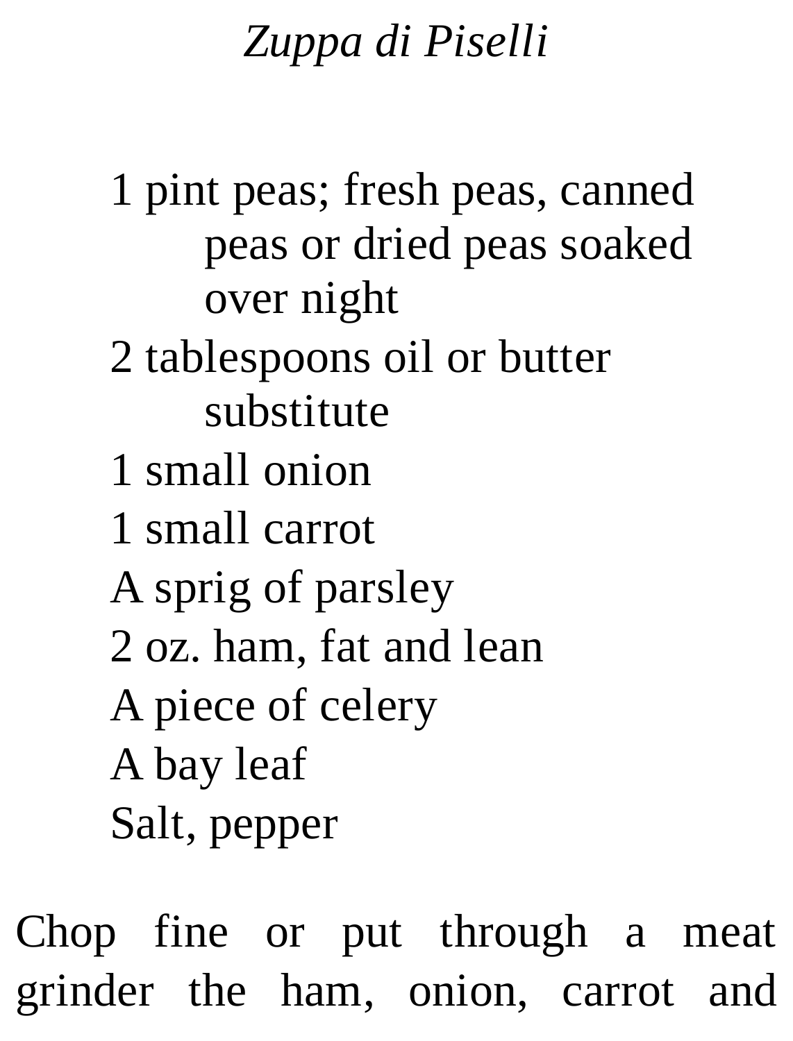# *Zuppa di Piselli*

- 1 pint peas; fresh peas, canned peas or dried peas soaked over night
- 2 tablespoons oil or butter substitute
- 1 small onion
- 1 small carrot
- A sprig of parsley
- 2 oz. ham, fat and lean
- A piece of celery
- A bay leaf
- Salt, pepper

Chop fine or put through a meat grinder the ham, onion, carrot and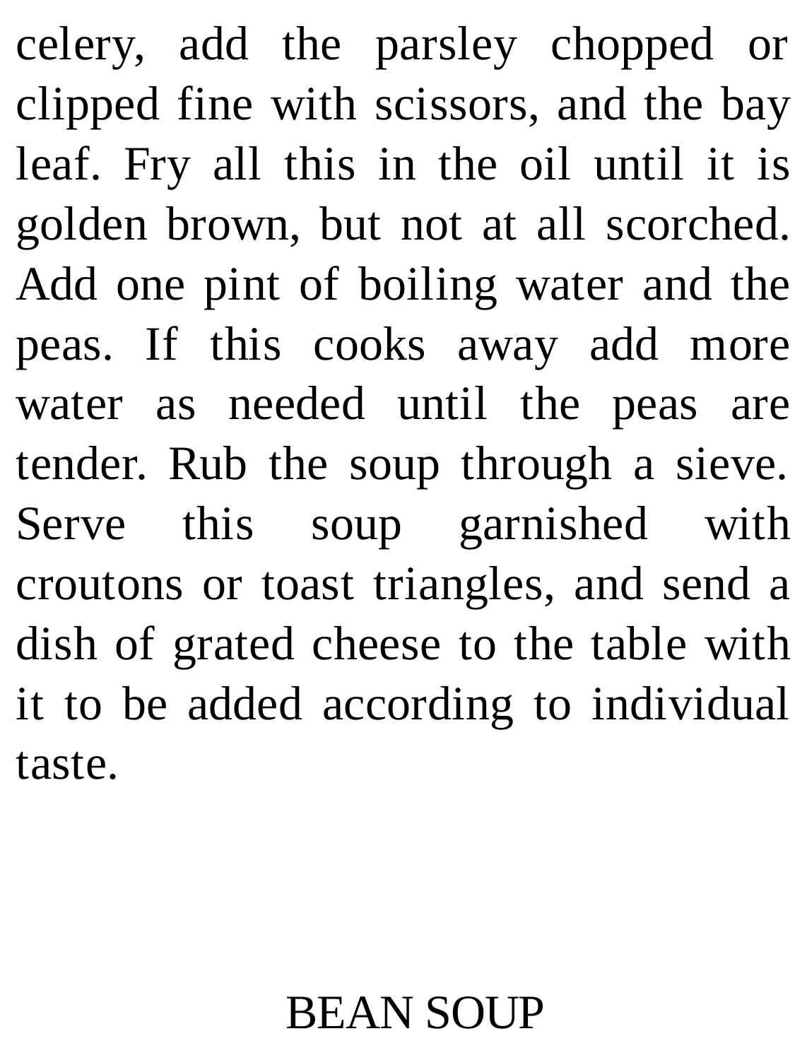celery, add the parsley chopped or clipped fine with scissors, and the bay leaf. Fry all this in the oil until it is golden brown, but not at all scorched. Add one pint of boiling water and the peas. If this cooks away add more water as needed until the peas are tender. Rub the soup through a sieve. Serve this soup garnished with croutons or toast triangles, and send a dish of grated cheese to the table with it to be added according to individual taste.

## BEAN SOUP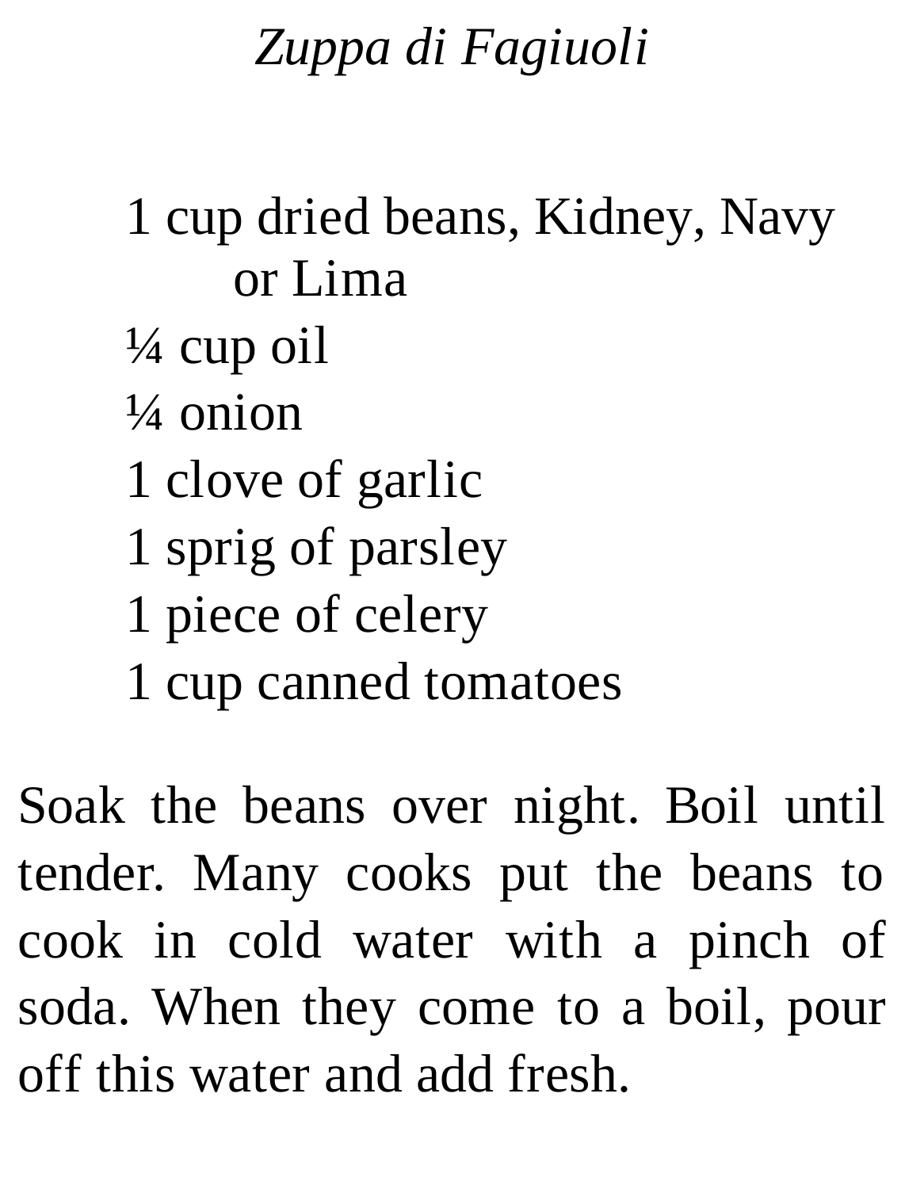# *Zuppa di Fagiuoli*

- 1 cup dried beans, Kidney, Navy or Lima
- ¼ cup oil
- ¼ onion
- 1 clove of garlic
- 1 sprig of parsley
- 1 piece of celery
- 1 cup canned tomatoes

Soak the beans over night. Boil until tender. Many cooks put the beans to cook in cold water with a pinch of soda. When they come to a boil, pour off this water and add fresh.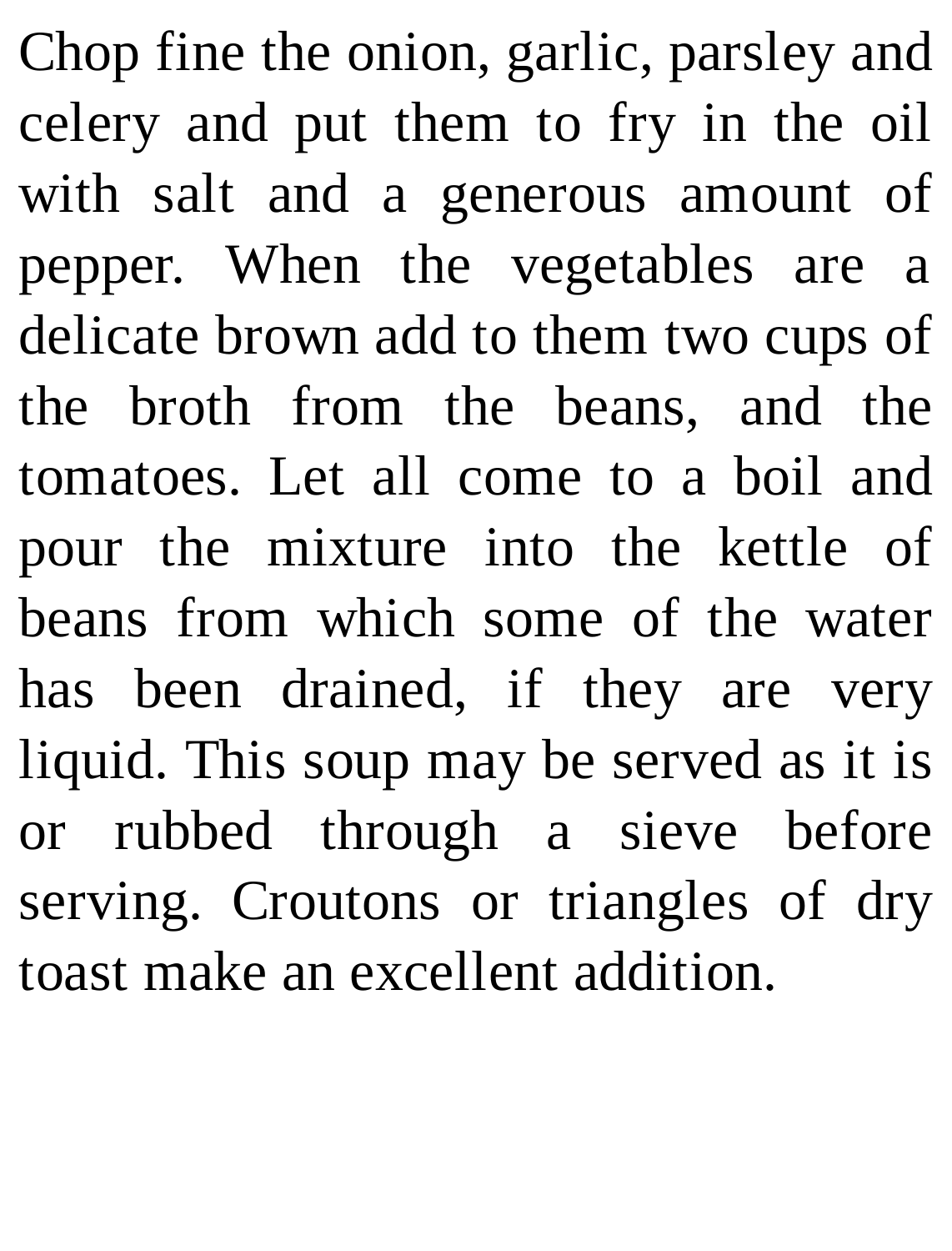Chop fine the onion, garlic, parsley and celery and put them to fry in the oil with salt and a generous amount of pepper. When the vegetables are a delicate brown add to them two cups of the broth from the beans, and the tomatoes. Let all come to a boil and pour the mixture into the kettle of beans from which some of the water has been drained, if they are very liquid. This soup may be served as it is or rubbed through a sieve before serving. Croutons or triangles of dry toast make an excellent addition.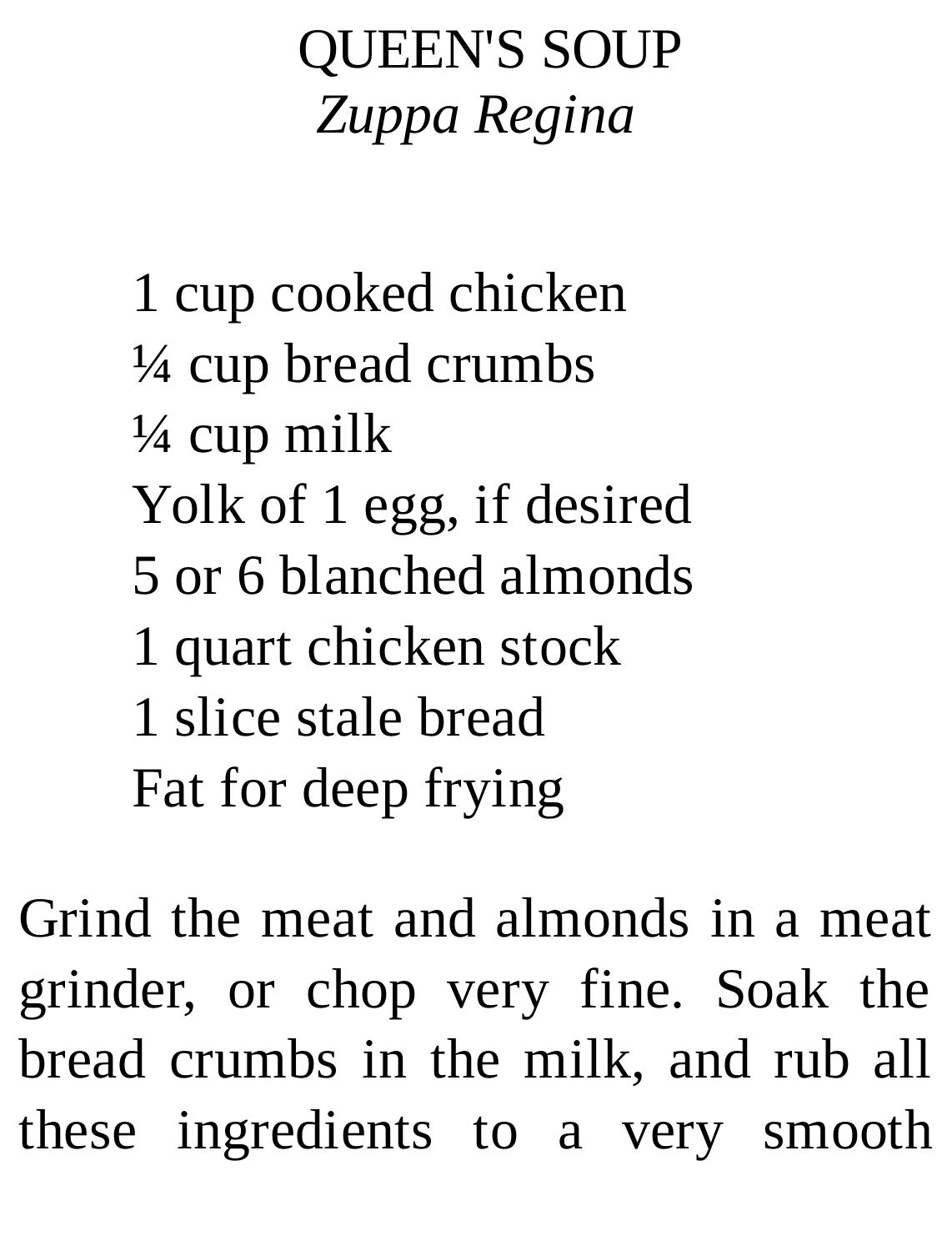# QUEEN'S SOUP

*Zuppa Regina*

1 cup cooked chicken  
¼ cup bread crumbs  
¼ cup milk  
Yolk of 1 egg, if desired  
5 or 6 blanched almonds  
1 quart chicken stock  
1 slice stale bread  
Fat for deep frying

Grind the meat and almonds in a meat grinder, or chop very fine. Soak the bread crumbs in the milk, and rub all these ingredients to a very smooth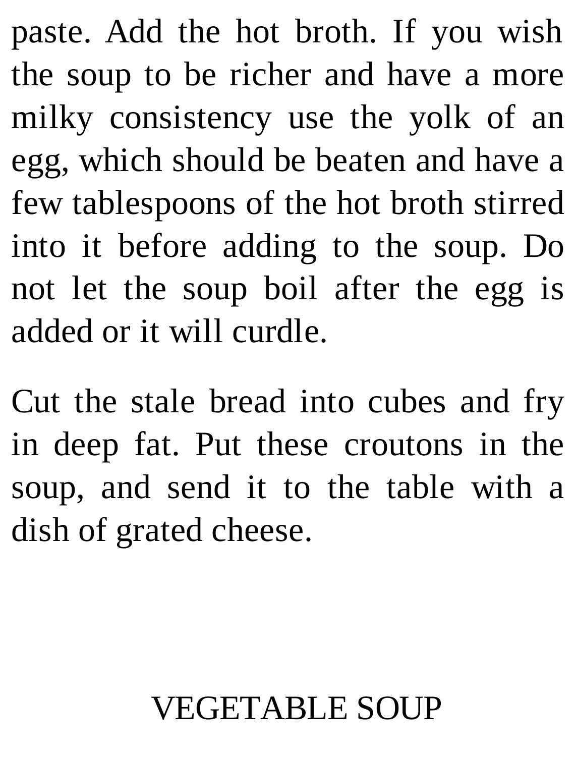paste. Add the hot broth. If you wish the soup to be richer and have a more milky consistency use the yolk of an egg, which should be beaten and have a few tablespoons of the hot broth stirred into it before adding to the soup. Do not let the soup boil after the egg is added or it will curdle.

Cut the stale bread into cubes and fry in deep fat. Put these croutons in the soup, and send it to the table with a dish of grated cheese.

## VEGETABLE SOUP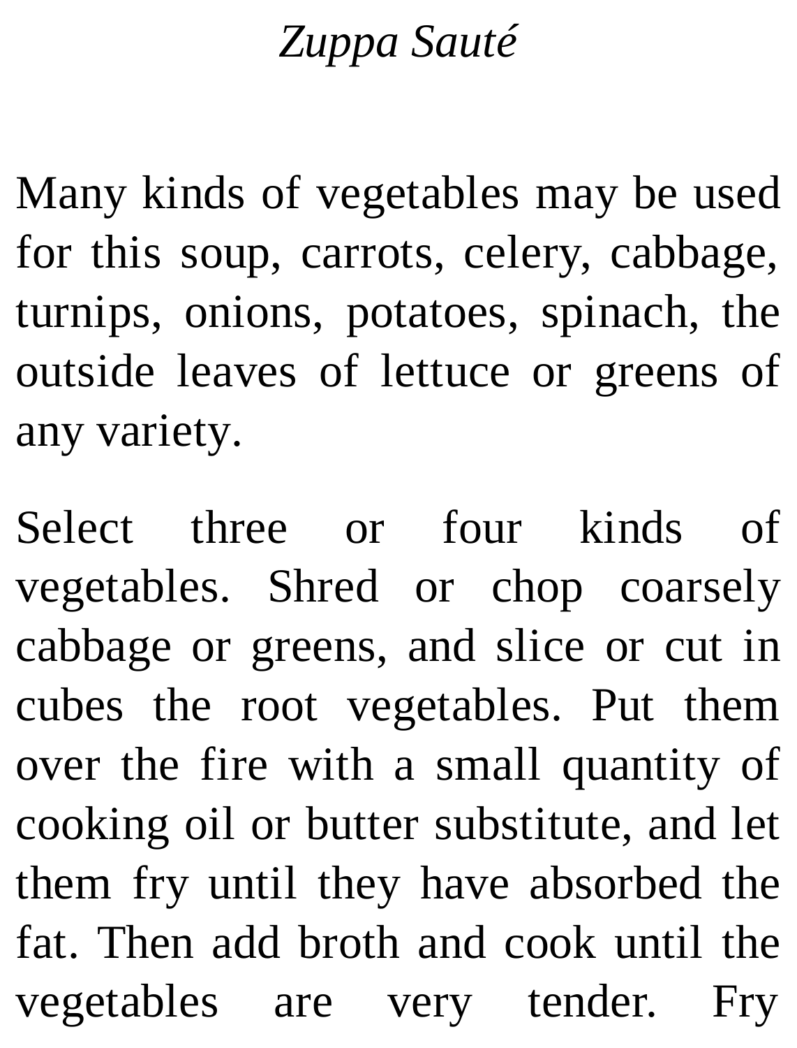## *Zuppa Sauté*

Many kinds of vegetables may be used for this soup, carrots, celery, cabbage, turnips, onions, potatoes, spinach, the outside leaves of lettuce or greens of any variety.

Select three or four kinds of vegetables. Shred or chop coarsely cabbage or greens, and slice or cut in cubes the root vegetables. Put them over the fire with a small quantity of cooking oil or butter substitute, and let them fry until they have absorbed the fat. Then add broth and cook until the vegetables are very tender. Fry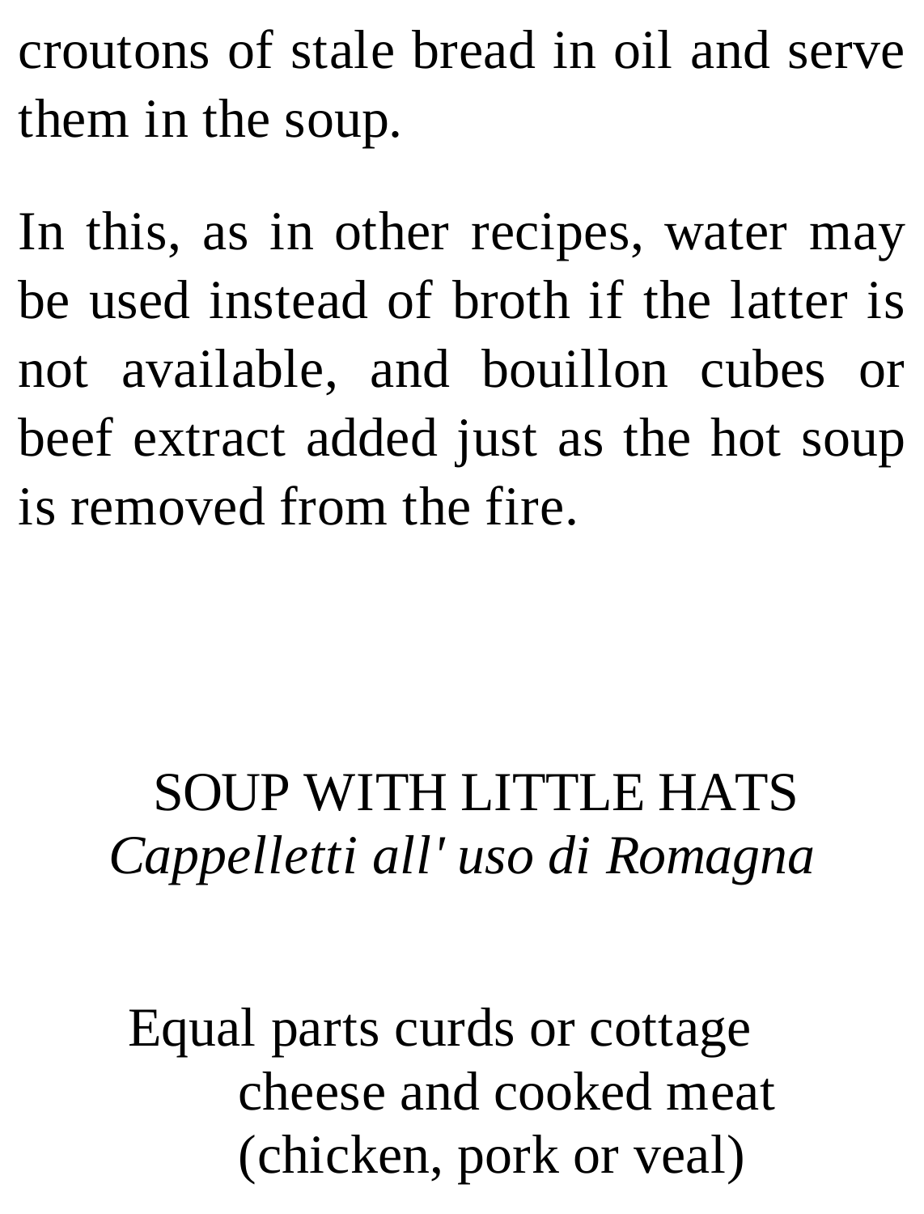croutons of stale bread in oil and serve them in the soup.

In this, as in other recipes, water may be used instead of broth if the latter is not available, and bouillon cubes or beef extract added just as the hot soup is removed from the fire.

## SOUP WITH LITTLE HATS
### *Cappelletti all' uso di Romagna*

Equal parts curds or cottage cheese and cooked meat (chicken, pork or veal)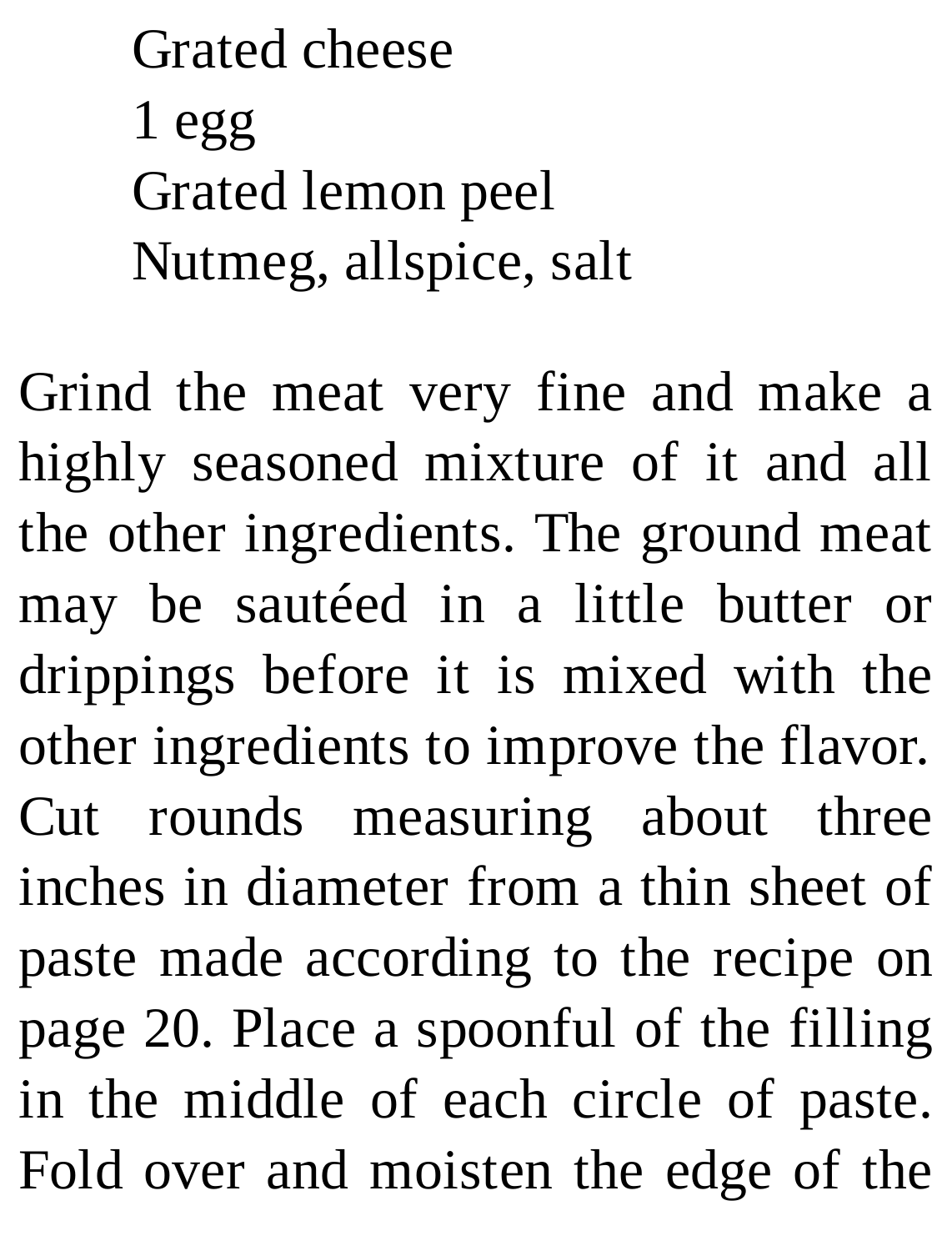Grated cheese
1 egg
Grated lemon peel
Nutmeg, allspice, salt

Grind the meat very fine and make a highly seasoned mixture of it and all the other ingredients. The ground meat may be sautéed in a little butter or drippings before it is mixed with the other ingredients to improve the flavor. Cut rounds measuring about three inches in diameter from a thin sheet of paste made according to the recipe on page 20. Place a spoonful of the filling in the middle of each circle of paste. Fold over and moisten the edge of the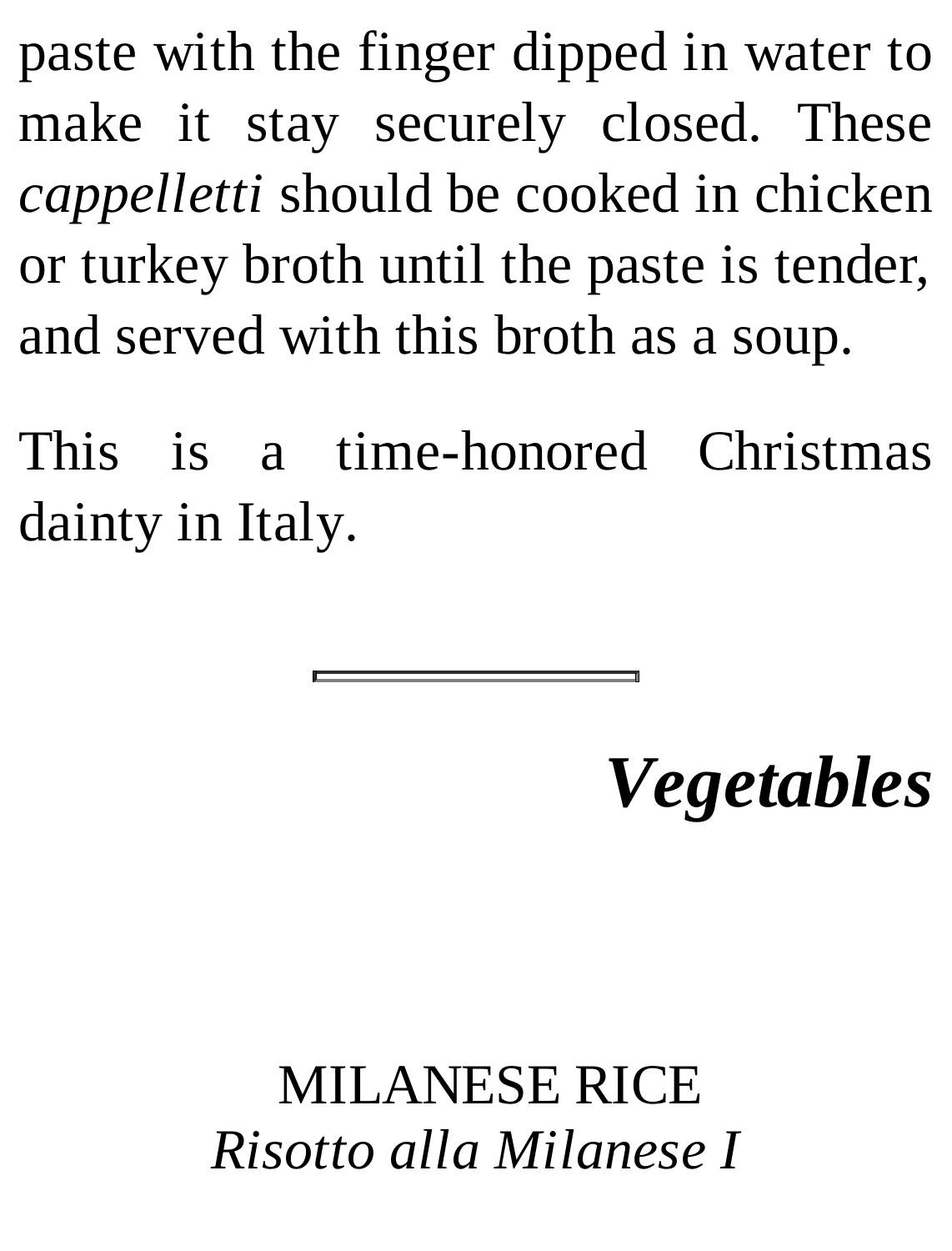paste with the finger dipped in water to make it stay securely closed. These *cappelletti* should be cooked in chicken or turkey broth until the paste is tender, and served with this broth as a soup.

This is a time-honored Christmas dainty in Italy.

---

# ***Vegetables***

## MILANESE RICE
*Risotto alla Milanese I*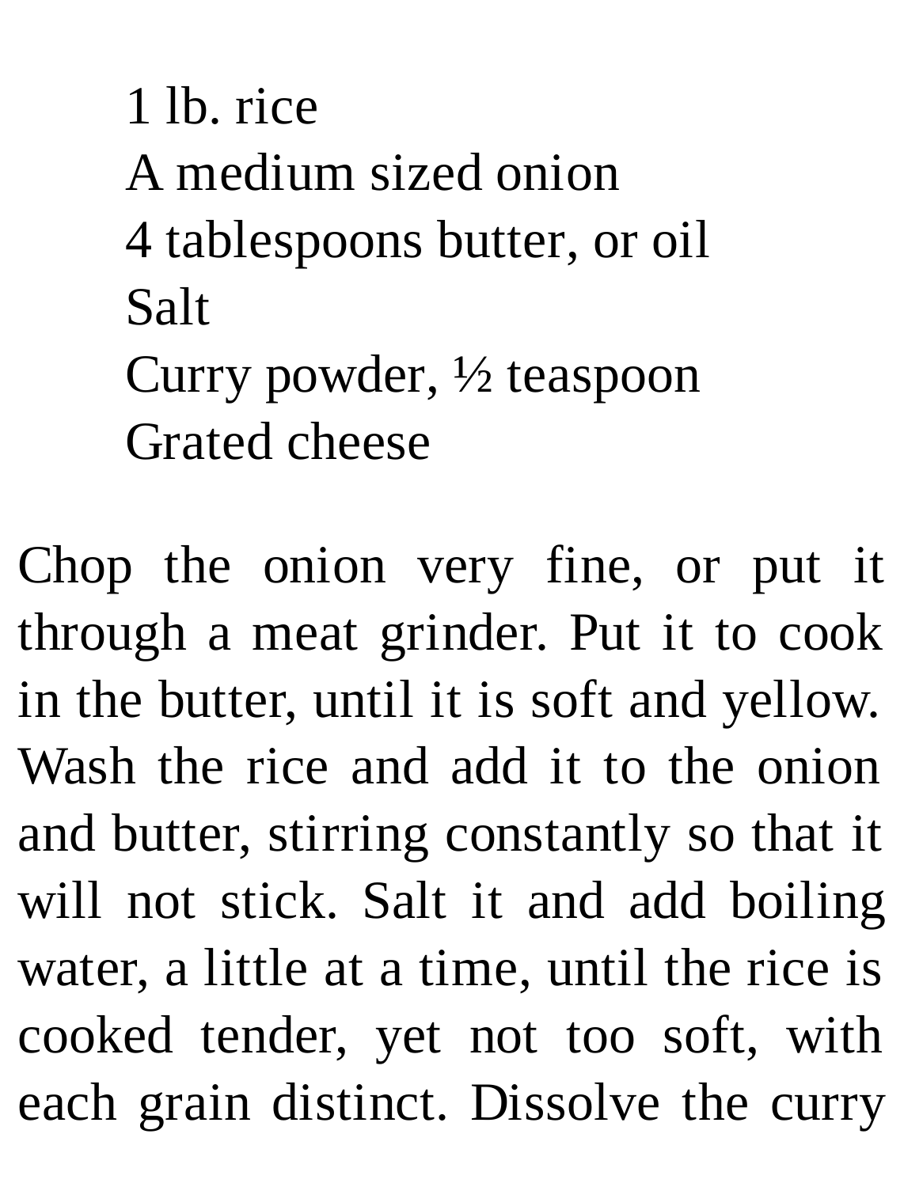1 lb. rice  
A medium sized onion  
4 tablespoons butter, or oil  
Salt  
Curry powder, ½ teaspoon  
Grated cheese

Chop the onion very fine, or put it through a meat grinder. Put it to cook in the butter, until it is soft and yellow. Wash the rice and add it to the onion and butter, stirring constantly so that it will not stick. Salt it and add boiling water, a little at a time, until the rice is cooked tender, yet not too soft, with each grain distinct. Dissolve the curry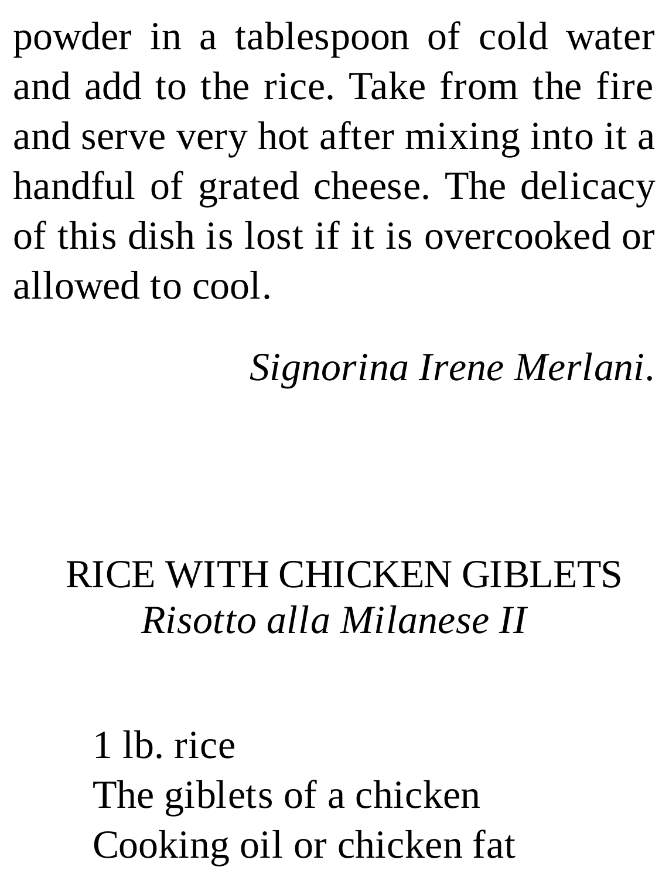powder in a tablespoon of cold water and add to the rice. Take from the fire and serve very hot after mixing into it a handful of grated cheese. The delicacy of this dish is lost if it is overcooked or allowed to cool.

*Signorina Irene Merlani*.

## RICE WITH CHICKEN GIBLETS
### *Risotto alla Milanese II*

1 lb. rice  
The giblets of a chicken  
Cooking oil or chicken fat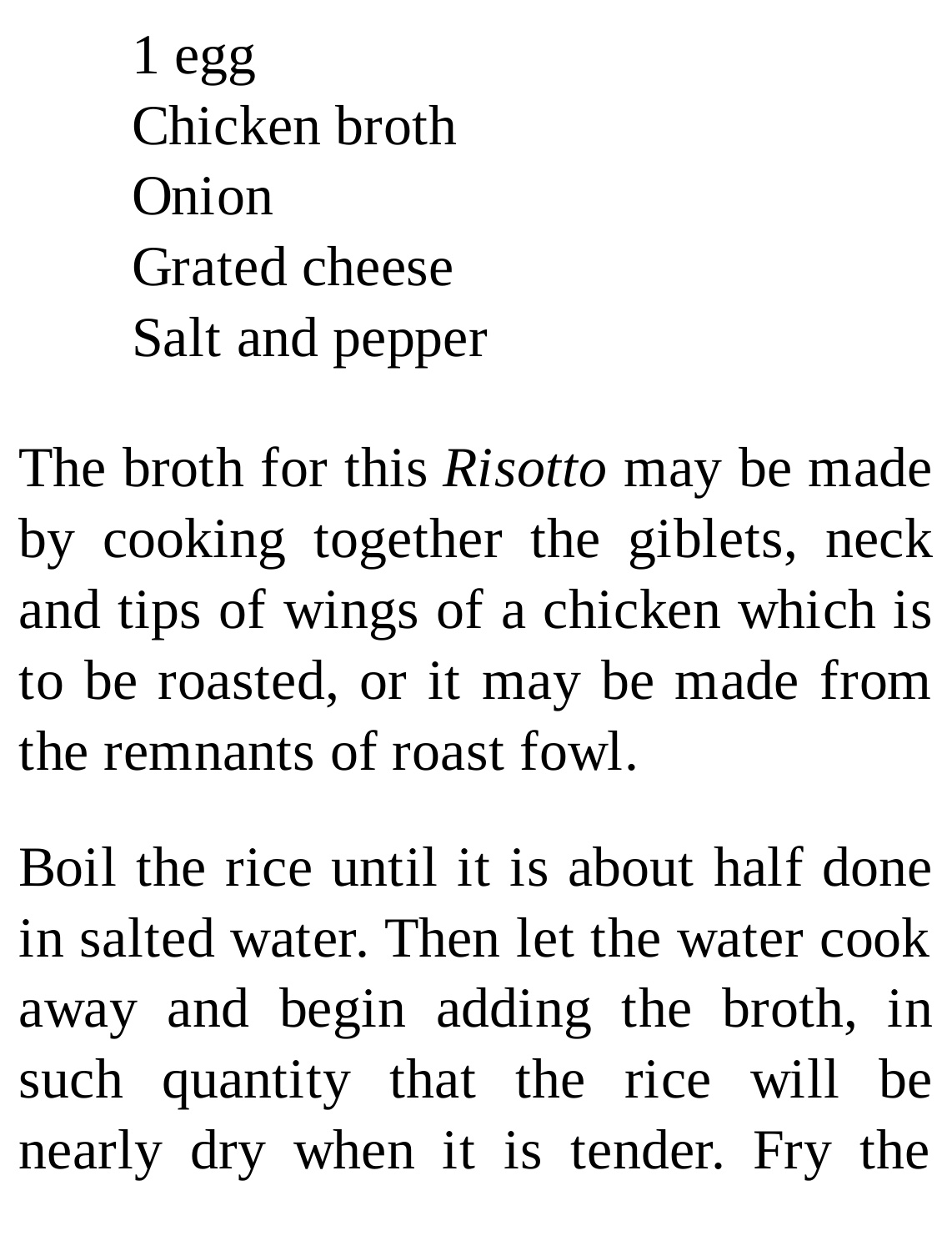1 egg
Chicken broth
Onion
Grated cheese
Salt and pepper

The broth for this *Risotto* may be made by cooking together the giblets, neck and tips of wings of a chicken which is to be roasted, or it may be made from the remnants of roast fowl.

Boil the rice until it is about half done in salted water. Then let the water cook away and begin adding the broth, in such quantity that the rice will be nearly dry when it is tender. Fry the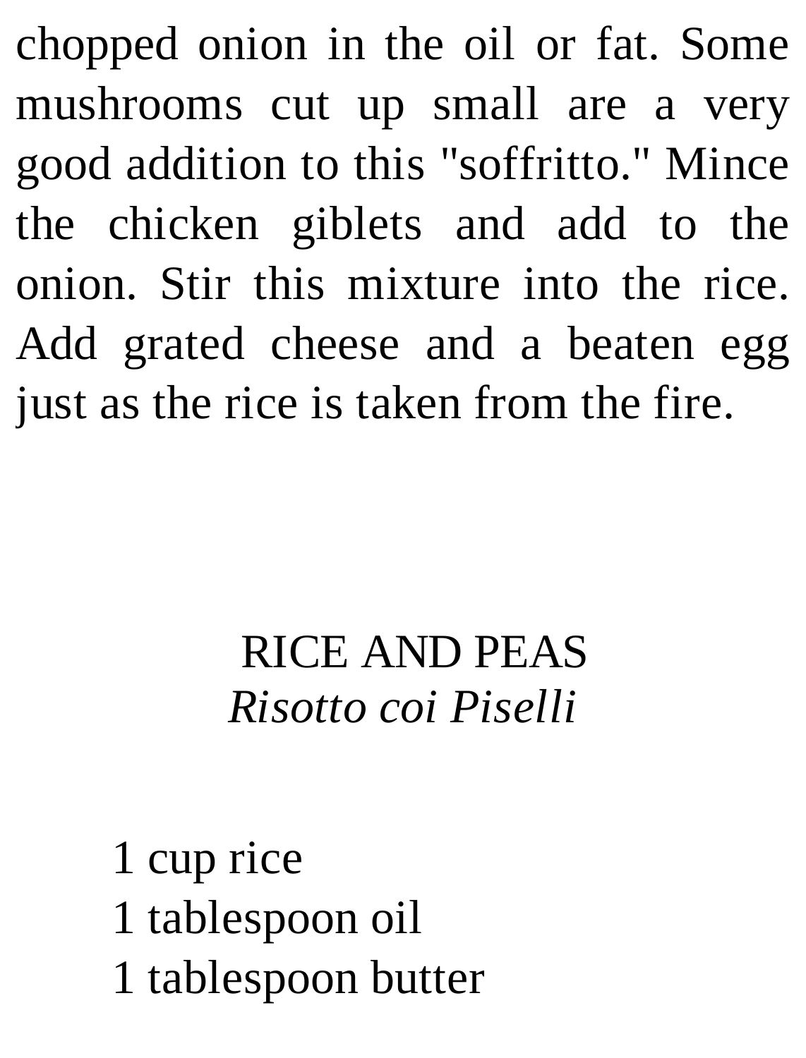chopped onion in the oil or fat. Some mushrooms cut up small are a very good addition to this "soffritto." Mince the chicken giblets and add to the onion. Stir this mixture into the rice. Add grated cheese and a beaten egg just as the rice is taken from the fire.

## RICE AND PEAS
*Risotto coi Piselli*

1 cup rice
1 tablespoon oil
1 tablespoon butter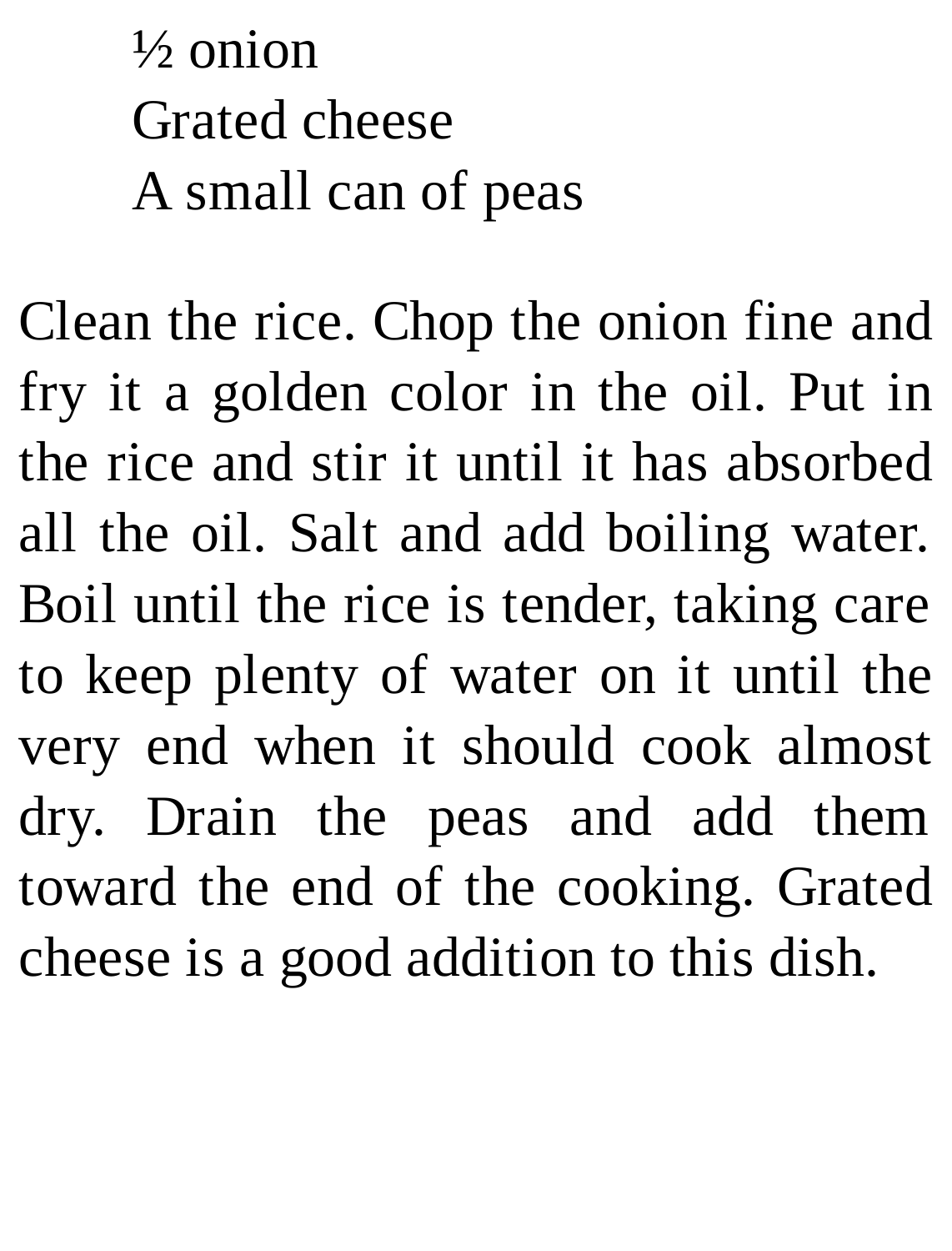½ onion
Grated cheese
A small can of peas

Clean the rice. Chop the onion fine and fry it a golden color in the oil. Put in the rice and stir it until it has absorbed all the oil. Salt and add boiling water. Boil until the rice is tender, taking care to keep plenty of water on it until the very end when it should cook almost dry. Drain the peas and add them toward the end of the cooking. Grated cheese is a good addition to this dish.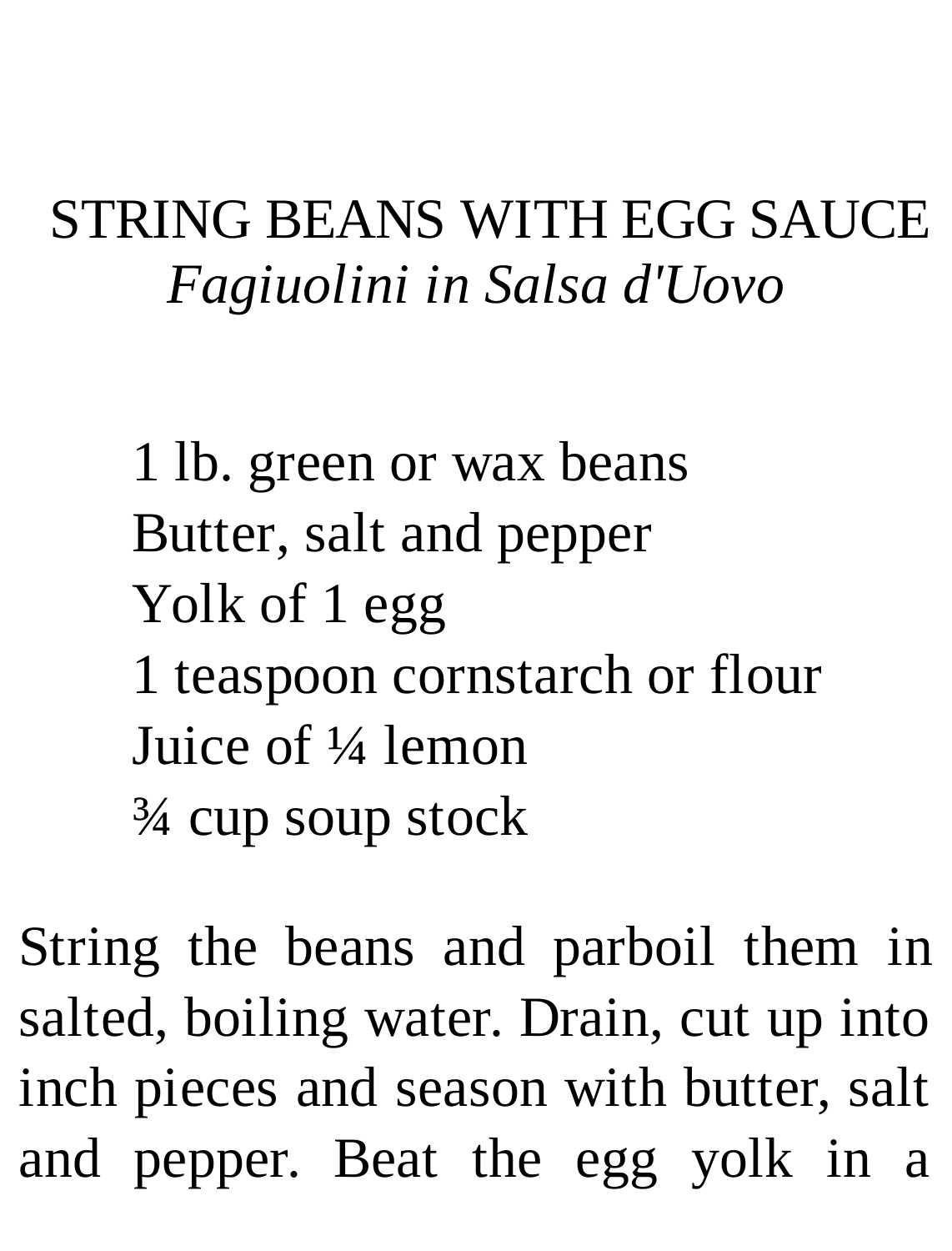## STRING BEANS WITH EGG SAUCE

*Fagiuolini in Salsa d'Uovo*

1 lb. green or wax beans
Butter, salt and pepper
Yolk of 1 egg
1 teaspoon cornstarch or flour
Juice of ¼ lemon
¾ cup soup stock

String the beans and parboil them in salted, boiling water. Drain, cut up into inch pieces and season with butter, salt and pepper. Beat the egg yolk in a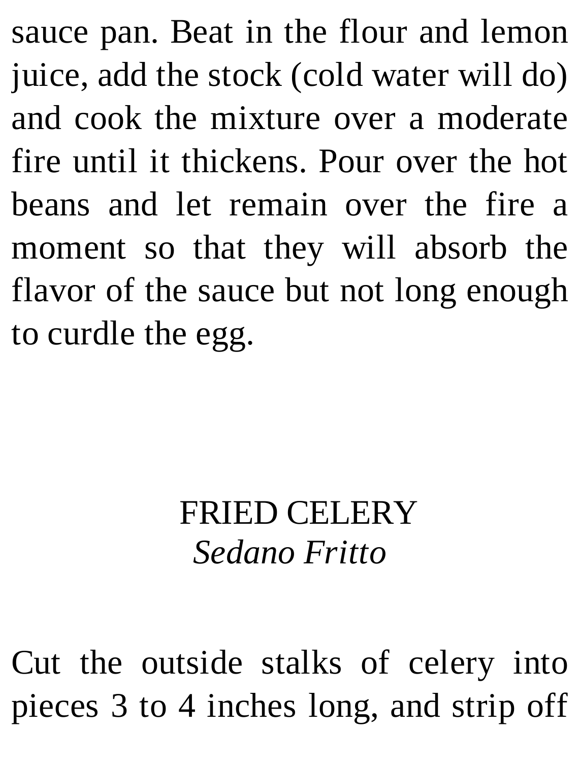sauce pan. Beat in the flour and lemon juice, add the stock (cold water will do) and cook the mixture over a moderate fire until it thickens. Pour over the hot beans and let remain over the fire a moment so that they will absorb the flavor of the sauce but not long enough to curdle the egg.

## FRIED CELERY
### *Sedano Fritto*

Cut the outside stalks of celery into pieces 3 to 4 inches long, and strip off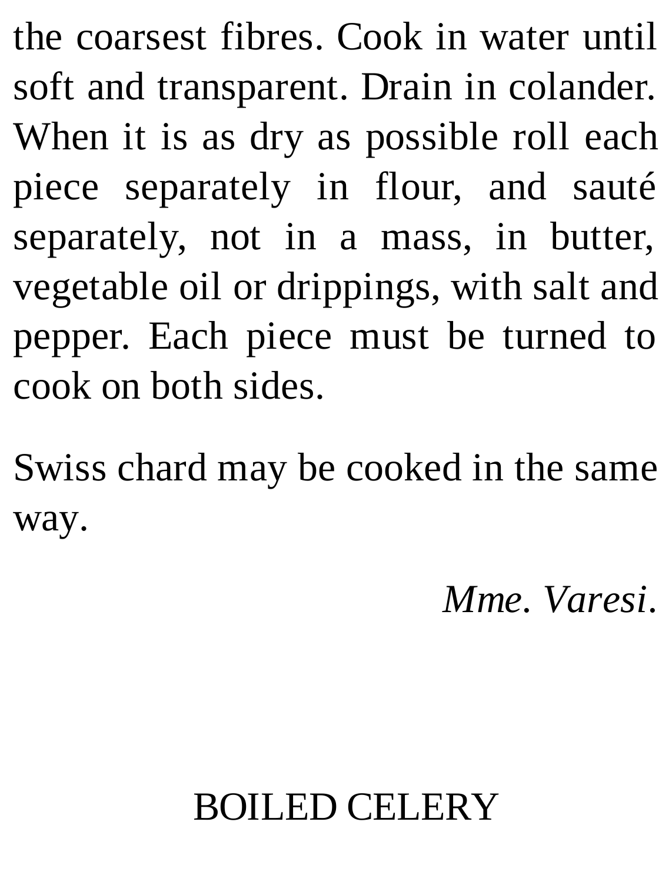the coarsest fibres. Cook in water until soft and transparent. Drain in colander. When it is as dry as possible roll each piece separately in flour, and sauté separately, not in a mass, in butter, vegetable oil or drippings, with salt and pepper. Each piece must be turned to cook on both sides.

Swiss chard may be cooked in the same way.

*Mme. Varesi.*

## BOILED CELERY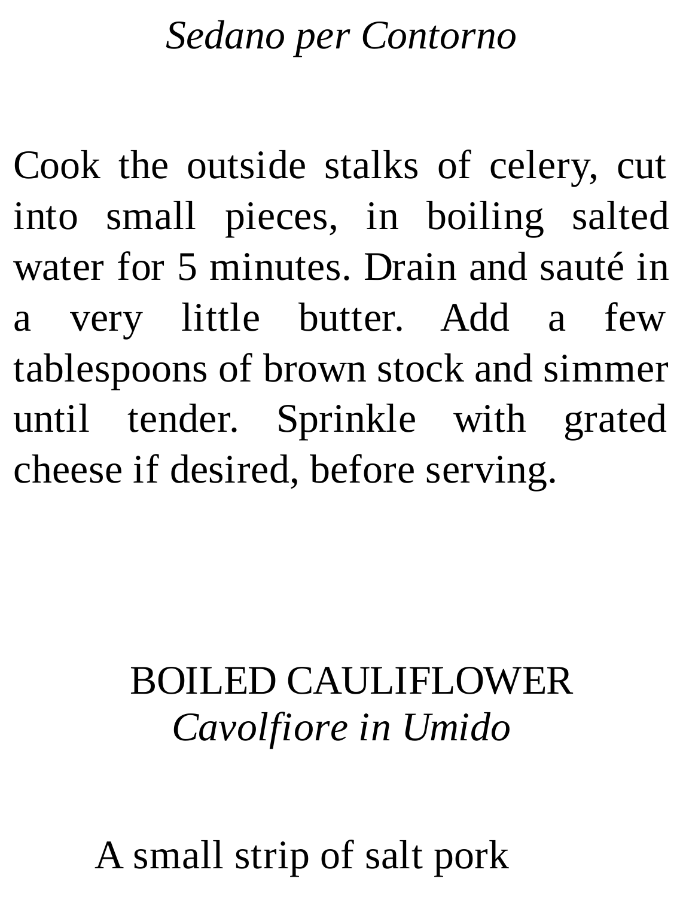*Sedano per Contorno*

Cook the outside stalks of celery, cut into small pieces, in boiling salted water for 5 minutes. Drain and sauté in a very little butter. Add a few tablespoons of brown stock and simmer until tender. Sprinkle with grated cheese if desired, before serving.

## BOILED CAULIFLOWER
*Cavolfiore in Umido*

A small strip of salt pork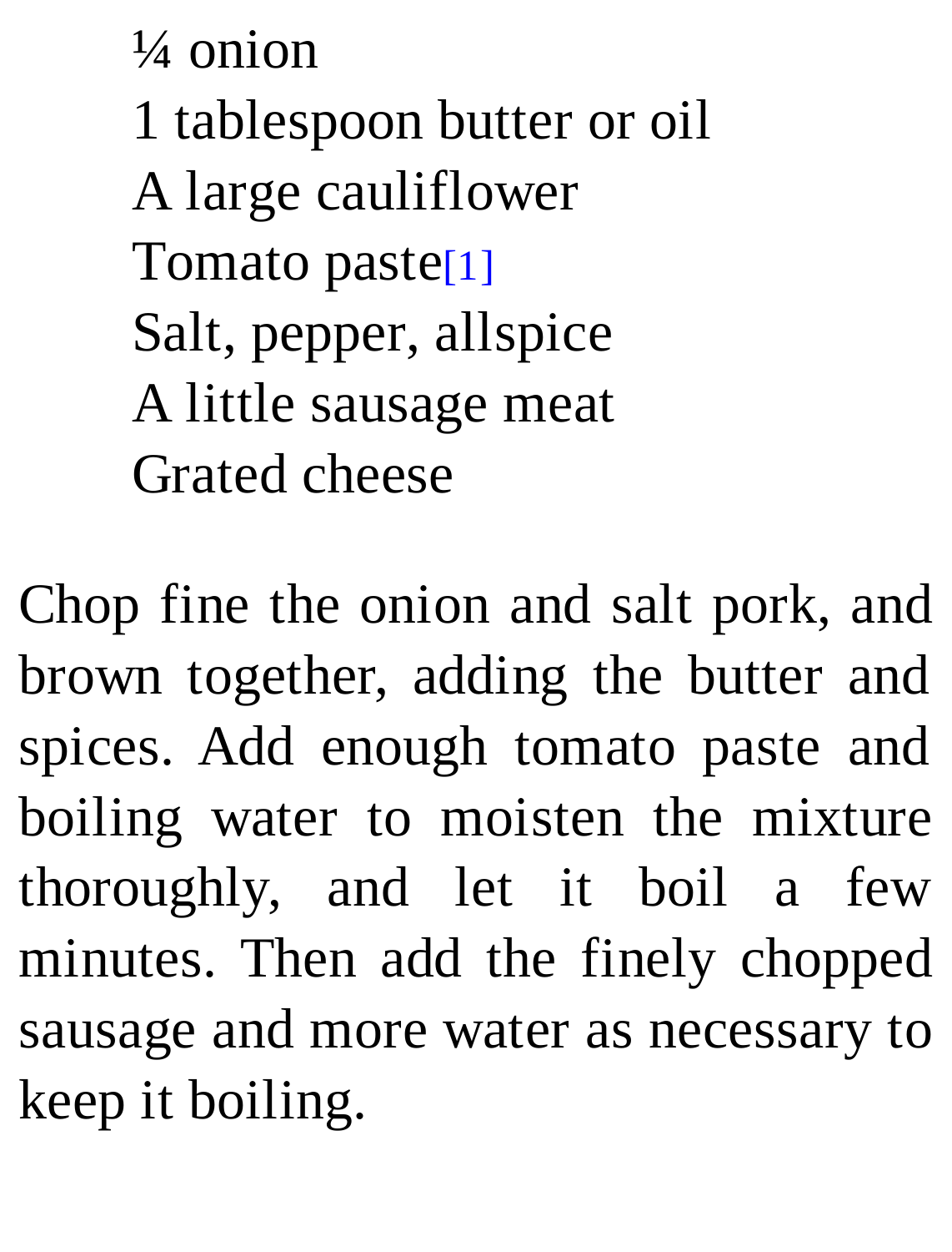¼ onion  
1 tablespoon butter or oil  
A large cauliflower  
Tomato paste[1]  
Salt, pepper, allspice  
A little sausage meat  
Grated cheese

Chop fine the onion and salt pork, and brown together, adding the butter and spices. Add enough tomato paste and boiling water to moisten the mixture thoroughly, and let it boil a few minutes. Then add the finely chopped sausage and more water as necessary to keep it boiling.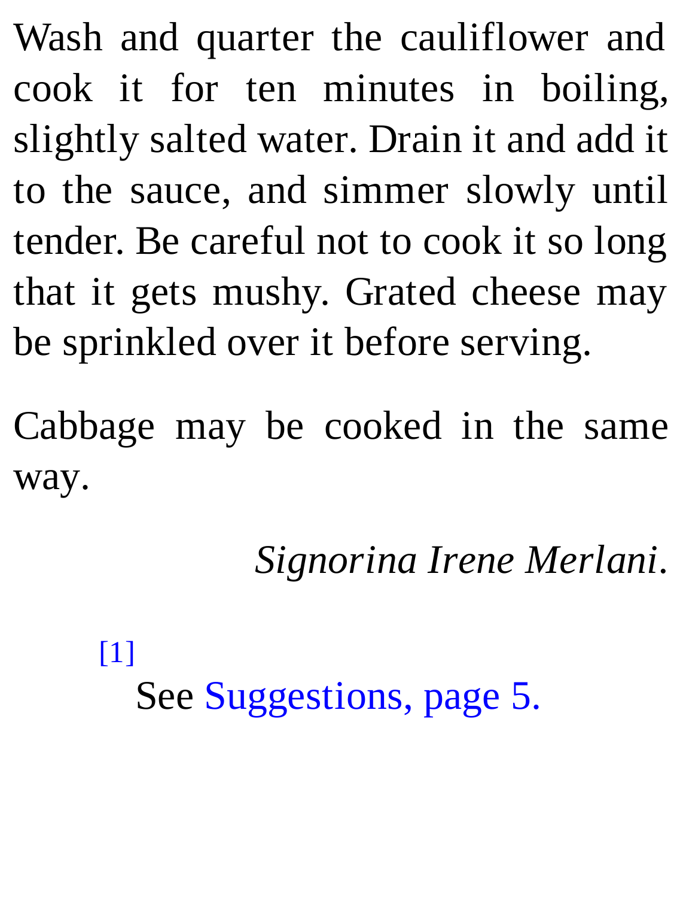Wash and quarter the cauliflower and cook it for ten minutes in boiling, slightly salted water. Drain it and add it to the sauce, and simmer slowly until tender. Be careful not to cook it so long that it gets mushy. Grated cheese may be sprinkled over it before serving.

Cabbage may be cooked in the same way.

*Signorina Irene Merlani*.

[1] See Suggestions, page 5.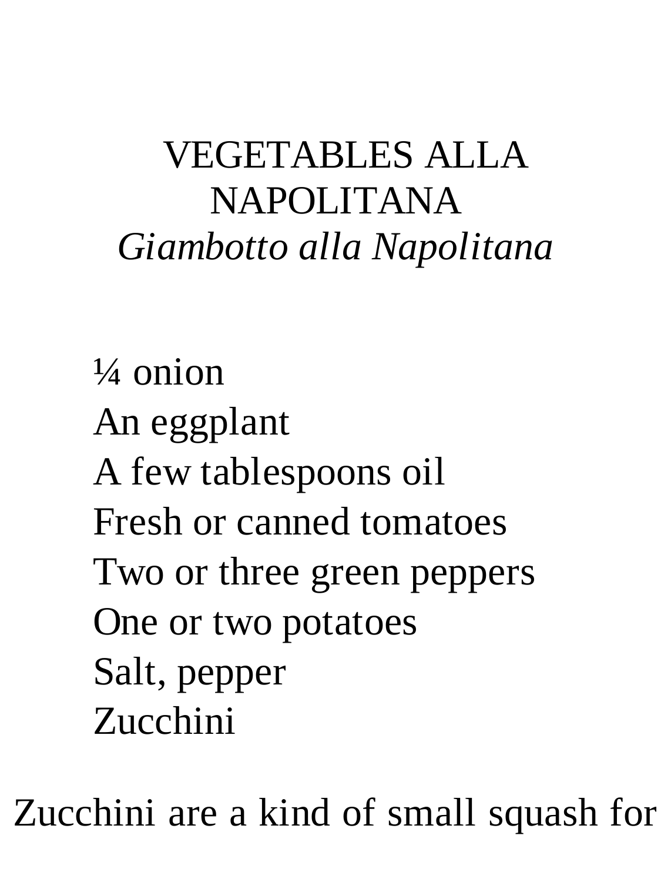# VEGETABLES ALLA NAPOLITANA

*Giambotto alla Napolitana*

¼ onion
An eggplant
A few tablespoons oil
Fresh or canned tomatoes
Two or three green peppers
One or two potatoes
Salt, pepper
Zucchini

Zucchini are a kind of small squash for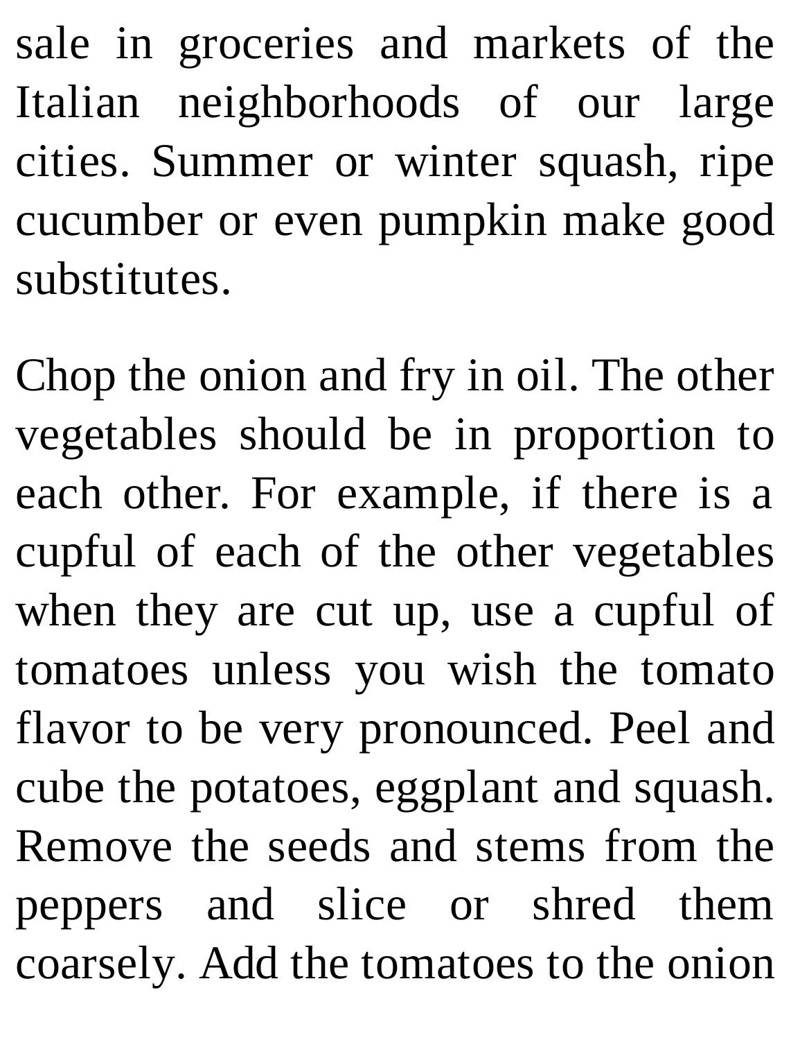sale in groceries and markets of the Italian neighborhoods of our large cities. Summer or winter squash, ripe cucumber or even pumpkin make good substitutes.

Chop the onion and fry in oil. The other vegetables should be in proportion to each other. For example, if there is a cupful of each of the other vegetables when they are cut up, use a cupful of tomatoes unless you wish the tomato flavor to be very pronounced. Peel and cube the potatoes, eggplant and squash. Remove the seeds and stems from the peppers and slice or shred them coarsely. Add the tomatoes to the onion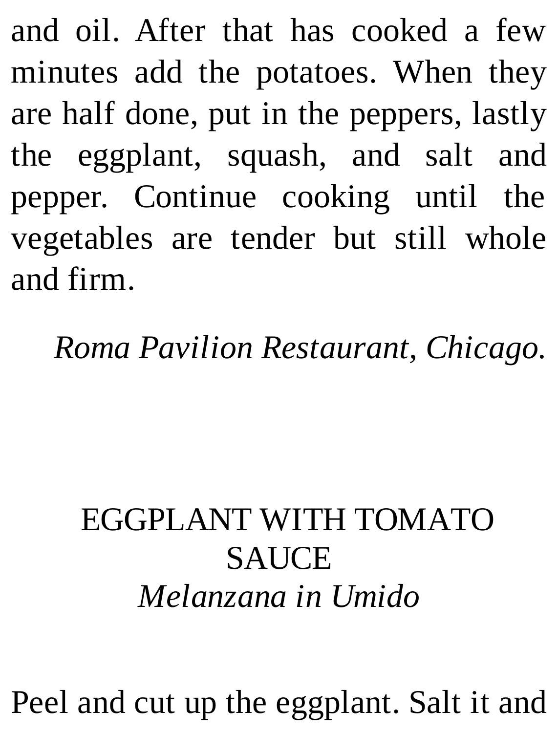and oil. After that has cooked a few minutes add the potatoes. When they are half done, put in the peppers, lastly the eggplant, squash, and salt and pepper. Continue cooking until the vegetables are tender but still whole and firm.

*Roma Pavilion Restaurant, Chicago.*

## EGGPLANT WITH TOMATO SAUCE
*Melanzana in Umido*

Peel and cut up the eggplant. Salt it and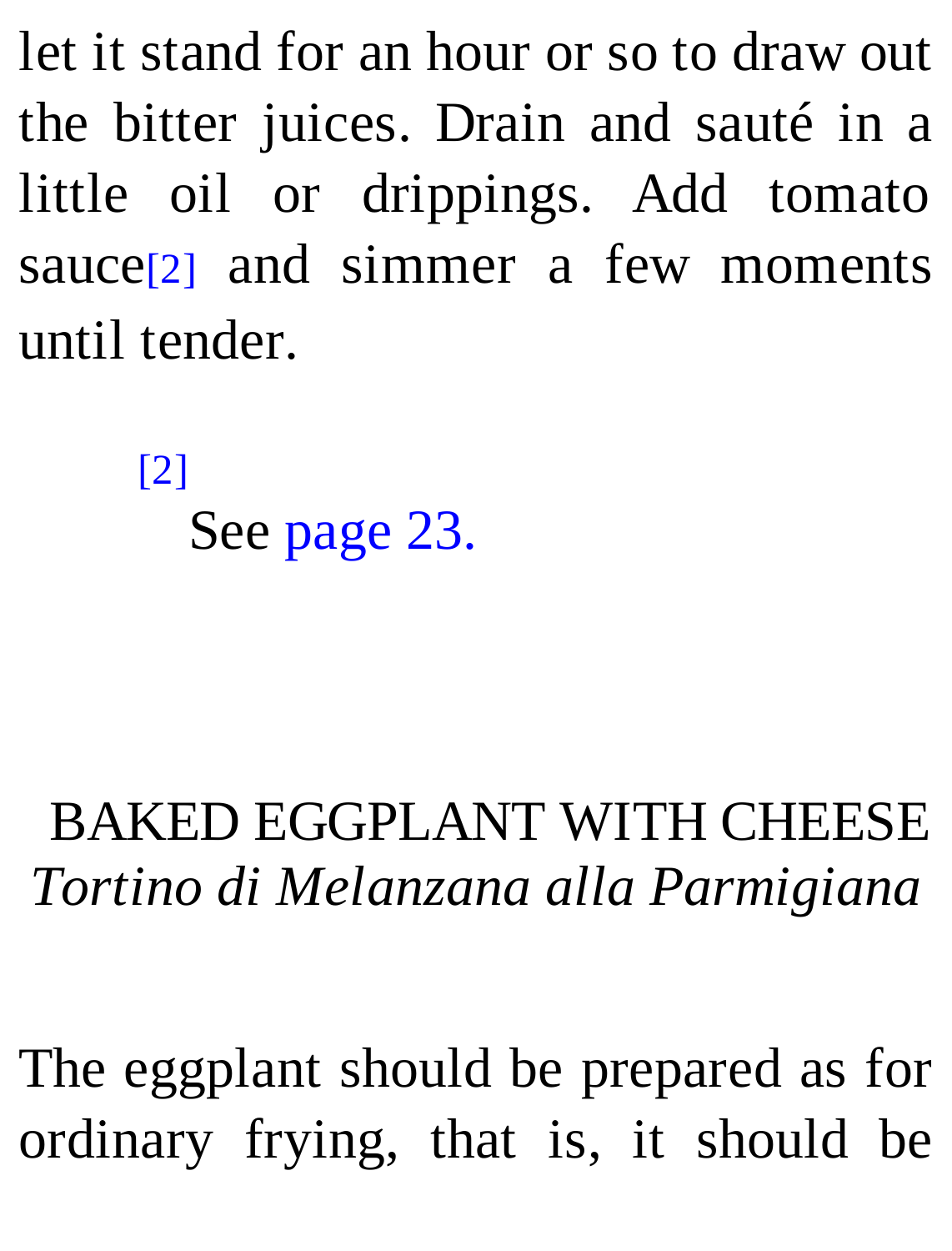let it stand for an hour or so to draw out the bitter juices. Drain and sauté in a little oil or drippings. Add tomato sauce[2] and simmer a few moments until tender.

[2] See page 23.

## BAKED EGGPLANT WITH CHEESE
*Tortino di Melanzana alla Parmigiana*

The eggplant should be prepared as for ordinary frying, that is, it should be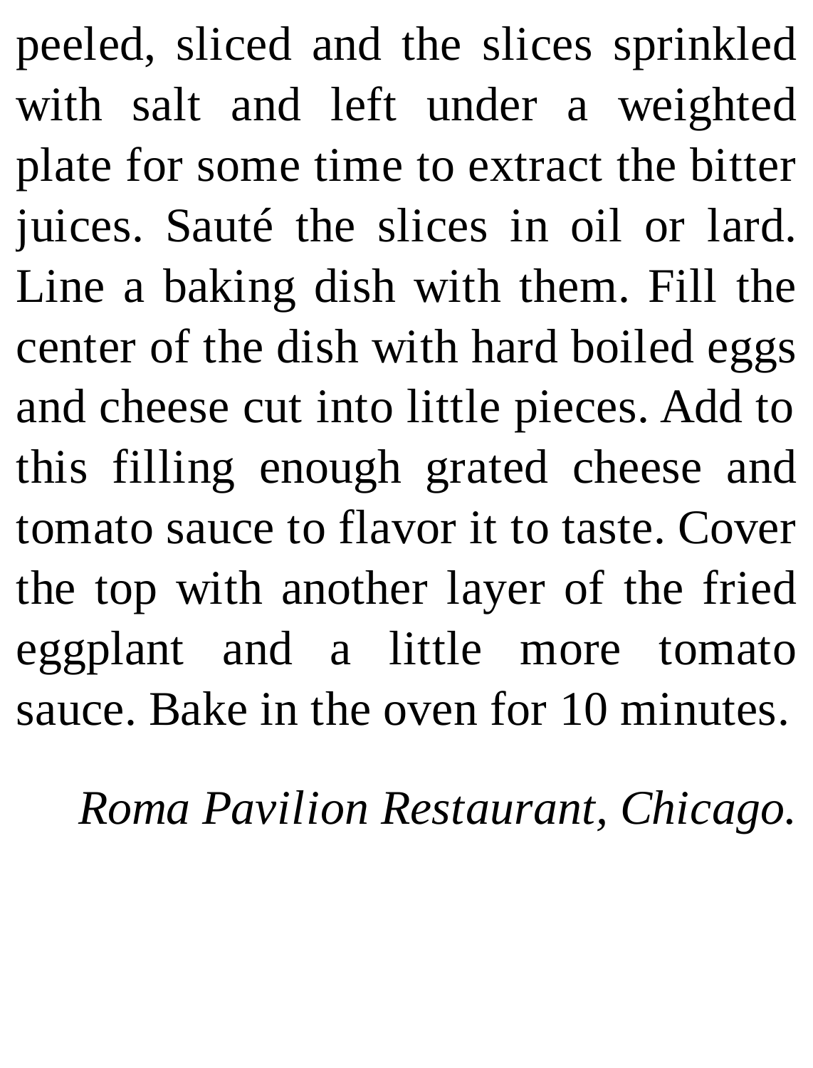peeled, sliced and the slices sprinkled with salt and left under a weighted plate for some time to extract the bitter juices. Sauté the slices in oil or lard. Line a baking dish with them. Fill the center of the dish with hard boiled eggs and cheese cut into little pieces. Add to this filling enough grated cheese and tomato sauce to flavor it to taste. Cover the top with another layer of the fried eggplant and a little more tomato sauce. Bake in the oven for 10 minutes.

*Roma Pavilion Restaurant, Chicago.*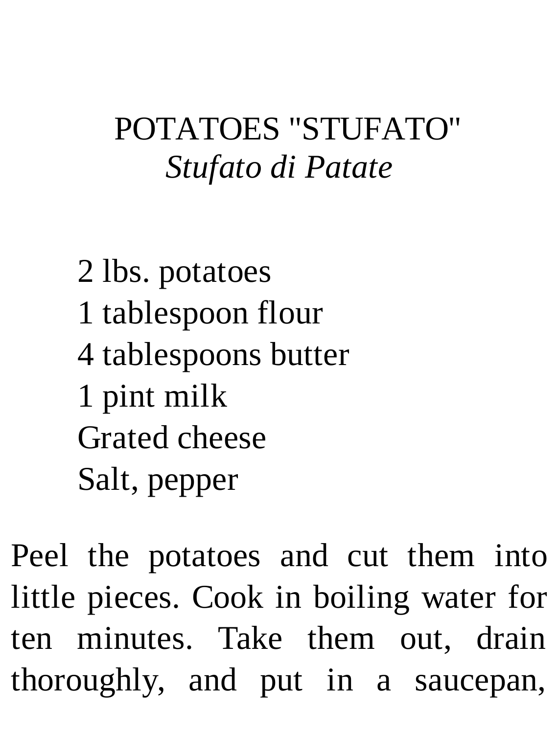# POTATOES "STUFATO"

*Stufato di Patate*

2 lbs. potatoes
1 tablespoon flour
4 tablespoons butter
1 pint milk
Grated cheese
Salt, pepper

Peel the potatoes and cut them into little pieces. Cook in boiling water for ten minutes. Take them out, drain thoroughly, and put in a saucepan,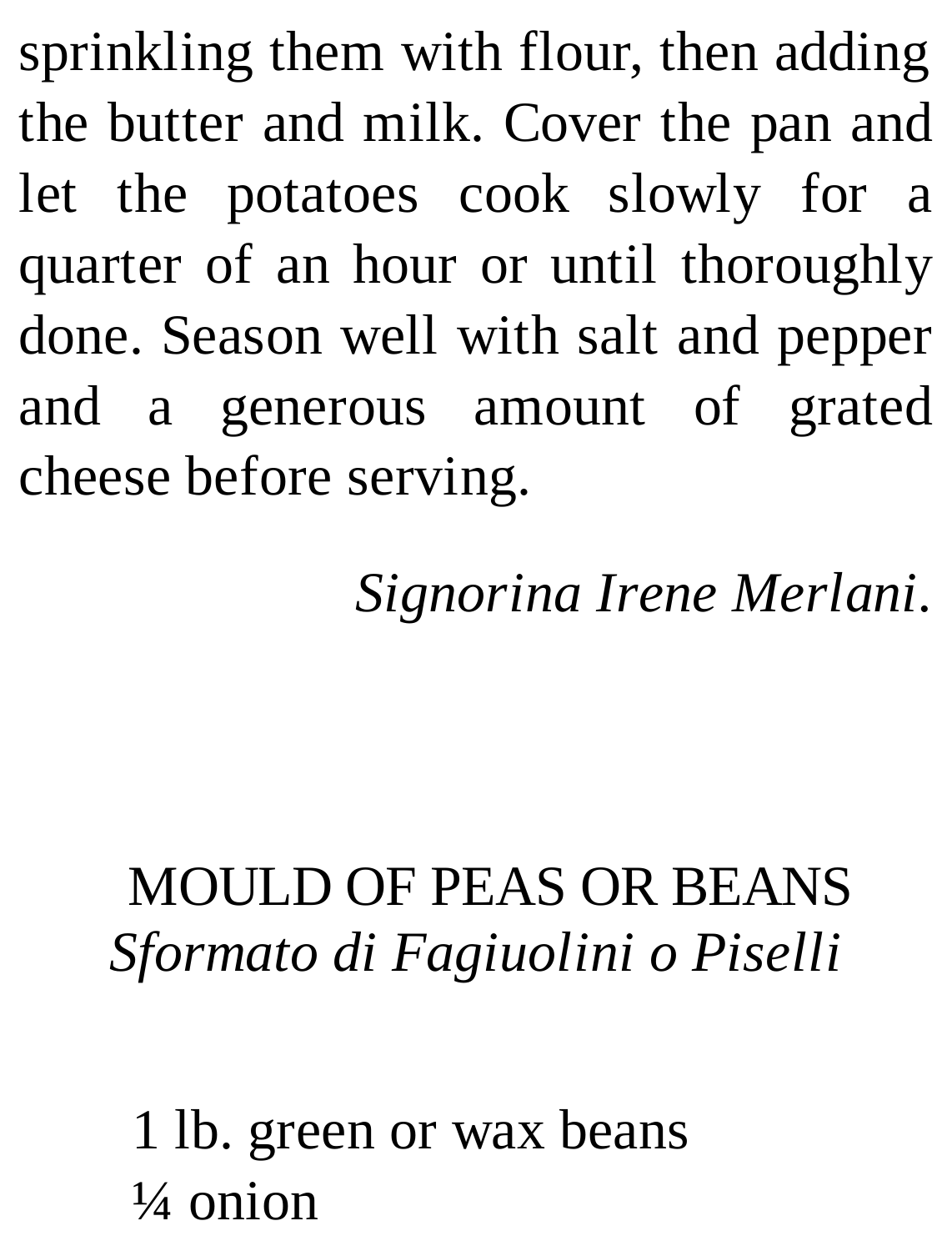sprinkling them with flour, then adding the butter and milk. Cover the pan and let the potatoes cook slowly for a quarter of an hour or until thoroughly done. Season well with salt and pepper and a generous amount of grated cheese before serving.

*Signorina Irene Merlani*.

## MOULD OF PEAS OR BEANS
*Sformato di Fagiuolini o Piselli*

1 lb. green or wax beans
¼ onion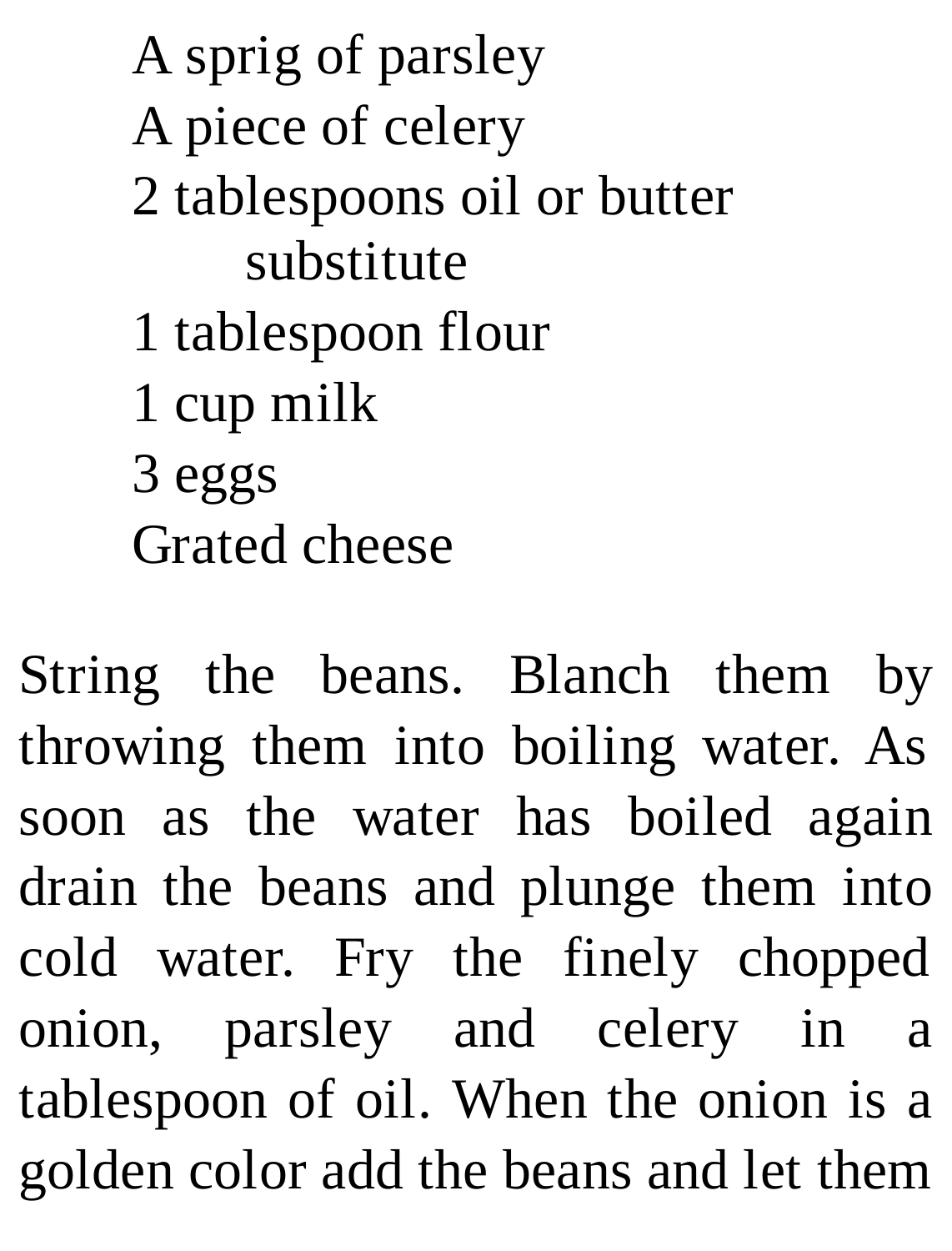A sprig of parsley
A piece of celery
2 tablespoons oil or butter substitute
1 tablespoon flour
1 cup milk
3 eggs
Grated cheese

String the beans. Blanch them by throwing them into boiling water. As soon as the water has boiled again drain the beans and plunge them into cold water. Fry the finely chopped onion, parsley and celery in a tablespoon of oil. When the onion is a golden color add the beans and let them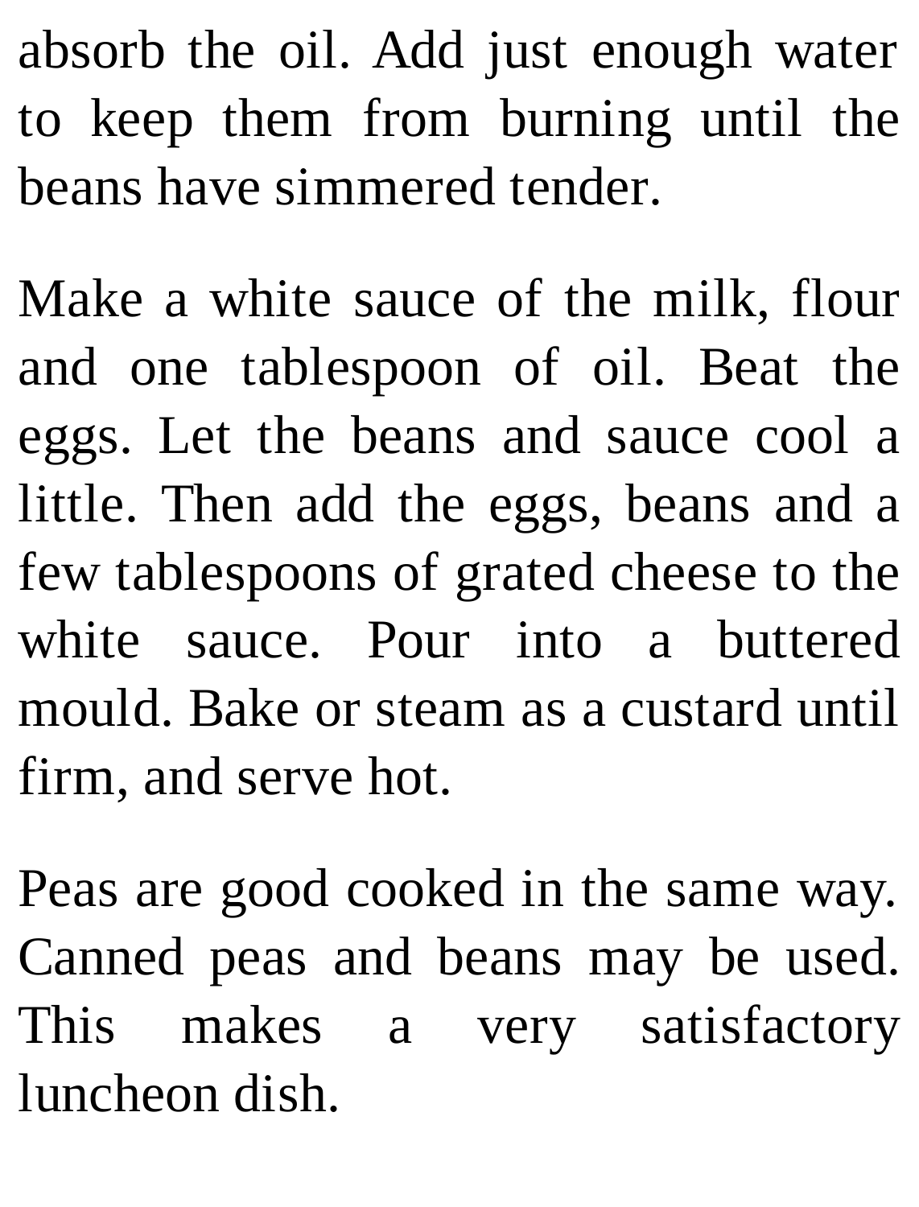absorb the oil. Add just enough water to keep them from burning until the beans have simmered tender.

Make a white sauce of the milk, flour and one tablespoon of oil. Beat the eggs. Let the beans and sauce cool a little. Then add the eggs, beans and a few tablespoons of grated cheese to the white sauce. Pour into a buttered mould. Bake or steam as a custard until firm, and serve hot.

Peas are good cooked in the same way. Canned peas and beans may be used. This makes a very satisfactory luncheon dish.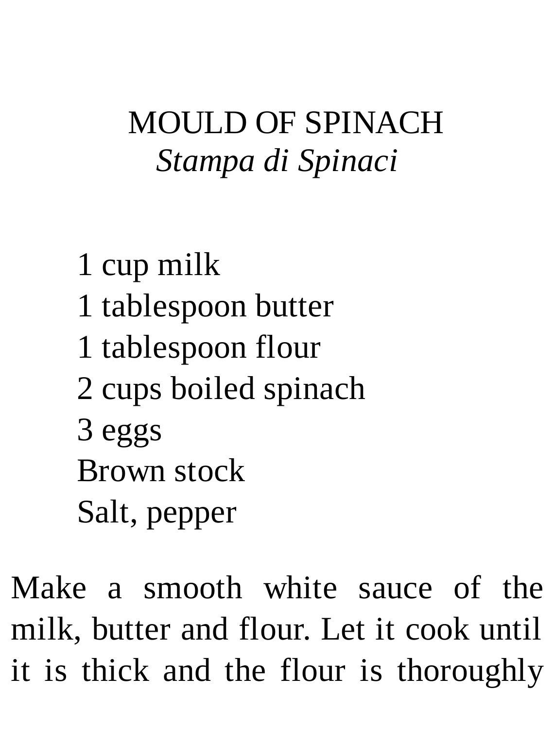# MOULD OF SPINACH

*Stampa di Spinaci*

- 1 cup milk
- 1 tablespoon butter
- 1 tablespoon flour
- 2 cups boiled spinach
- 3 eggs
- Brown stock
- Salt, pepper

Make a smooth white sauce of the milk, butter and flour. Let it cook until it is thick and the flour is thoroughly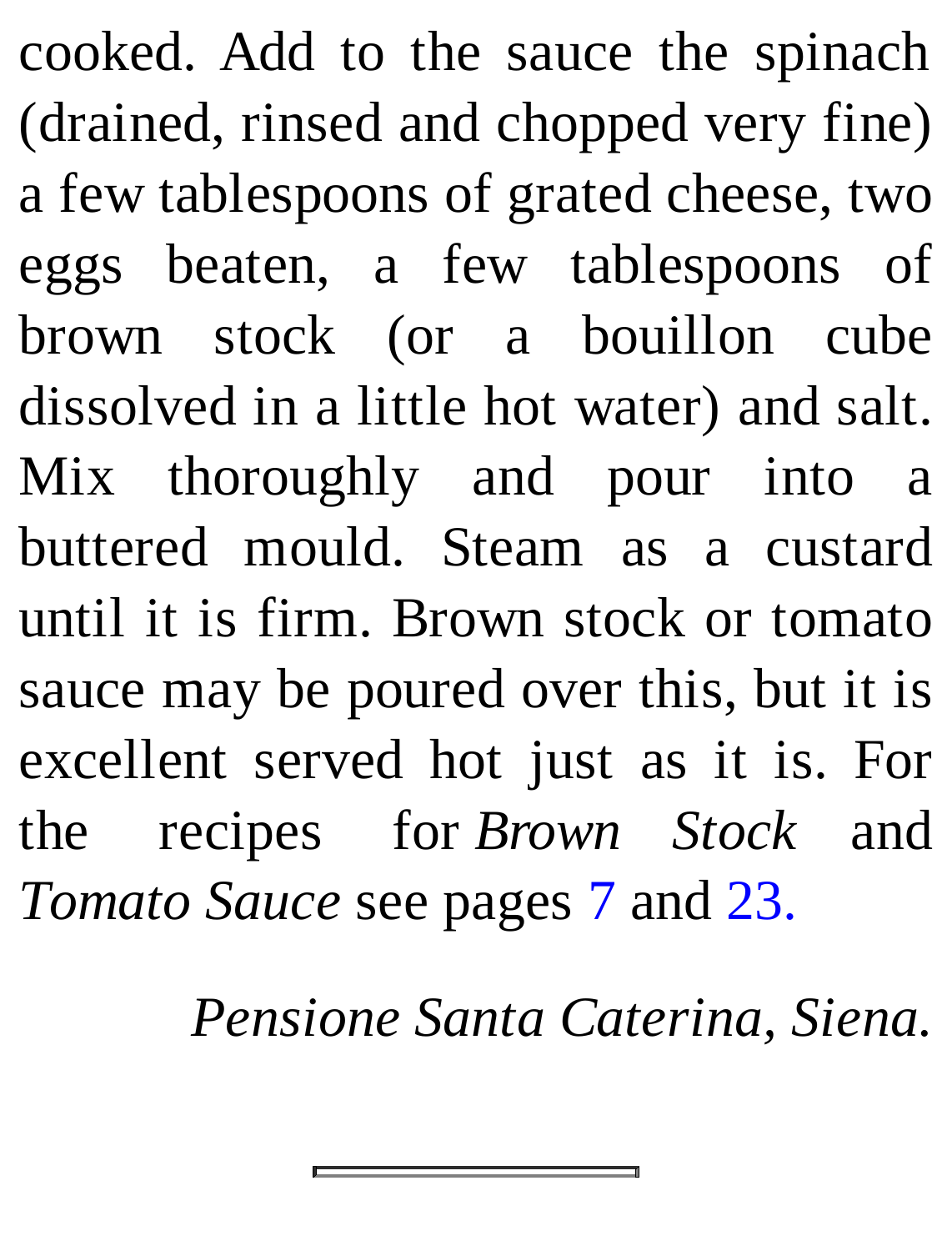cooked. Add to the sauce the spinach (drained, rinsed and chopped very fine) a few tablespoons of grated cheese, two eggs beaten, a few tablespoons of brown stock (or a bouillon cube dissolved in a little hot water) and salt. Mix thoroughly and pour into a buttered mould. Steam as a custard until it is firm. Brown stock or tomato sauce may be poured over this, but it is excellent served hot just as it is. For the recipes for *Brown Stock* and *Tomato Sauce* see pages 7 and 23.

*Pensione Santa Caterina, Siena.*

---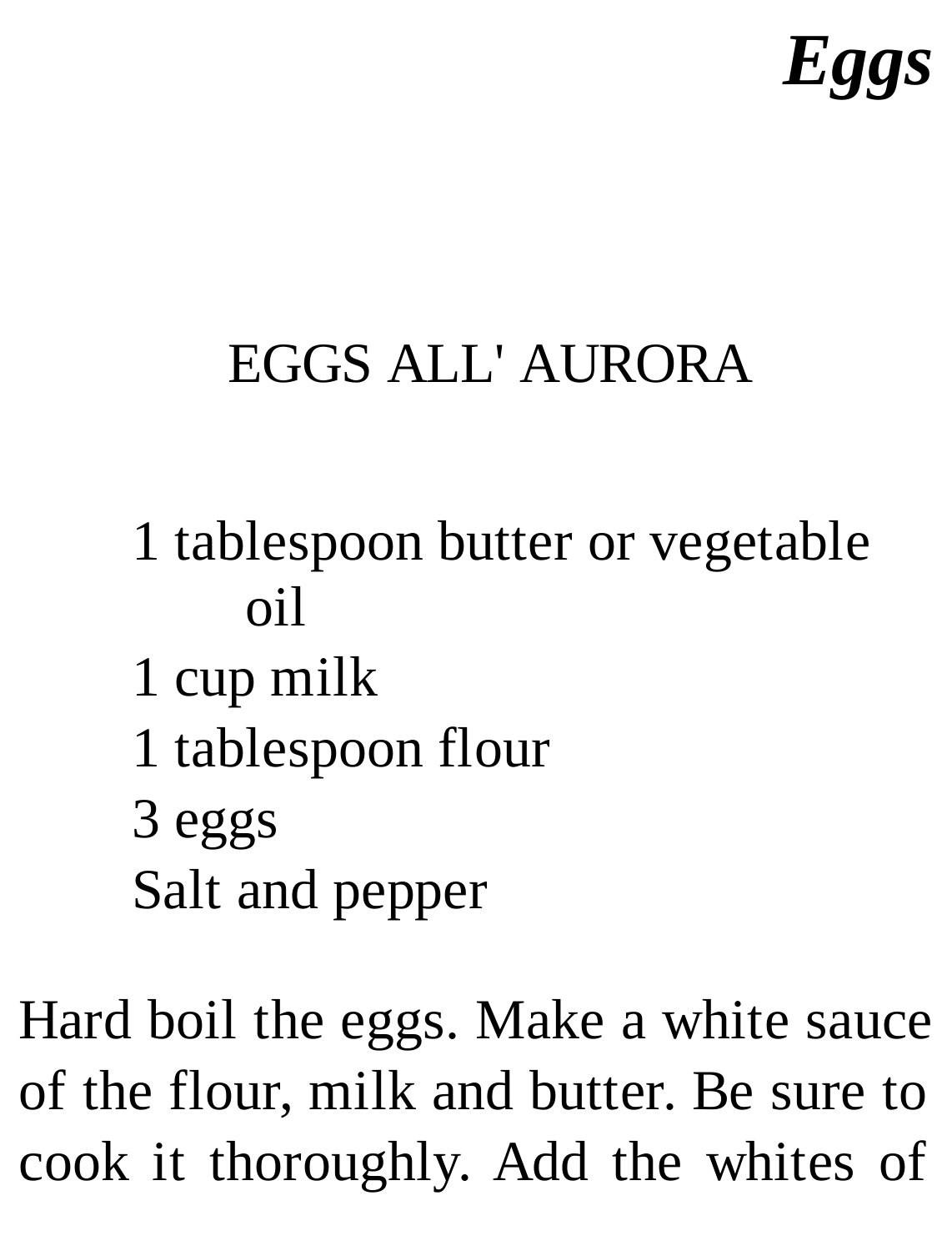## EGGS ALL' AURORA

- 1 tablespoon butter or vegetable oil
- 1 cup milk
- 1 tablespoon flour
- 3 eggs
- Salt and pepper

Hard boil the eggs. Make a white sauce of the flour, milk and butter. Be sure to cook it thoroughly. Add the whites of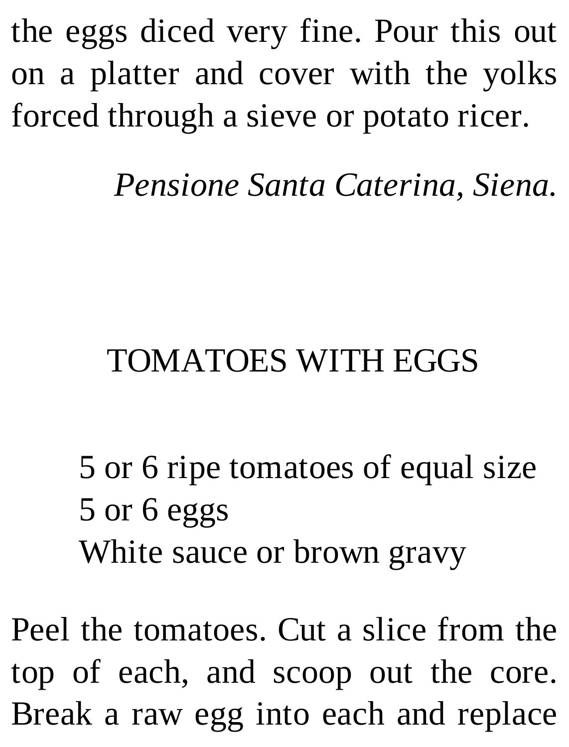the eggs diced very fine. Pour this out on a platter and cover with the yolks forced through a sieve or potato ricer.

*Pensione Santa Caterina, Siena.*

## TOMATOES WITH EGGS

- 5 or 6 ripe tomatoes of equal size
- 5 or 6 eggs
- White sauce or brown gravy

Peel the tomatoes. Cut a slice from the top of each, and scoop out the core. Break a raw egg into each and replace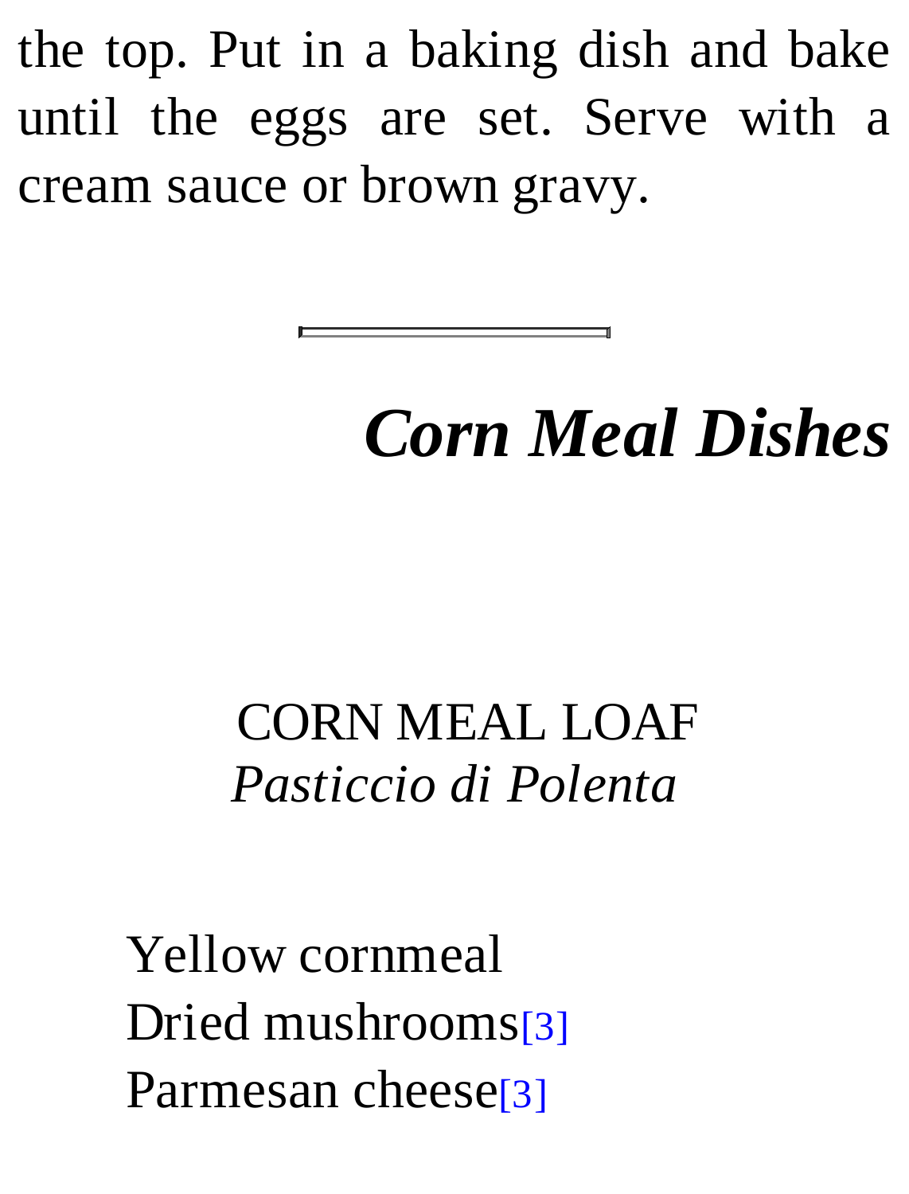the top. Put in a baking dish and bake until the eggs are set. Serve with a cream sauce or brown gravy.

---

## *Corn Meal Dishes*

### CORN MEAL LOAF
*Pasticcio di Polenta*

Yellow cornmeal
Dried mushrooms[3]
Parmesan cheese[3]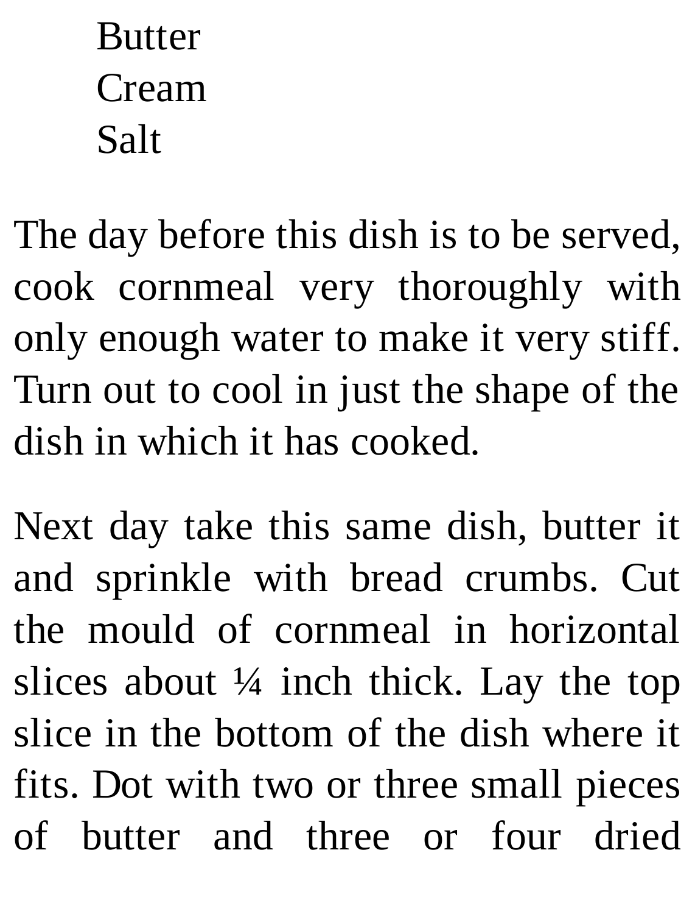Butter
Cream
Salt

The day before this dish is to be served, cook cornmeal very thoroughly with only enough water to make it very stiff. Turn out to cool in just the shape of the dish in which it has cooked.

Next day take this same dish, butter it and sprinkle with bread crumbs. Cut the mould of cornmeal in horizontal slices about ¼ inch thick. Lay the top slice in the bottom of the dish where it fits. Dot with two or three small pieces of butter and three or four dried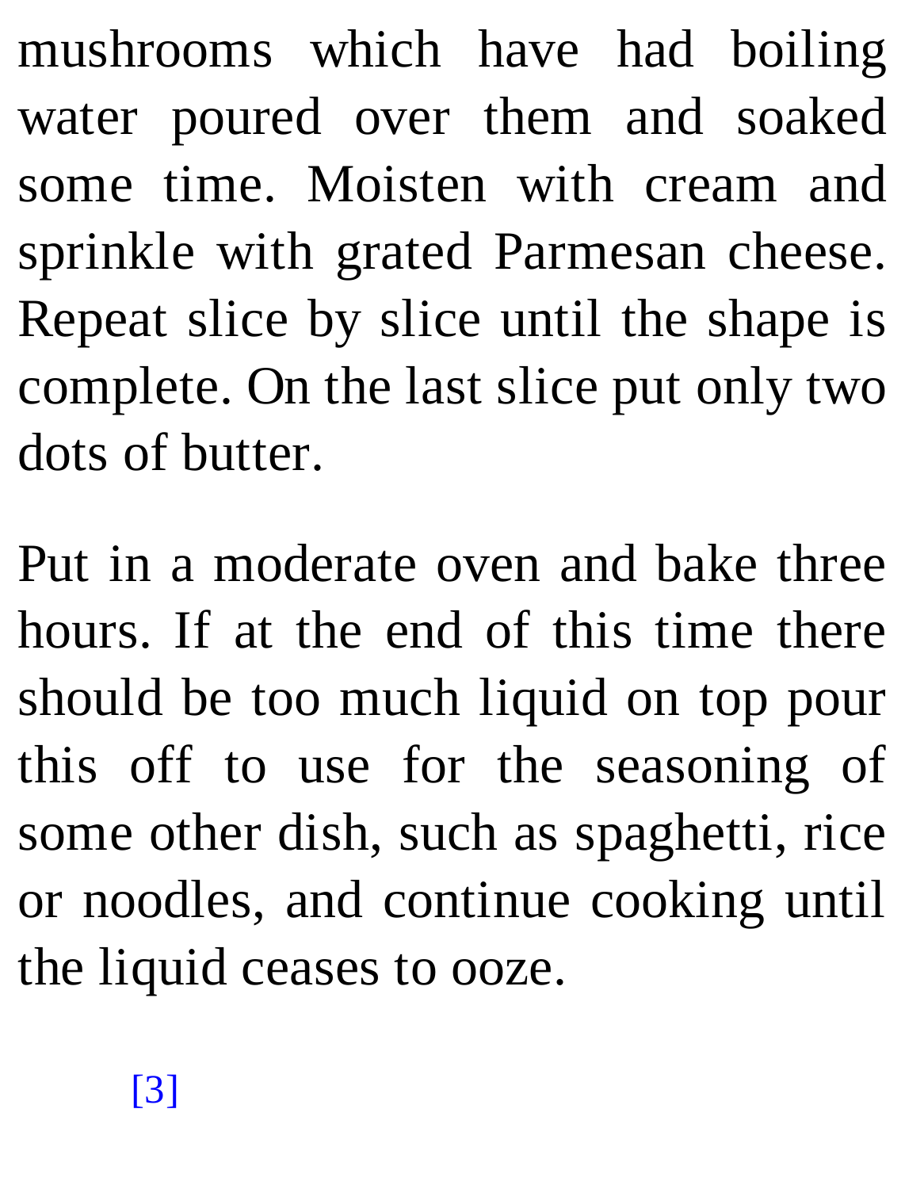mushrooms which have had boiling water poured over them and soaked some time. Moisten with cream and sprinkle with grated Parmesan cheese. Repeat slice by slice until the shape is complete. On the last slice put only two dots of butter.

Put in a moderate oven and bake three hours. If at the end of this time there should be too much liquid on top pour this off to use for the seasoning of some other dish, such as spaghetti, rice or noodles, and continue cooking until the liquid ceases to ooze.

[3]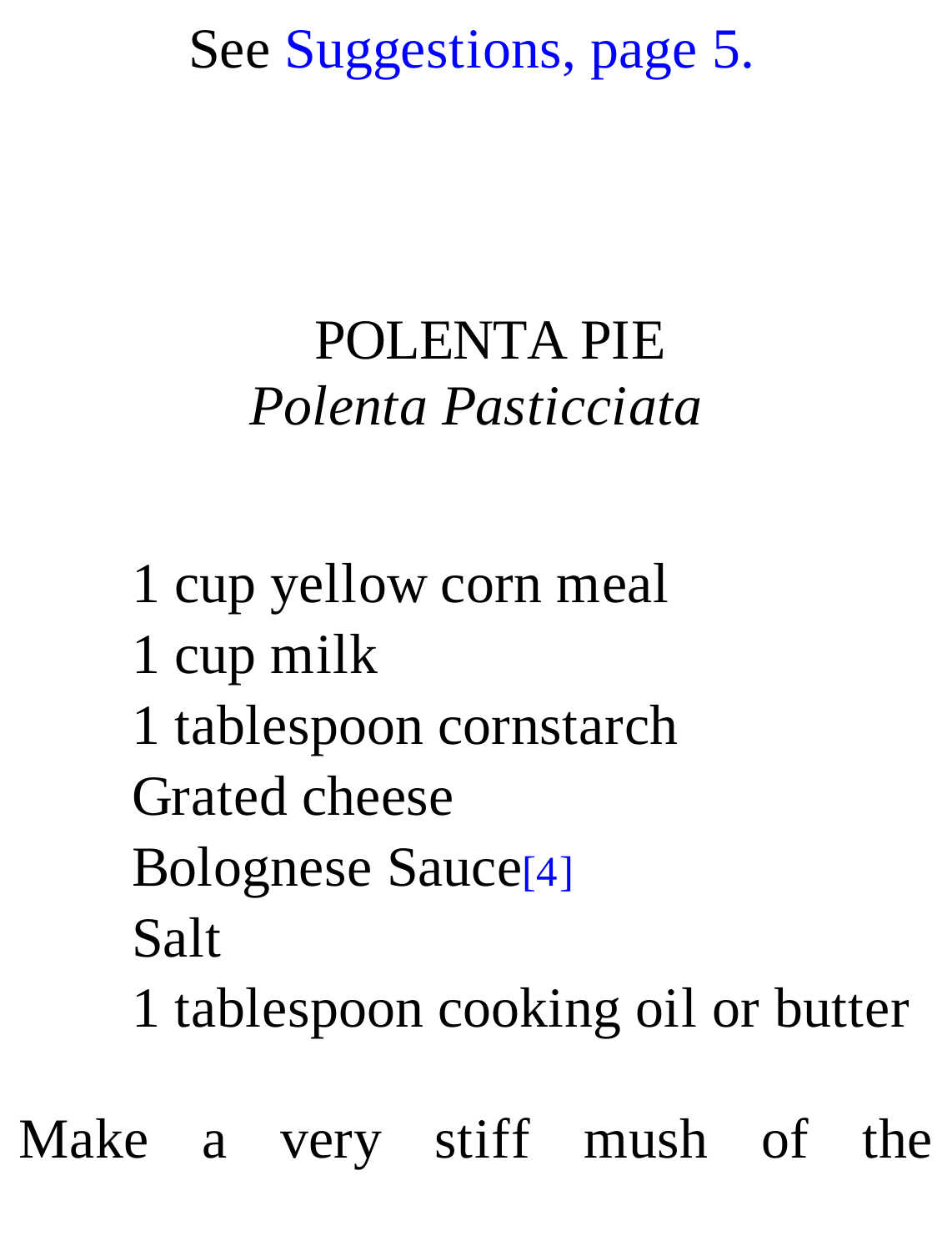See Suggestions, page 5.

## POLENTA PIE

*Polenta Pasticciata*

1 cup yellow corn meal
1 cup milk
1 tablespoon cornstarch
Grated cheese
Bolognese Sauce[4]
Salt
1 tablespoon cooking oil or butter

Make a very stiff mush of the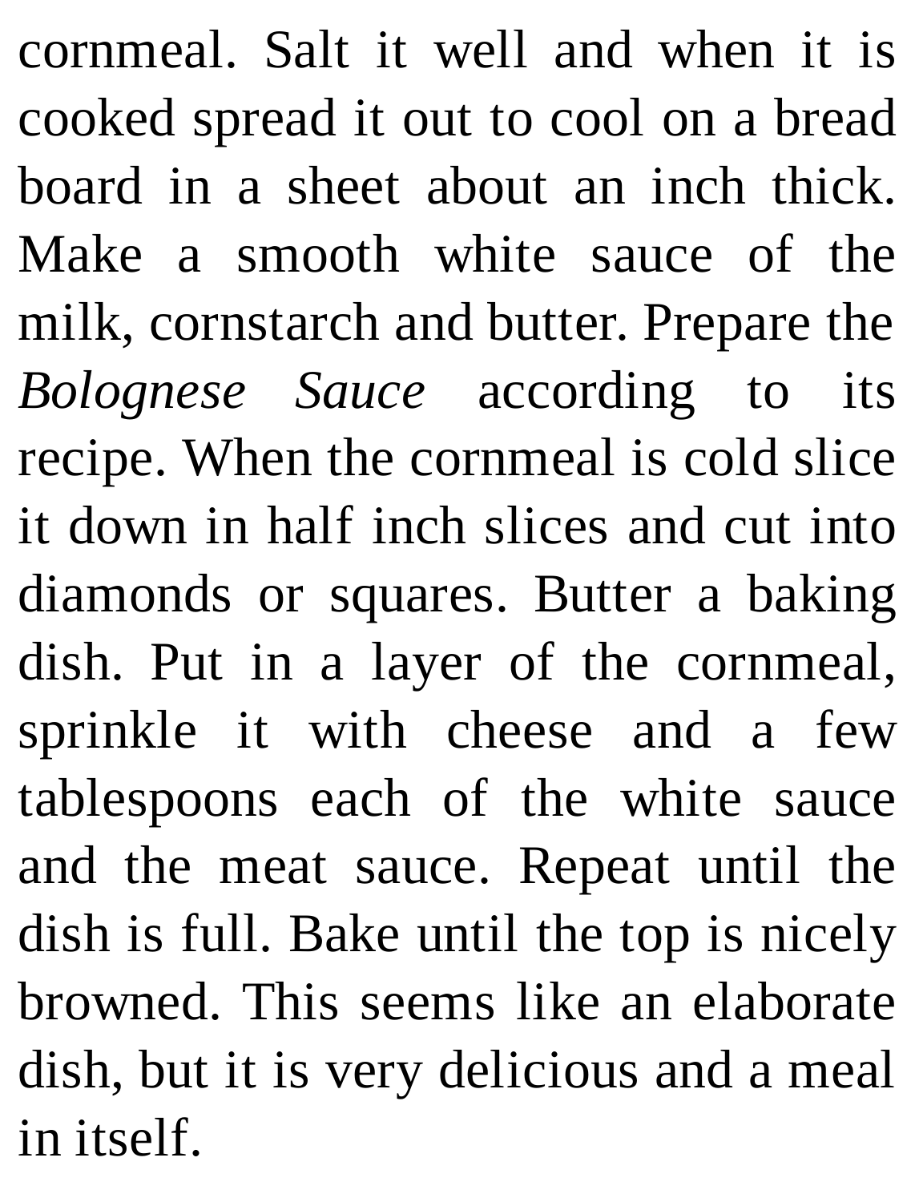cornmeal. Salt it well and when it is cooked spread it out to cool on a bread board in a sheet about an inch thick. Make a smooth white sauce of the milk, cornstarch and butter. Prepare the *Bolognese Sauce* according to its recipe. When the cornmeal is cold slice it down in half inch slices and cut into diamonds or squares. Butter a baking dish. Put in a layer of the cornmeal, sprinkle it with cheese and a few tablespoons each of the white sauce and the meat sauce. Repeat until the dish is full. Bake until the top is nicely browned. This seems like an elaborate dish, but it is very delicious and a meal in itself.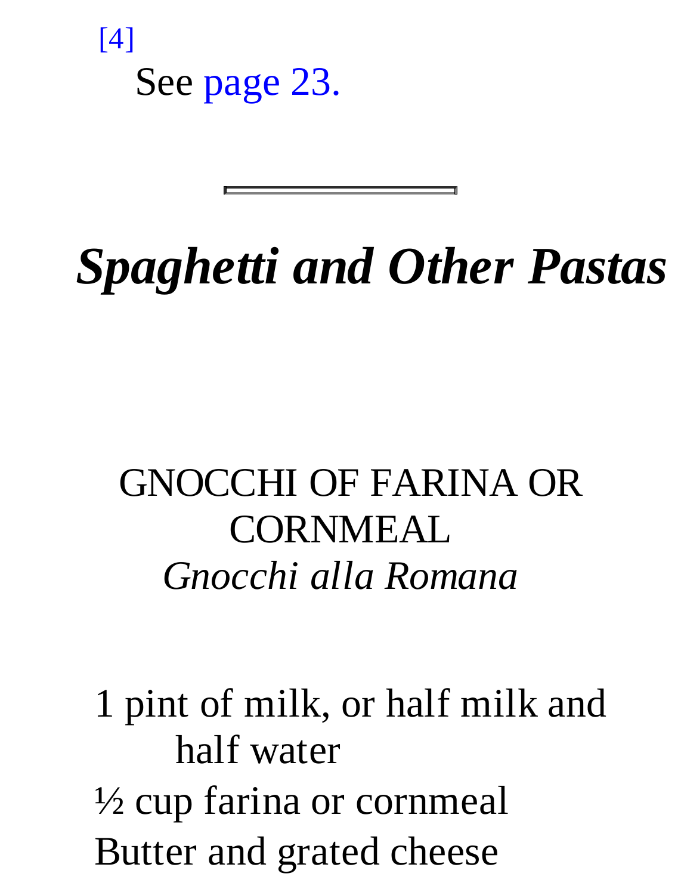[4] See page 23.

---

# *Spaghetti and Other Pastas*

## GNOCCHI OF FARINA OR CORNMEAL

*Gnocchi alla Romana*

1 pint of milk, or half milk and half water

½ cup farina or cornmeal

Butter and grated cheese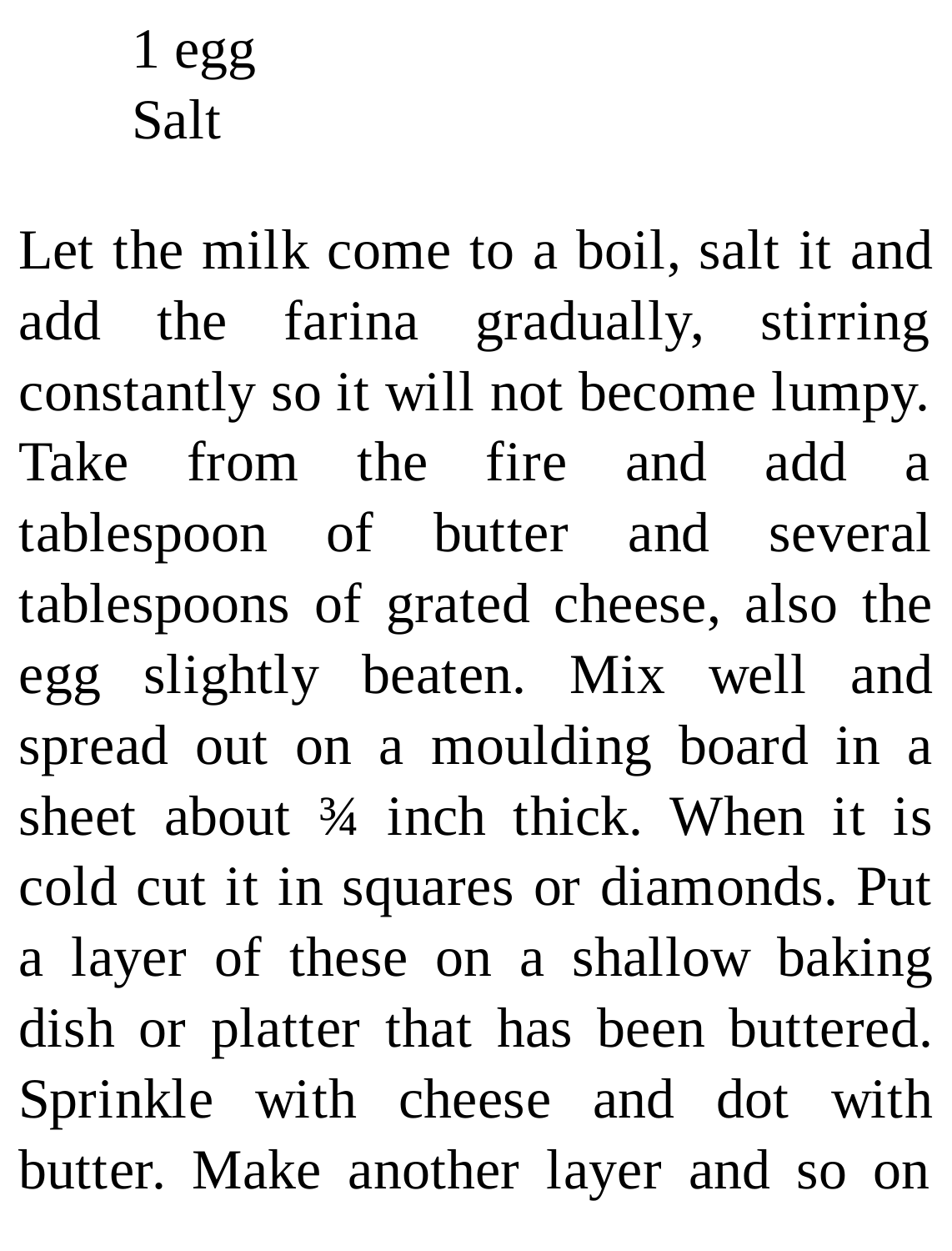1 egg
Salt

Let the milk come to a boil, salt it and add the farina gradually, stirring constantly so it will not become lumpy. Take from the fire and add a tablespoon of butter and several tablespoons of grated cheese, also the egg slightly beaten. Mix well and spread out on a moulding board in a sheet about ¾ inch thick. When it is cold cut it in squares or diamonds. Put a layer of these on a shallow baking dish or platter that has been buttered. Sprinkle with cheese and dot with butter. Make another layer and so on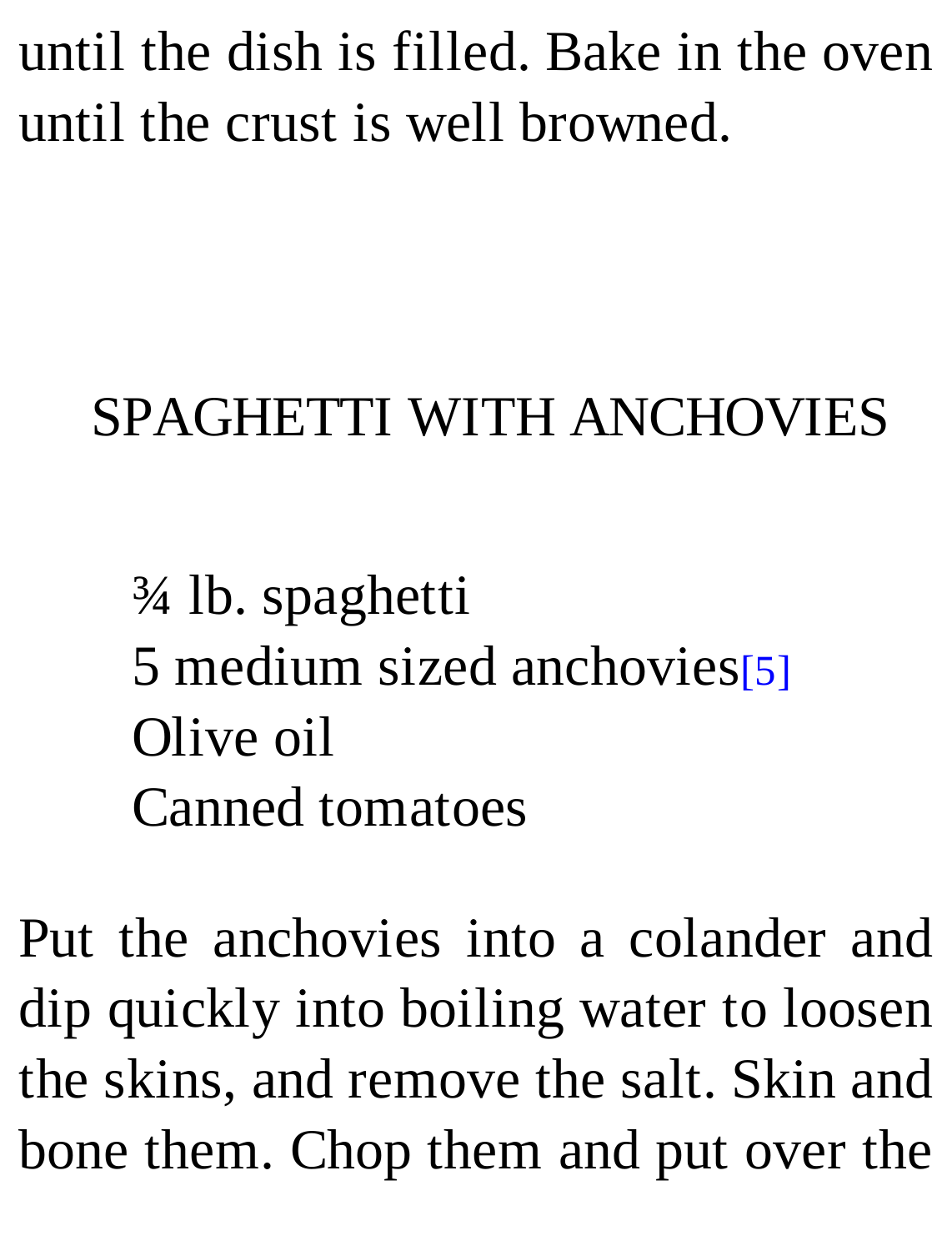until the dish is filled. Bake in the oven until the crust is well browned.

## SPAGHETTI WITH ANCHOVIES

¾ lb. spaghetti
5 medium sized anchovies[5]
Olive oil
Canned tomatoes

Put the anchovies into a colander and dip quickly into boiling water to loosen the skins, and remove the salt. Skin and bone them. Chop them and put over the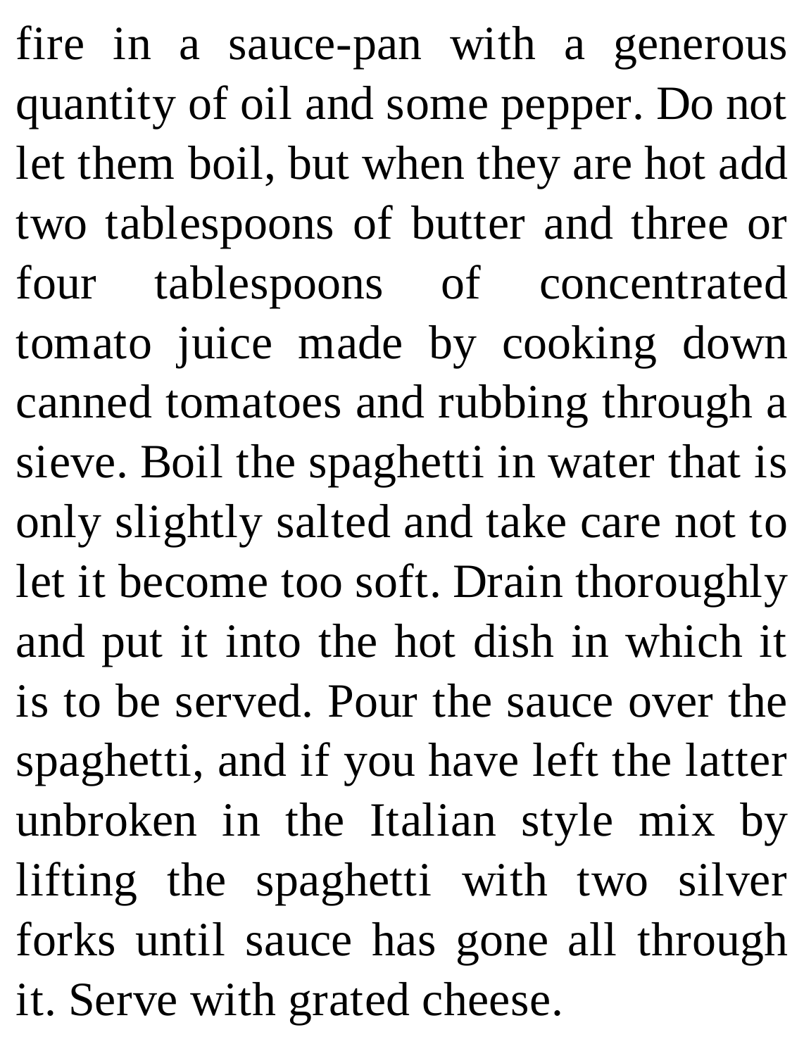fire in a sauce-pan with a generous quantity of oil and some pepper. Do not let them boil, but when they are hot add two tablespoons of butter and three or four tablespoons of concentrated tomato juice made by cooking down canned tomatoes and rubbing through a sieve. Boil the spaghetti in water that is only slightly salted and take care not to let it become too soft. Drain thoroughly and put it into the hot dish in which it is to be served. Pour the sauce over the spaghetti, and if you have left the latter unbroken in the Italian style mix by lifting the spaghetti with two silver forks until sauce has gone all through it. Serve with grated cheese.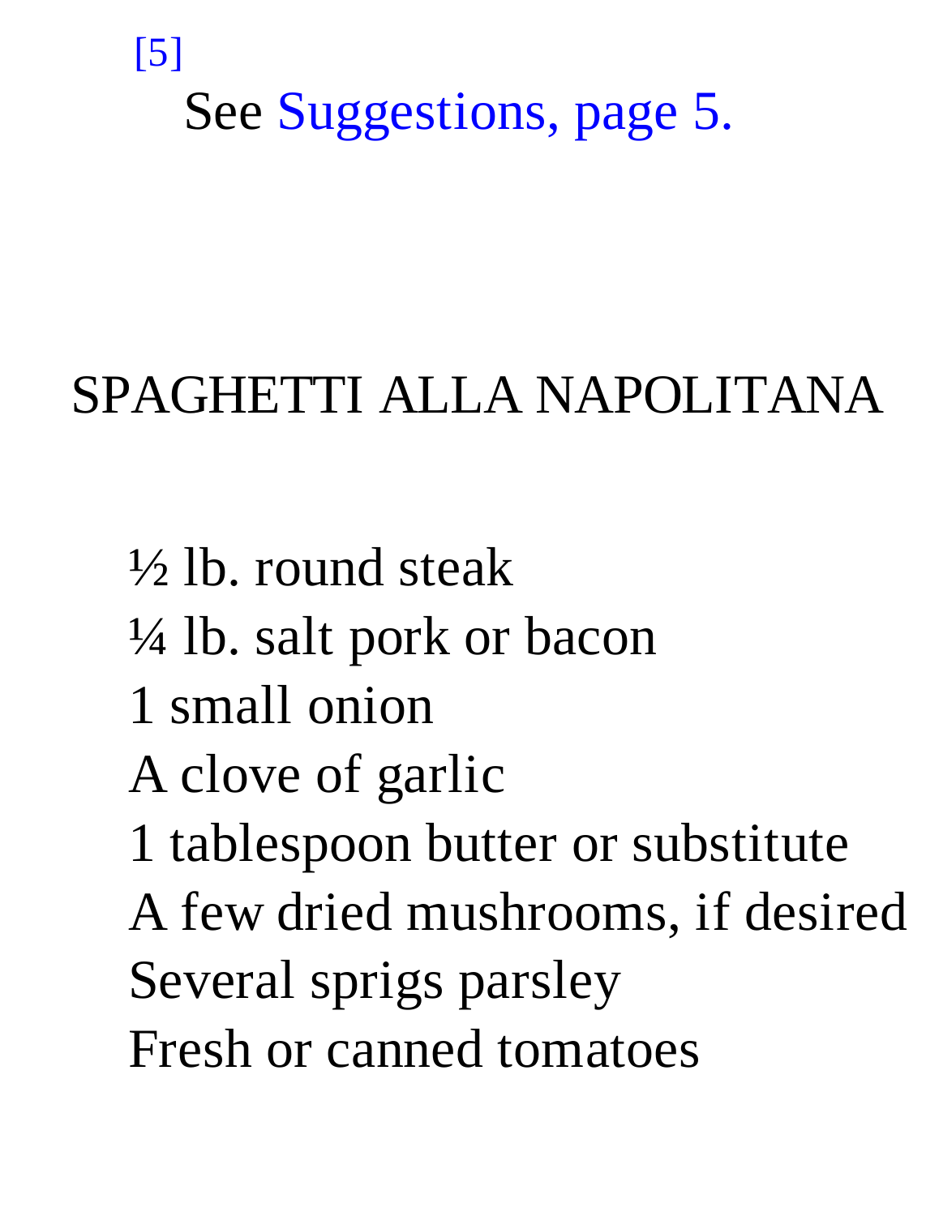[5] See Suggestions, page 5.

## SPAGHETTI ALLA NAPOLITANA

½ lb. round steak
¼ lb. salt pork or bacon
1 small onion
A clove of garlic
1 tablespoon butter or substitute
A few dried mushrooms, if desired
Several sprigs parsley
Fresh or canned tomatoes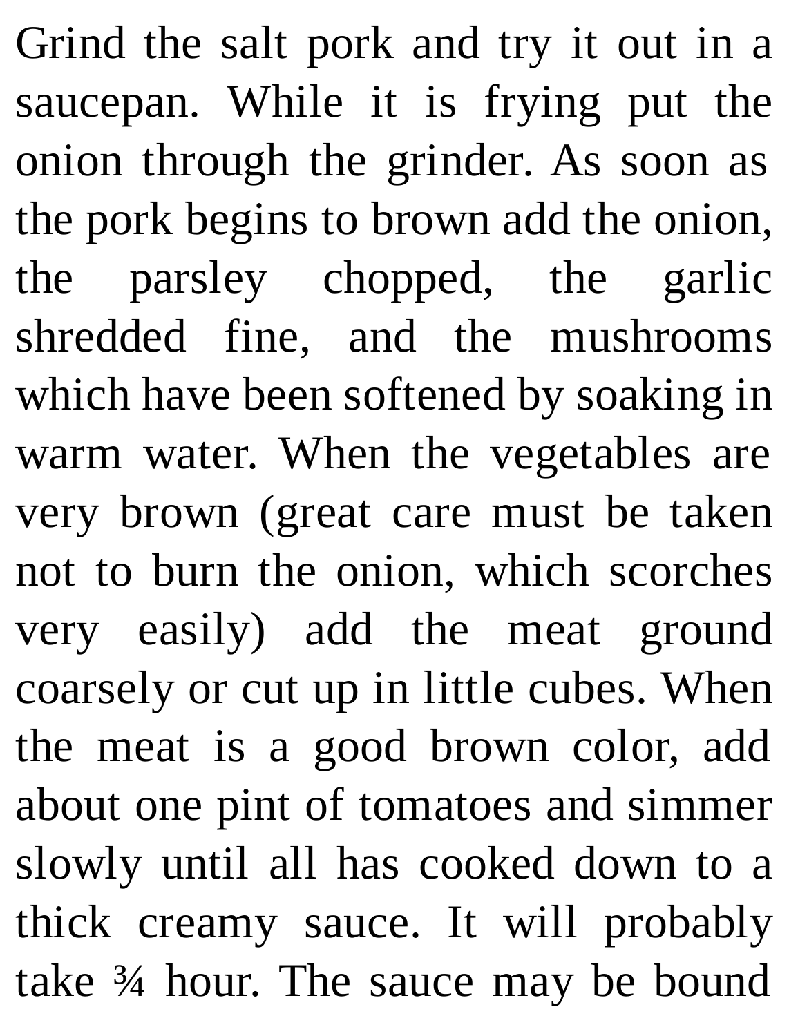Grind the salt pork and try it out in a saucepan. While it is frying put the onion through the grinder. As soon as the pork begins to brown add the onion, the parsley chopped, the garlic shredded fine, and the mushrooms which have been softened by soaking in warm water. When the vegetables are very brown (great care must be taken not to burn the onion, which scorches very easily) add the meat ground coarsely or cut up in little cubes. When the meat is a good brown color, add about one pint of tomatoes and simmer slowly until all has cooked down to a thick creamy sauce. It will probably take ¾ hour. The sauce may be bound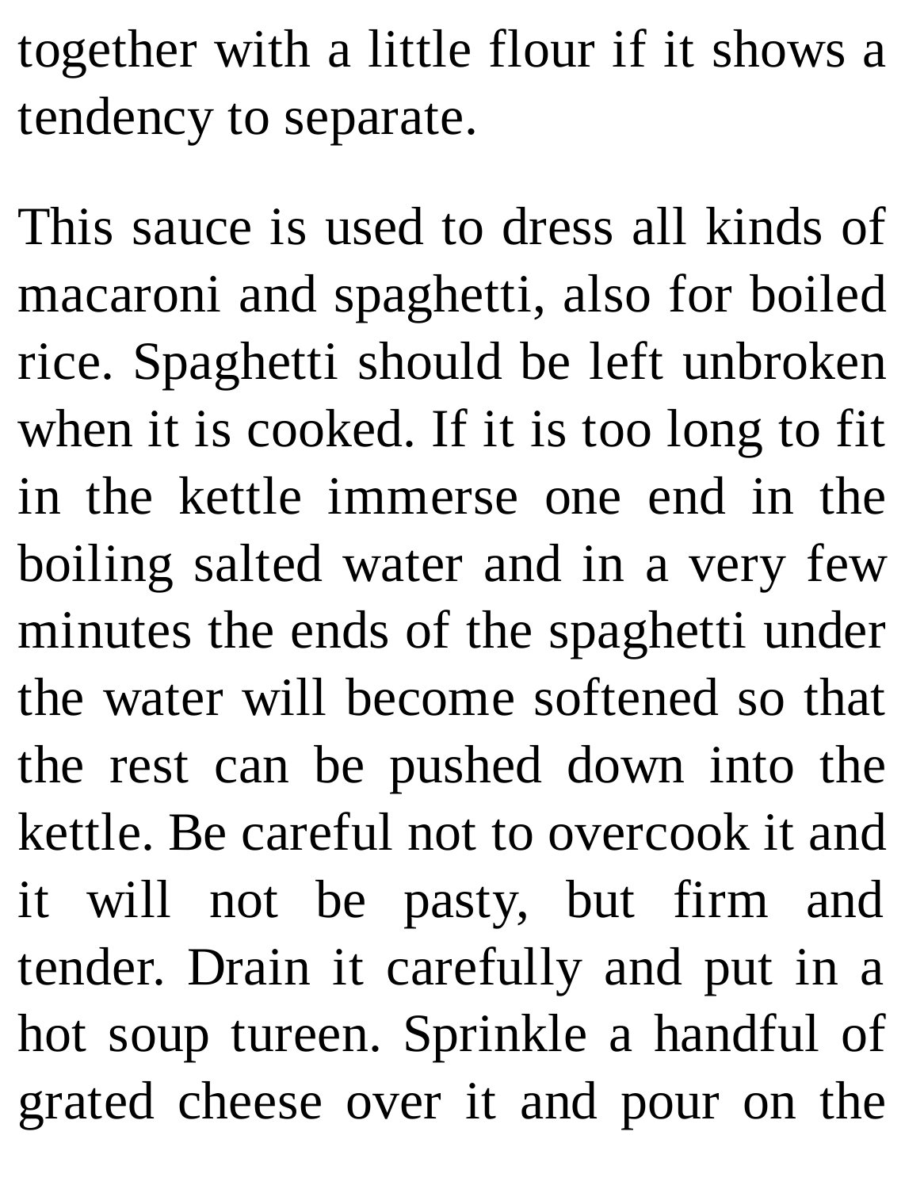together with a little flour if it shows a tendency to separate.

This sauce is used to dress all kinds of macaroni and spaghetti, also for boiled rice. Spaghetti should be left unbroken when it is cooked. If it is too long to fit in the kettle immerse one end in the boiling salted water and in a very few minutes the ends of the spaghetti under the water will become softened so that the rest can be pushed down into the kettle. Be careful not to overcook it and it will not be pasty, but firm and tender. Drain it carefully and put in a hot soup tureen. Sprinkle a handful of grated cheese over it and pour on the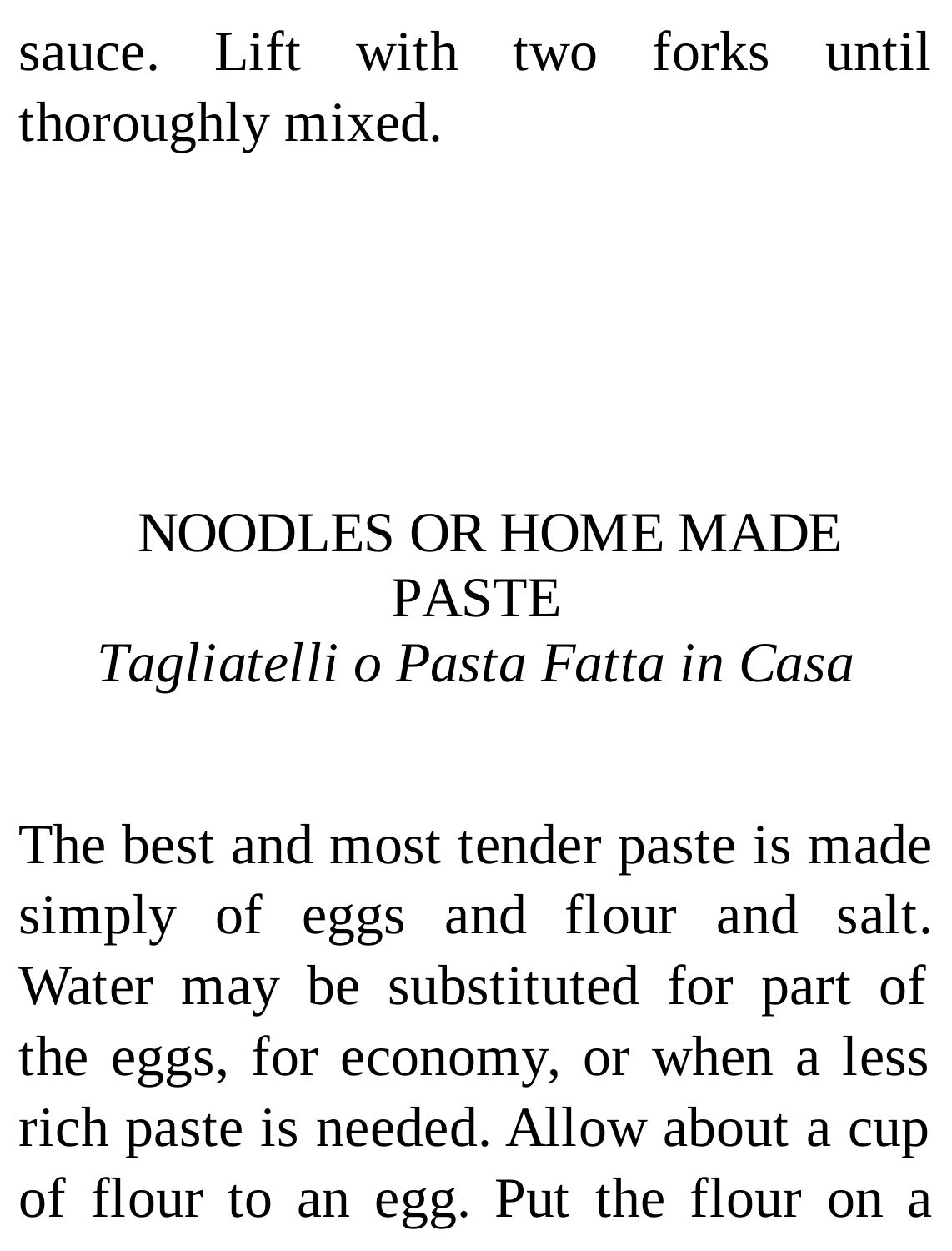sauce. Lift with two forks until thoroughly mixed.

## NOODLES OR HOME MADE PASTE

### *Tagliatelli o Pasta Fatta in Casa*

The best and most tender paste is made simply of eggs and flour and salt. Water may be substituted for part of the eggs, for economy, or when a less rich paste is needed. Allow about a cup of flour to an egg. Put the flour on a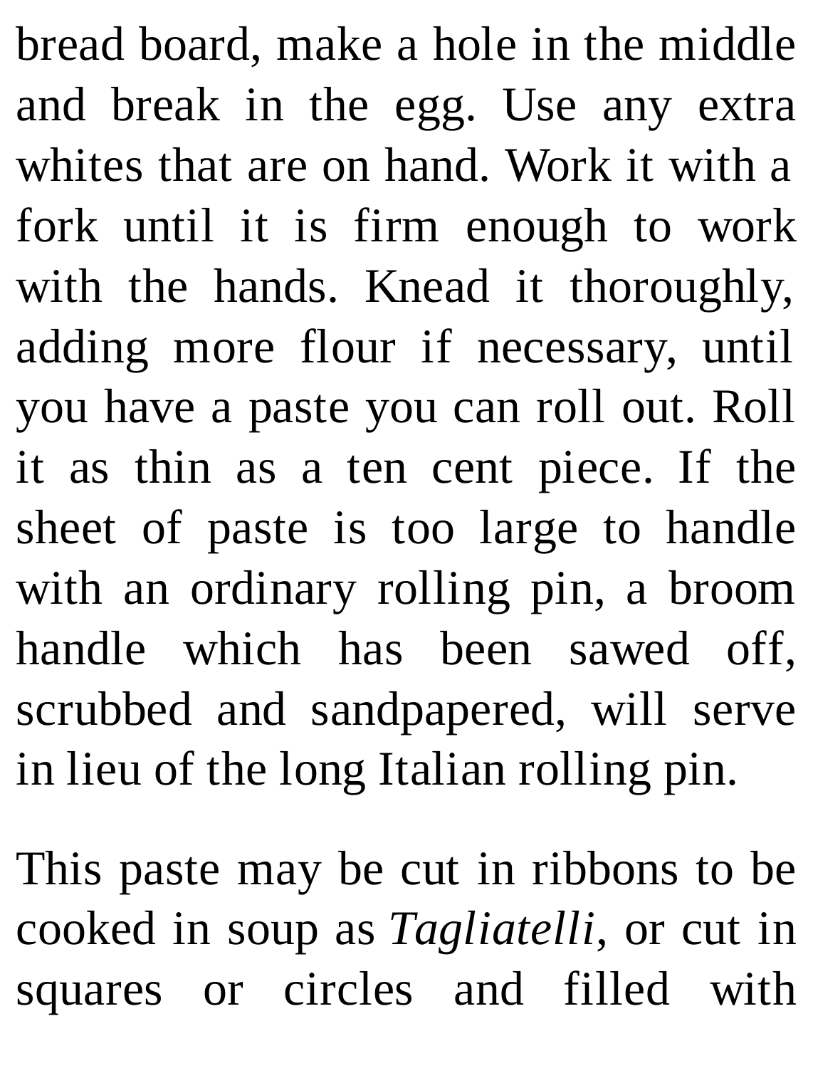bread board, make a hole in the middle and break in the egg. Use any extra whites that are on hand. Work it with a fork until it is firm enough to work with the hands. Knead it thoroughly, adding more flour if necessary, until you have a paste you can roll out. Roll it as thin as a ten cent piece. If the sheet of paste is too large to handle with an ordinary rolling pin, a broom handle which has been sawed off, scrubbed and sandpapered, will serve in lieu of the long Italian rolling pin.

This paste may be cut in ribbons to be cooked in soup as *Tagliatelli*, or cut in squares or circles and filled with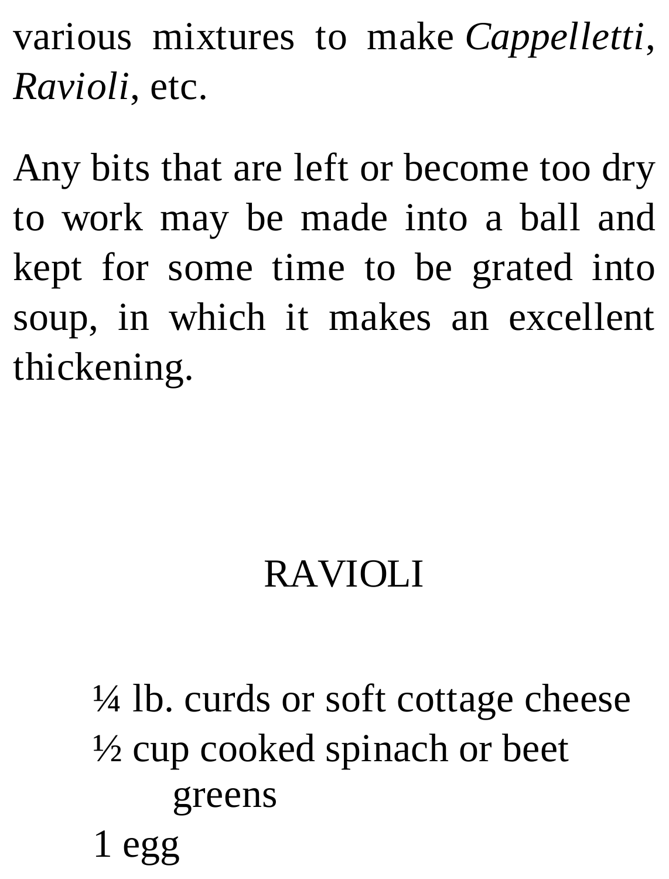various mixtures to make *Cappelletti*, *Ravioli*, etc.

Any bits that are left or become too dry to work may be made into a ball and kept for some time to be grated into soup, in which it makes an excellent thickening.

## RAVIOLI

¼ lb. curds or soft cottage cheese
½ cup cooked spinach or beet greens
1 egg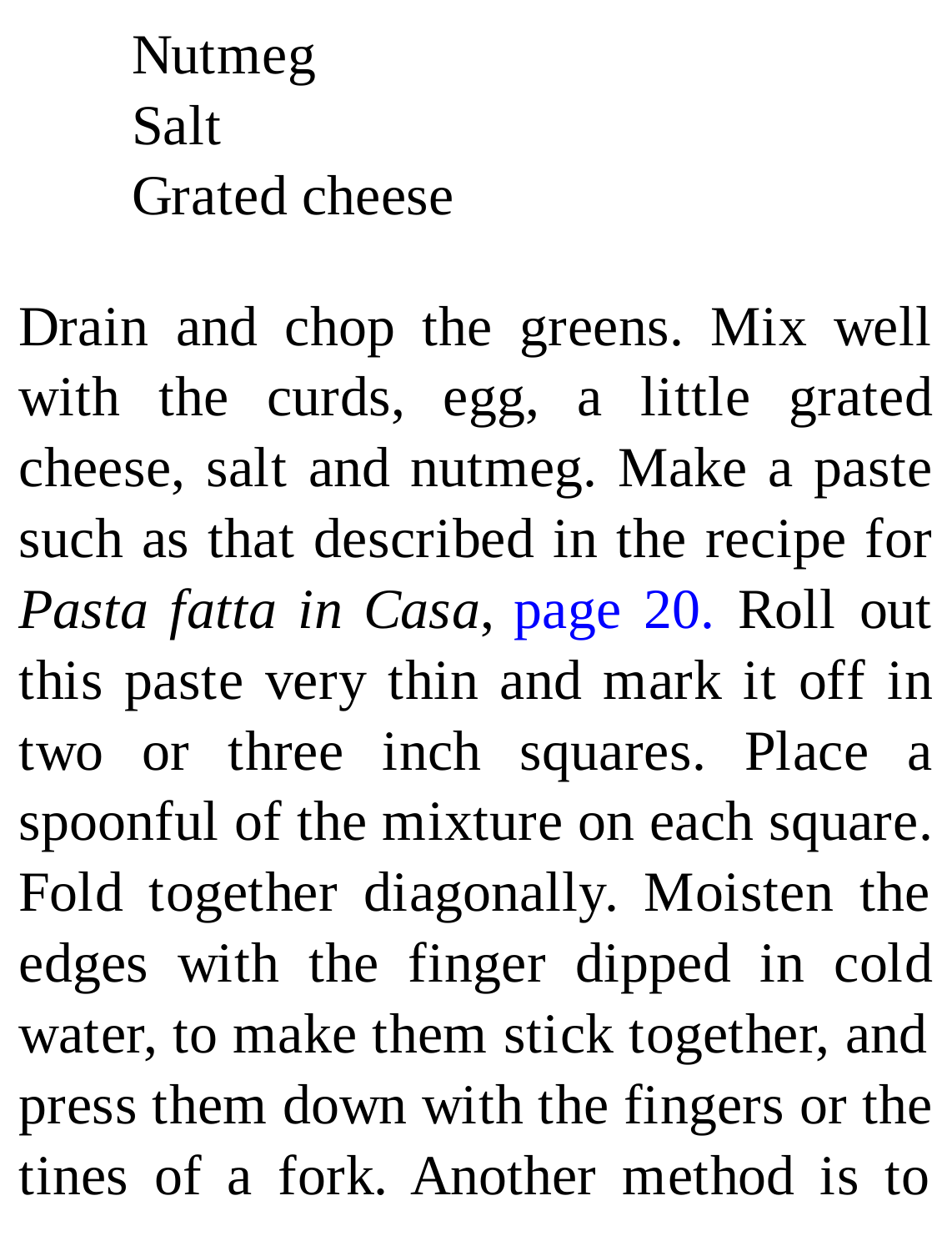Nutmeg
Salt
Grated cheese

Drain and chop the greens. Mix well with the curds, egg, a little grated cheese, salt and nutmeg. Make a paste such as that described in the recipe for *Pasta fatta in Casa*, page 20. Roll out this paste very thin and mark it off in two or three inch squares. Place a spoonful of the mixture on each square. Fold together diagonally. Moisten the edges with the finger dipped in cold water, to make them stick together, and press them down with the fingers or the tines of a fork. Another method is to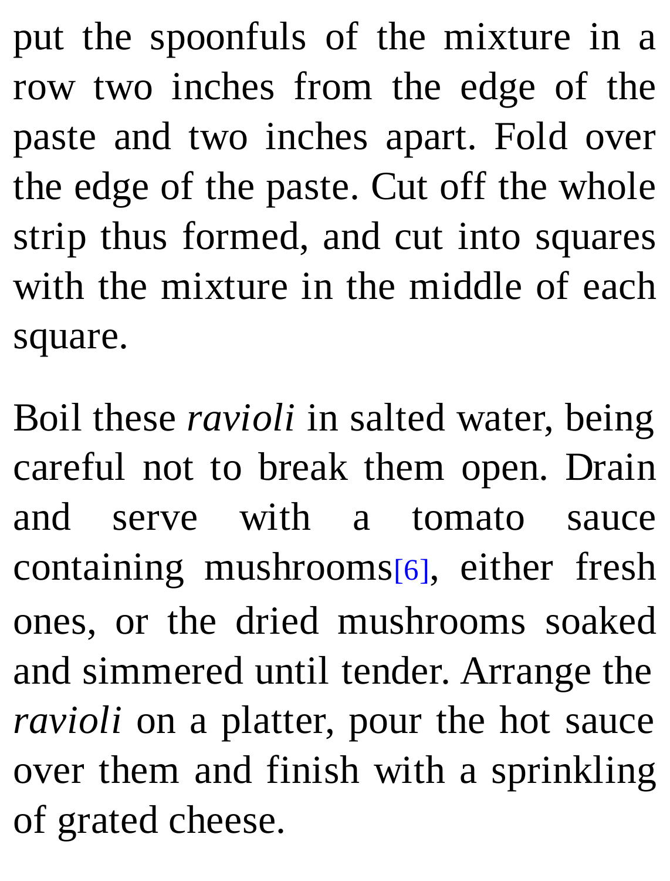put the spoonfuls of the mixture in a row two inches from the edge of the paste and two inches apart. Fold over the edge of the paste. Cut off the whole strip thus formed, and cut into squares with the mixture in the middle of each square.

Boil these *ravioli* in salted water, being careful not to break them open. Drain and serve with a tomato sauce containing mushrooms[6], either fresh ones, or the dried mushrooms soaked and simmered until tender. Arrange the *ravioli* on a platter, pour the hot sauce over them and finish with a sprinkling of grated cheese.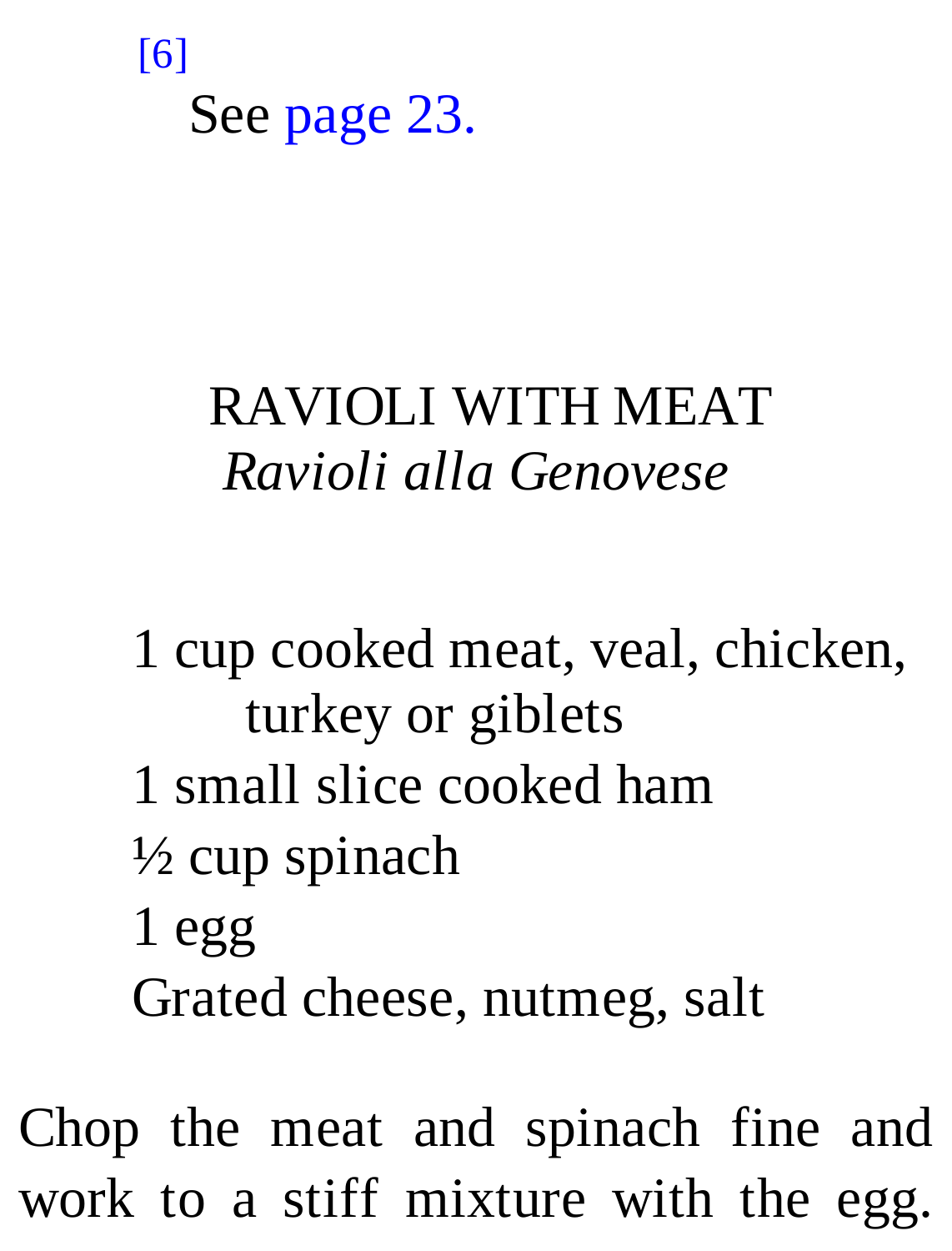[6] See page 23.

## RAVIOLI WITH MEAT

*Ravioli alla Genovese*

1 cup cooked meat, veal, chicken, turkey or giblets
1 small slice cooked ham
½ cup spinach
1 egg
Grated cheese, nutmeg, salt

Chop the meat and spinach fine and work to a stiff mixture with the egg.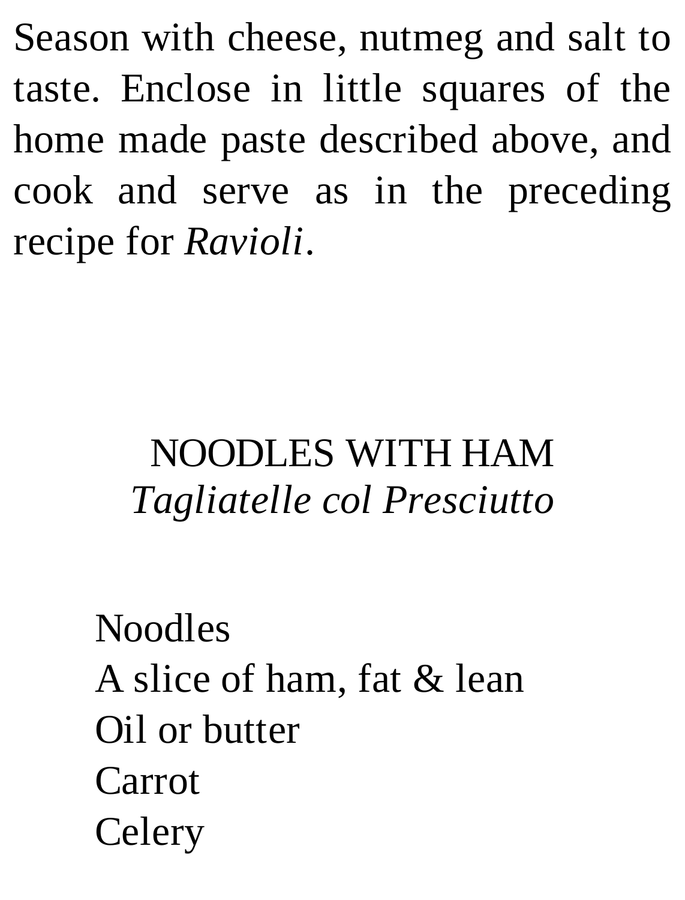Season with cheese, nutmeg and salt to taste. Enclose in little squares of the home made paste described above, and cook and serve as in the preceding recipe for *Ravioli*.

## NOODLES WITH HAM
*Tagliatelle col Presciutto*

Noodles
A slice of ham, fat & lean
Oil or butter
Carrot
Celery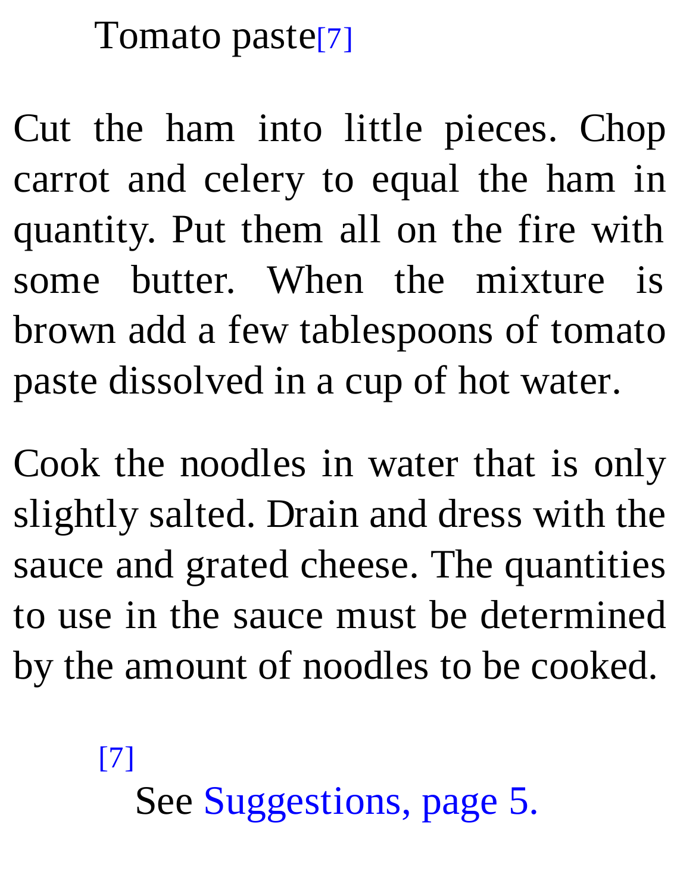Tomato paste[7]

Cut the ham into little pieces. Chop carrot and celery to equal the ham in quantity. Put them all on the fire with some butter. When the mixture is brown add a few tablespoons of tomato paste dissolved in a cup of hot water.

Cook the noodles in water that is only slightly salted. Drain and dress with the sauce and grated cheese. The quantities to use in the sauce must be determined by the amount of noodles to be cooked.

[7] See Suggestions, page 5.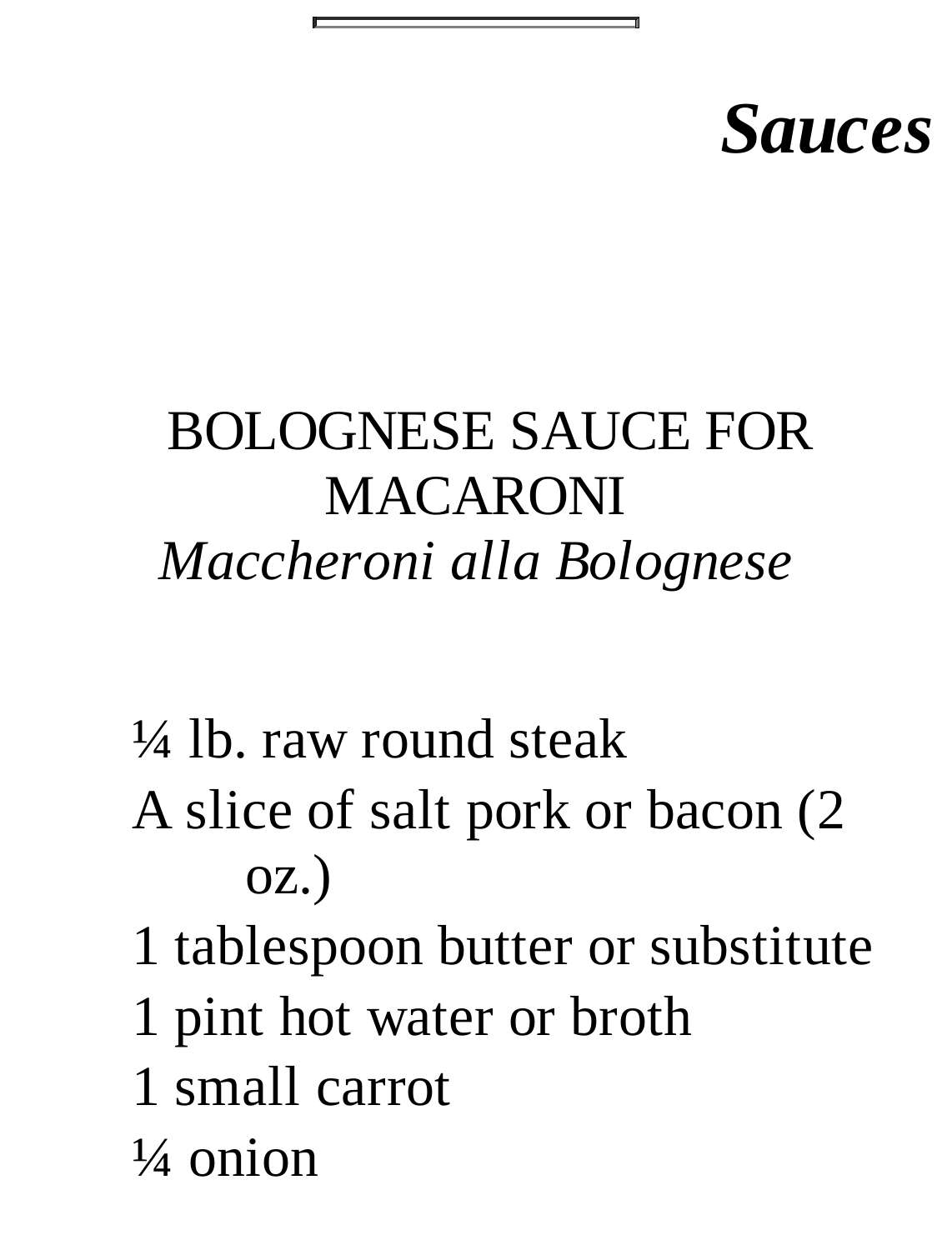# *Sauces*

## BOLOGNESE SAUCE FOR MACARONI

*Maccheroni alla Bolognese*

¼ lb. raw round steak

A slice of salt pork or bacon (2 oz.)

1 tablespoon butter or substitute

1 pint hot water or broth

1 small carrot

¼ onion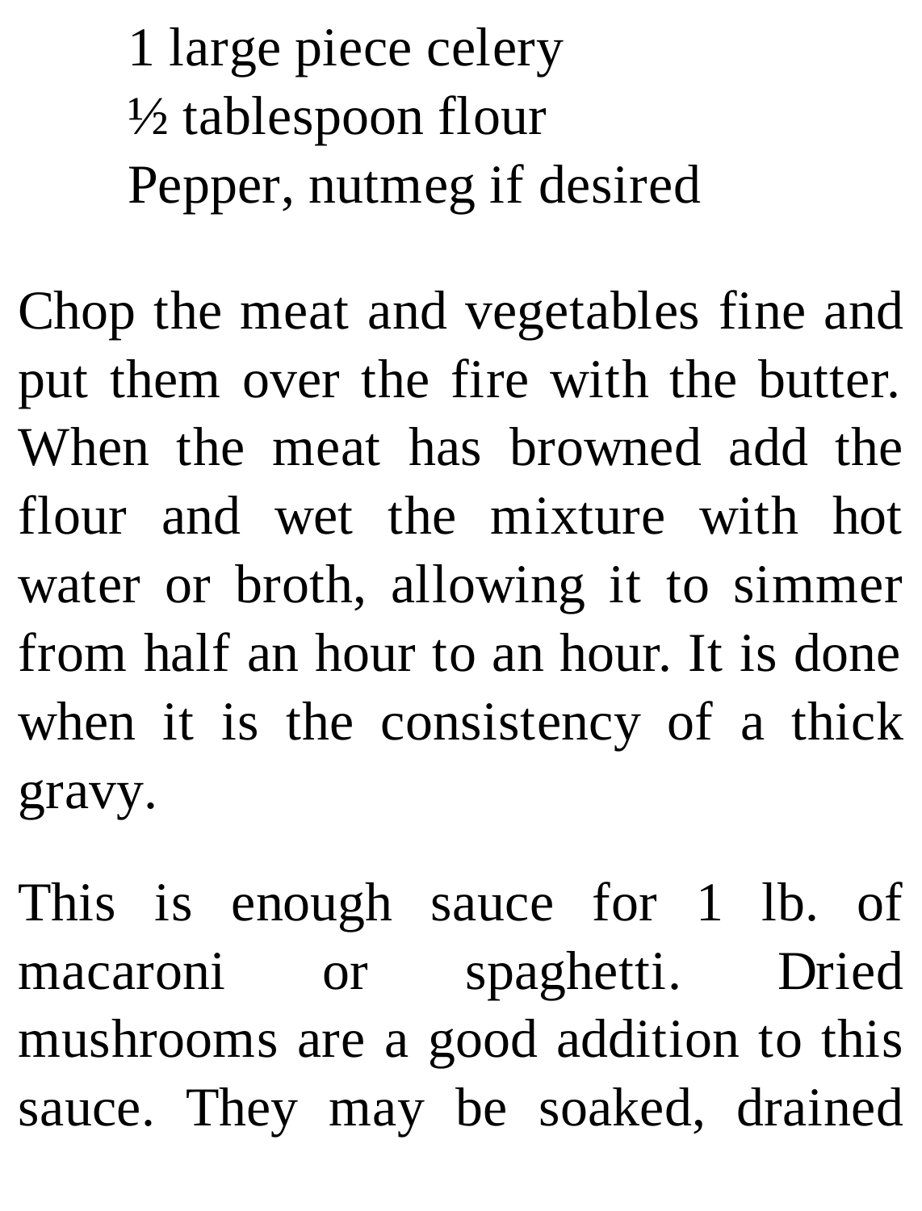1 large piece celery  
½ tablespoon flour  
Pepper, nutmeg if desired

Chop the meat and vegetables fine and put them over the fire with the butter. When the meat has browned add the flour and wet the mixture with hot water or broth, allowing it to simmer from half an hour to an hour. It is done when it is the consistency of a thick gravy.

This is enough sauce for 1 lb. of macaroni or spaghetti. Dried mushrooms are a good addition to this sauce. They may be soaked, drained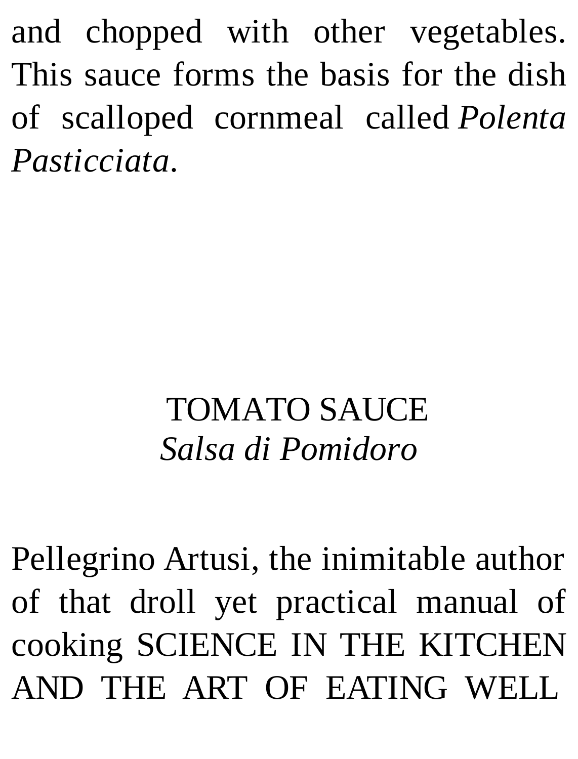and chopped with other vegetables. This sauce forms the basis for the dish of scalloped cornmeal called *Polenta Pasticciata*.

## TOMATO SAUCE

*Salsa di Pomidoro*

Pellegrino Artusi, the inimitable author of that droll yet practical manual of cooking SCIENCE IN THE KITCHEN AND THE ART OF EATING WELL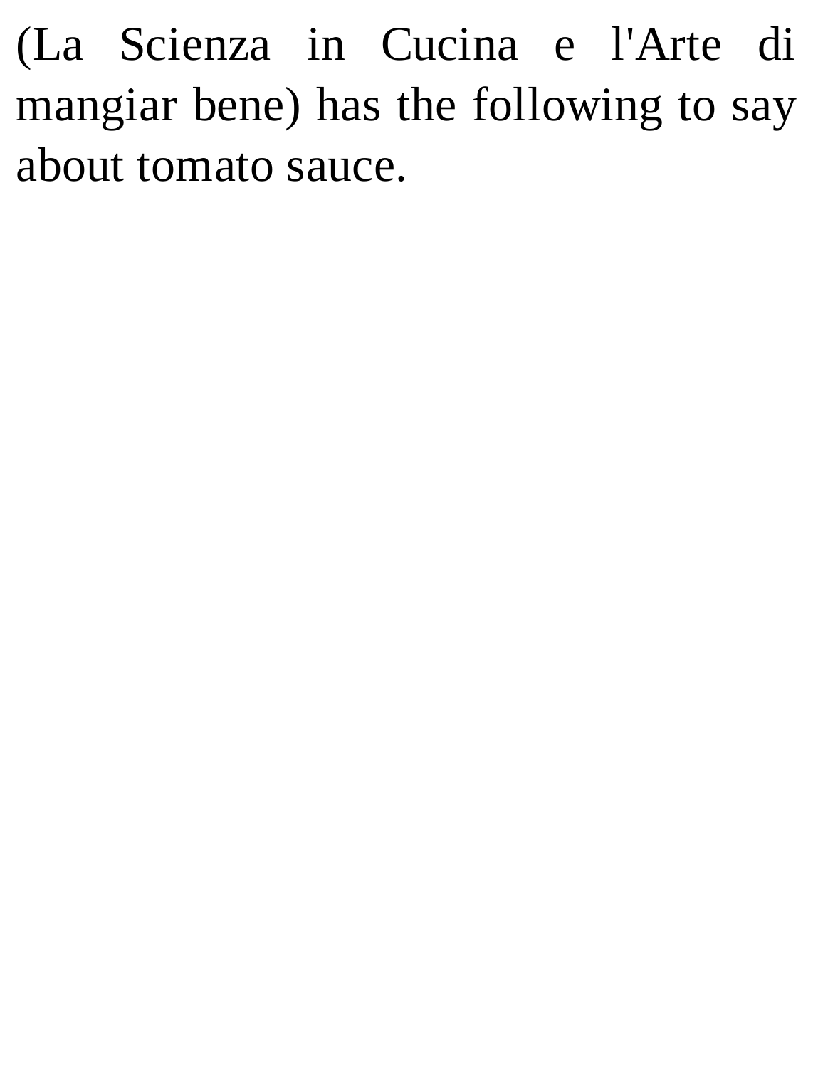(La Scienza in Cucina e l'Arte di mangiar bene) has the following to say about tomato sauce.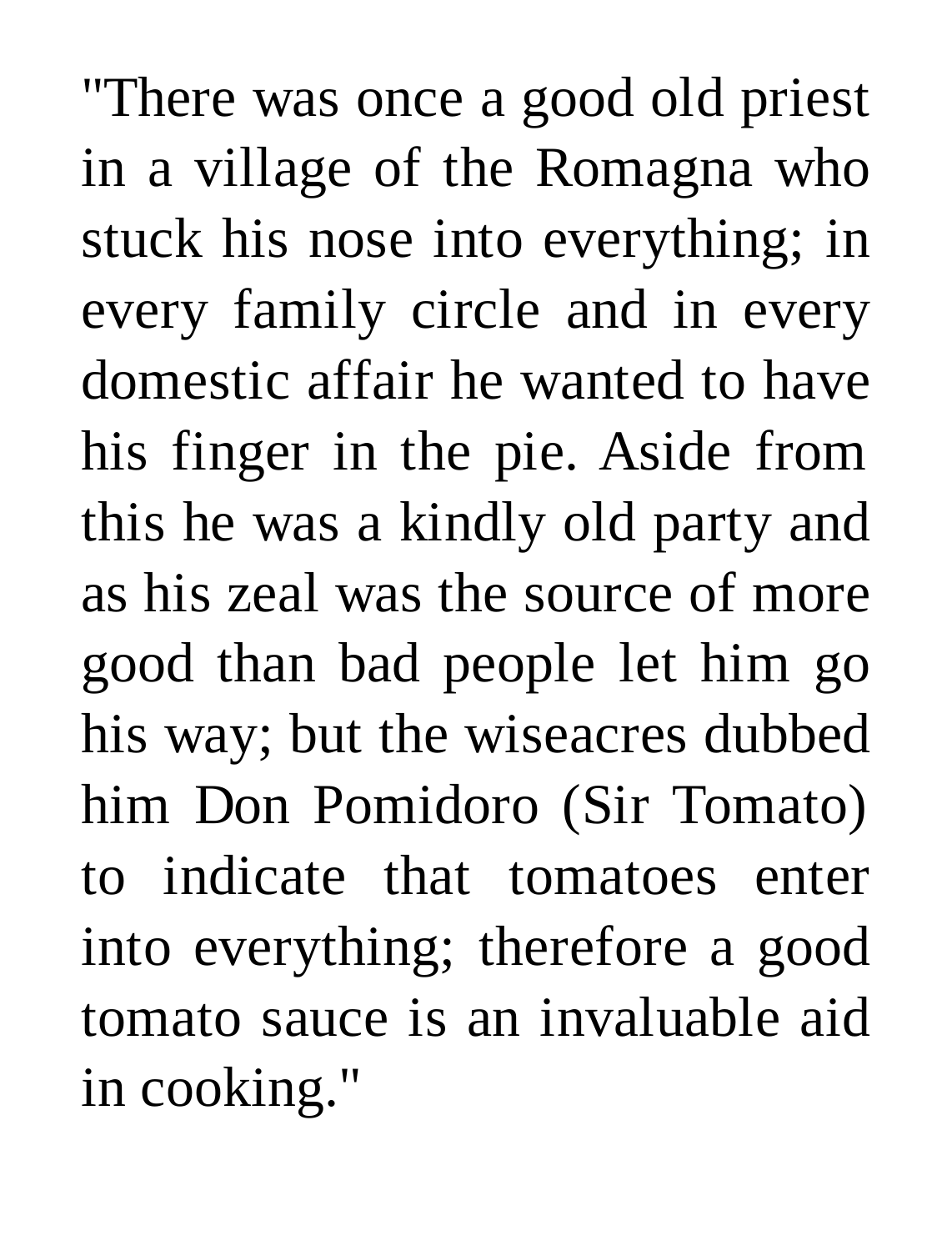"There was once a good old priest in a village of the Romagna who stuck his nose into everything; in every family circle and in every domestic affair he wanted to have his finger in the pie. Aside from this he was a kindly old party and as his zeal was the source of more good than bad people let him go his way; but the wiseacres dubbed him Don Pomidoro (Sir Tomato) to indicate that tomatoes enter into everything; therefore a good tomato sauce is an invaluable aid in cooking."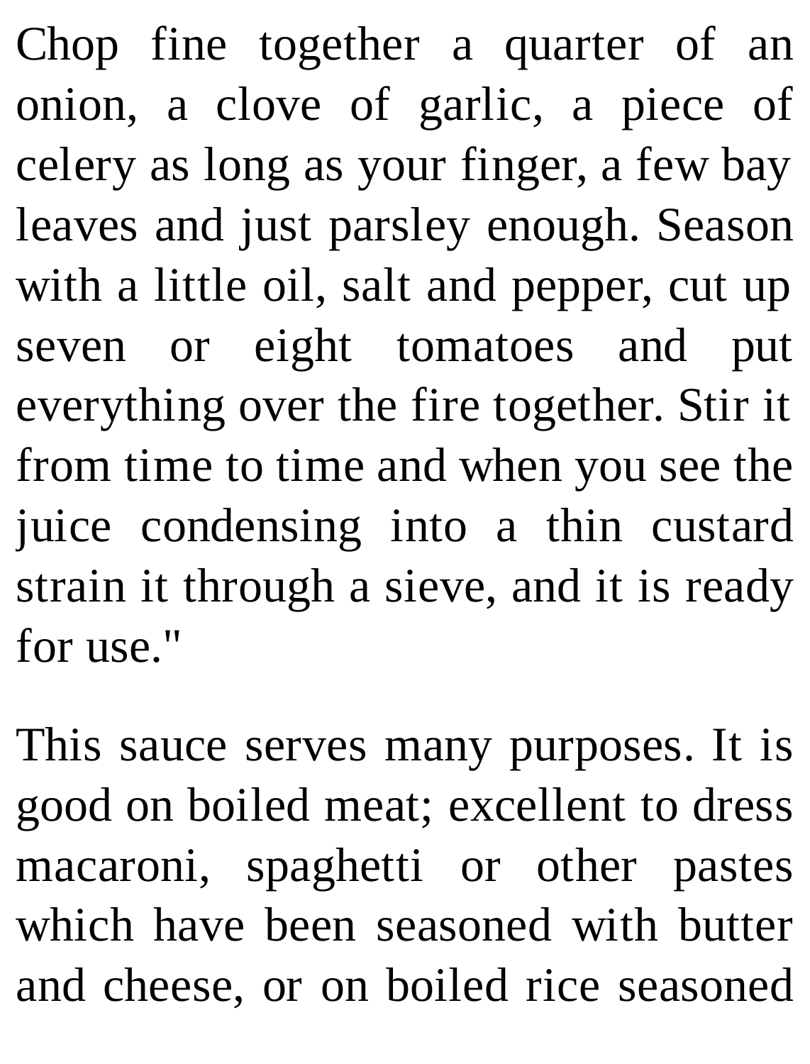Chop fine together a quarter of an onion, a clove of garlic, a piece of celery as long as your finger, a few bay leaves and just parsley enough. Season with a little oil, salt and pepper, cut up seven or eight tomatoes and put everything over the fire together. Stir it from time to time and when you see the juice condensing into a thin custard strain it through a sieve, and it is ready for use."

This sauce serves many purposes. It is good on boiled meat; excellent to dress macaroni, spaghetti or other pastes which have been seasoned with butter and cheese, or on boiled rice seasoned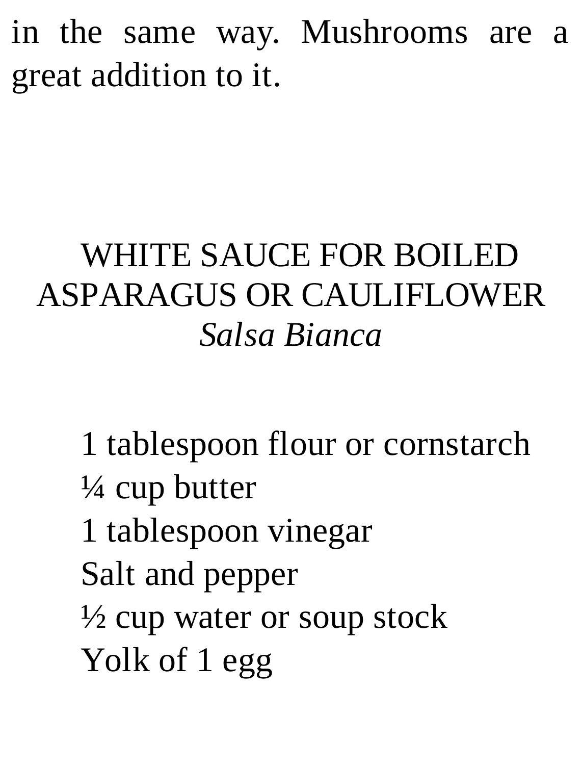in the same way. Mushrooms are a great addition to it.

## WHITE SAUCE FOR BOILED ASPARAGUS OR CAULIFLOWER
*Salsa Bianca*

1 tablespoon flour or cornstarch
¼ cup butter
1 tablespoon vinegar
Salt and pepper
½ cup water or soup stock
Yolk of 1 egg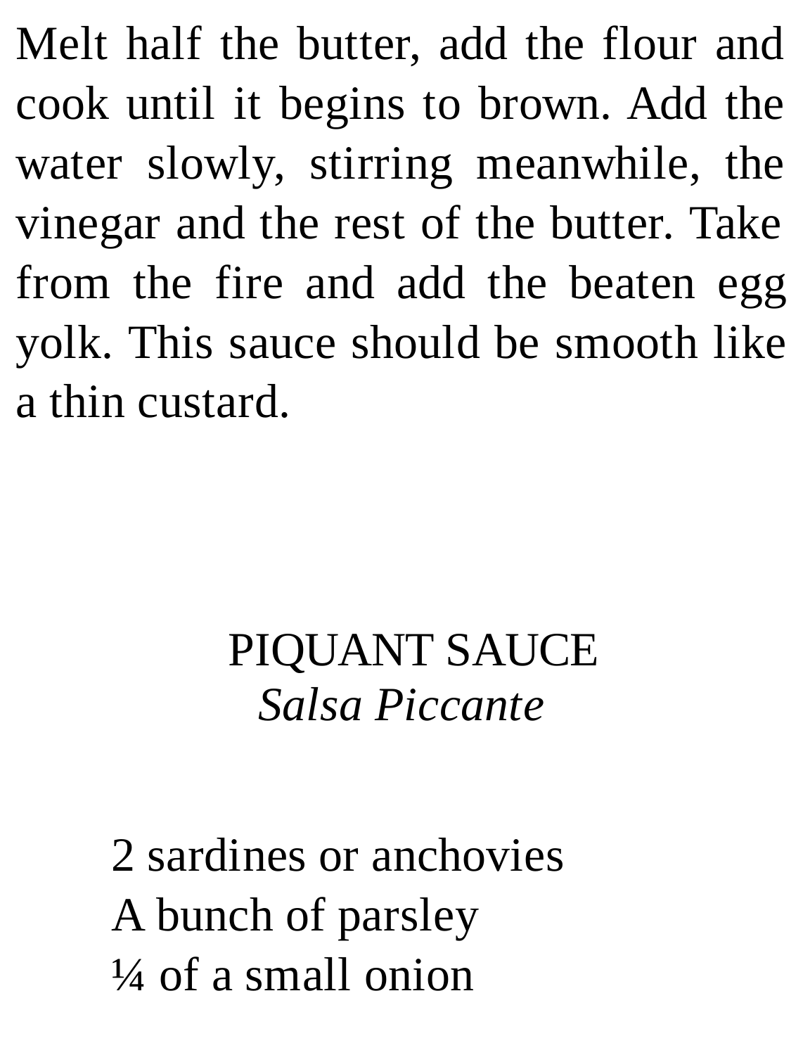Melt half the butter, add the flour and cook until it begins to brown. Add the water slowly, stirring meanwhile, the vinegar and the rest of the butter. Take from the fire and add the beaten egg yolk. This sauce should be smooth like a thin custard.

## PIQUANT SAUCE
### *Salsa Piccante*

2 sardines or anchovies
A bunch of parsley
¼ of a small onion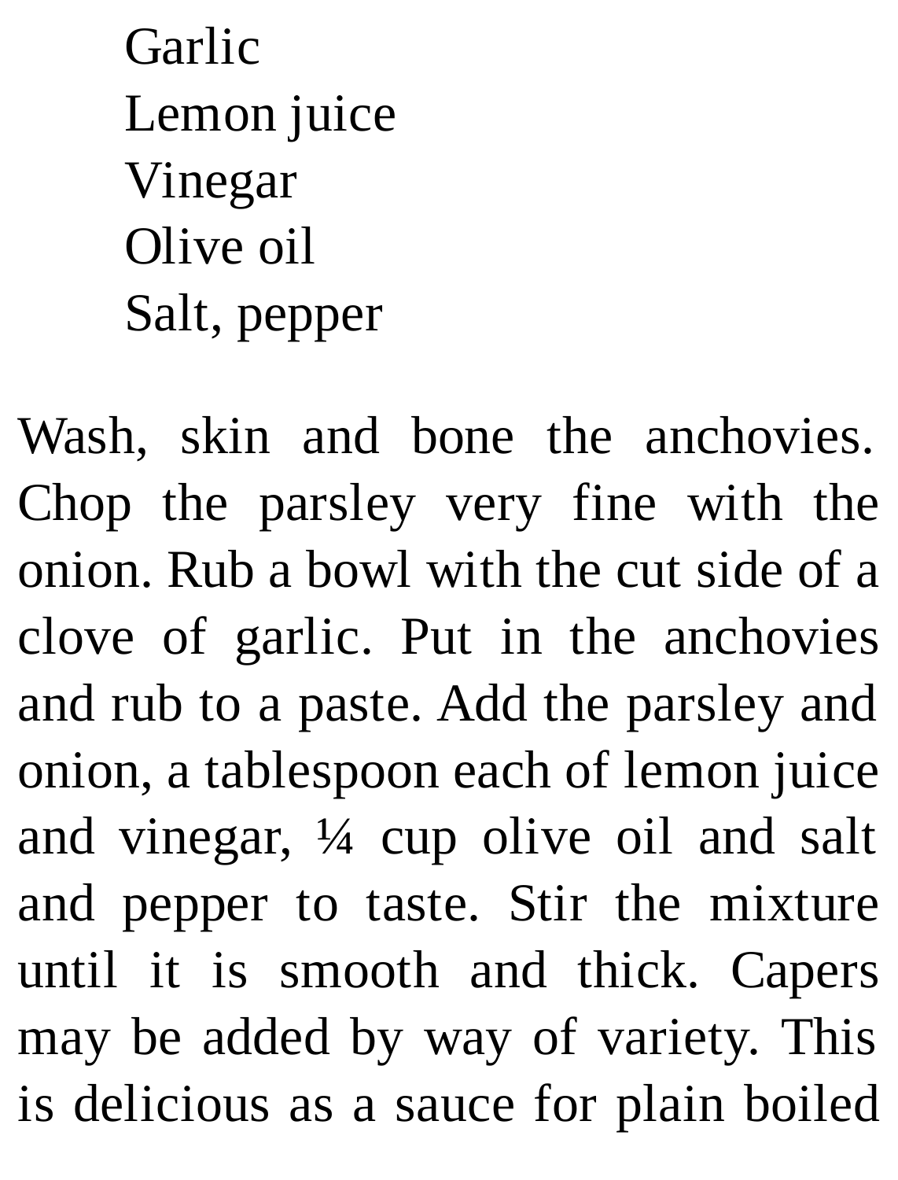Garlic
Lemon juice
Vinegar
Olive oil
Salt, pepper

Wash, skin and bone the anchovies. Chop the parsley very fine with the onion. Rub a bowl with the cut side of a clove of garlic. Put in the anchovies and rub to a paste. Add the parsley and onion, a tablespoon each of lemon juice and vinegar, ¼ cup olive oil and salt and pepper to taste. Stir the mixture until it is smooth and thick. Capers may be added by way of variety. This is delicious as a sauce for plain boiled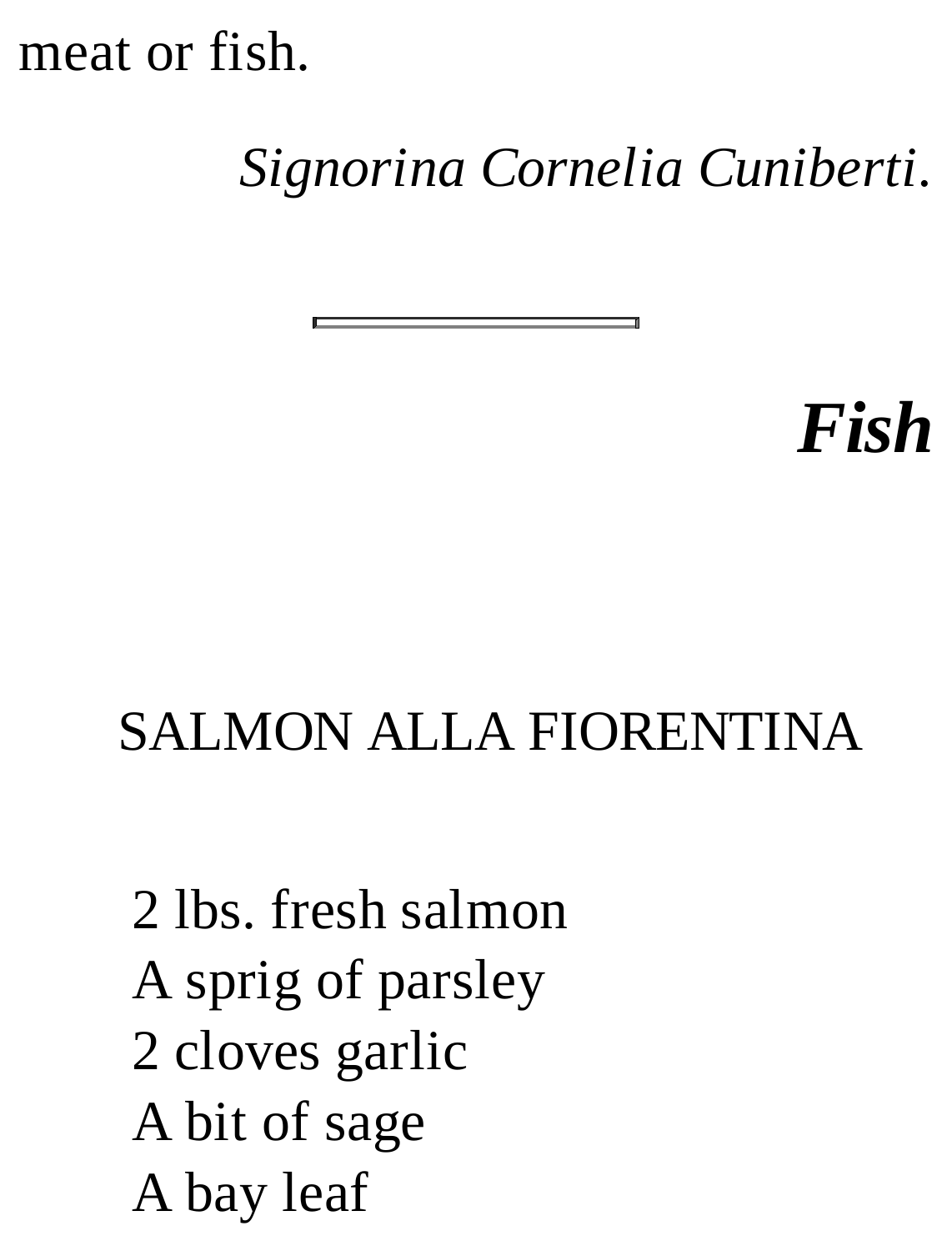meat or fish.

*Signorina Cornelia Cuniberti.*

---

## ***Fish***

### SALMON ALLA FIORENTINA

2 lbs. fresh salmon
A sprig of parsley
2 cloves garlic
A bit of sage
A bay leaf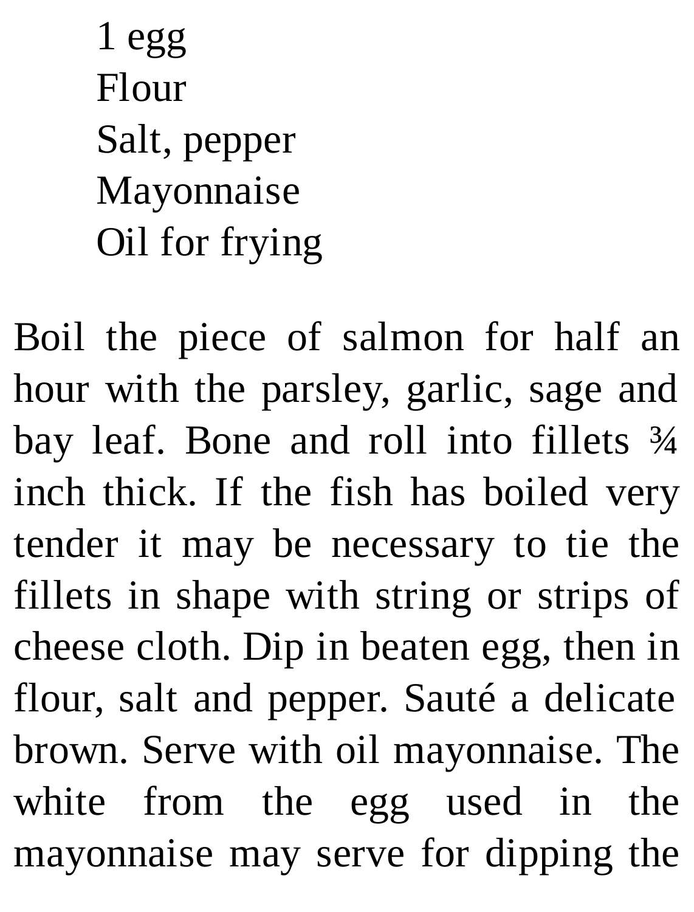1 egg  
Flour  
Salt, pepper  
Mayonnaise  
Oil for frying

Boil the piece of salmon for half an hour with the parsley, garlic, sage and bay leaf. Bone and roll into fillets ¾ inch thick. If the fish has boiled very tender it may be necessary to tie the fillets in shape with string or strips of cheese cloth. Dip in beaten egg, then in flour, salt and pepper. Sauté a delicate brown. Serve with oil mayonnaise. The white from the egg used in the mayonnaise may serve for dipping the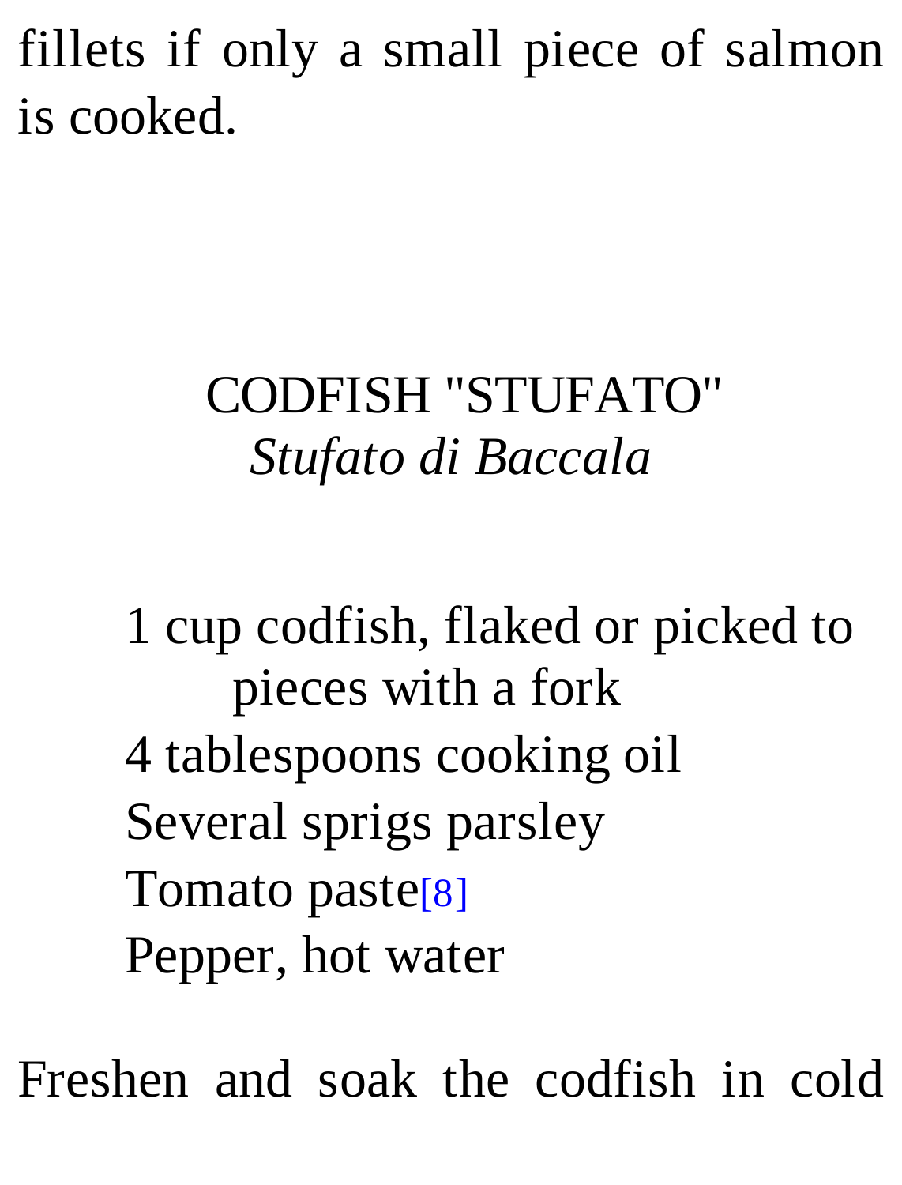fillets if only a small piece of salmon is cooked.

## CODFISH "STUFATO"
### *Stufato di Baccala*

- 1 cup codfish, flaked or picked to pieces with a fork
- 4 tablespoons cooking oil
- Several sprigs parsley
- Tomato paste[8]
- Pepper, hot water

Freshen and soak the codfish in cold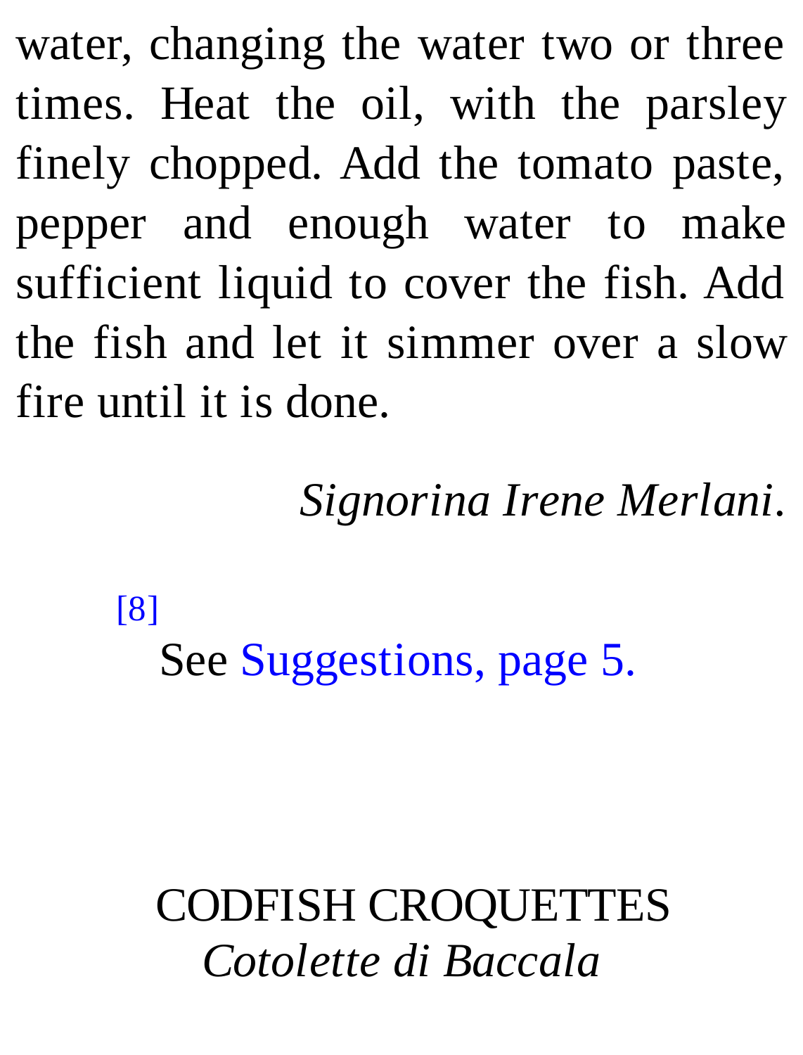water, changing the water two or three times. Heat the oil, with the parsley finely chopped. Add the tomato paste, pepper and enough water to make sufficient liquid to cover the fish. Add the fish and let it simmer over a slow fire until it is done.

*Signorina Irene Merlani*.

[8] See Suggestions, page 5.

## CODFISH CROQUETTES
### *Cotolette di Baccala*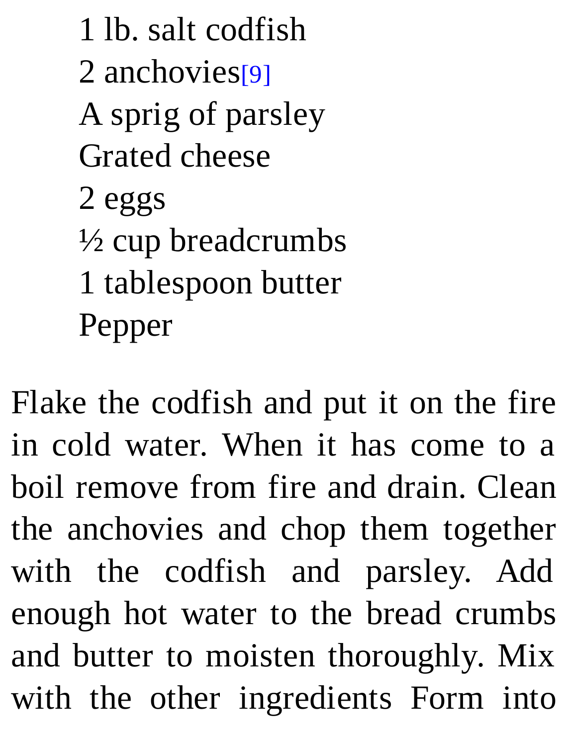1 lb. salt codfish  
2 anchovies[9]  
A sprig of parsley  
Grated cheese  
2 eggs  
½ cup breadcrumbs  
1 tablespoon butter  
Pepper

Flake the codfish and put it on the fire in cold water. When it has come to a boil remove from fire and drain. Clean the anchovies and chop them together with the codfish and parsley. Add enough hot water to the bread crumbs and butter to moisten thoroughly. Mix with the other ingredients Form into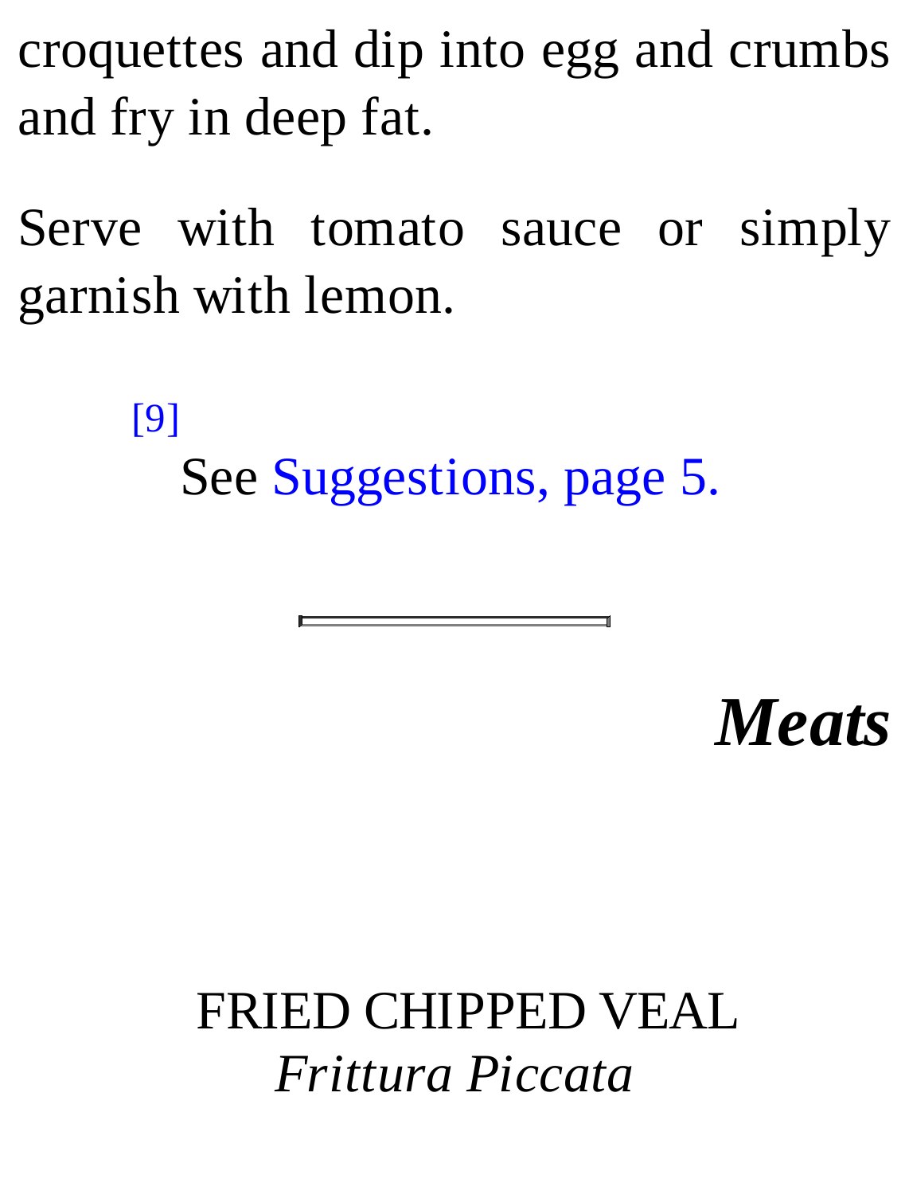croquettes and dip into egg and crumbs and fry in deep fat.

Serve with tomato sauce or simply garnish with lemon.

[9] See Suggestions, page 5.

---

## ***Meats***

### FRIED CHIPPED VEAL
*Frittura Piccata*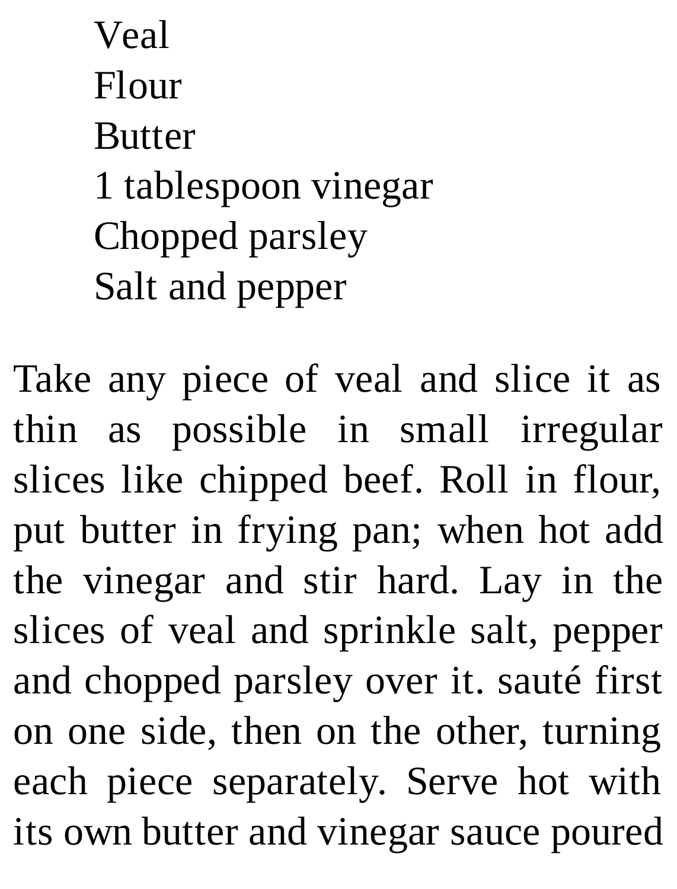Veal
Flour
Butter
1 tablespoon vinegar
Chopped parsley
Salt and pepper

Take any piece of veal and slice it as thin as possible in small irregular slices like chipped beef. Roll in flour, put butter in frying pan; when hot add the vinegar and stir hard. Lay in the slices of veal and sprinkle salt, pepper and chopped parsley over it. sauté first on one side, then on the other, turning each piece separately. Serve hot with its own butter and vinegar sauce poured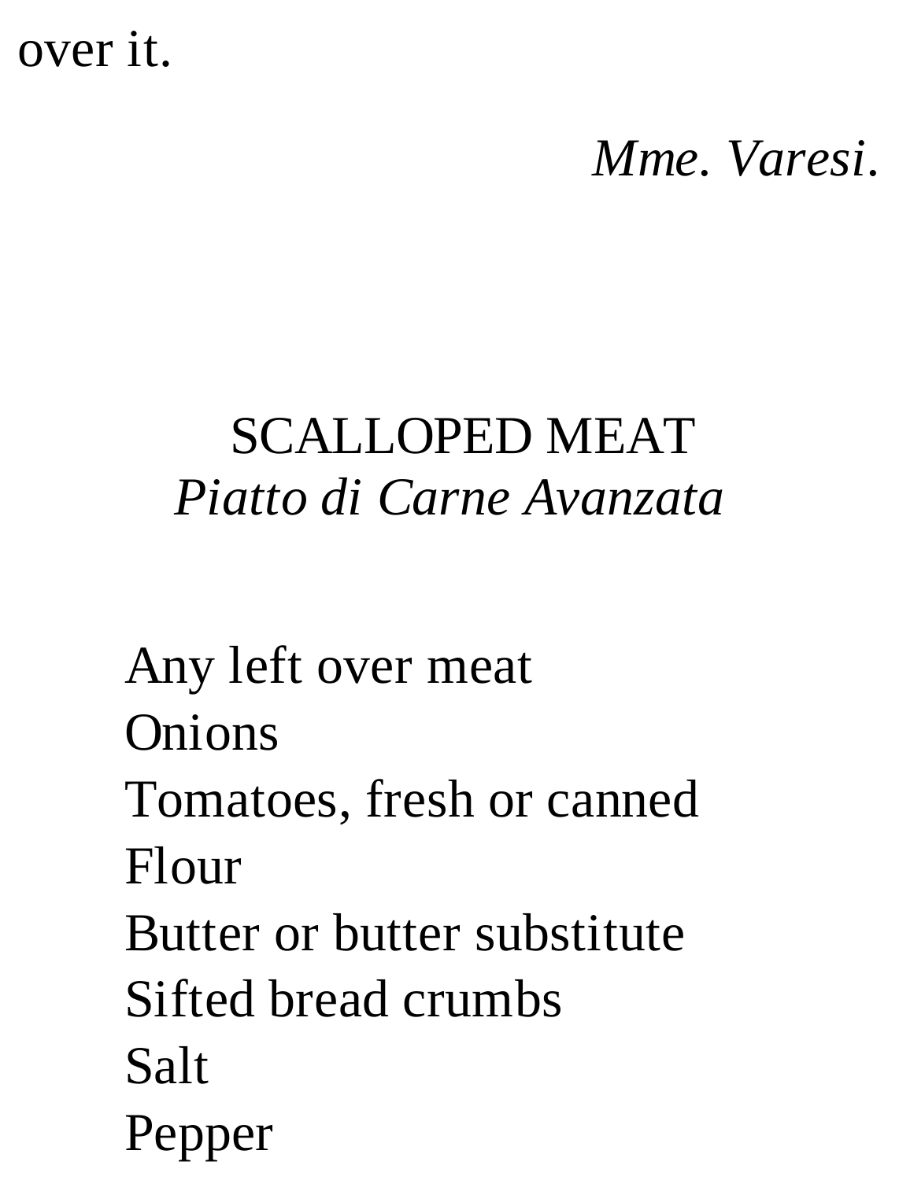over it.

*Mme. Varesi.*

## SCALLOPED MEAT

*Piatto di Carne Avanzata*

Any left over meat
Onions
Tomatoes, fresh or canned
Flour
Butter or butter substitute
Sifted bread crumbs
Salt
Pepper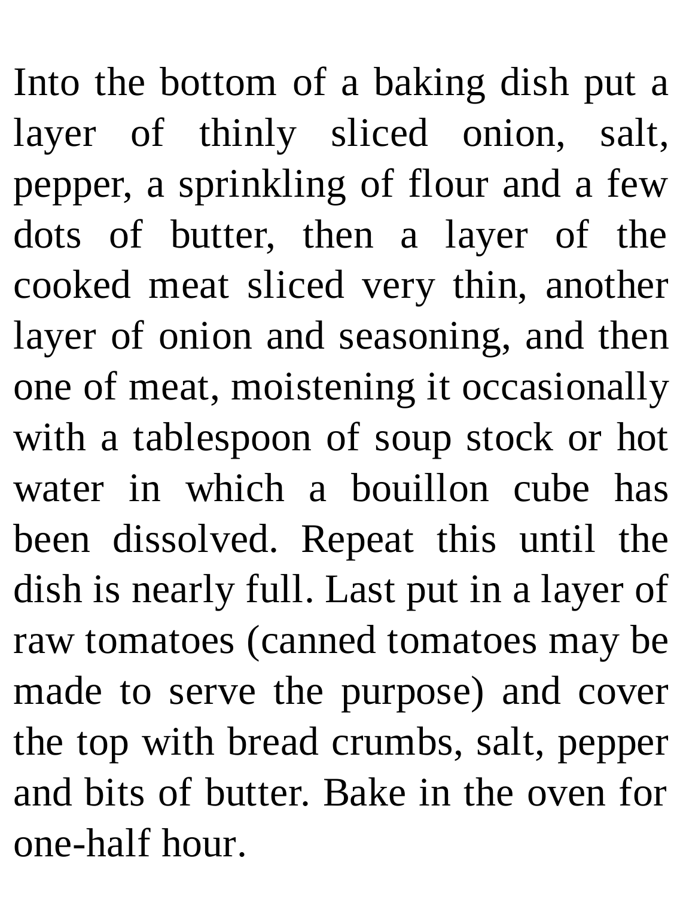Into the bottom of a baking dish put a layer of thinly sliced onion, salt, pepper, a sprinkling of flour and a few dots of butter, then a layer of the cooked meat sliced very thin, another layer of onion and seasoning, and then one of meat, moistening it occasionally with a tablespoon of soup stock or hot water in which a bouillon cube has been dissolved. Repeat this until the dish is nearly full. Last put in a layer of raw tomatoes (canned tomatoes may be made to serve the purpose) and cover the top with bread crumbs, salt, pepper and bits of butter. Bake in the oven for one-half hour.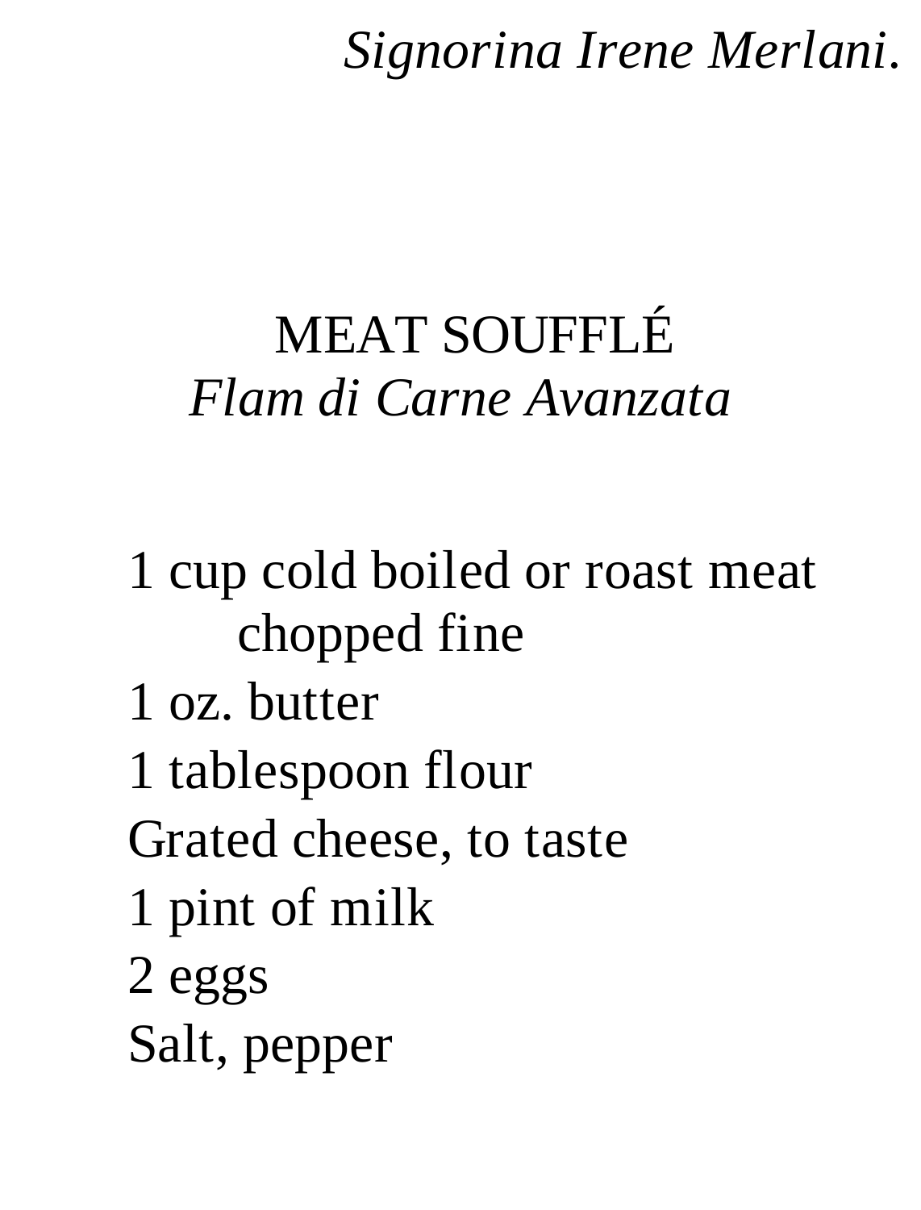*Signorina Irene Merlani.*

## MEAT SOUFFLÉ

*Flam di Carne Avanzata*

1 cup cold boiled or roast meat chopped fine
1 oz. butter
1 tablespoon flour
Grated cheese, to taste
1 pint of milk
2 eggs
Salt, pepper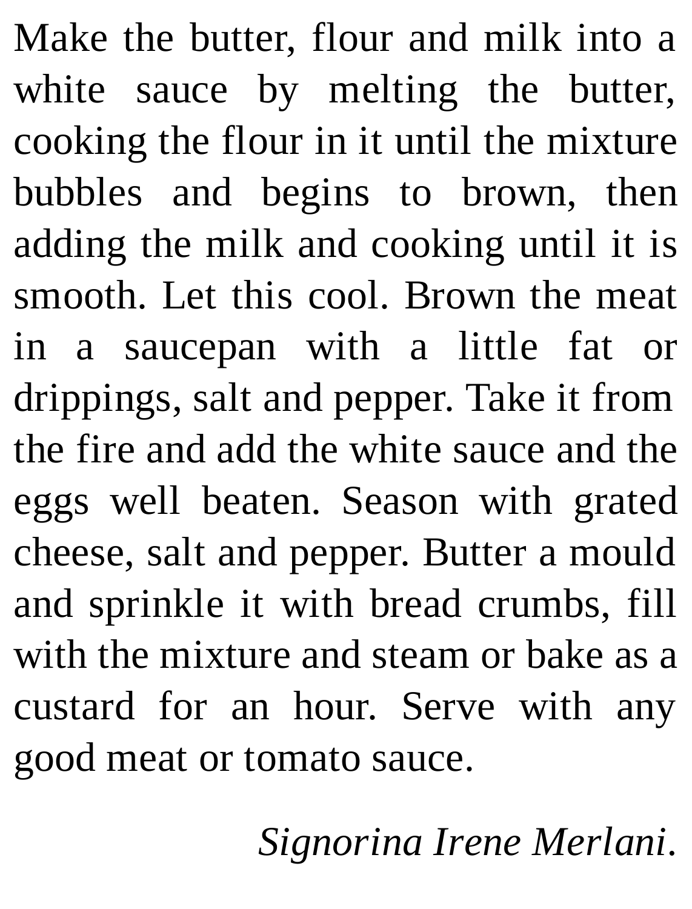Make the butter, flour and milk into a white sauce by melting the butter, cooking the flour in it until the mixture bubbles and begins to brown, then adding the milk and cooking until it is smooth. Let this cool. Brown the meat in a saucepan with a little fat or drippings, salt and pepper. Take it from the fire and add the white sauce and the eggs well beaten. Season with grated cheese, salt and pepper. Butter a mould and sprinkle it with bread crumbs, fill with the mixture and steam or bake as a custard for an hour. Serve with any good meat or tomato sauce.

*Signorina Irene Merlani*.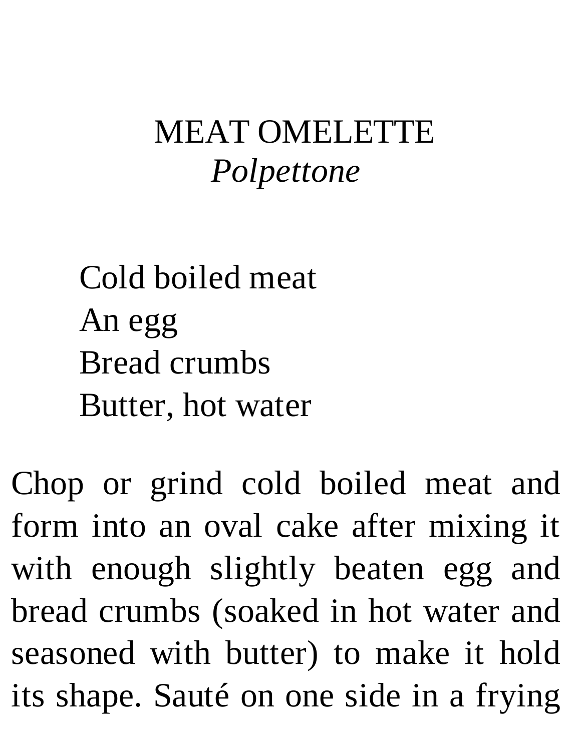## MEAT OMELETTE
*Polpettone*

Cold boiled meat
An egg
Bread crumbs
Butter, hot water

Chop or grind cold boiled meat and form into an oval cake after mixing it with enough slightly beaten egg and bread crumbs (soaked in hot water and seasoned with butter) to make it hold its shape. Sauté on one side in a frying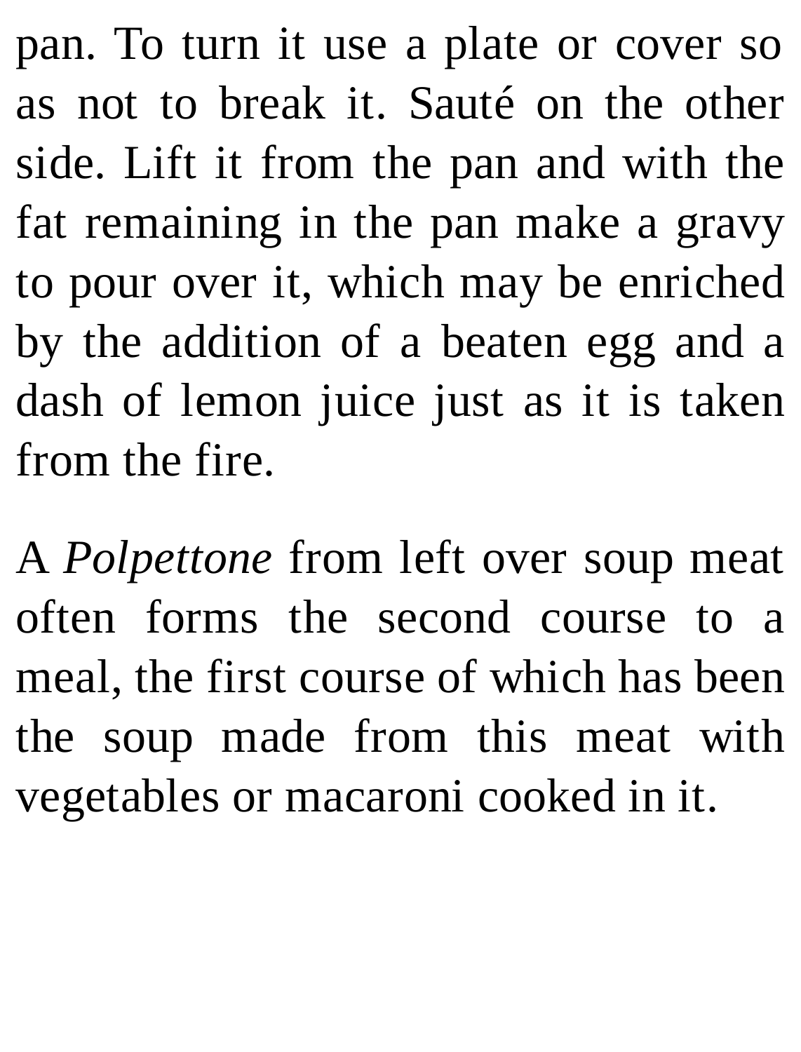pan. To turn it use a plate or cover so as not to break it. Sauté on the other side. Lift it from the pan and with the fat remaining in the pan make a gravy to pour over it, which may be enriched by the addition of a beaten egg and a dash of lemon juice just as it is taken from the fire.

A *Polpettone* from left over soup meat often forms the second course to a meal, the first course of which has been the soup made from this meat with vegetables or macaroni cooked in it.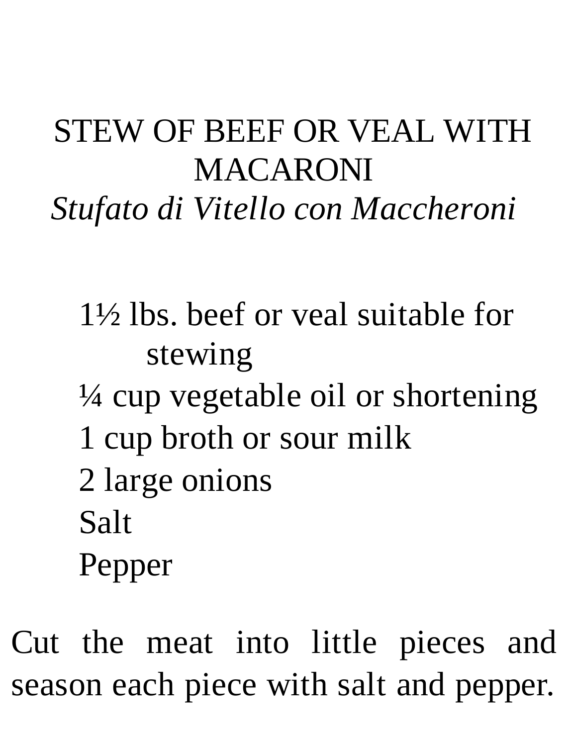## STEW OF BEEF OR VEAL WITH MACARONI

*Stufato di Vitello con Maccheroni*

- 1½ lbs. beef or veal suitable for stewing
- ¼ cup vegetable oil or shortening
- 1 cup broth or sour milk
- 2 large onions
- Salt
- Pepper

Cut the meat into little pieces and season each piece with salt and pepper.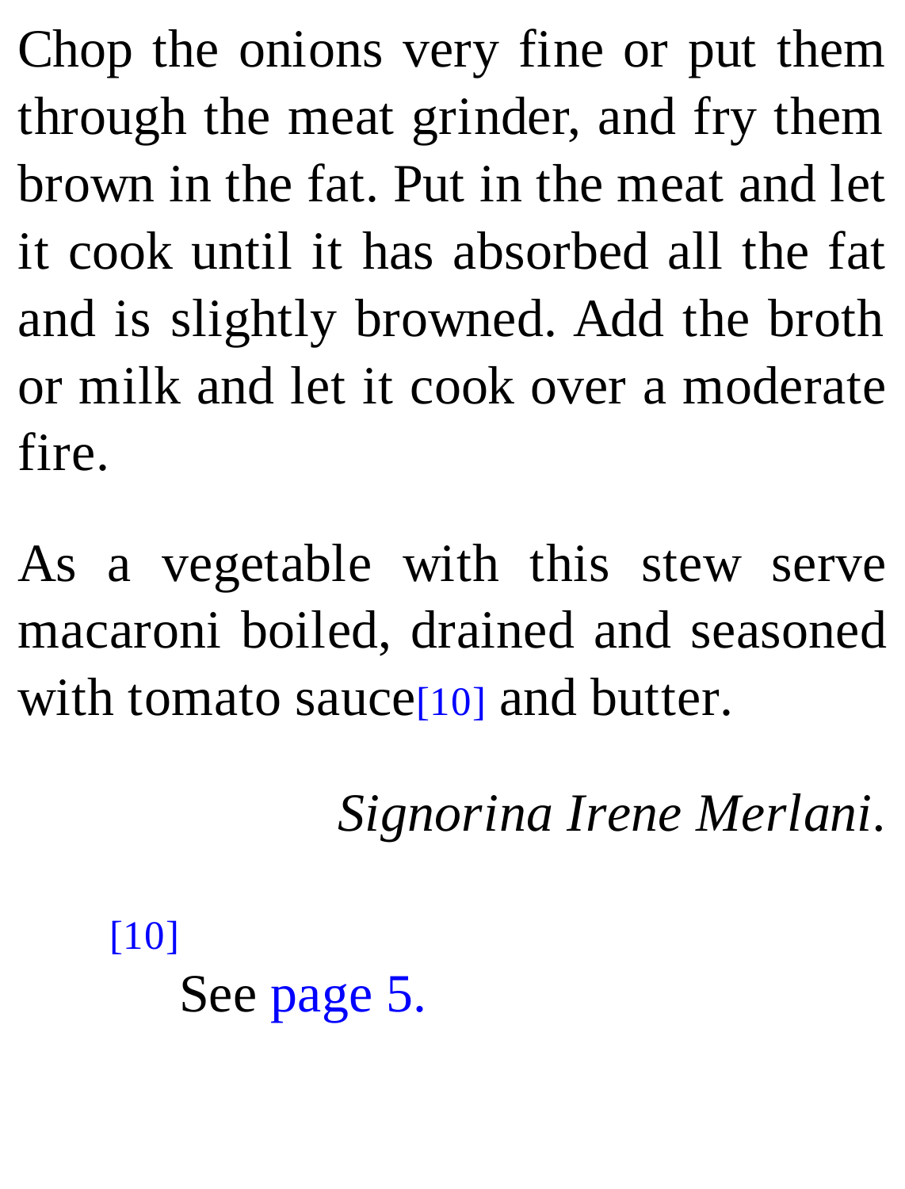Chop the onions very fine or put them through the meat grinder, and fry them brown in the fat. Put in the meat and let it cook until it has absorbed all the fat and is slightly browned. Add the broth or milk and let it cook over a moderate fire.

As a vegetable with this stew serve macaroni boiled, drained and seasoned with tomato sauce[10] and butter.

*Signorina Irene Merlani*.

[10] See page 5.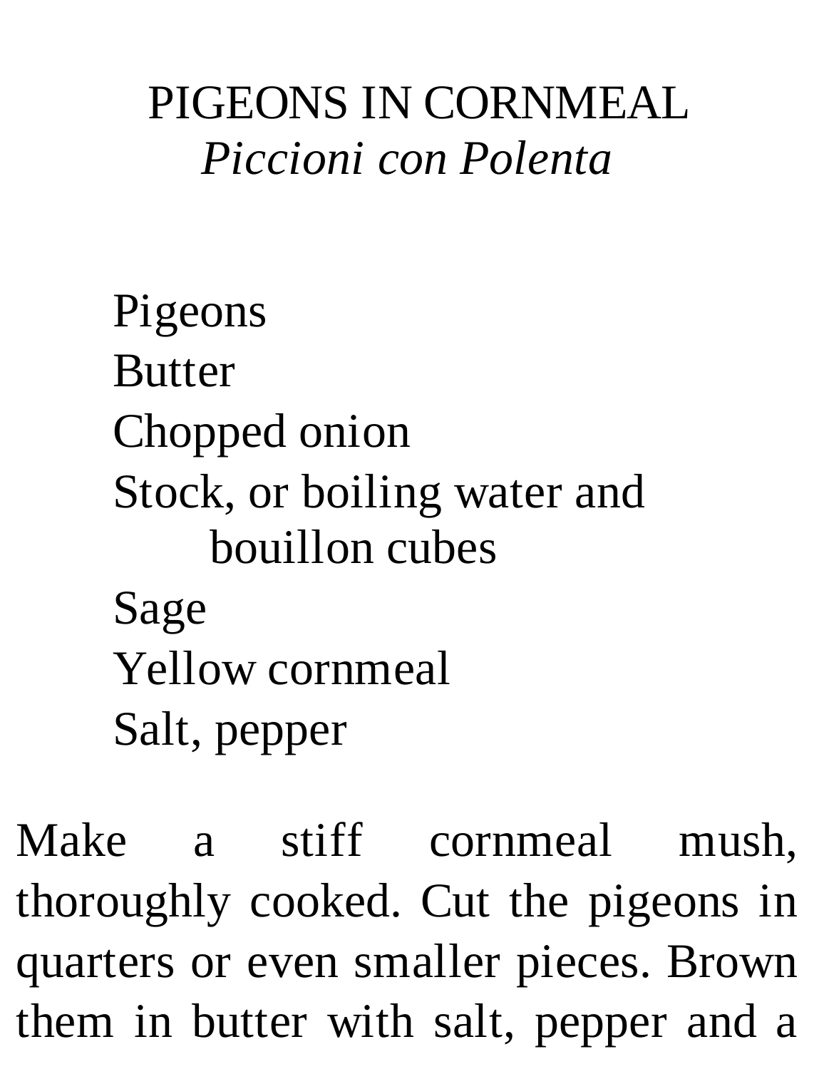# PIGEONS IN CORNMEAL

*Piccioni con Polenta*

- Pigeons
- Butter
- Chopped onion
- Stock, or boiling water and bouillon cubes
- Sage
- Yellow cornmeal
- Salt, pepper

Make a stiff cornmeal mush, thoroughly cooked. Cut the pigeons in quarters or even smaller pieces. Brown them in butter with salt, pepper and a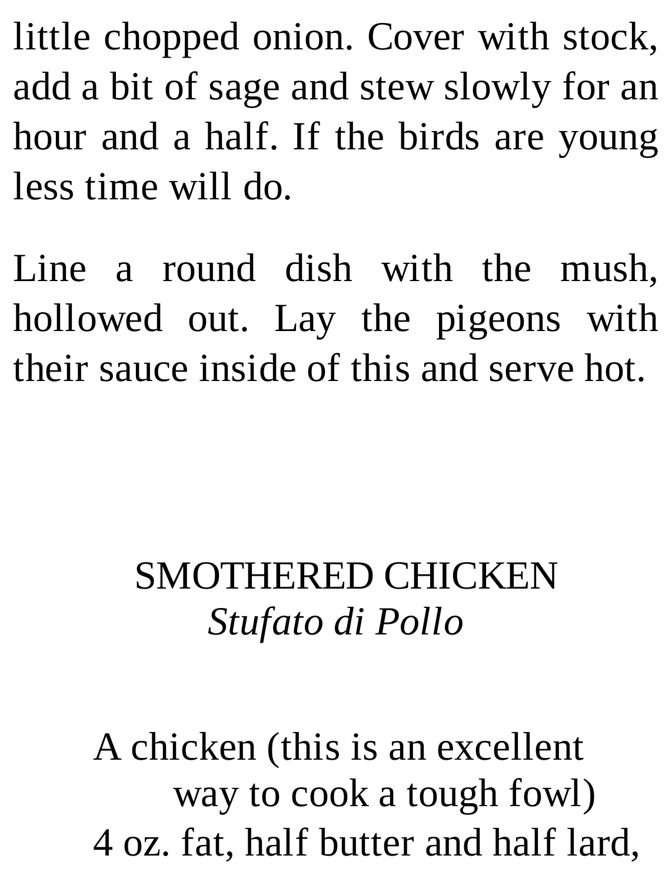little chopped onion. Cover with stock, add a bit of sage and stew slowly for an hour and a half. If the birds are young less time will do.

Line a round dish with the mush, hollowed out. Lay the pigeons with their sauce inside of this and serve hot.

## SMOTHERED CHICKEN
*Stufato di Pollo*

A chicken (this is an excellent way to cook a tough fowl)
4 oz. fat, half butter and half lard,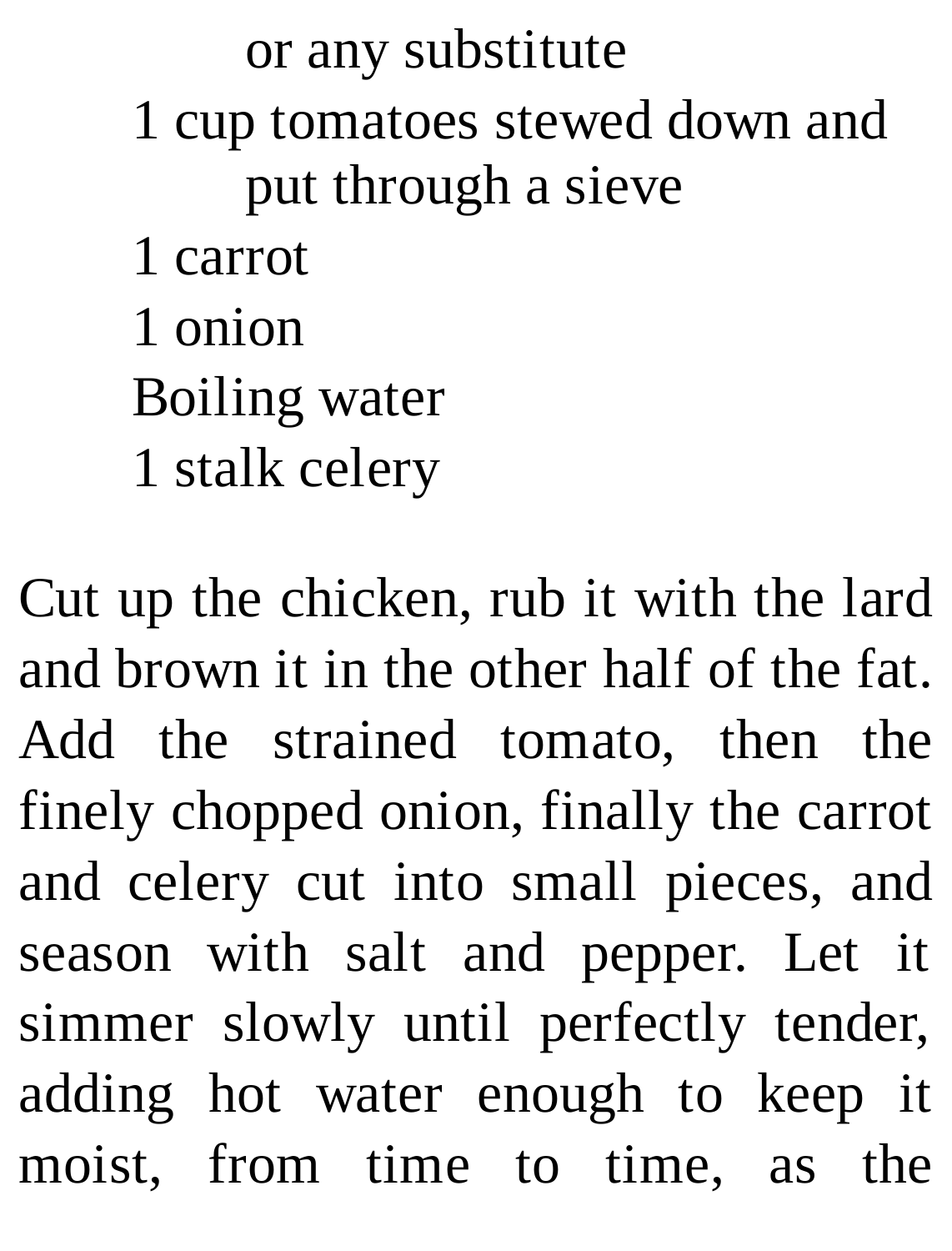or any substitute

1 cup tomatoes stewed down and put through a sieve

1 carrot

1 onion

Boiling water

1 stalk celery

Cut up the chicken, rub it with the lard and brown it in the other half of the fat. Add the strained tomato, then the finely chopped onion, finally the carrot and celery cut into small pieces, and season with salt and pepper. Let it simmer slowly until perfectly tender, adding hot water enough to keep it moist, from time to time, as the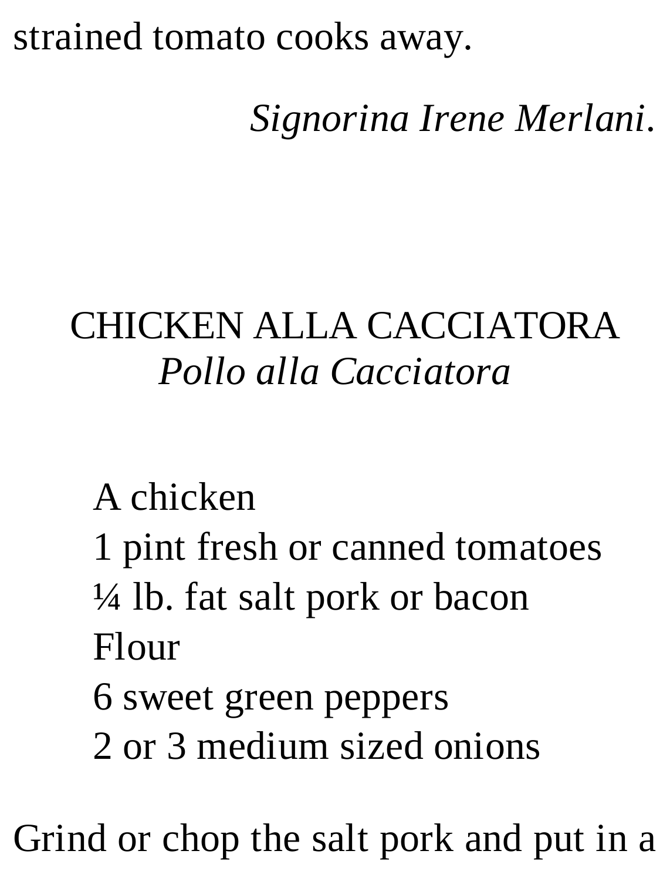strained tomato cooks away.

*Signorina Irene Merlani.*

## CHICKEN ALLA CACCIATORA

*Pollo alla Cacciatora*

A chicken
1 pint fresh or canned tomatoes
¼ lb. fat salt pork or bacon
Flour
6 sweet green peppers
2 or 3 medium sized onions

Grind or chop the salt pork and put in a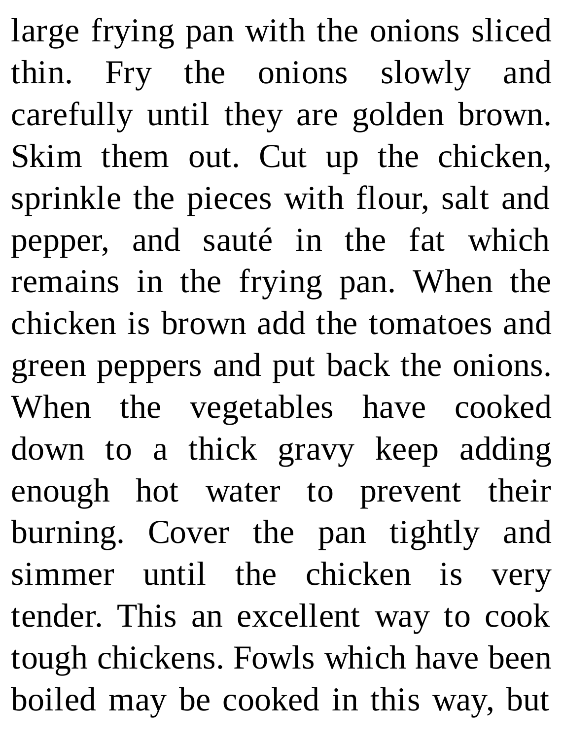large frying pan with the onions sliced thin. Fry the onions slowly and carefully until they are golden brown. Skim them out. Cut up the chicken, sprinkle the pieces with flour, salt and pepper, and sauté in the fat which remains in the frying pan. When the chicken is brown add the tomatoes and green peppers and put back the onions. When the vegetables have cooked down to a thick gravy keep adding enough hot water to prevent their burning. Cover the pan tightly and simmer until the chicken is very tender. This an excellent way to cook tough chickens. Fowls which have been boiled may be cooked in this way, but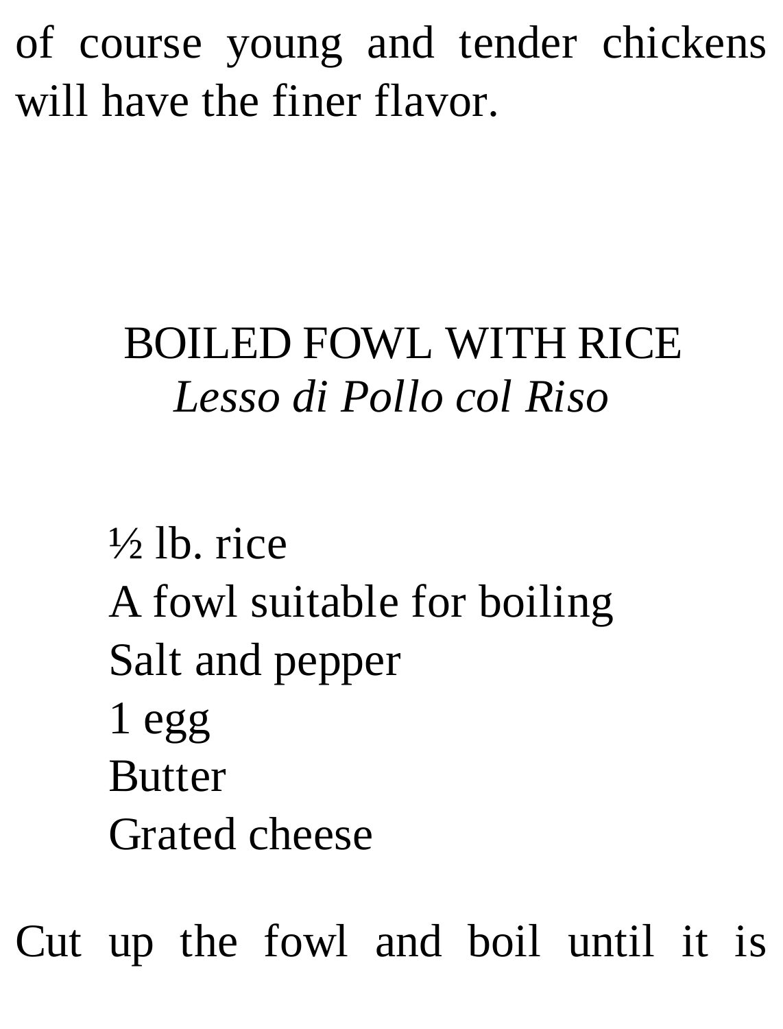of course young and tender chickens will have the finer flavor.

## BOILED FOWL WITH RICE

*Lesso di Pollo col Riso*

½ lb. rice
A fowl suitable for boiling
Salt and pepper
1 egg
Butter
Grated cheese

Cut up the fowl and boil until it is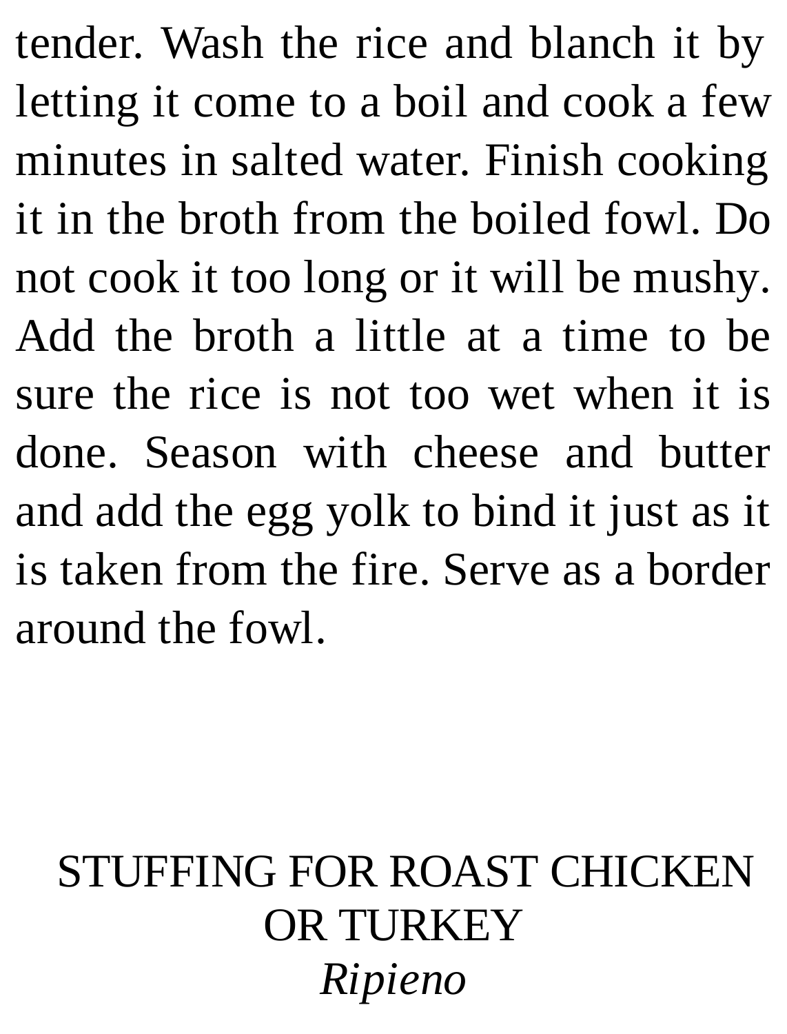tender. Wash the rice and blanch it by letting it come to a boil and cook a few minutes in salted water. Finish cooking it in the broth from the boiled fowl. Do not cook it too long or it will be mushy. Add the broth a little at a time to be sure the rice is not too wet when it is done. Season with cheese and butter and add the egg yolk to bind it just as it is taken from the fire. Serve as a border around the fowl.

## STUFFING FOR ROAST CHICKEN OR TURKEY

*Ripieno*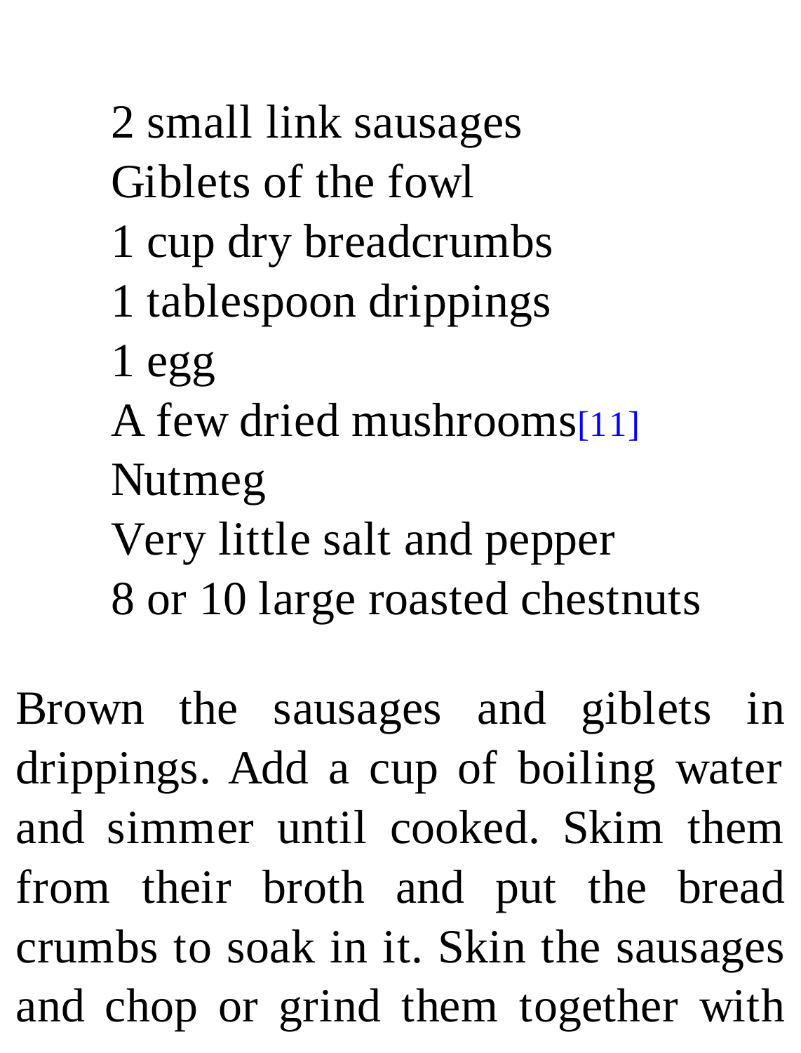2 small link sausages
Giblets of the fowl
1 cup dry breadcrumbs
1 tablespoon drippings
1 egg
A few dried mushrooms[11]
Nutmeg
Very little salt and pepper
8 or 10 large roasted chestnuts

Brown the sausages and giblets in drippings. Add a cup of boiling water and simmer until cooked. Skim them from their broth and put the bread crumbs to soak in it. Skin the sausages and chop or grind them together with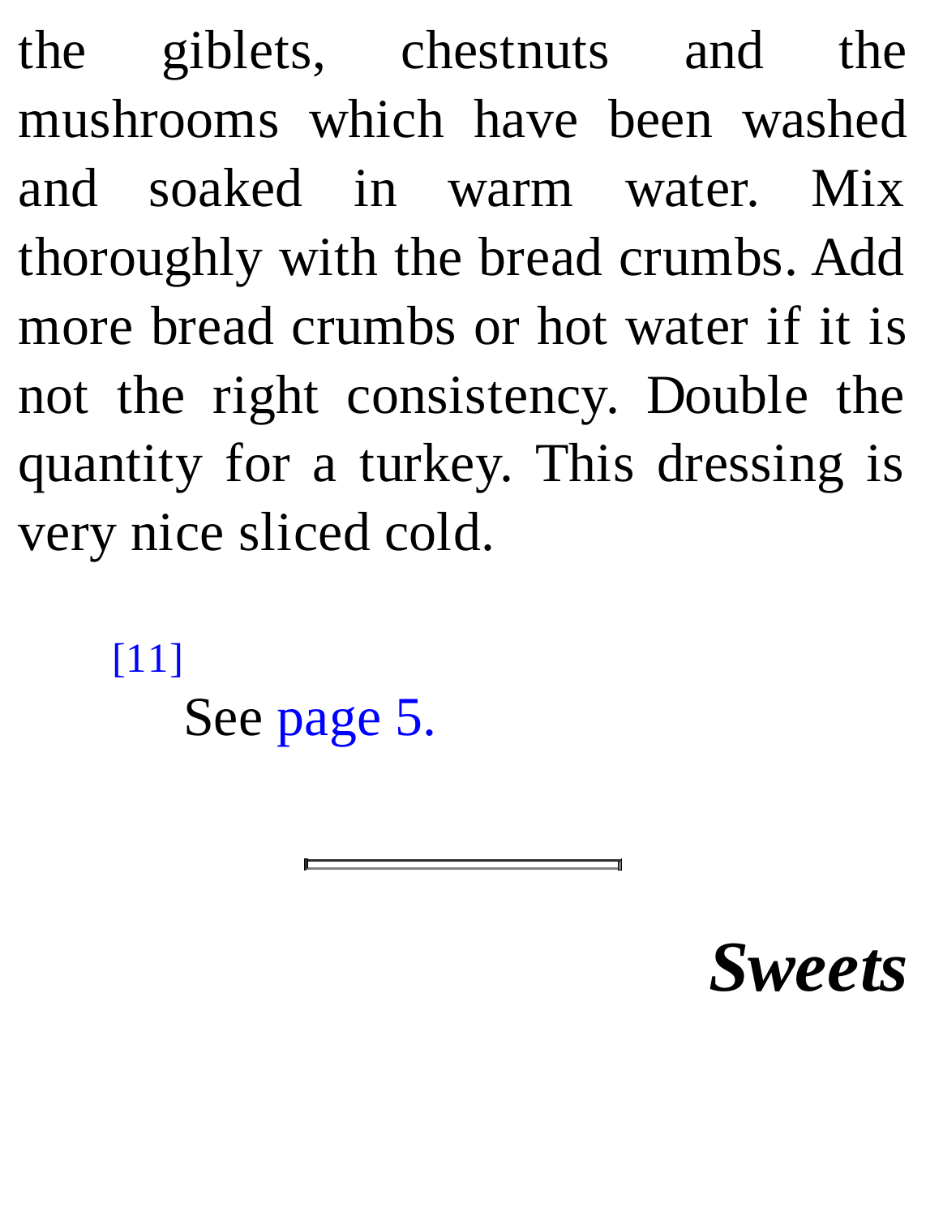the giblets, chestnuts and the mushrooms which have been washed and soaked in warm water. Mix thoroughly with the bread crumbs. Add more bread crumbs or hot water if it is not the right consistency. Double the quantity for a turkey. This dressing is very nice sliced cold.

[11] See page 5.

---

## *Sweets*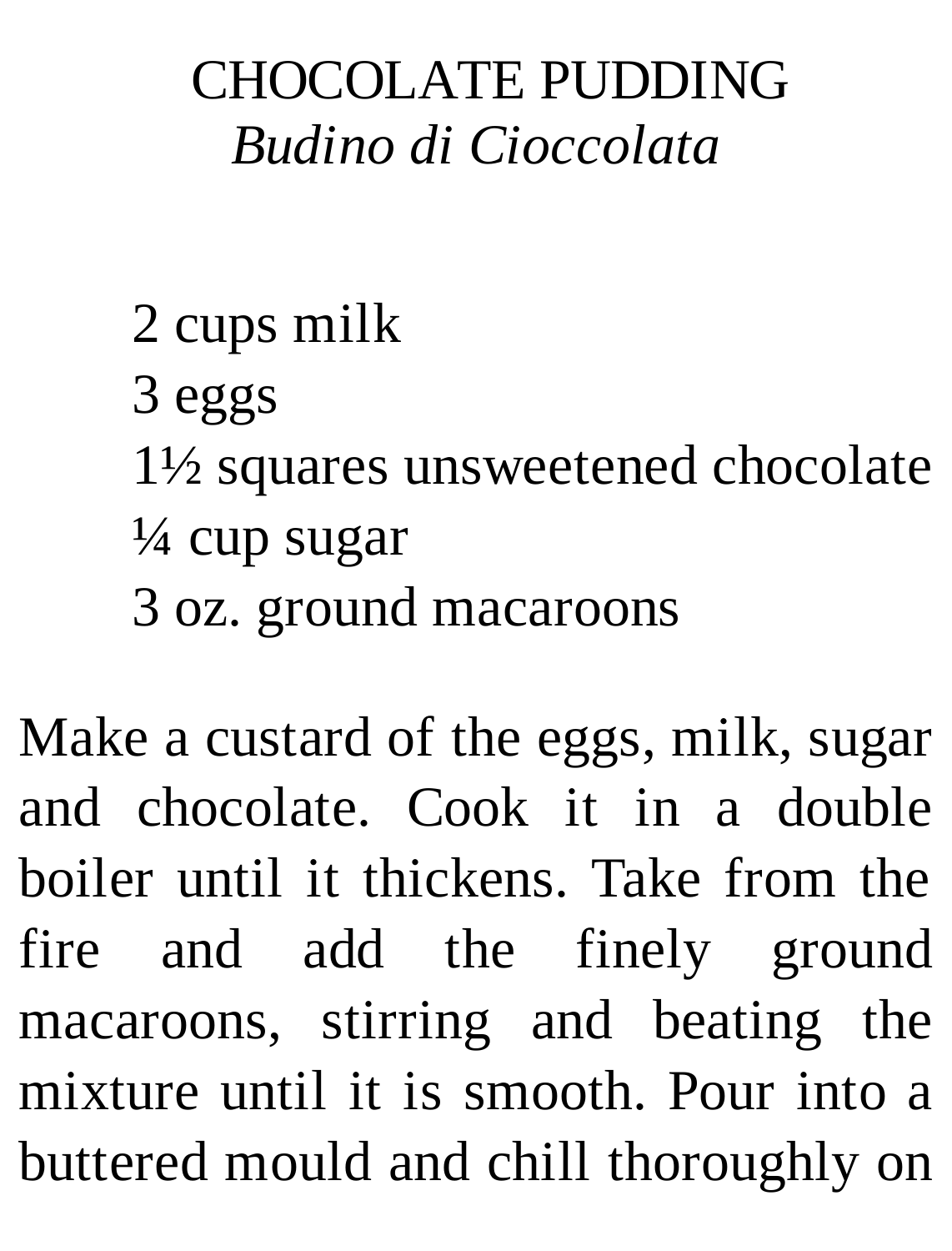# CHOCOLATE PUDDING

*Budino di Cioccolata*

- 2 cups milk
- 3 eggs
- 1½ squares unsweetened chocolate
- ¼ cup sugar
- 3 oz. ground macaroons

Make a custard of the eggs, milk, sugar and chocolate. Cook it in a double boiler until it thickens. Take from the fire and add the finely ground macaroons, stirring and beating the mixture until it is smooth. Pour into a buttered mould and chill thoroughly on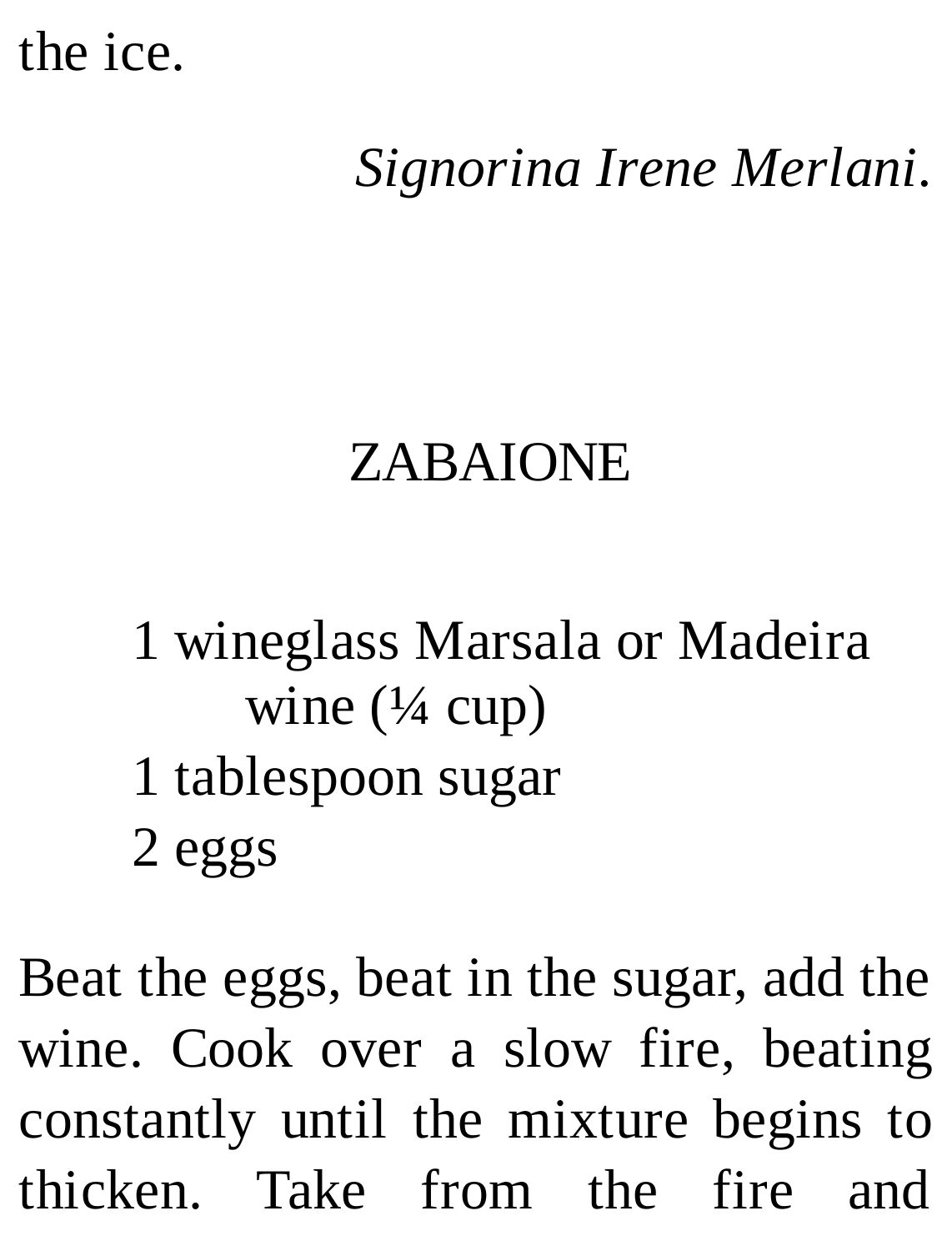the ice.

*Signorina Irene Merlani.*

## ZABAIONE

- 1 wineglass Marsala or Madeira wine (¼ cup)
- 1 tablespoon sugar
- 2 eggs

Beat the eggs, beat in the sugar, add the wine. Cook over a slow fire, beating constantly until the mixture begins to thicken. Take from the fire and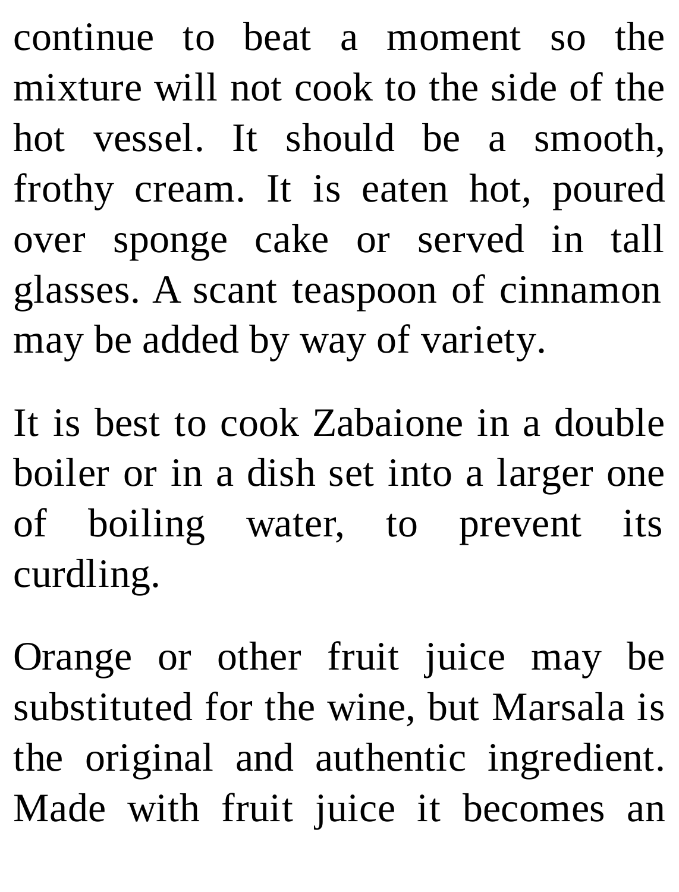continue to beat a moment so the mixture will not cook to the side of the hot vessel. It should be a smooth, frothy cream. It is eaten hot, poured over sponge cake or served in tall glasses. A scant teaspoon of cinnamon may be added by way of variety.

It is best to cook Zabaione in a double boiler or in a dish set into a larger one of boiling water, to prevent its curdling.

Orange or other fruit juice may be substituted for the wine, but Marsala is the original and authentic ingredient. Made with fruit juice it becomes an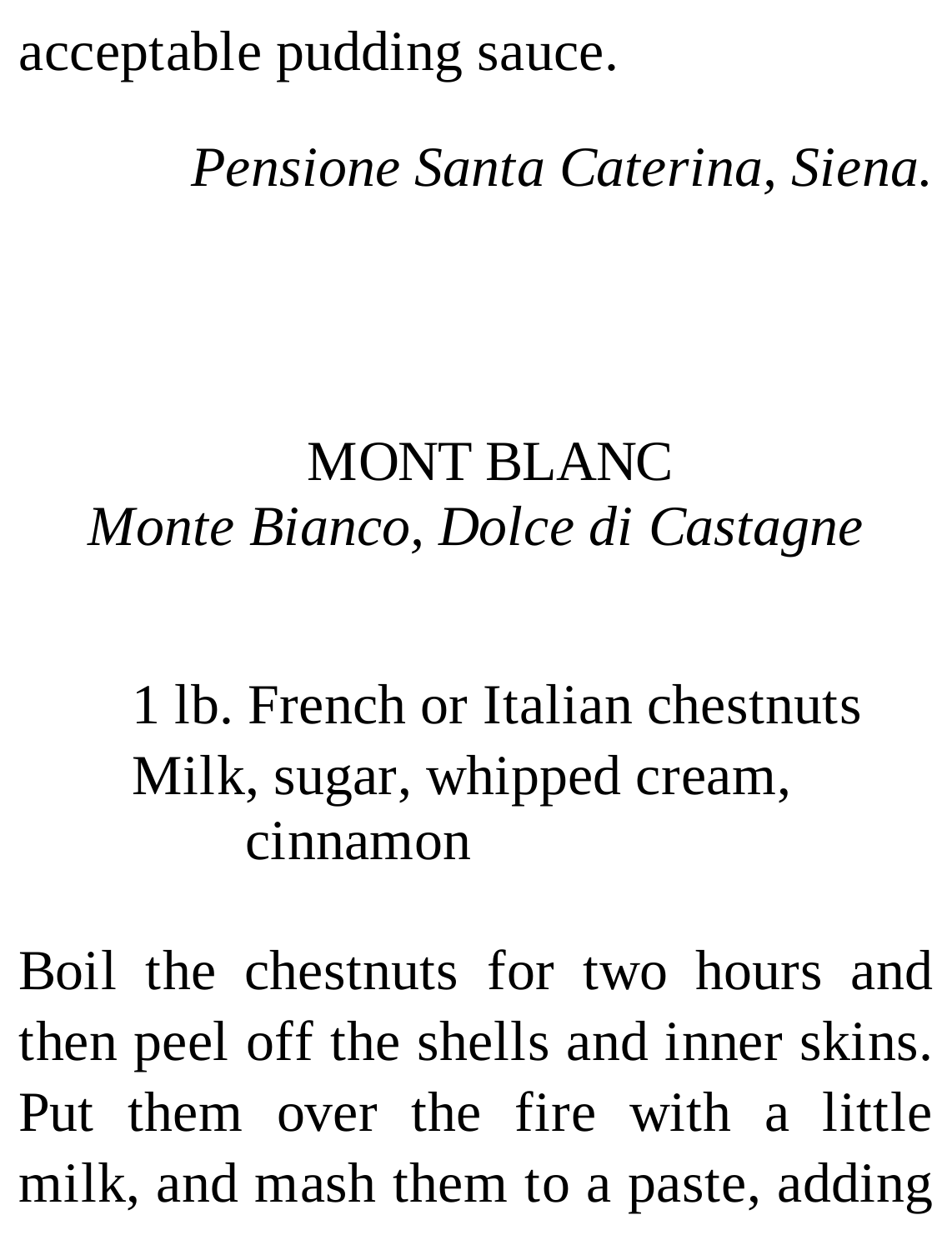acceptable pudding sauce.

*Pensione Santa Caterina, Siena.*

## MONT BLANC
### *Monte Bianco, Dolce di Castagne*

1 lb. French or Italian chestnuts
Milk, sugar, whipped cream, cinnamon

Boil the chestnuts for two hours and then peel off the shells and inner skins. Put them over the fire with a little milk, and mash them to a paste, adding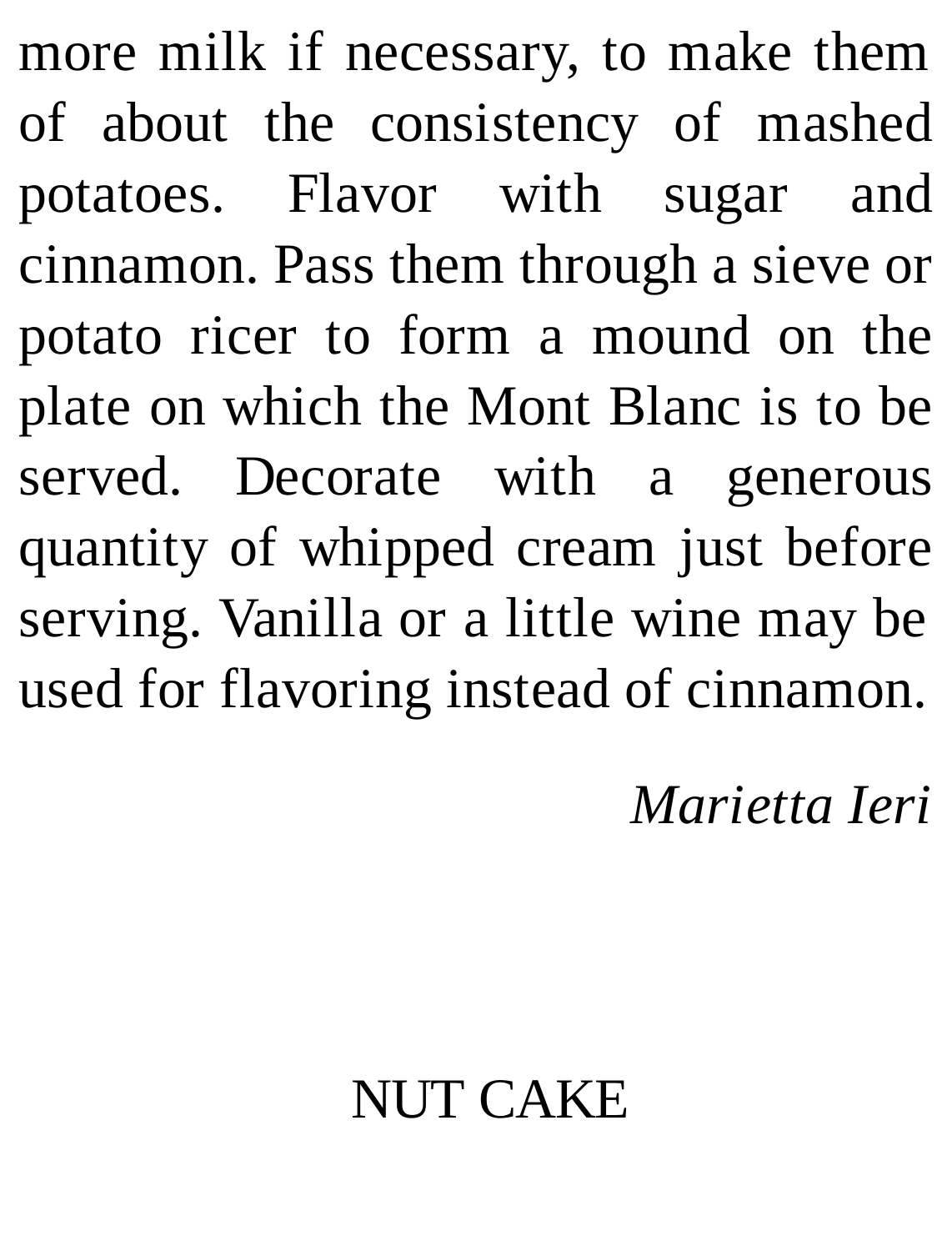more milk if necessary, to make them of about the consistency of mashed potatoes. Flavor with sugar and cinnamon. Pass them through a sieve or potato ricer to form a mound on the plate on which the Mont Blanc is to be served. Decorate with a generous quantity of whipped cream just before serving. Vanilla or a little wine may be used for flavoring instead of cinnamon.

*Marietta Ieri*

## NUT CAKE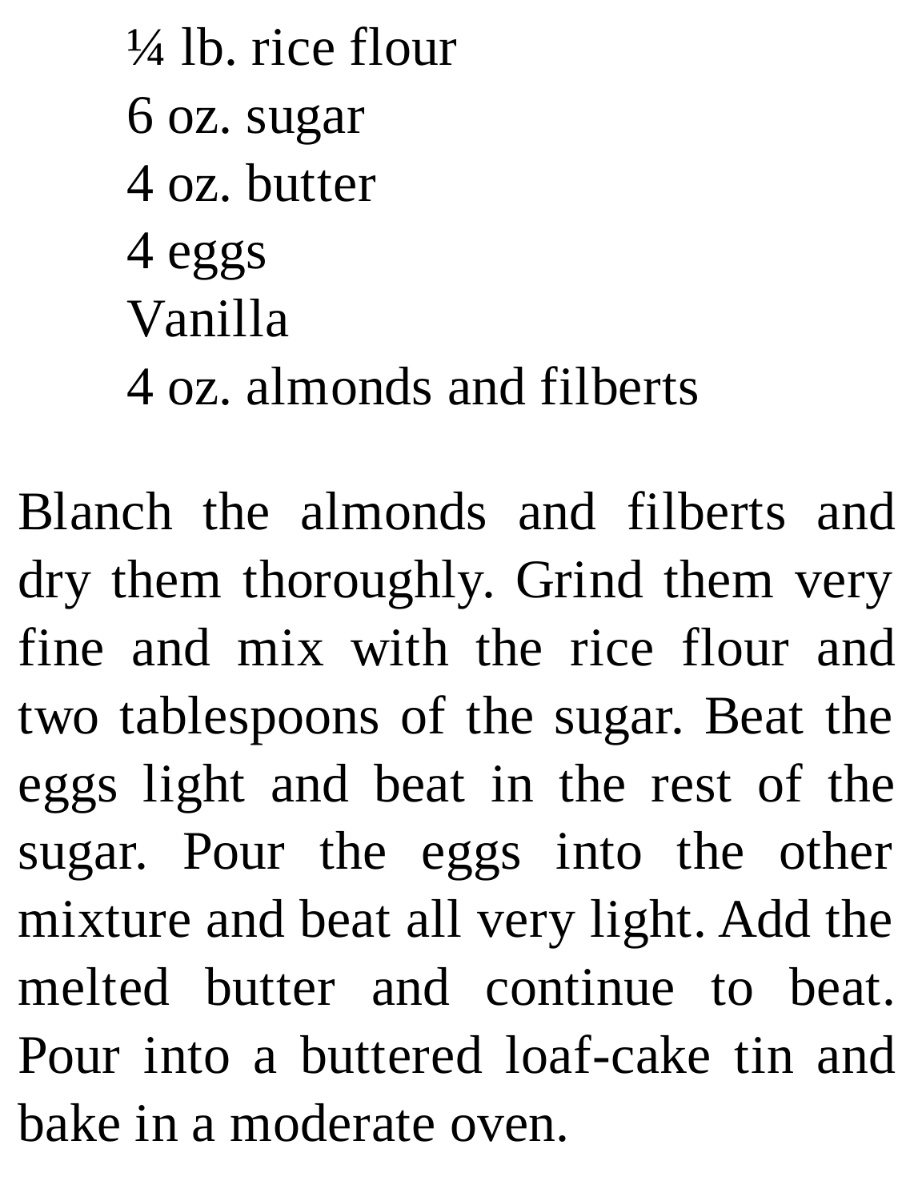¼ lb. rice flour  
6 oz. sugar  
4 oz. butter  
4 eggs  
Vanilla  
4 oz. almonds and filberts

Blanch the almonds and filberts and dry them thoroughly. Grind them very fine and mix with the rice flour and two tablespoons of the sugar. Beat the eggs light and beat in the rest of the sugar. Pour the eggs into the other mixture and beat all very light. Add the melted butter and continue to beat. Pour into a buttered loaf-cake tin and bake in a moderate oven.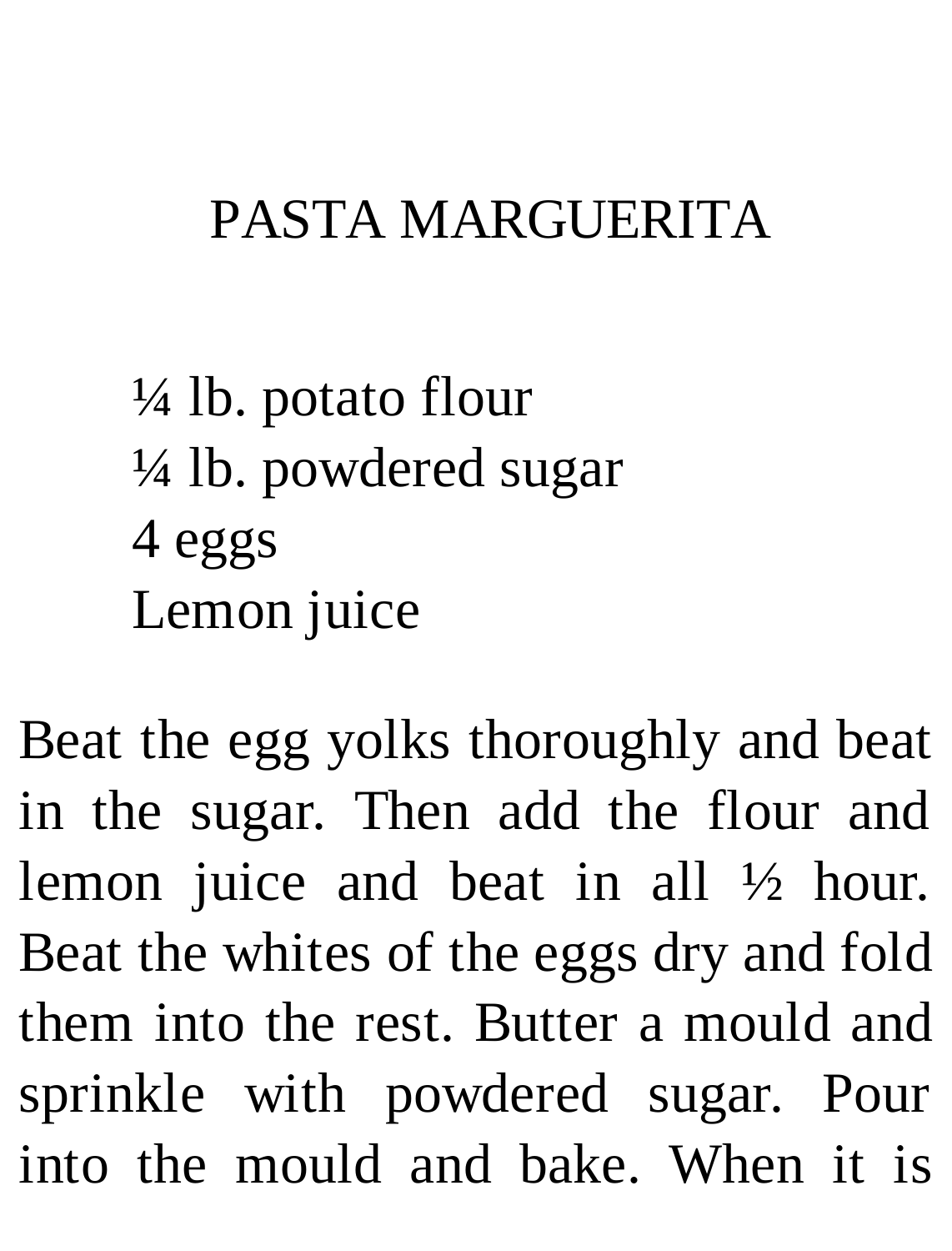# PASTA MARGUERITA

¼ lb. potato flour
¼ lb. powdered sugar
4 eggs
Lemon juice

Beat the egg yolks thoroughly and beat in the sugar. Then add the flour and lemon juice and beat in all ½ hour. Beat the whites of the eggs dry and fold them into the rest. Butter a mould and sprinkle with powdered sugar. Pour into the mould and bake. When it is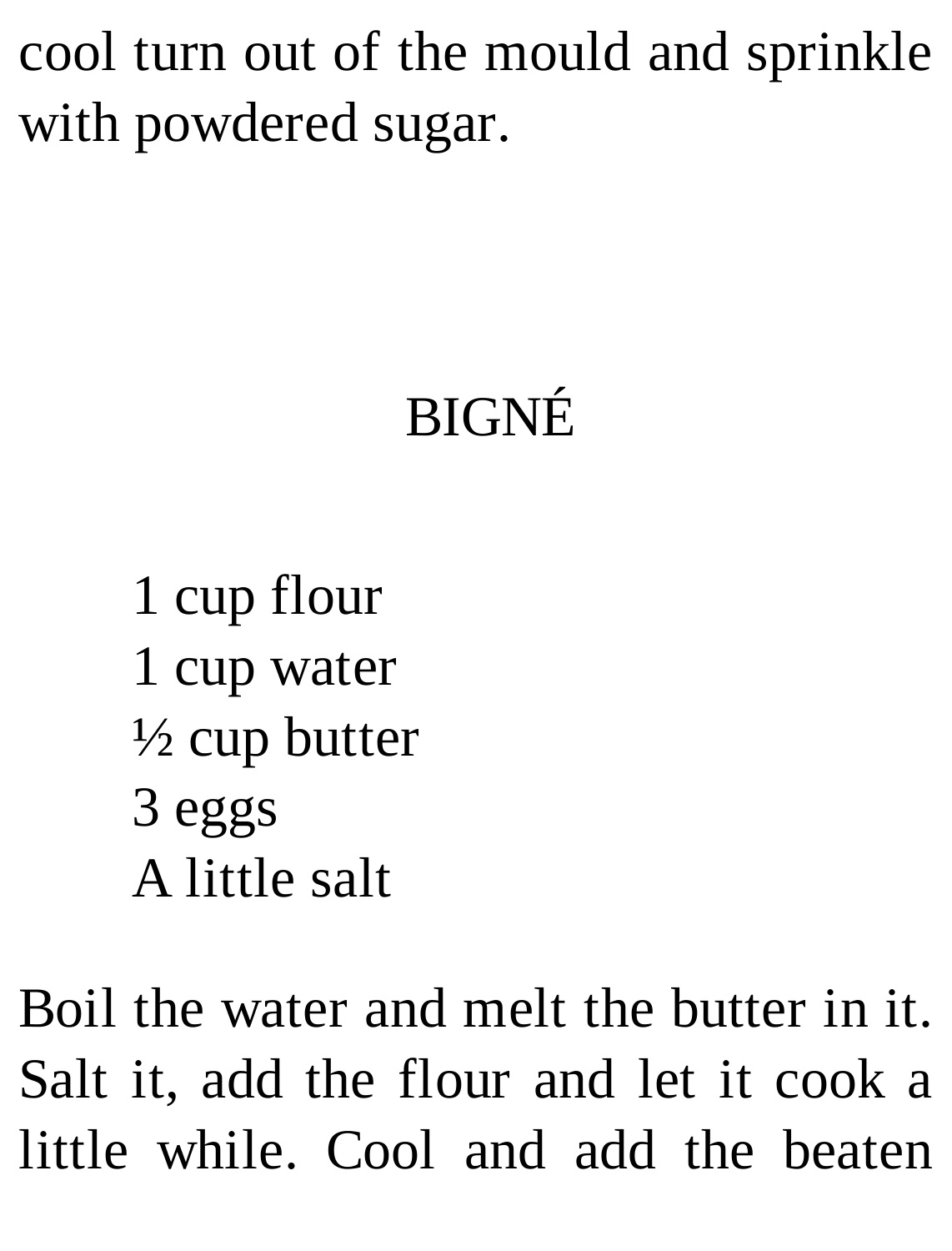cool turn out of the mould and sprinkle with powdered sugar.

## BIGNÉ

1 cup flour
1 cup water
½ cup butter
3 eggs
A little salt

Boil the water and melt the butter in it. Salt it, add the flour and let it cook a little while. Cool and add the beaten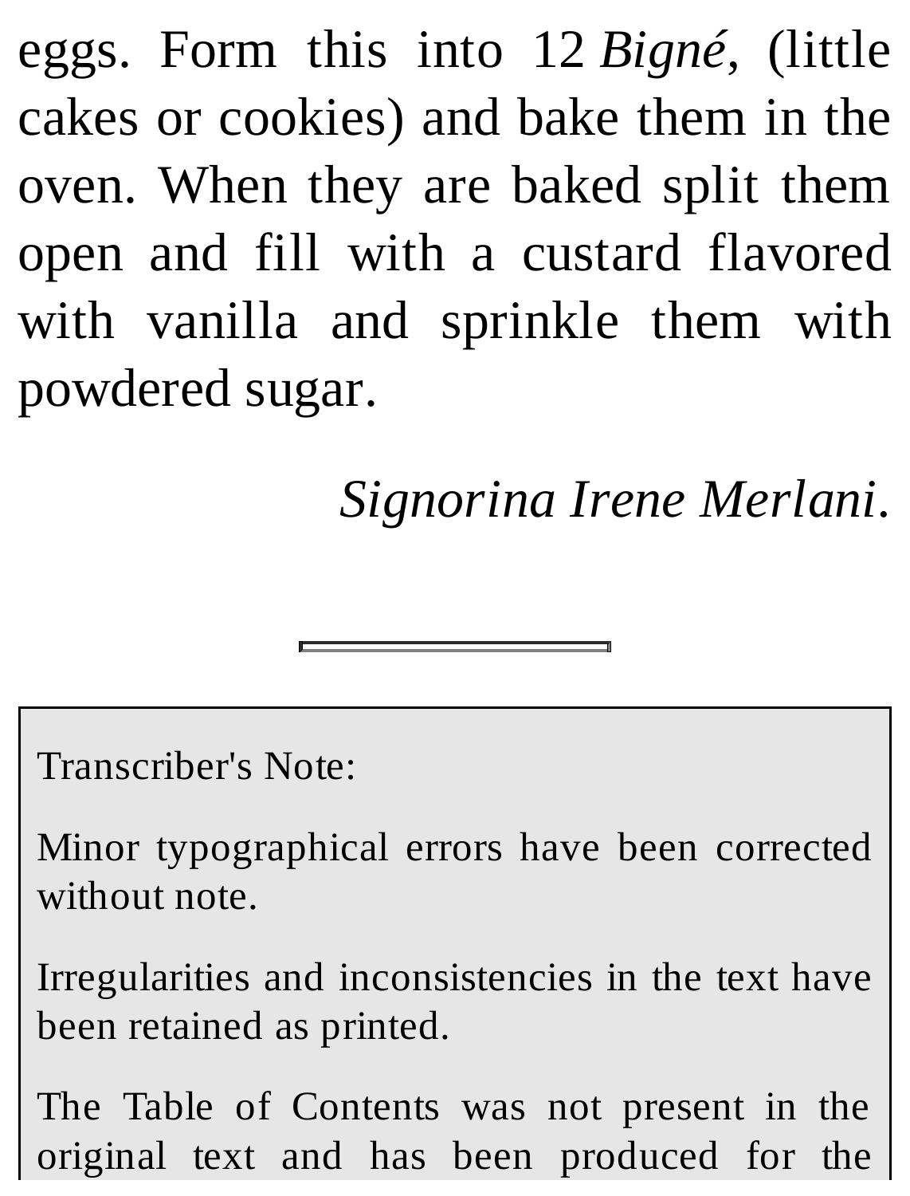eggs. Form this into 12 *Bigné*, (little cakes or cookies) and bake them in the oven. When they are baked split them open and fill with a custard flavored with vanilla and sprinkle them with powdered sugar.

*Signorina Irene Merlani*.

---

Transcriber's Note:

Minor typographical errors have been corrected without note.

Irregularities and inconsistencies in the text have been retained as printed.

The Table of Contents was not present in the original text and has been produced for the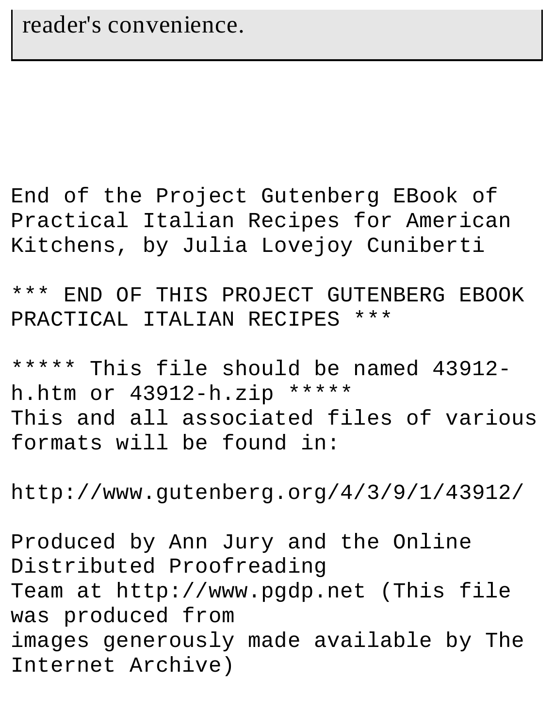reader's convenience.

End of the Project Gutenberg EBook of Practical Italian Recipes for American Kitchens, by Julia Lovejoy Cuniberti

*** END OF THIS PROJECT GUTENBERG EBOOK PRACTICAL ITALIAN RECIPES ***

***** This file should be named 43912-h.htm or 43912-h.zip *****
This and all associated files of various formats will be found in:

http://www.gutenberg.org/4/3/9/1/43912/

Produced by Ann Jury and the Online Distributed Proofreading
Team at http://www.pgdp.net (This file was produced from
images generously made available by The Internet Archive)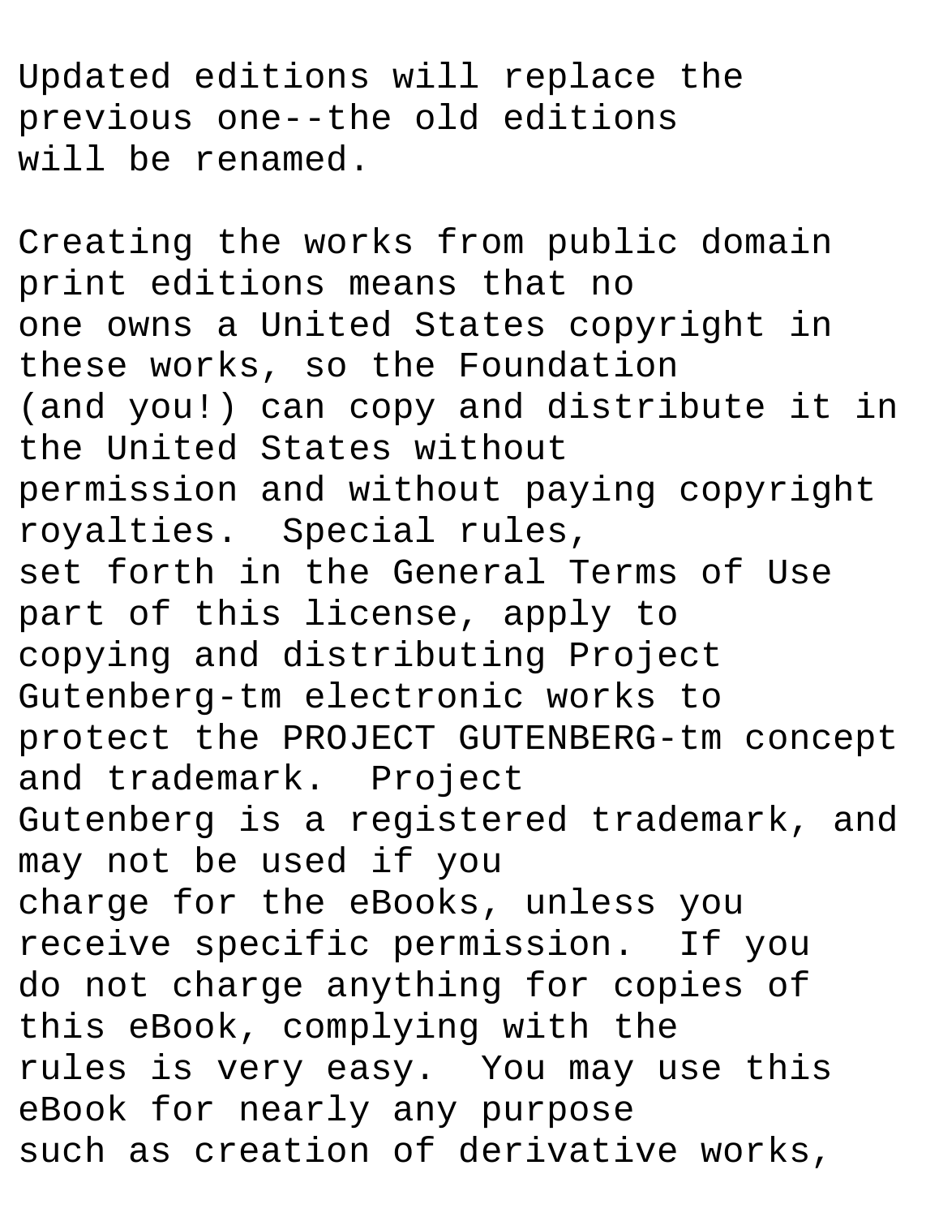Updated editions will replace the previous one--the old editions will be renamed.

Creating the works from public domain print editions means that no one owns a United States copyright in these works, so the Foundation (and you!) can copy and distribute it in the United States without permission and without paying copyright royalties.  Special rules, set forth in the General Terms of Use part of this license, apply to copying and distributing Project Gutenberg-tm electronic works to protect the PROJECT GUTENBERG-tm concept and trademark.  Project Gutenberg is a registered trademark, and may not be used if you charge for the eBooks, unless you receive specific permission.  If you do not charge anything for copies of this eBook, complying with the rules is very easy.  You may use this eBook for nearly any purpose such as creation of derivative works,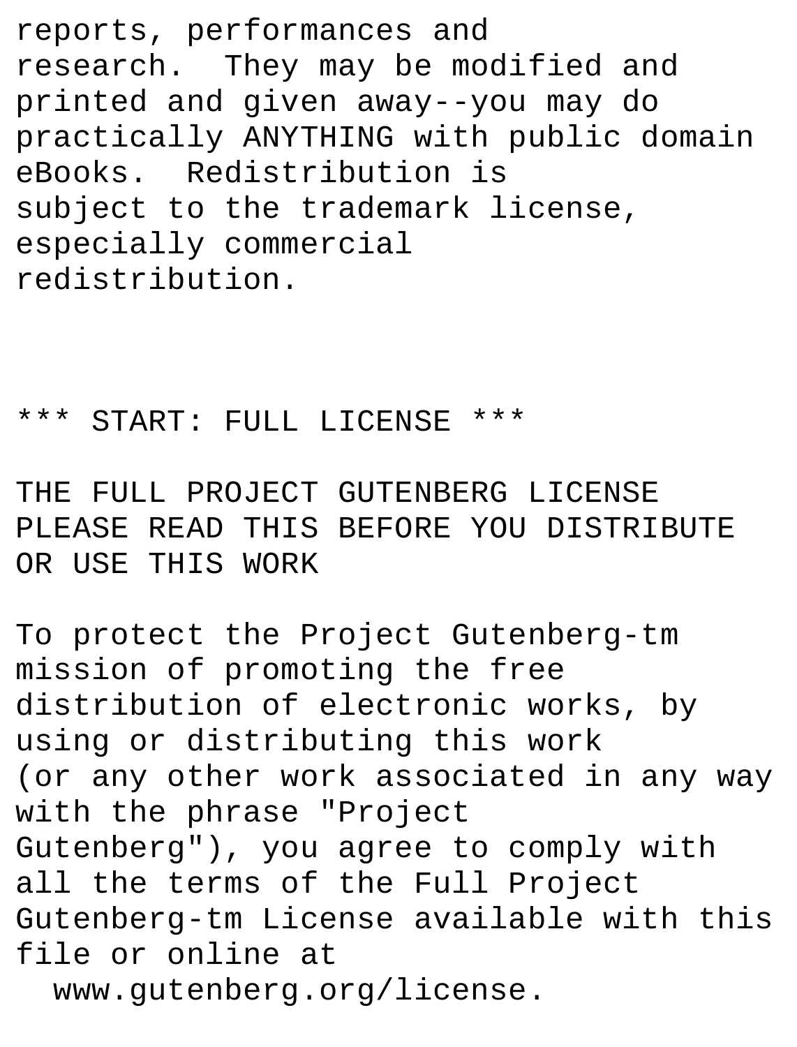reports, performances and research. They may be modified and printed and given away--you may do practically ANYTHING with public domain eBooks. Redistribution is subject to the trademark license, especially commercial redistribution.

*** START: FULL LICENSE ***

THE FULL PROJECT GUTENBERG LICENSE
PLEASE READ THIS BEFORE YOU DISTRIBUTE OR USE THIS WORK

To protect the Project Gutenberg-tm mission of promoting the free distribution of electronic works, by using or distributing this work (or any other work associated in any way with the phrase "Project Gutenberg"), you agree to comply with all the terms of the Full Project Gutenberg-tm License available with this file or online at

  www.gutenberg.org/license.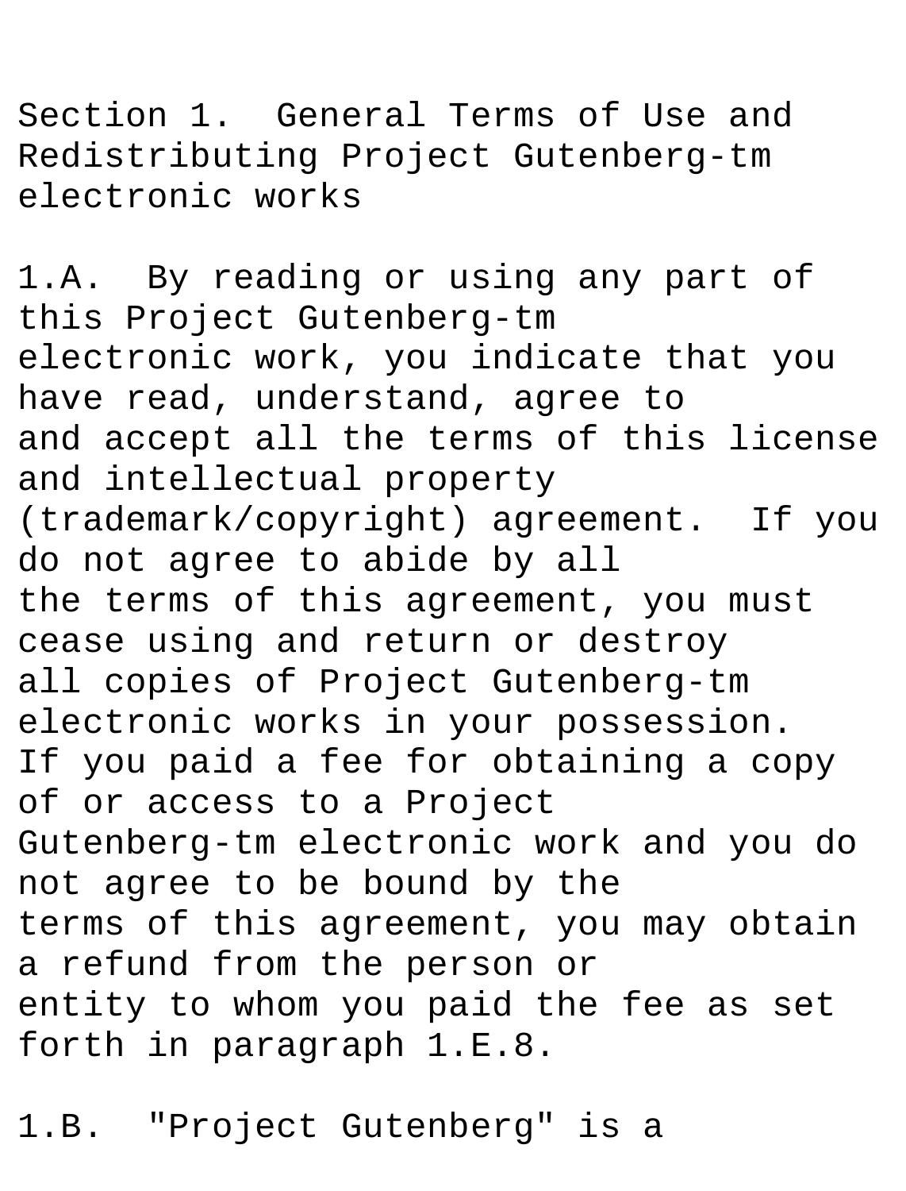Section 1. General Terms of Use and Redistributing Project Gutenberg-tm electronic works

1.A. By reading or using any part of this Project Gutenberg-tm electronic work, you indicate that you have read, understand, agree to and accept all the terms of this license and intellectual property (trademark/copyright) agreement. If you do not agree to abide by all the terms of this agreement, you must cease using and return or destroy all copies of Project Gutenberg-tm electronic works in your possession. If you paid a fee for obtaining a copy of or access to a Project Gutenberg-tm electronic work and you do not agree to be bound by the terms of this agreement, you may obtain a refund from the person or entity to whom you paid the fee as set forth in paragraph 1.E.8.

1.B. "Project Gutenberg" is a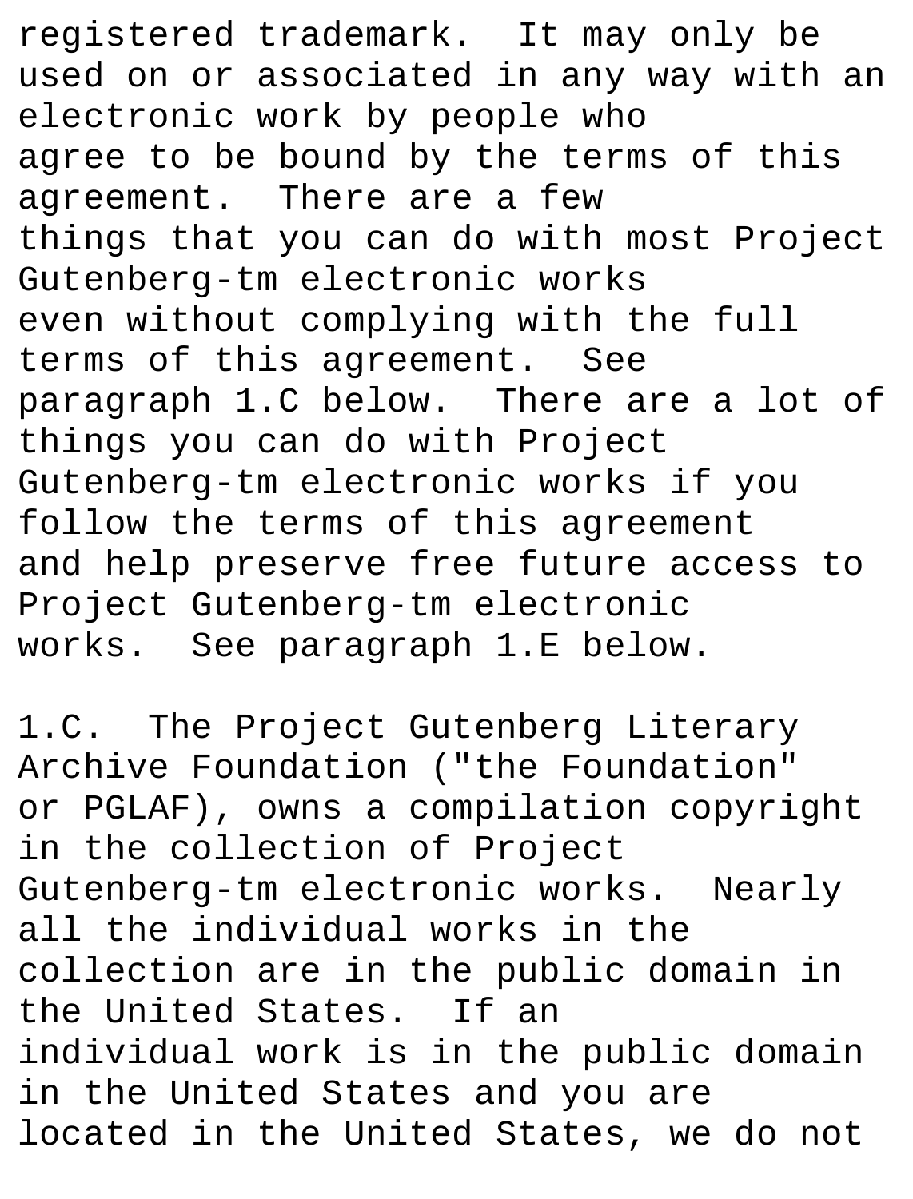registered trademark.  It may only be used on or associated in any way with an electronic work by people who
agree to be bound by the terms of this agreement.  There are a few
things that you can do with most Project Gutenberg-tm electronic works
even without complying with the full terms of this agreement.  See
paragraph 1.C below.  There are a lot of things you can do with Project
Gutenberg-tm electronic works if you follow the terms of this agreement
and help preserve free future access to Project Gutenberg-tm electronic
works.  See paragraph 1.E below.

1.C.  The Project Gutenberg Literary Archive Foundation ("the Foundation"
or PGLAF), owns a compilation copyright in the collection of Project
Gutenberg-tm electronic works.  Nearly all the individual works in the
collection are in the public domain in the United States.  If an
individual work is in the public domain in the United States and you are
located in the United States, we do not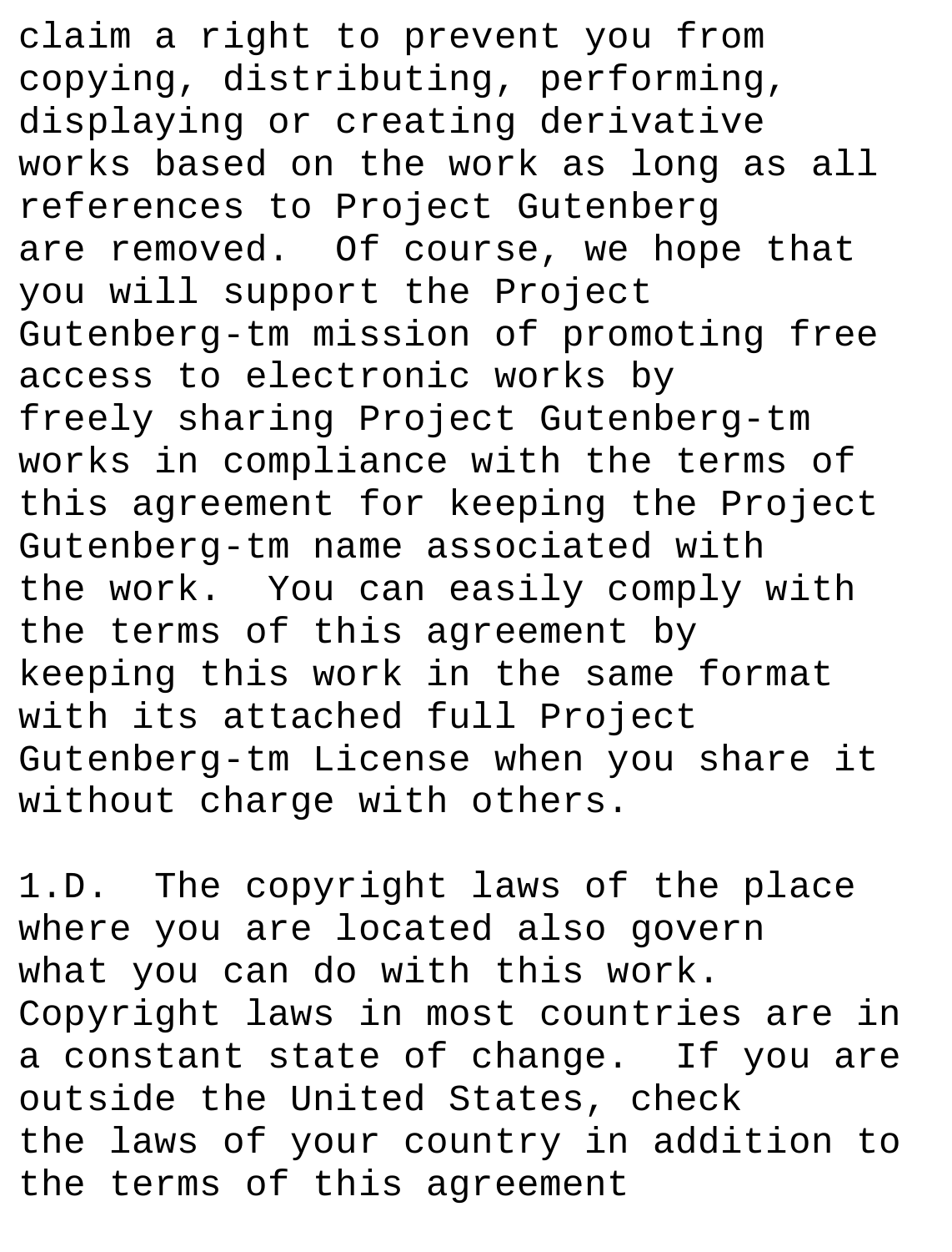claim a right to prevent you from copying, distributing, performing, displaying or creating derivative works based on the work as long as all references to Project Gutenberg are removed.  Of course, we hope that you will support the Project Gutenberg-tm mission of promoting free access to electronic works by freely sharing Project Gutenberg-tm works in compliance with the terms of this agreement for keeping the Project Gutenberg-tm name associated with the work.  You can easily comply with the terms of this agreement by keeping this work in the same format with its attached full Project Gutenberg-tm License when you share it without charge with others.

1.D.  The copyright laws of the place where you are located also govern what you can do with this work.  Copyright laws in most countries are in a constant state of change.  If you are outside the United States, check the laws of your country in addition to the terms of this agreement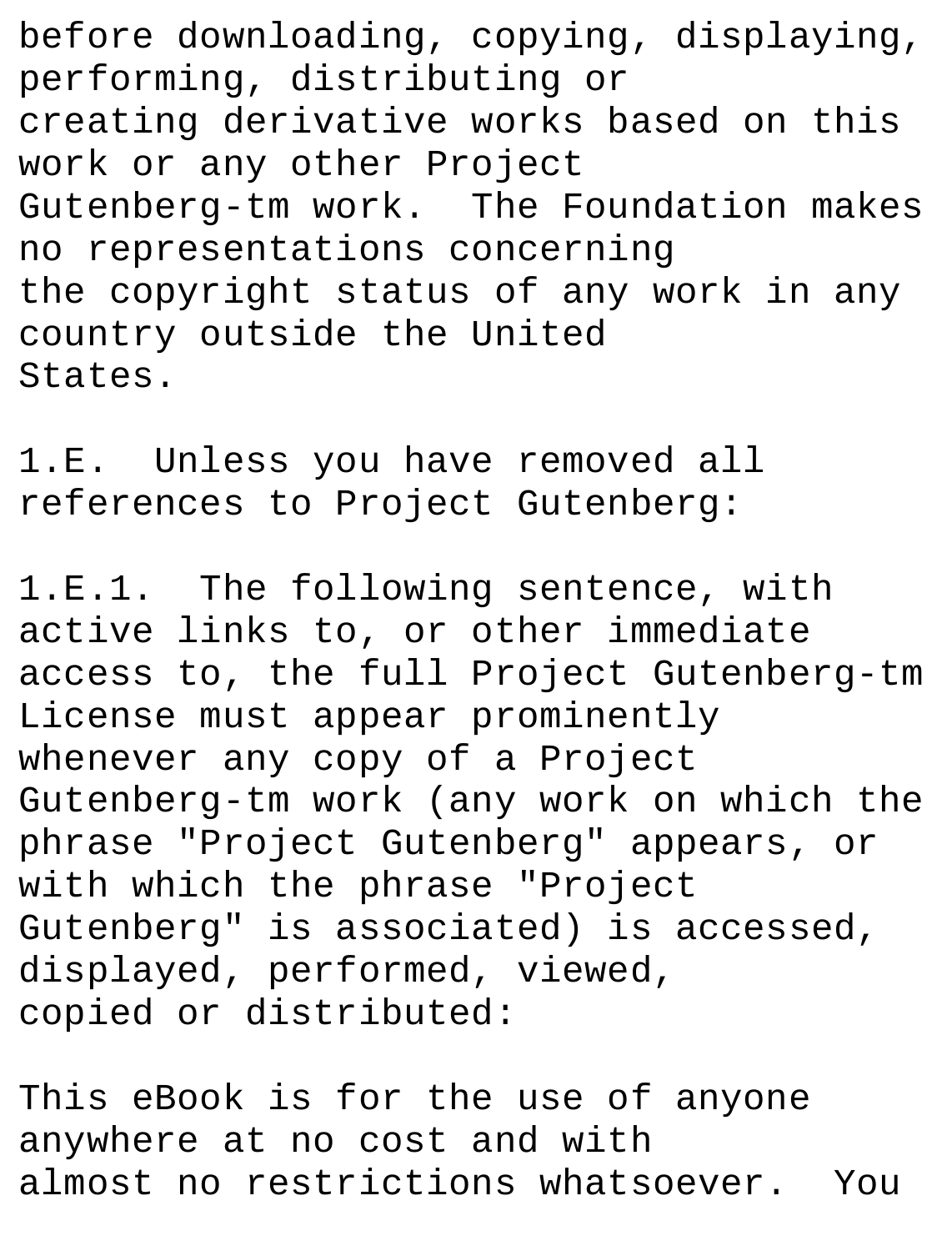before downloading, copying, displaying, performing, distributing or creating derivative works based on this work or any other Project Gutenberg-tm work.  The Foundation makes no representations concerning the copyright status of any work in any country outside the United States.

1.E.  Unless you have removed all references to Project Gutenberg:

1.E.1.  The following sentence, with active links to, or other immediate access to, the full Project Gutenberg-tm License must appear prominently whenever any copy of a Project Gutenberg-tm work (any work on which the phrase "Project Gutenberg" appears, or with which the phrase "Project Gutenberg" is associated) is accessed, displayed, performed, viewed, copied or distributed:

This eBook is for the use of anyone anywhere at no cost and with almost no restrictions whatsoever.  You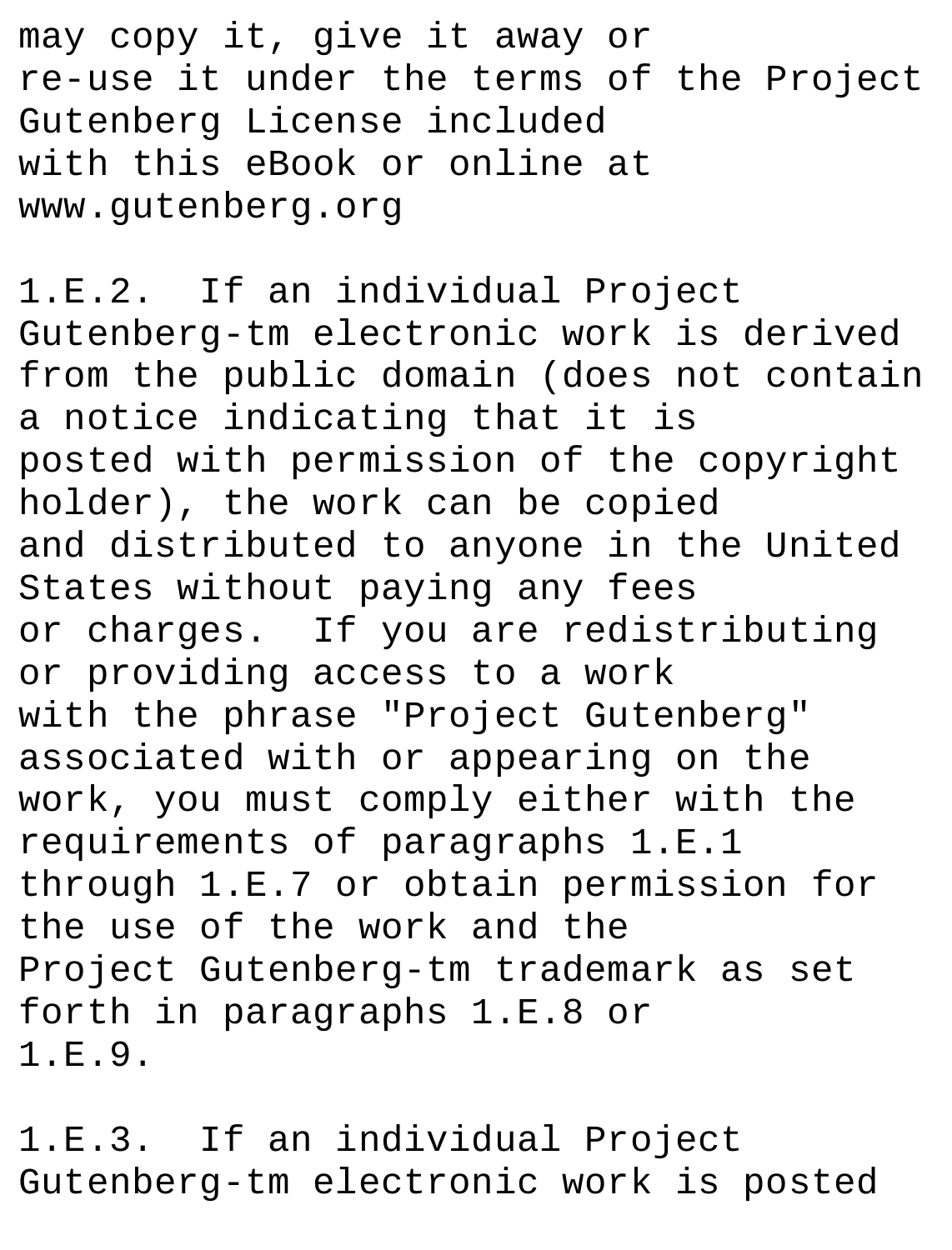may copy it, give it away or re-use it under the terms of the Project Gutenberg License included with this eBook or online at www.gutenberg.org

1.E.2. If an individual Project Gutenberg-tm electronic work is derived from the public domain (does not contain a notice indicating that it is posted with permission of the copyright holder), the work can be copied and distributed to anyone in the United States without paying any fees or charges. If you are redistributing or providing access to a work with the phrase "Project Gutenberg" associated with or appearing on the work, you must comply either with the requirements of paragraphs 1.E.1 through 1.E.7 or obtain permission for the use of the work and the Project Gutenberg-tm trademark as set forth in paragraphs 1.E.8 or 1.E.9.

1.E.3. If an individual Project Gutenberg-tm electronic work is posted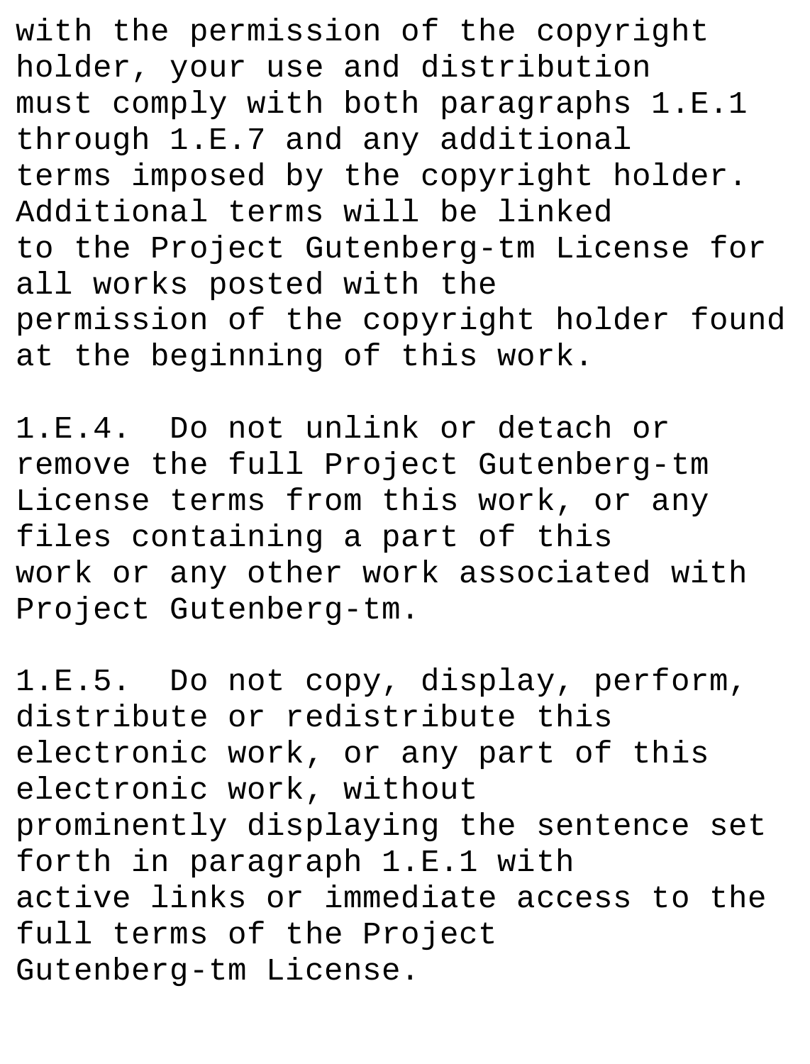with the permission of the copyright holder, your use and distribution must comply with both paragraphs 1.E.1 through 1.E.7 and any additional terms imposed by the copyright holder. Additional terms will be linked to the Project Gutenberg-tm License for all works posted with the permission of the copyright holder found at the beginning of this work.

1.E.4. Do not unlink or detach or remove the full Project Gutenberg-tm License terms from this work, or any files containing a part of this work or any other work associated with Project Gutenberg-tm.

1.E.5. Do not copy, display, perform, distribute or redistribute this electronic work, or any part of this electronic work, without prominently displaying the sentence set forth in paragraph 1.E.1 with active links or immediate access to the full terms of the Project Gutenberg-tm License.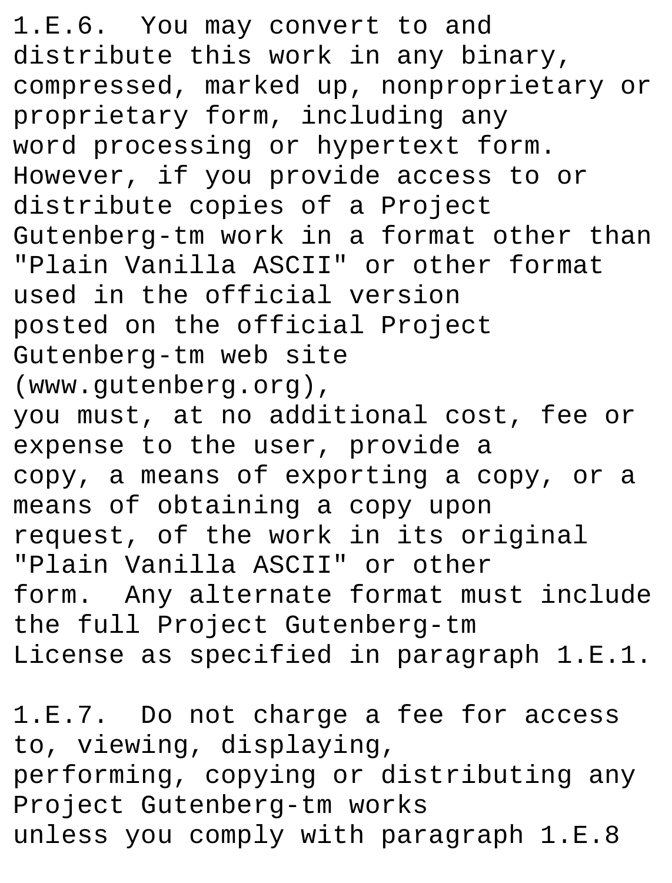1.E.6. You may convert to and distribute this work in any binary, compressed, marked up, nonproprietary or proprietary form, including any word processing or hypertext form. However, if you provide access to or distribute copies of a Project Gutenberg-tm work in a format other than "Plain Vanilla ASCII" or other format used in the official version posted on the official Project Gutenberg-tm web site (www.gutenberg.org), you must, at no additional cost, fee or expense to the user, provide a copy, a means of exporting a copy, or a means of obtaining a copy upon request, of the work in its original "Plain Vanilla ASCII" or other form. Any alternate format must include the full Project Gutenberg-tm License as specified in paragraph 1.E.1.

1.E.7. Do not charge a fee for access to, viewing, displaying, performing, copying or distributing any Project Gutenberg-tm works unless you comply with paragraph 1.E.8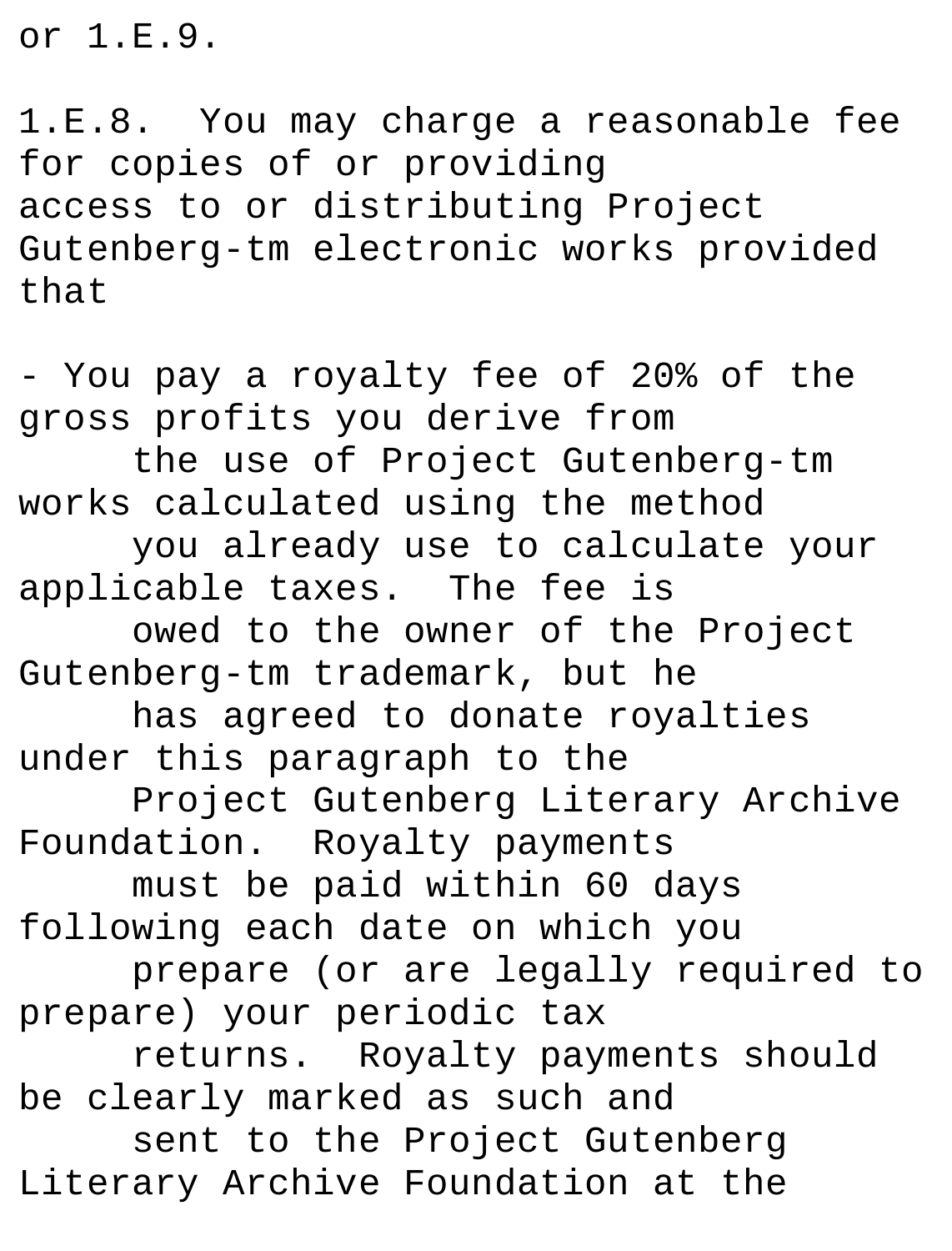or 1.E.9.

1.E.8. You may charge a reasonable fee for copies of or providing access to or distributing Project Gutenberg-tm electronic works provided that

- You pay a royalty fee of 20% of the gross profits you derive from the use of Project Gutenberg-tm works calculated using the method you already use to calculate your applicable taxes. The fee is owed to the owner of the Project Gutenberg-tm trademark, but he has agreed to donate royalties under this paragraph to the Project Gutenberg Literary Archive Foundation. Royalty payments must be paid within 60 days following each date on which you prepare (or are legally required to prepare) your periodic tax returns. Royalty payments should be clearly marked as such and sent to the Project Gutenberg Literary Archive Foundation at the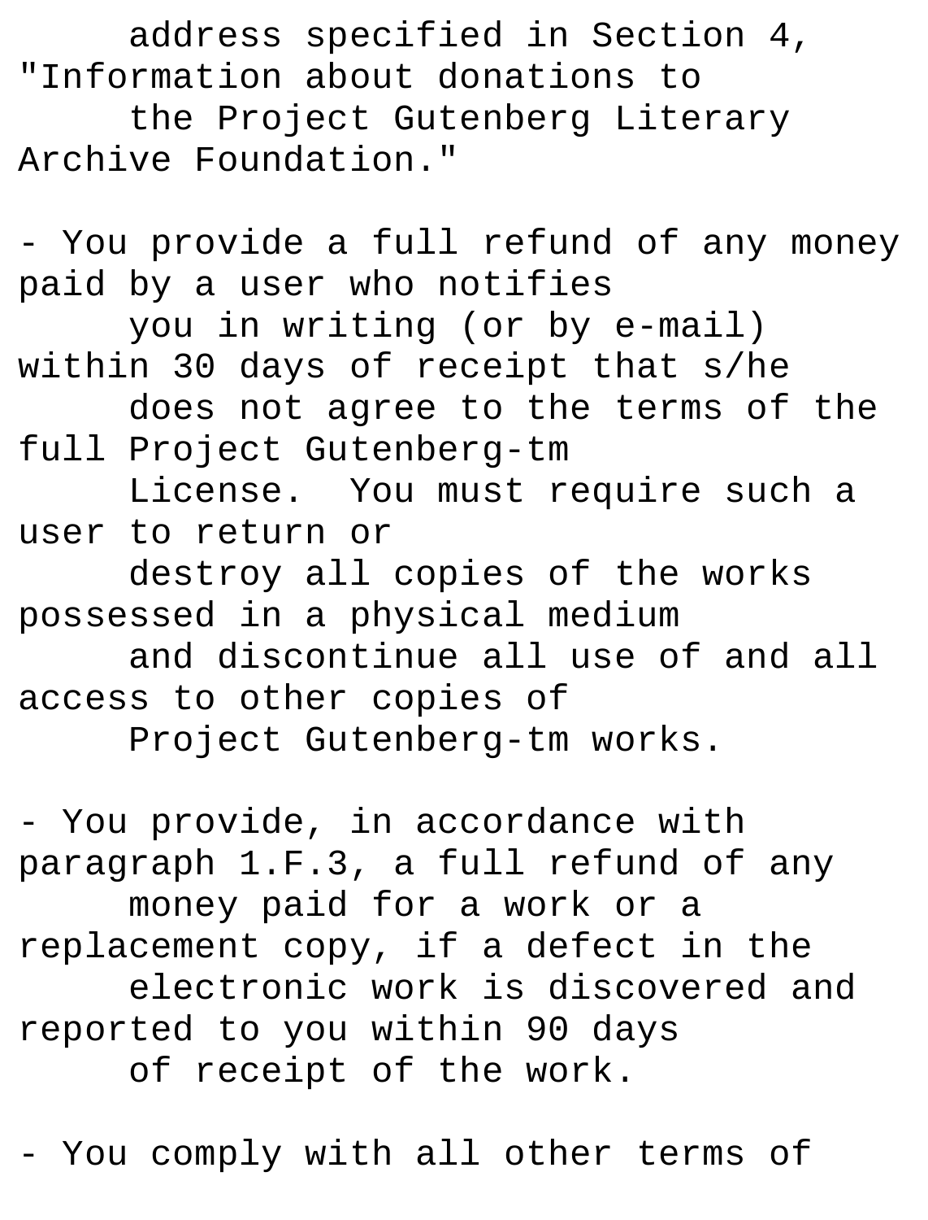address specified in Section 4, "Information about donations to the Project Gutenberg Literary Archive Foundation."

- You provide a full refund of any money paid by a user who notifies you in writing (or by e-mail) within 30 days of receipt that s/he does not agree to the terms of the full Project Gutenberg-tm License. You must require such a user to return or destroy all copies of the works possessed in a physical medium and discontinue all use of and all access to other copies of Project Gutenberg-tm works.

- You provide, in accordance with paragraph 1.F.3, a full refund of any money paid for a work or a replacement copy, if a defect in the electronic work is discovered and reported to you within 90 days of receipt of the work.

- You comply with all other terms of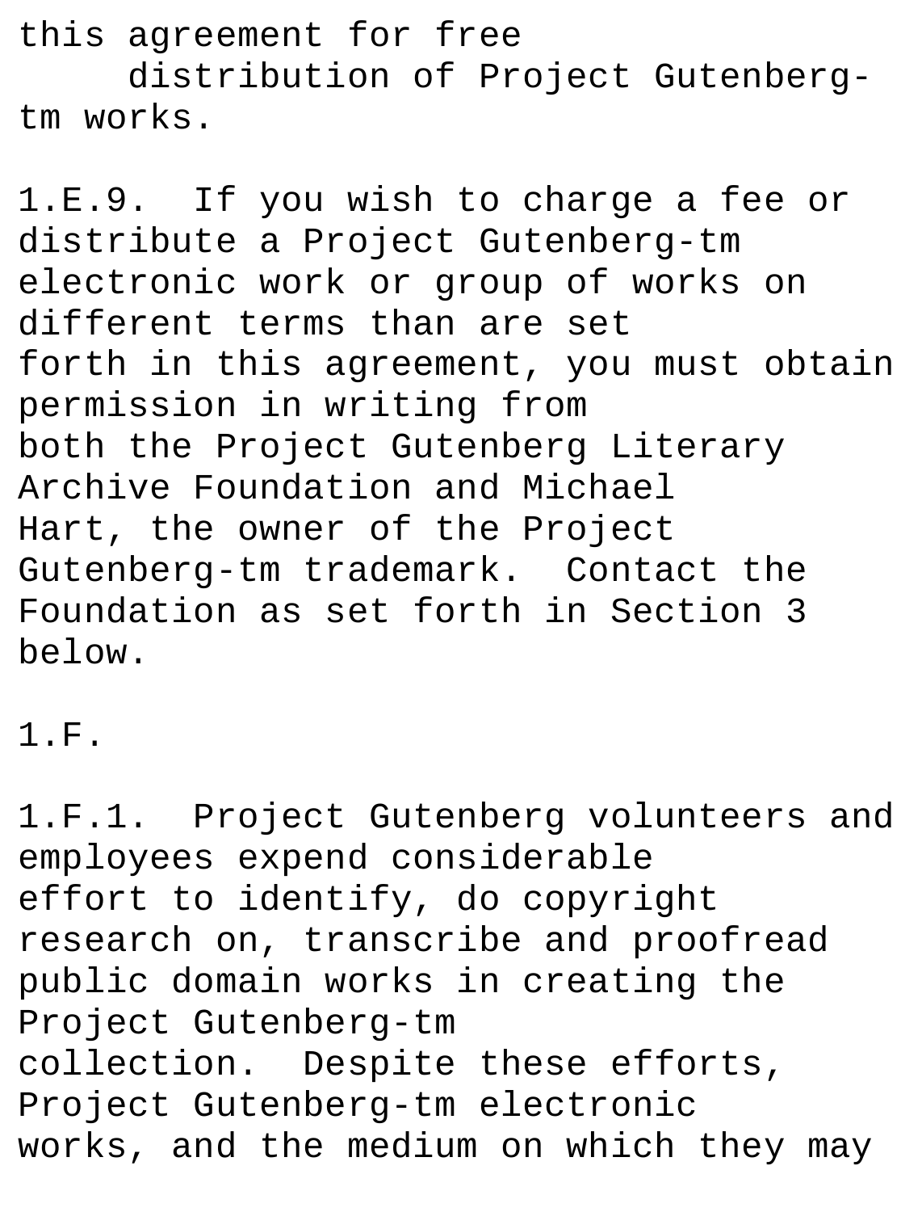this agreement for free
     distribution of Project Gutenberg-tm works.

1.E.9.  If you wish to charge a fee or distribute a Project Gutenberg-tm electronic work or group of works on different terms than are set forth in this agreement, you must obtain permission in writing from both the Project Gutenberg Literary Archive Foundation and Michael Hart, the owner of the Project Gutenberg-tm trademark.  Contact the Foundation as set forth in Section 3 below.

1.F.

1.F.1.  Project Gutenberg volunteers and employees expend considerable effort to identify, do copyright research on, transcribe and proofread public domain works in creating the Project Gutenberg-tm collection.  Despite these efforts, Project Gutenberg-tm electronic works, and the medium on which they may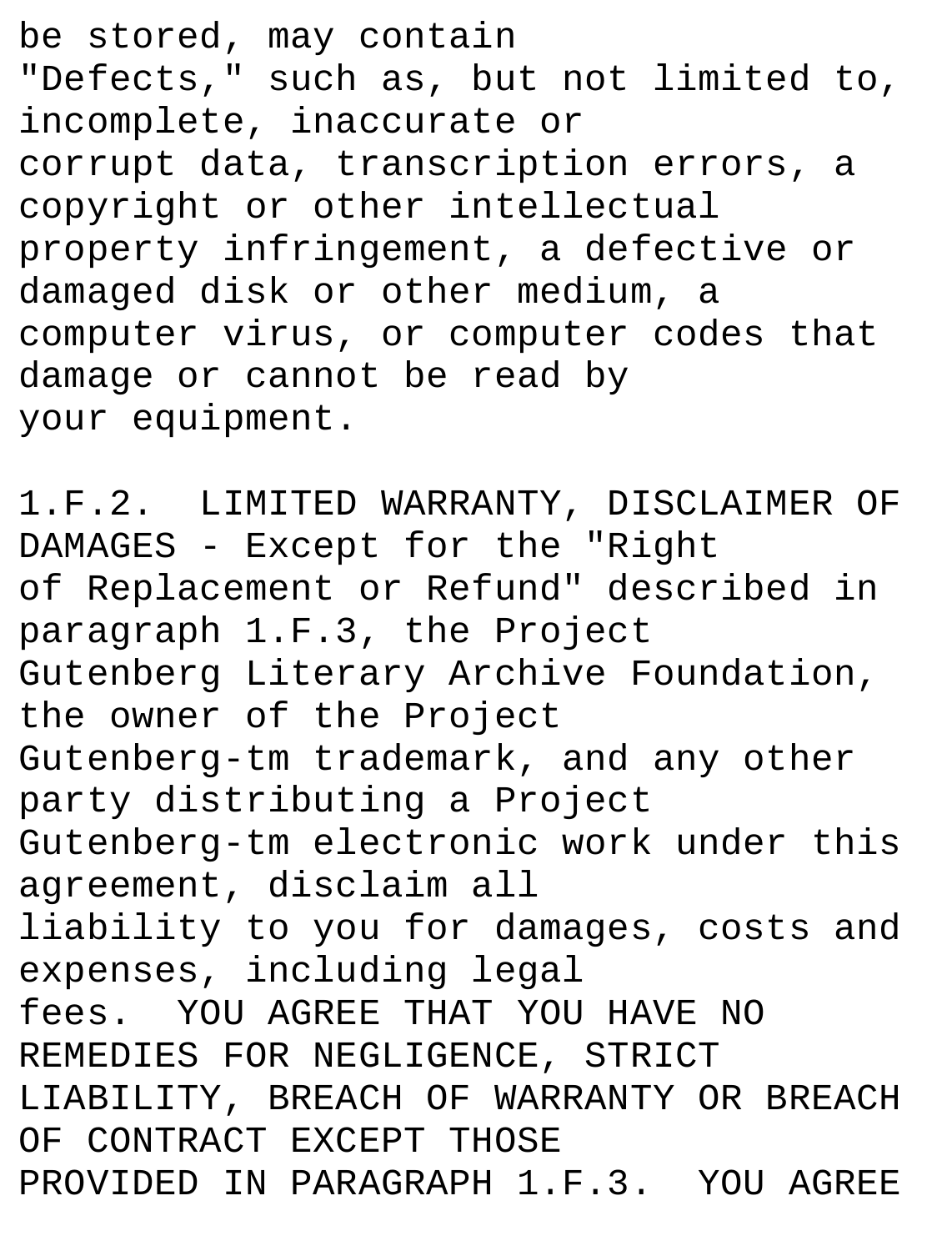be stored, may contain
"Defects," such as, but not limited to, incomplete, inaccurate or
corrupt data, transcription errors, a copyright or other intellectual
property infringement, a defective or damaged disk or other medium, a
computer virus, or computer codes that damage or cannot be read by
your equipment.

1.F.2. LIMITED WARRANTY, DISCLAIMER OF DAMAGES - Except for the "Right
of Replacement or Refund" described in paragraph 1.F.3, the Project
Gutenberg Literary Archive Foundation, the owner of the Project
Gutenberg-tm trademark, and any other party distributing a Project
Gutenberg-tm electronic work under this agreement, disclaim all
liability to you for damages, costs and expenses, including legal
fees. YOU AGREE THAT YOU HAVE NO REMEDIES FOR NEGLIGENCE, STRICT
LIABILITY, BREACH OF WARRANTY OR BREACH OF CONTRACT EXCEPT THOSE
PROVIDED IN PARAGRAPH 1.F.3. YOU AGREE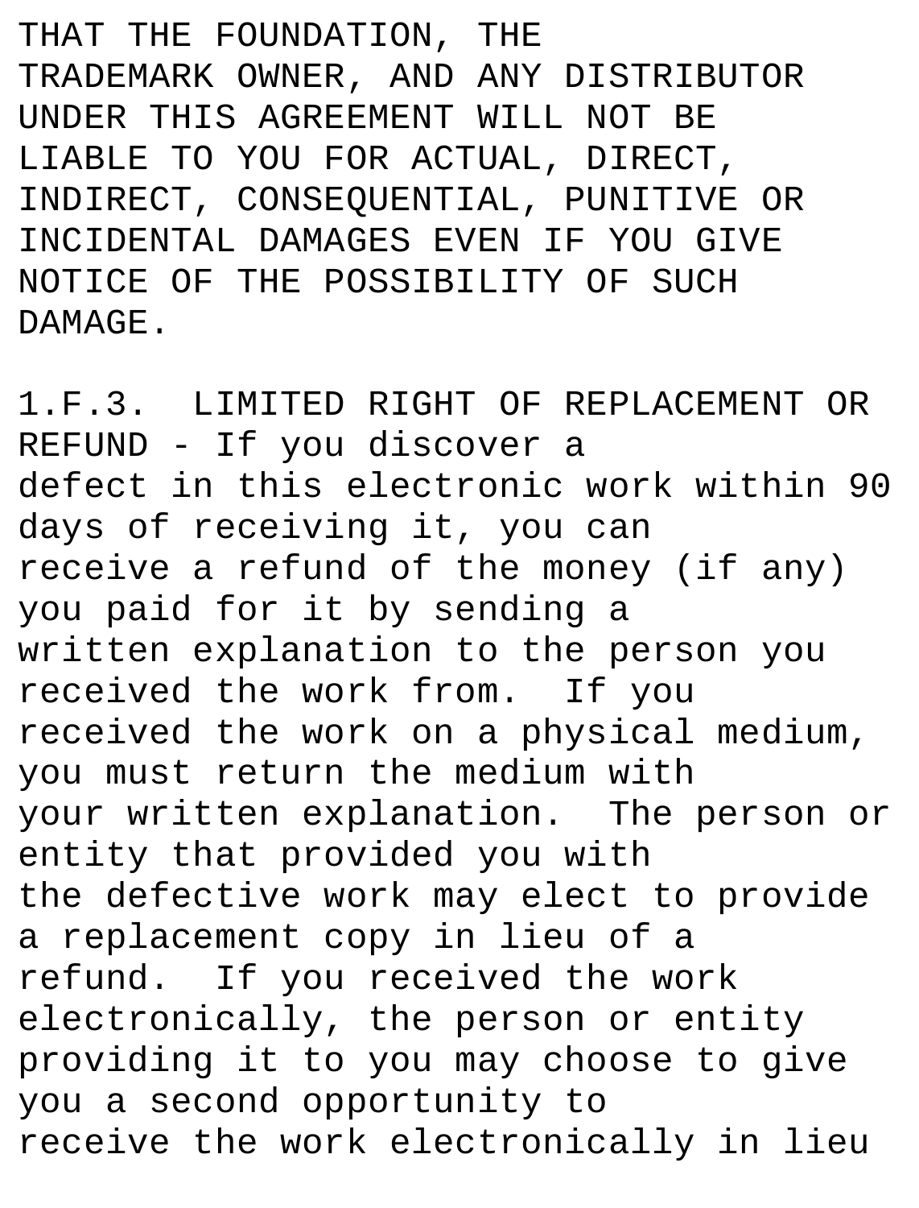THAT THE FOUNDATION, THE TRADEMARK OWNER, AND ANY DISTRIBUTOR UNDER THIS AGREEMENT WILL NOT BE LIABLE TO YOU FOR ACTUAL, DIRECT, INDIRECT, CONSEQUENTIAL, PUNITIVE OR INCIDENTAL DAMAGES EVEN IF YOU GIVE NOTICE OF THE POSSIBILITY OF SUCH DAMAGE.

1.F.3. LIMITED RIGHT OF REPLACEMENT OR REFUND - If you discover a defect in this electronic work within 90 days of receiving it, you can receive a refund of the money (if any) you paid for it by sending a written explanation to the person you received the work from. If you received the work on a physical medium, you must return the medium with your written explanation. The person or entity that provided you with the defective work may elect to provide a replacement copy in lieu of a refund. If you received the work electronically, the person or entity providing it to you may choose to give you a second opportunity to receive the work electronically in lieu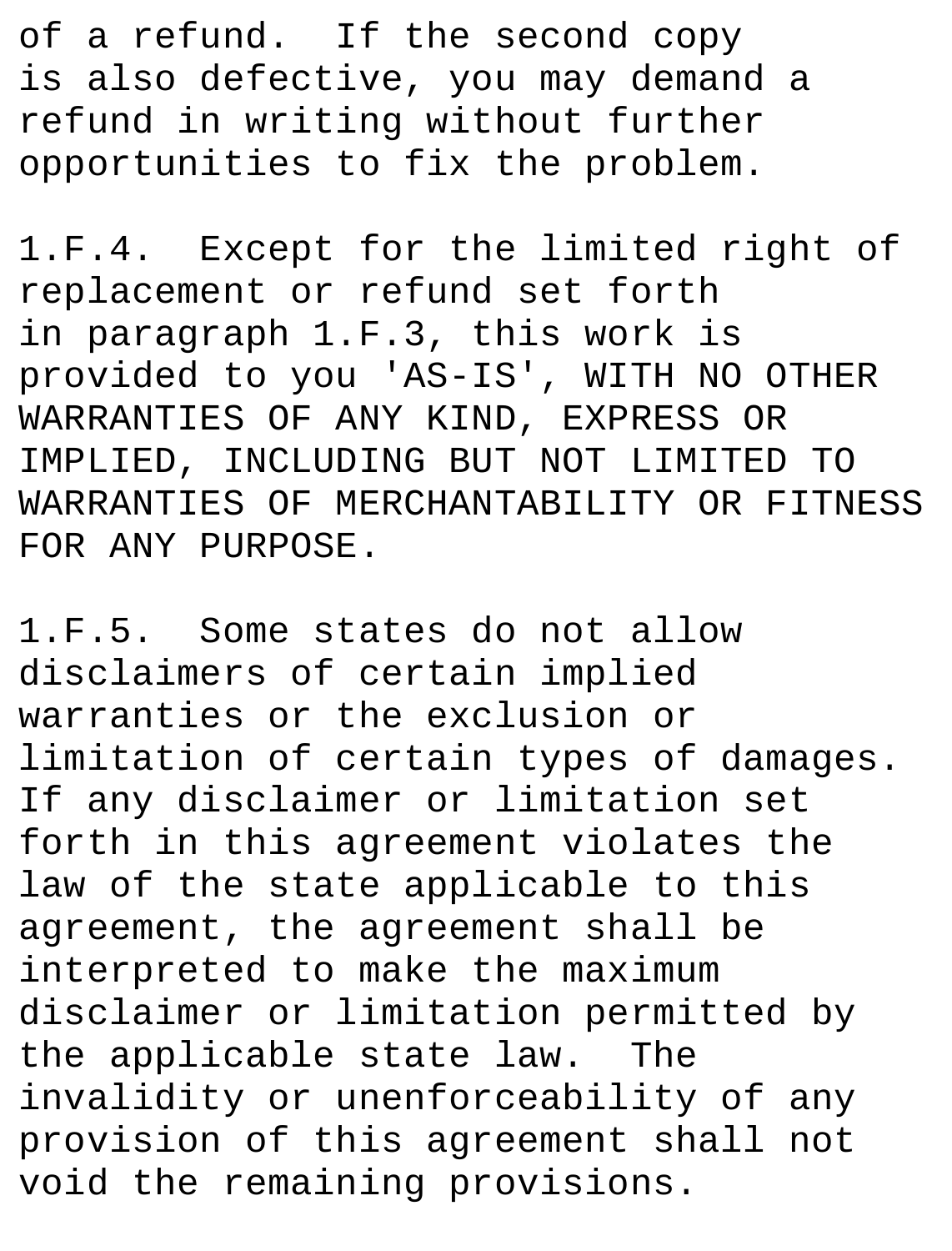of a refund. If the second copy is also defective, you may demand a refund in writing without further opportunities to fix the problem.

1.F.4. Except for the limited right of replacement or refund set forth in paragraph 1.F.3, this work is provided to you 'AS-IS', WITH NO OTHER WARRANTIES OF ANY KIND, EXPRESS OR IMPLIED, INCLUDING BUT NOT LIMITED TO WARRANTIES OF MERCHANTABILITY OR FITNESS FOR ANY PURPOSE.

1.F.5. Some states do not allow disclaimers of certain implied warranties or the exclusion or limitation of certain types of damages. If any disclaimer or limitation set forth in this agreement violates the law of the state applicable to this agreement, the agreement shall be interpreted to make the maximum disclaimer or limitation permitted by the applicable state law. The invalidity or unenforceability of any provision of this agreement shall not void the remaining provisions.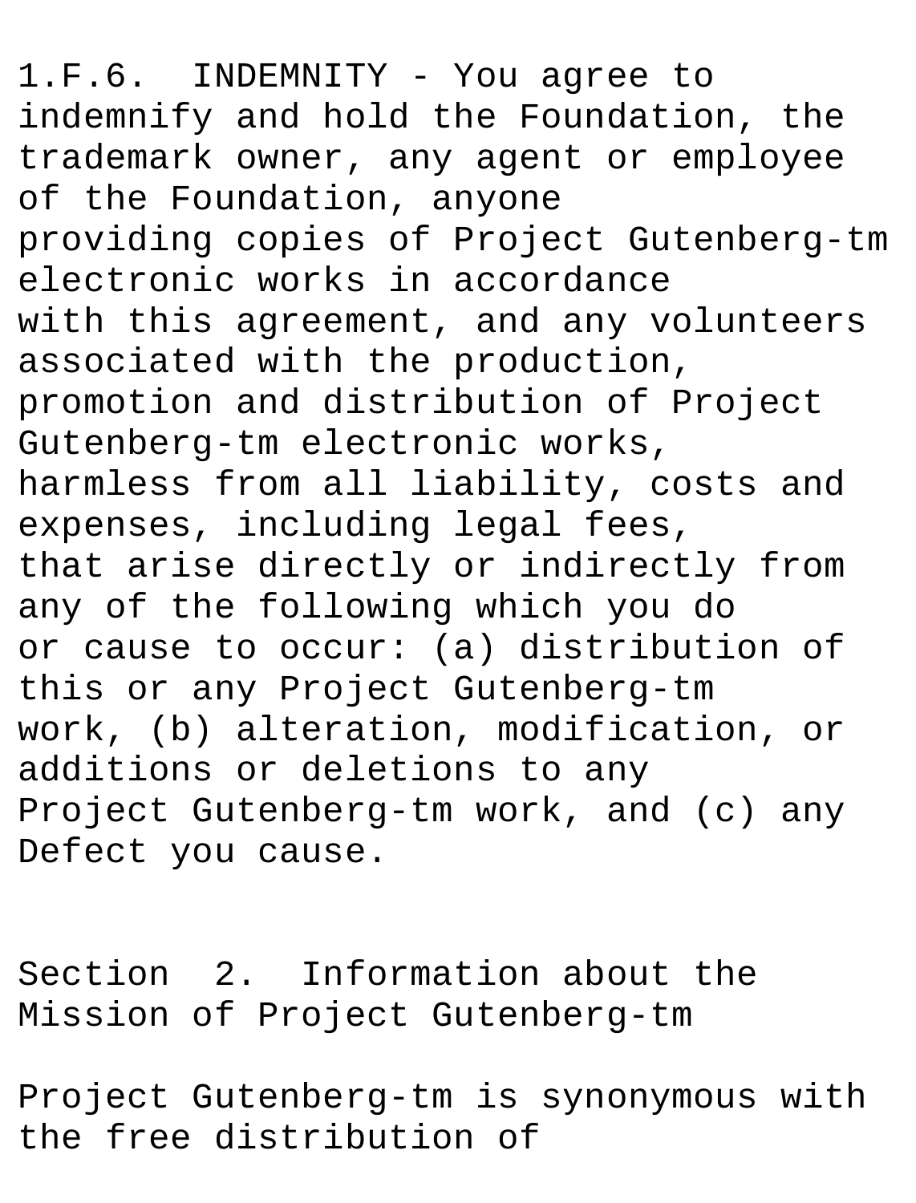1.F.6. INDEMNITY - You agree to indemnify and hold the Foundation, the trademark owner, any agent or employee of the Foundation, anyone providing copies of Project Gutenberg-tm electronic works in accordance with this agreement, and any volunteers associated with the production, promotion and distribution of Project Gutenberg-tm electronic works, harmless from all liability, costs and expenses, including legal fees, that arise directly or indirectly from any of the following which you do or cause to occur: (a) distribution of this or any Project Gutenberg-tm work, (b) alteration, modification, or additions or deletions to any Project Gutenberg-tm work, and (c) any Defect you cause.

## Section 2. Information about the Mission of Project Gutenberg-tm

Project Gutenberg-tm is synonymous with the free distribution of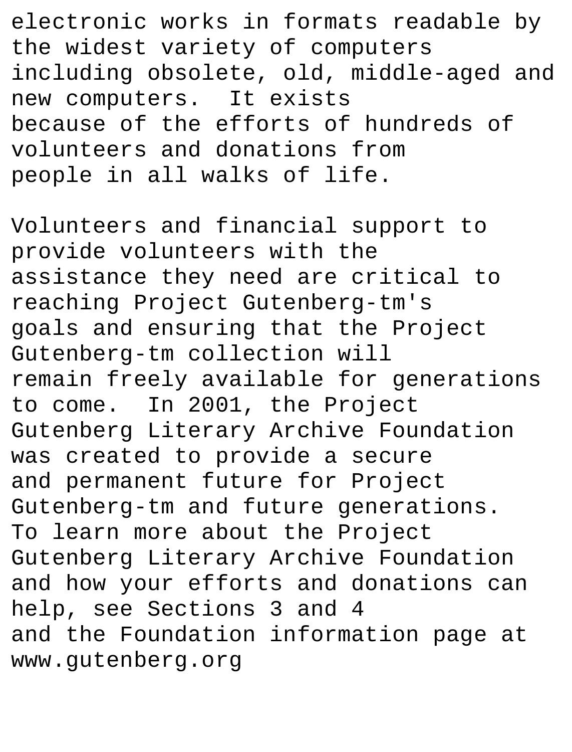electronic works in formats readable by the widest variety of computers including obsolete, old, middle-aged and new computers.  It exists because of the efforts of hundreds of volunteers and donations from people in all walks of life.

Volunteers and financial support to provide volunteers with the assistance they need are critical to reaching Project Gutenberg-tm's goals and ensuring that the Project Gutenberg-tm collection will remain freely available for generations to come.  In 2001, the Project Gutenberg Literary Archive Foundation was created to provide a secure and permanent future for Project Gutenberg-tm and future generations.  To learn more about the Project Gutenberg Literary Archive Foundation and how your efforts and donations can help, see Sections 3 and 4 and the Foundation information page at www.gutenberg.org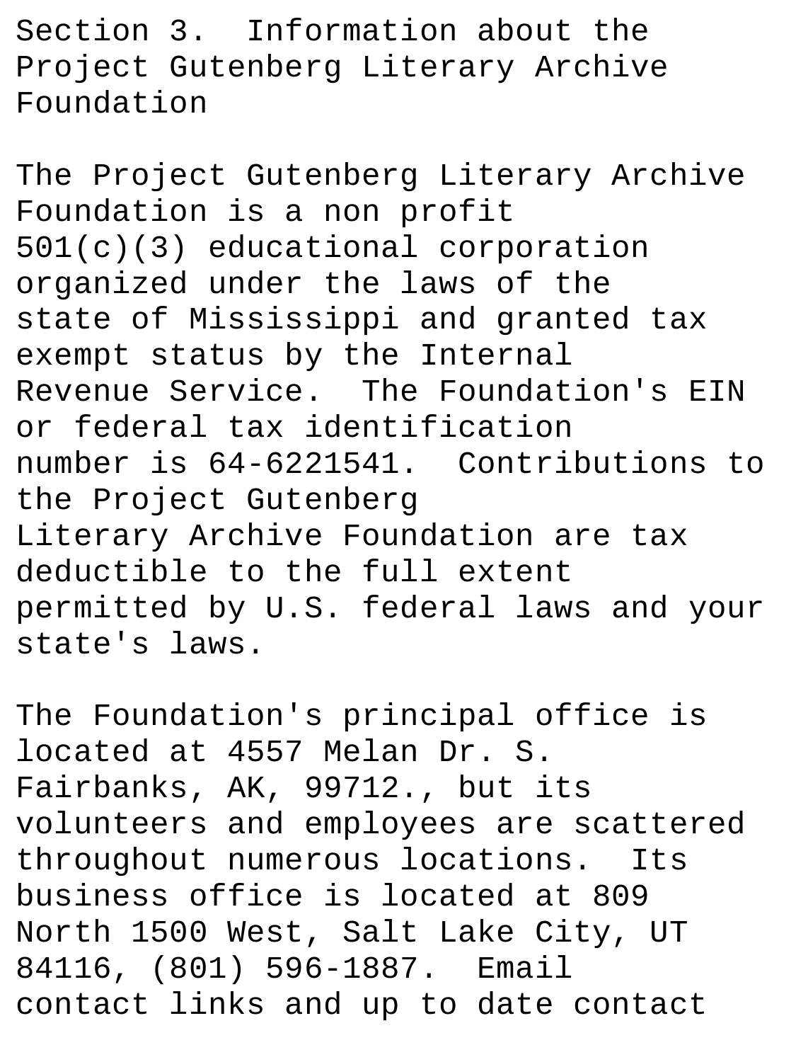Section 3. Information about the Project Gutenberg Literary Archive Foundation

The Project Gutenberg Literary Archive Foundation is a non profit 501(c)(3) educational corporation organized under the laws of the state of Mississippi and granted tax exempt status by the Internal Revenue Service. The Foundation's EIN or federal tax identification number is 64-6221541. Contributions to the Project Gutenberg Literary Archive Foundation are tax deductible to the full extent permitted by U.S. federal laws and your state's laws.

The Foundation's principal office is located at 4557 Melan Dr. S. Fairbanks, AK, 99712., but its volunteers and employees are scattered throughout numerous locations. Its business office is located at 809 North 1500 West, Salt Lake City, UT 84116, (801) 596-1887. Email contact links and up to date contact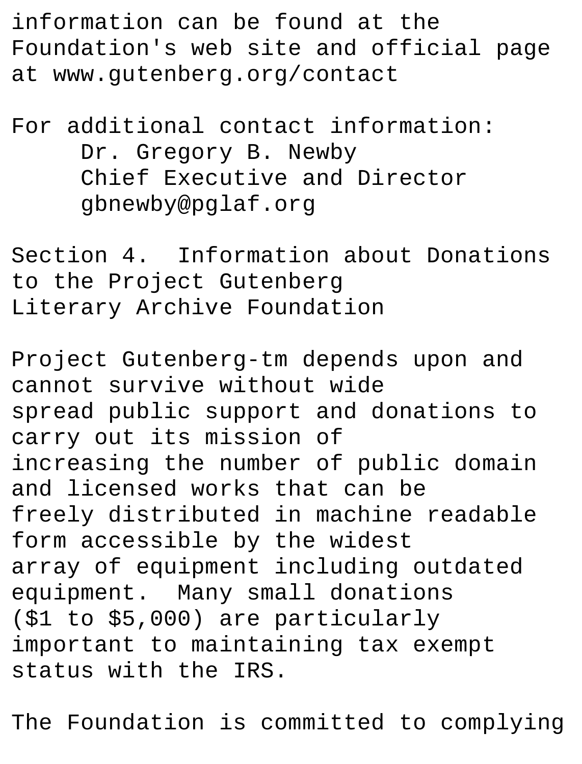information can be found at the Foundation's web site and official page at www.gutenberg.org/contact

For additional contact information:
Dr. Gregory B. Newby
Chief Executive and Director
gbnewby@pglaf.org

Section 4. Information about Donations to the Project Gutenberg Literary Archive Foundation

Project Gutenberg-tm depends upon and cannot survive without wide spread public support and donations to carry out its mission of increasing the number of public domain and licensed works that can be freely distributed in machine readable form accessible by the widest array of equipment including outdated equipment. Many small donations ($1 to $5,000) are particularly important to maintaining tax exempt status with the IRS.

The Foundation is committed to complying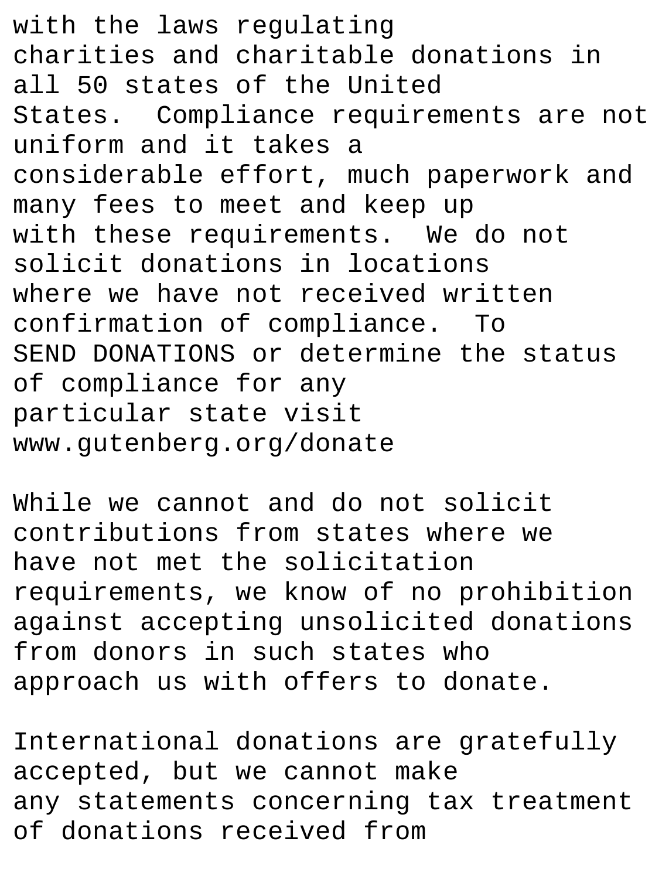with the laws regulating charities and charitable donations in all 50 states of the United States. Compliance requirements are not uniform and it takes a considerable effort, much paperwork and many fees to meet and keep up with these requirements. We do not solicit donations in locations where we have not received written confirmation of compliance. To SEND DONATIONS or determine the status of compliance for any particular state visit www.gutenberg.org/donate

While we cannot and do not solicit contributions from states where we have not met the solicitation requirements, we know of no prohibition against accepting unsolicited donations from donors in such states who approach us with offers to donate.

International donations are gratefully accepted, but we cannot make any statements concerning tax treatment of donations received from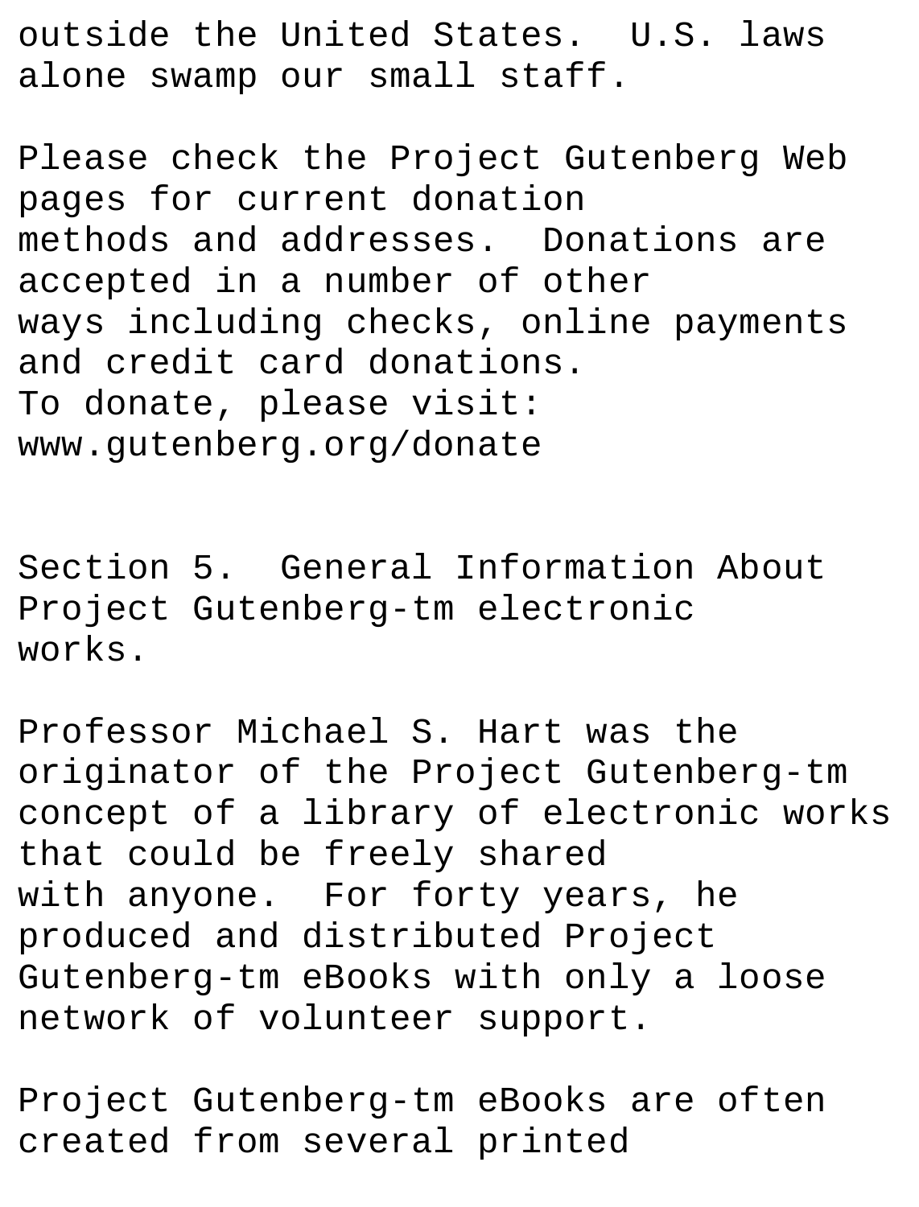outside the United States. U.S. laws alone swamp our small staff.

Please check the Project Gutenberg Web pages for current donation methods and addresses. Donations are accepted in a number of other ways including checks, online payments and credit card donations. To donate, please visit: www.gutenberg.org/donate

Section 5. General Information About Project Gutenberg-tm electronic works.

Professor Michael S. Hart was the originator of the Project Gutenberg-tm concept of a library of electronic works that could be freely shared with anyone. For forty years, he produced and distributed Project Gutenberg-tm eBooks with only a loose network of volunteer support.

Project Gutenberg-tm eBooks are often created from several printed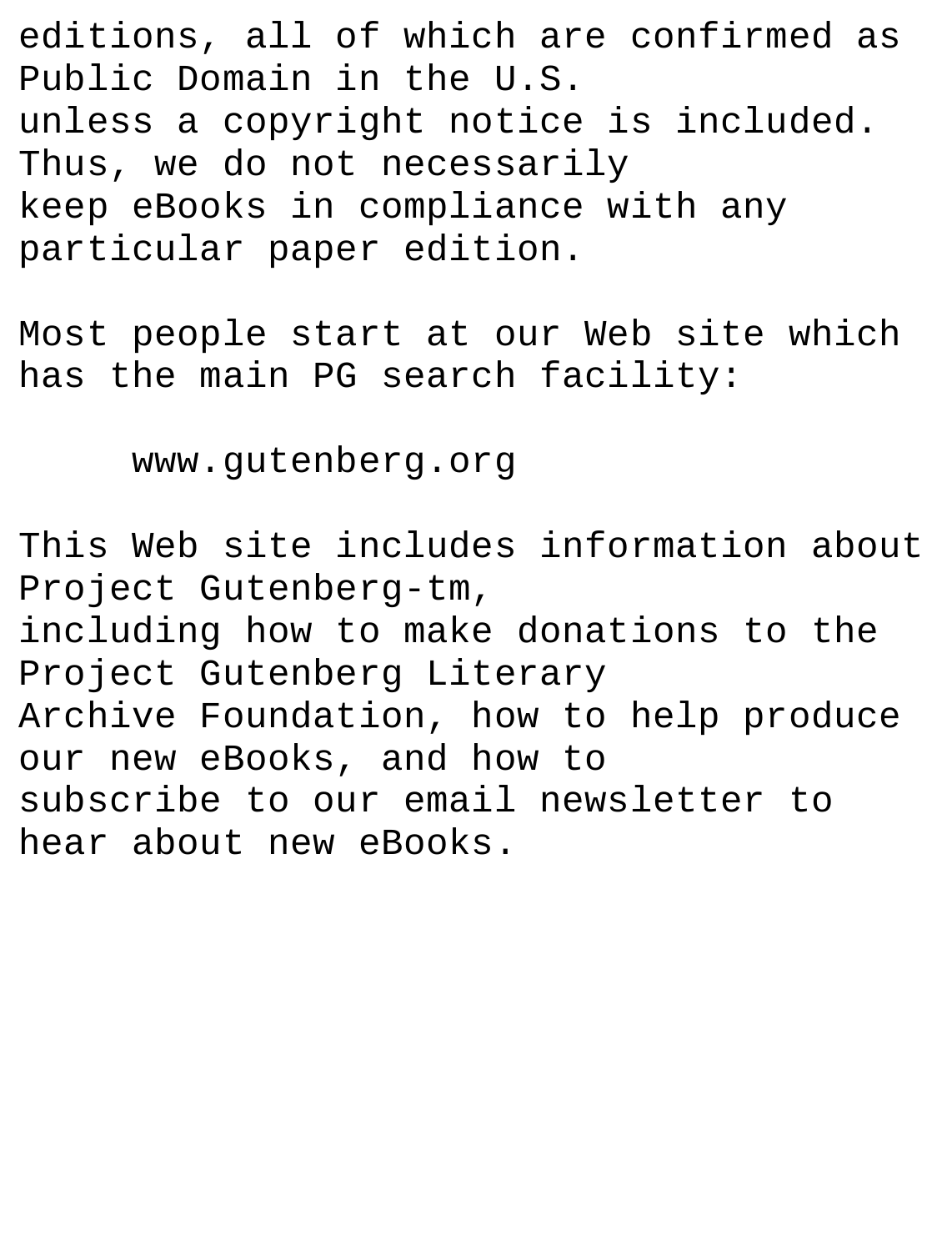editions, all of which are confirmed as Public Domain in the U.S.
unless a copyright notice is included. Thus, we do not necessarily
keep eBooks in compliance with any particular paper edition.

Most people start at our Web site which has the main PG search facility:

www.gutenberg.org

This Web site includes information about Project Gutenberg-tm,
including how to make donations to the Project Gutenberg Literary
Archive Foundation, how to help produce our new eBooks, and how to
subscribe to our email newsletter to hear about new eBooks.